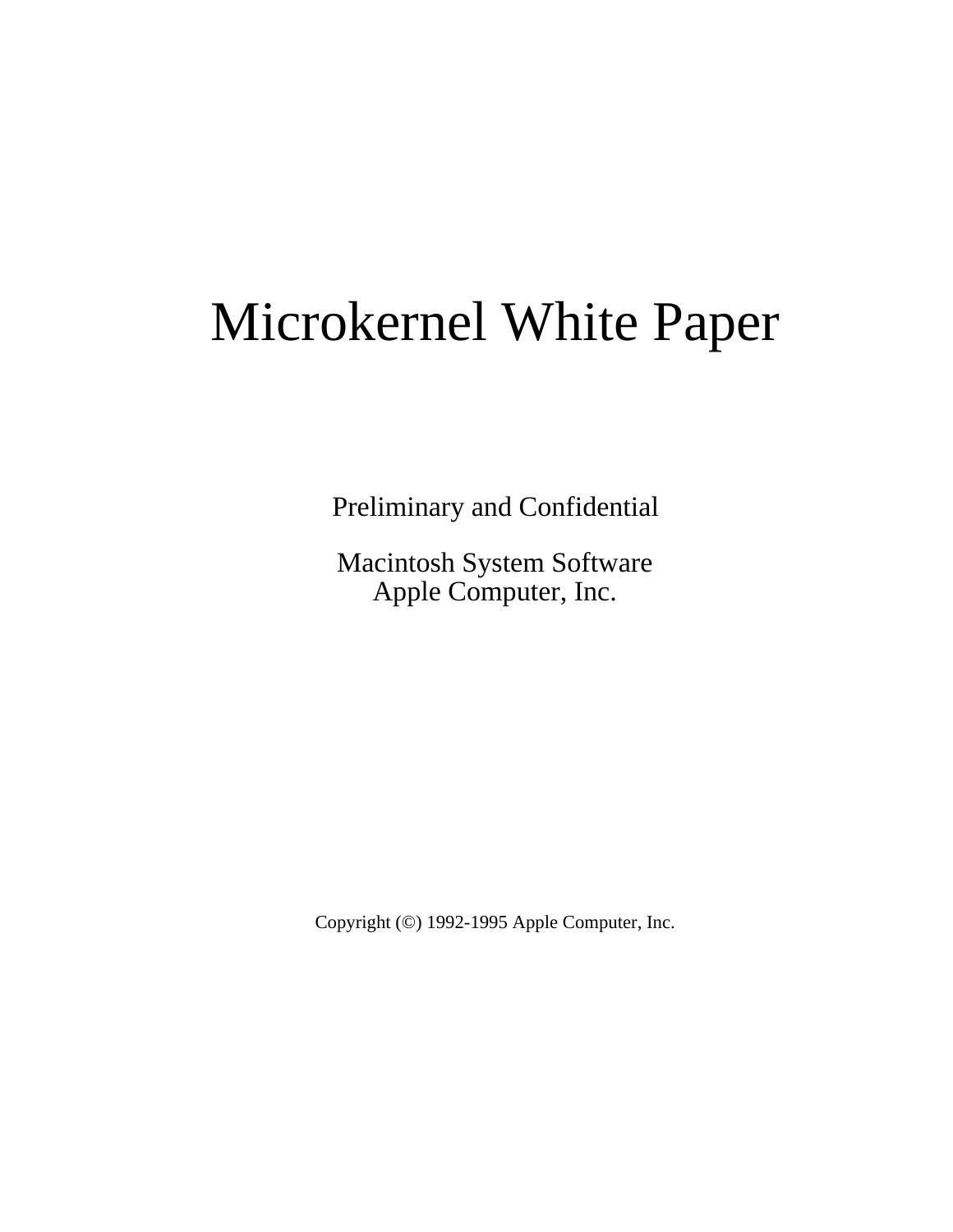# Microkernel White Paper

Preliminary and Confidential

Macintosh System Software
Apple Computer, Inc.

Copyright (©) 1992-1995 Apple Computer, Inc.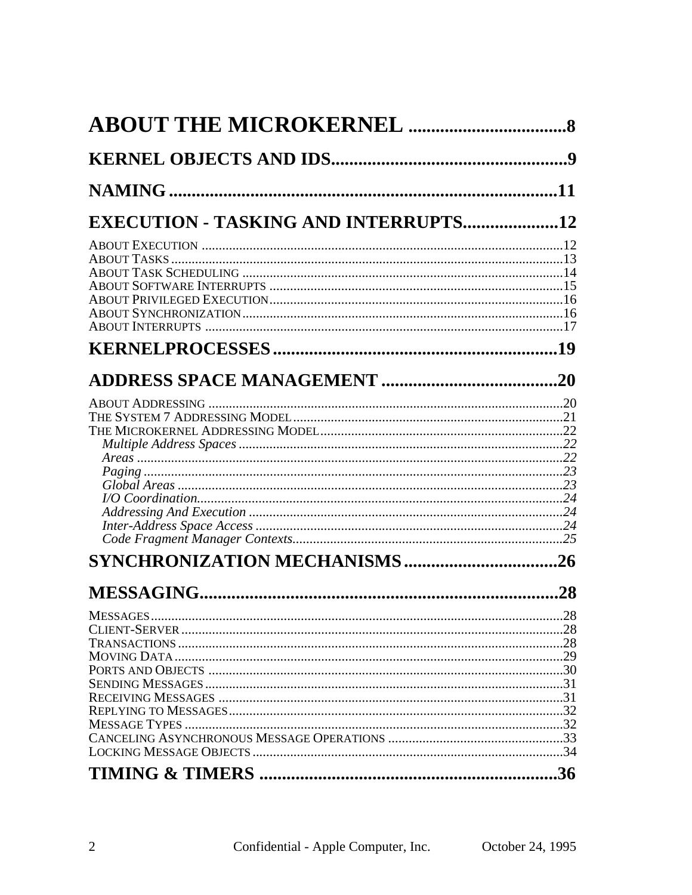# ABOUT THE MICROKERNEL .................................8

# KERNEL OBJECTS AND IDS...................................................9

# NAMING.........................................................................11

# EXECUTION - TASKING AND INTERRUPTS.....................12

About Execution .........................................................................................................12
About Tasks....................................................................................................................13
About Task Scheduling ...............................................................................................14
About Software Interrupts ........................................................................................15
About Privileged Execution.......................................................................................16
About Synchronization...............................................................................................16
About Interrupts ..........................................................................................................17

# KERNELPROCESSES..................................................................19

# ADDRESS SPACE MANAGEMENT ......................................20

About Addressing .........................................................................................................20
The System 7 Addressing Model................................................................................21
The Microkernel Addressing Model........................................................................22
*Multiple Address Spaces* ...............................................................................22
*Areas* ....................................................................................................................22
*Paging* ...................................................................................................................23
*Global Areas* .........................................................................................................23
*I/O Coordination*.....................................................................................................24
*Addressing And Execution* ................................................................................24
*Inter-Address Space Access* ...............................................................................24
*Code Fragment Manager Contexts*.....................................................................25

# SYNCHRONIZATION MECHANISMS ..................................26

# MESSAGING.................................................................................28

Messages.........................................................................................................................28
Client-Server .................................................................................................................28
Transactions ..................................................................................................................28
Moving Data...................................................................................................................29
Ports and Objects ........................................................................................................30
Sending Messages..........................................................................................................31
Receiving Messages .....................................................................................................31
Replying to Messages...................................................................................................32
Message Types ...............................................................................................................32
Canceling Asynchronous Message Operations ...................................................33
Locking Message Objects............................................................................................34

# TIMING & TIMERS ....................................................................36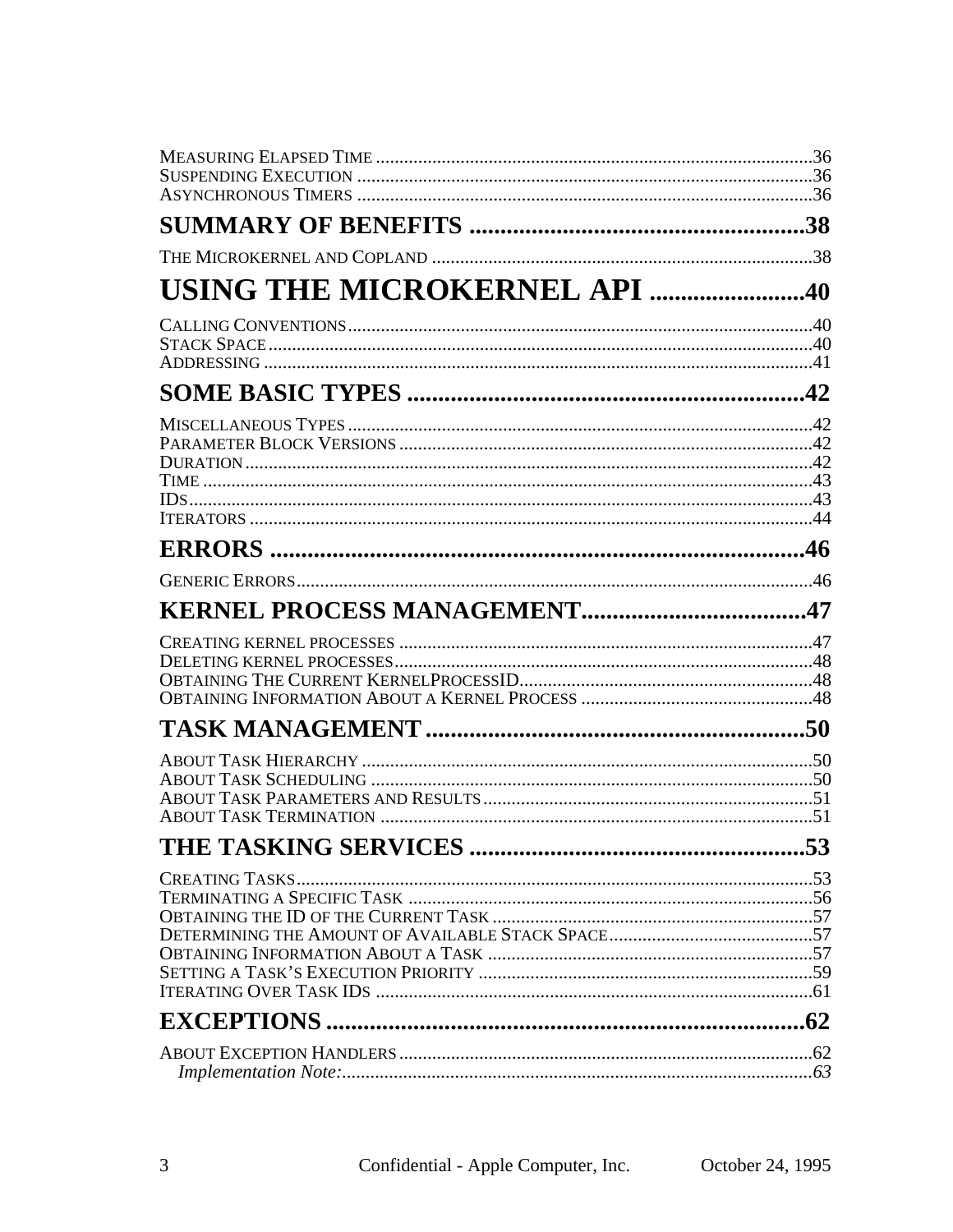Measuring Elapsed Time ....................................................................................................36
Suspending Execution ......................................................................................................36
Asynchronous Timers .......................................................................................................36

**SUMMARY OF BENEFITS ......................................................38**

The Microkernel and Copland ..........................................................................................38

**USING THE MICROKERNEL API .........................40**

Calling Conventions..........................................................................................................40
Stack Space.......................................................................................................................40
Addressing .......................................................................................................................41

**SOME BASIC TYPES ................................................................42**

Miscellaneous Types.........................................................................................................42
Parameter Block Versions................................................................................................42
Duration............................................................................................................................42
Time..................................................................................................................................43
IDs.....................................................................................................................................43
Iterators............................................................................................................................44

**ERRORS .......................................................................................46**

Generic Errors..................................................................................................................46

**KERNEL PROCESS MANAGEMENT...................................47**

Creating kernel processes ................................................................................................47
Deleting kernel processes.................................................................................................48
Obtaining The Current KernelProcessID.........................................................................48
Obtaining Information About a Kernel Process ..............................................................48

**TASK MANAGEMENT .............................................................50**

About Task Hierarchy ......................................................................................................50
About Task Scheduling ....................................................................................................50
About Task Parameters and Results................................................................................51
About Task Termination ..................................................................................................51

**THE TASKING SERVICES ......................................................53**

Creating Tasks..................................................................................................................53
Terminating a Specific Task ............................................................................................56
Obtaining the ID of the Current Task ..............................................................................57
Determining the Amount of Available Stack Space..........................................................57
Obtaining Information About a Task ...............................................................................57
Setting a Task's Execution Priority .................................................................................59
Iterating Over Task IDs ...................................................................................................61

**EXCEPTIONS .............................................................................62**

About Exception Handlers................................................................................................62
*Implementation Note:*.........................................................................................................*63*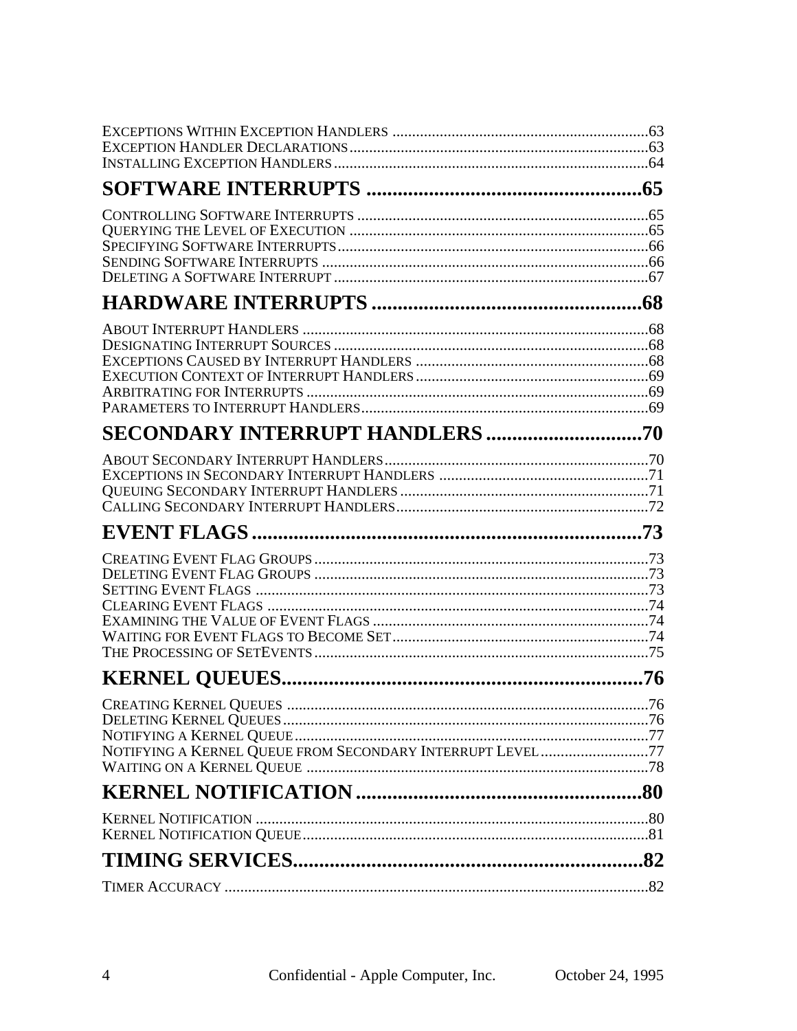Exceptions Within Exception Handlers ........ 63
Exception Handler Declarations ........ 63
Installing Exception Handlers ........ 64

**SOFTWARE INTERRUPTS ........ 65**

Controlling Software Interrupts ........ 65
Querying the Level of Execution ........ 65
Specifying Software Interrupts ........ 66
Sending Software Interrupts ........ 66
Deleting a Software Interrupt ........ 67

**HARDWARE INTERRUPTS ........ 68**

About Interrupt Handlers ........ 68
Designating Interrupt Sources ........ 68
Exceptions Caused by Interrupt Handlers ........ 68
Execution Context of Interrupt Handlers ........ 69
Arbitrating for Interrupts ........ 69
Parameters to Interrupt Handlers ........ 69

**SECONDARY INTERRUPT HANDLERS ........ 70**

About Secondary Interrupt Handlers ........ 70
Exceptions in Secondary Interrupt Handlers ........ 71
Queuing Secondary Interrupt Handlers ........ 71
Calling Secondary Interrupt Handlers ........ 72

**EVENT FLAGS ........ 73**

Creating Event Flag Groups ........ 73
Deleting Event Flag Groups ........ 73
Setting Event Flags ........ 73
Clearing Event Flags ........ 74
Examining the Value of Event Flags ........ 74
Waiting for Event Flags to Become Set ........ 74
The Processing of SetEvents ........ 75

**KERNEL QUEUES ........ 76**

Creating Kernel Queues ........ 76
Deleting Kernel Queues ........ 76
Notifying a Kernel Queue ........ 77
Notifying a Kernel Queue from Secondary Interrupt Level ........ 77
Waiting on a Kernel Queue ........ 78

**KERNEL NOTIFICATION ........ 80**

Kernel Notification ........ 80
Kernel Notification Queue ........ 81

**TIMING SERVICES ........ 82**

Timer Accuracy ........ 82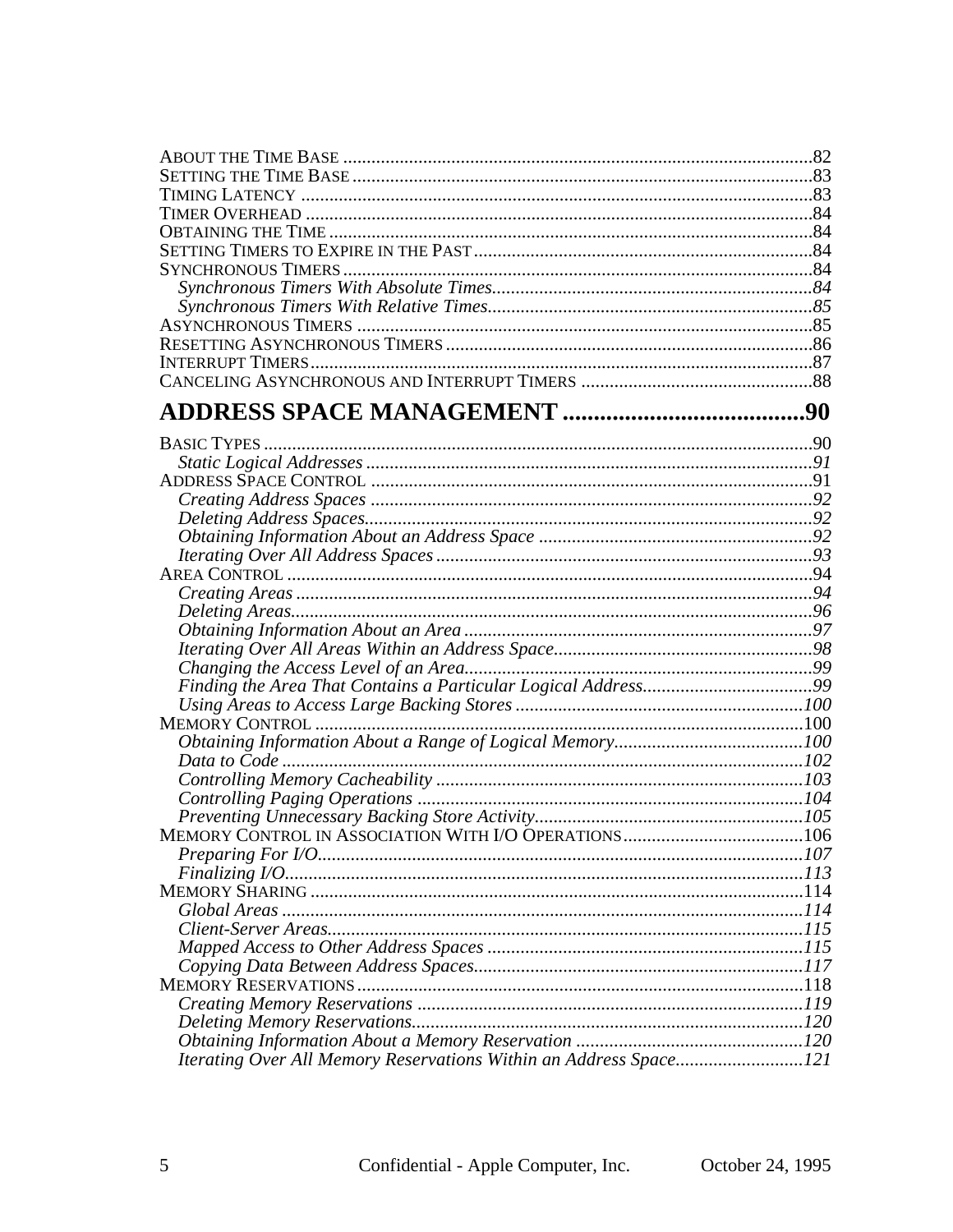About the Time Base ....................................................................................................82
Setting the Time Base ..................................................................................................83
Timing Latency ............................................................................................................83
Timer Overhead ............................................................................................................84
Obtaining the Time .......................................................................................................84
Setting Timers to Expire in the Past ........................................................................84
Synchronous Timers .....................................................................................................84
*Synchronous Timers With Absolute Times..................................................................84*
*Synchronous Timers With Relative Times....................................................................85*
Asynchronous Timers ..................................................................................................85
Resetting Asynchronous Timers ................................................................................86
Interrupt Timers...........................................................................................................87
Canceling Asynchronous and Interrupt Timers .....................................................88

# ADDRESS SPACE MANAGEMENT .......................................90

Basic Types ....................................................................................................................90
*Static Logical Addresses ..............................................................................................91*
Address Space Control ................................................................................................91
*Creating Address Spaces ..............................................................................................92*
*Deleting Address Spaces...............................................................................................92*
*Obtaining Information About an Address Space ..........................................................92*
*Iterating Over All Address Spaces ................................................................................93*
Area Control .................................................................................................................94
*Creating Areas .............................................................................................................94*
*Deleting Areas..............................................................................................................96*
*Obtaining Information About an Area ..........................................................................97*
*Iterating Over All Areas Within an Address Space.......................................................98*
*Changing the Access Level of an Area..........................................................................99*
*Finding the Area That Contains a Particular Logical Address....................................99*
*Using Areas to Access Large Backing Stores .............................................................100*
Memory Control ........................................................................................................100
*Obtaining Information About a Range of Logical Memory.........................................100*
*Data to Code ..............................................................................................................102*
*Controlling Memory Cacheability ..............................................................................103*
*Controlling Paging Operations ..................................................................................104*
*Preventing Unnecessary Backing Store Activity.........................................................105*
Memory Control in Association With I/O Operations........................................106
*Preparing For I/O.......................................................................................................107*
*Finalizing I/O.............................................................................................................113*
Memory Sharing ........................................................................................................114
*Global Areas ..............................................................................................................114*
*Client-Server Areas.....................................................................................................115*
*Mapped Access to Other Address Spaces ...................................................................115*
*Copying Data Between Address Spaces......................................................................117*
Memory Reservations ...............................................................................................118
*Creating Memory Reservations ..................................................................................119*
*Deleting Memory Reservations...................................................................................120*
*Obtaining Information About a Memory Reservation ................................................120*
*Iterating Over All Memory Reservations Within an Address Space...........................121*

Confidential - Apple Computer, Inc. October 24, 1995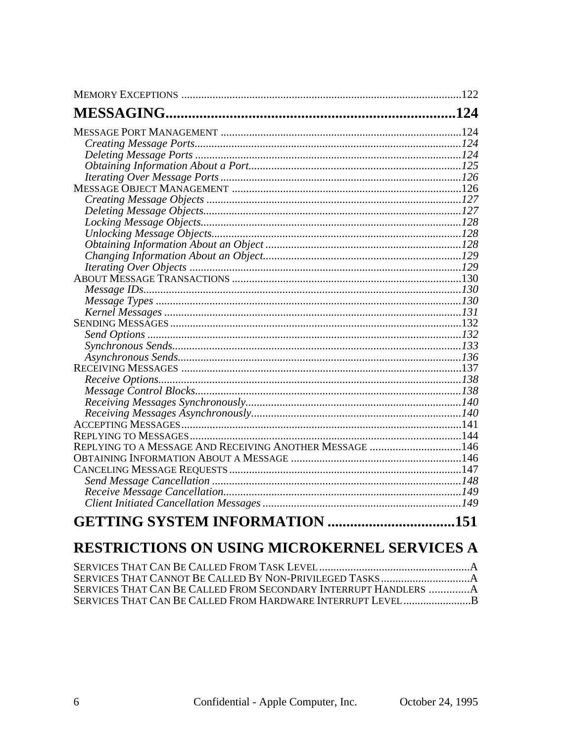Memory Exceptions ....................................................................................................122

# MESSAGING.............................................................................124

Message Port Management ....................................................................................124
*Creating Message Ports.............................................................................................124*
*Deleting Message Ports .............................................................................................124*
*Obtaining Information About a Port...........................................................................125*
*Iterating Over Message Ports .....................................................................................126*
Message Object Management ................................................................................126
*Creating Message Objects .........................................................................................127*
*Deleting Message Objects..........................................................................................127*
*Locking Message Objects...........................................................................................128*
*Unlocking Message Objects.......................................................................................128*
*Obtaining Information About an Object .....................................................................128*
*Changing Information About an Object......................................................................129*
*Iterating Over Objects ................................................................................................129*
About Message Transactions ................................................................................130
*Message IDs...............................................................................................................130*
*Message Types ...........................................................................................................130*
*Kernel Messages ........................................................................................................131*
Sending Messages ..................................................................................................132
*Send Options ..............................................................................................................132*
*Synchronous Sends.....................................................................................................133*
*Asynchronous Sends...................................................................................................136*
Receiving Messages ...............................................................................................137
*Receive Options..........................................................................................................138*
*Message Control Blocks.............................................................................................138*
*Receiving Messages Synchronously...........................................................................140*
*Receiving Messages Asynchronously.........................................................................140*
Accepting Messages...............................................................................................141
Replying to Messages.............................................................................................144
Replying to a Message And Receiving Another Message ................................146
Obtaining Information About a Message ............................................................146
Canceling Message Requests ................................................................................147
*Send Message Cancellation .......................................................................................148*
*Receive Message Cancellation...................................................................................149*
*Client Initiated Cancellation Messages ......................................................................149*

# GETTING SYSTEM INFORMATION ..................................151

# RESTRICTIONS ON USING MICROKERNEL SERVICES A

Services That Can Be Called From Task Level .....................................................A
Services That Cannot Be Called By Non-Privileged Tasks ...............................A
Services That Can Be Called From Secondary Interrupt Handlers ..............A
Services That Can Be Called From Hardware Interrupt Level.......................B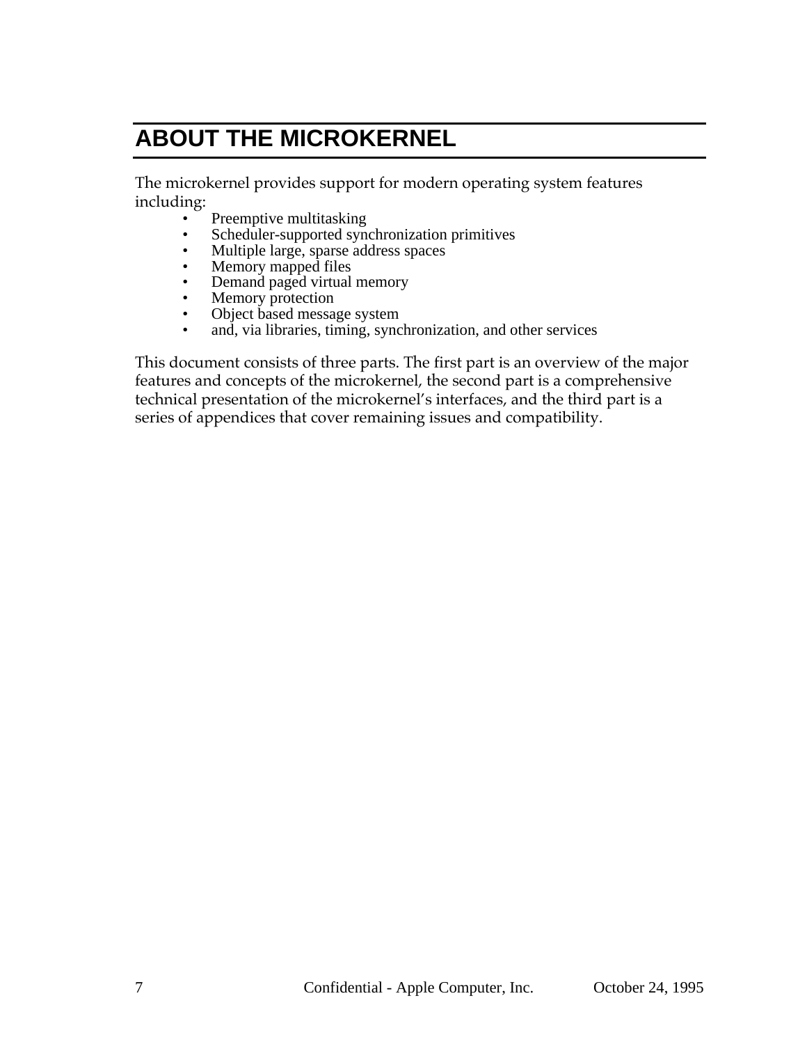# ABOUT THE MICROKERNEL

The microkernel provides support for modern operating system features including:

- Preemptive multitasking
- Scheduler-supported synchronization primitives
- Multiple large, sparse address spaces
- Memory mapped files
- Demand paged virtual memory
- Memory protection
- Object based message system
- and, via libraries, timing, synchronization, and other services

This document consists of three parts. The first part is an overview of the major features and concepts of the microkernel, the second part is a comprehensive technical presentation of the microkernel's interfaces, and the third part is a series of appendices that cover remaining issues and compatibility.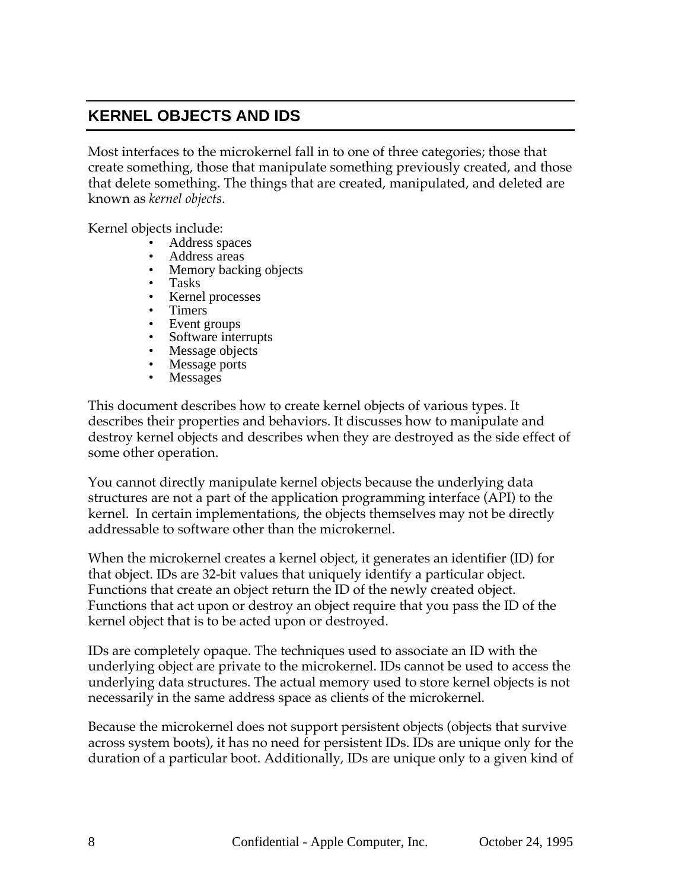## KERNEL OBJECTS AND IDS

Most interfaces to the microkernel fall in to one of three categories; those that create something, those that manipulate something previously created, and those that delete something. The things that are created, manipulated, and deleted are known as *kernel objects*.

Kernel objects include:

- Address spaces
- Address areas
- Memory backing objects
- Tasks
- Kernel processes
- Timers
- Event groups
- Software interrupts
- Message objects
- Message ports
- Messages

This document describes how to create kernel objects of various types. It describes their properties and behaviors. It discusses how to manipulate and destroy kernel objects and describes when they are destroyed as the side effect of some other operation.

You cannot directly manipulate kernel objects because the underlying data structures are not a part of the application programming interface (API) to the kernel. In certain implementations, the objects themselves may not be directly addressable to software other than the microkernel.

When the microkernel creates a kernel object, it generates an identifier (ID) for that object. IDs are 32-bit values that uniquely identify a particular object. Functions that create an object return the ID of the newly created object. Functions that act upon or destroy an object require that you pass the ID of the kernel object that is to be acted upon or destroyed.

IDs are completely opaque. The techniques used to associate an ID with the underlying object are private to the microkernel. IDs cannot be used to access the underlying data structures. The actual memory used to store kernel objects is not necessarily in the same address space as clients of the microkernel.

Because the microkernel does not support persistent objects (objects that survive across system boots), it has no need for persistent IDs. IDs are unique only for the duration of a particular boot. Additionally, IDs are unique only to a given kind of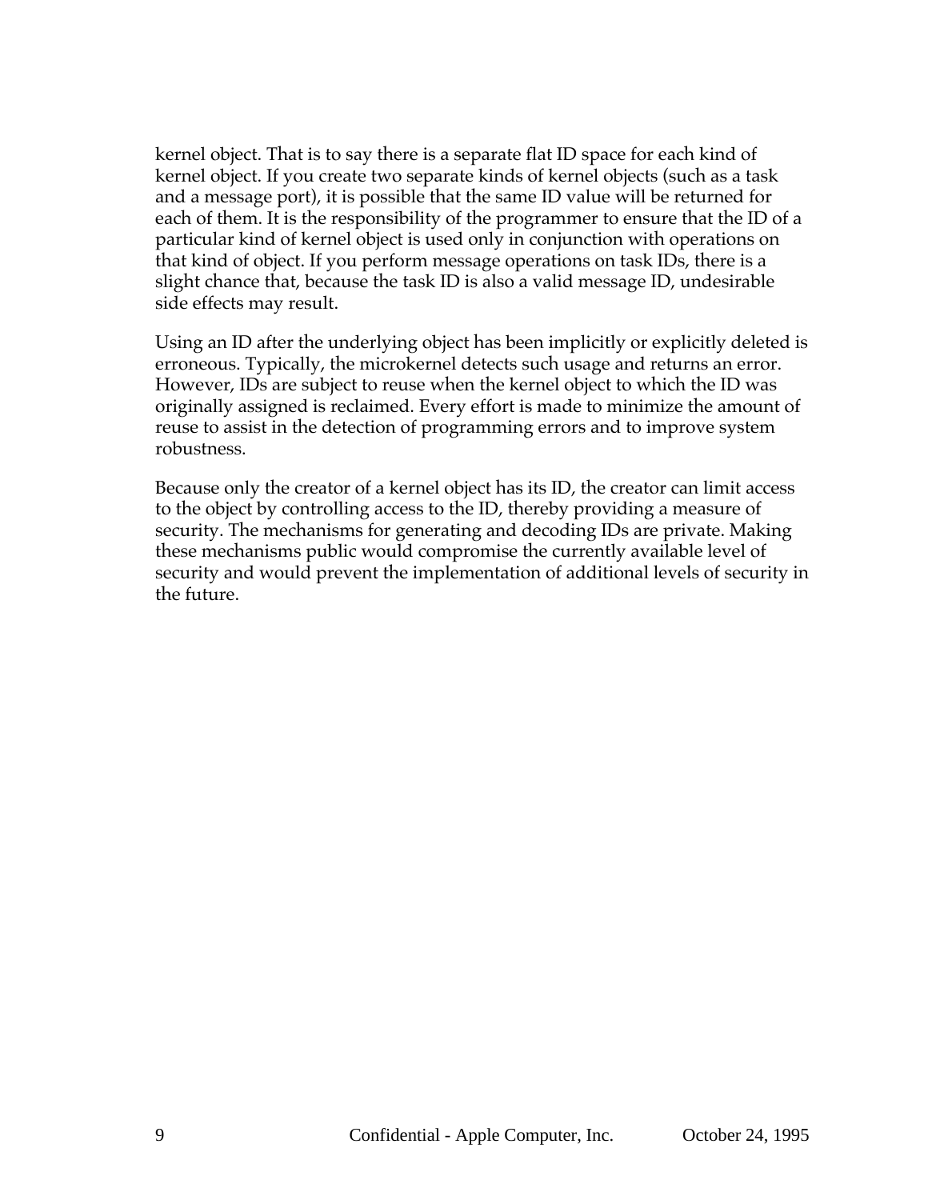kernel object. That is to say there is a separate flat ID space for each kind of kernel object. If you create two separate kinds of kernel objects (such as a task and a message port), it is possible that the same ID value will be returned for each of them. It is the responsibility of the programmer to ensure that the ID of a particular kind of kernel object is used only in conjunction with operations on that kind of object. If you perform message operations on task IDs, there is a slight chance that, because the task ID is also a valid message ID, undesirable side effects may result.

Using an ID after the underlying object has been implicitly or explicitly deleted is erroneous. Typically, the microkernel detects such usage and returns an error. However, IDs are subject to reuse when the kernel object to which the ID was originally assigned is reclaimed. Every effort is made to minimize the amount of reuse to assist in the detection of programming errors and to improve system robustness.

Because only the creator of a kernel object has its ID, the creator can limit access to the object by controlling access to the ID, thereby providing a measure of security. The mechanisms for generating and decoding IDs are private. Making these mechanisms public would compromise the currently available level of security and would prevent the implementation of additional levels of security in the future.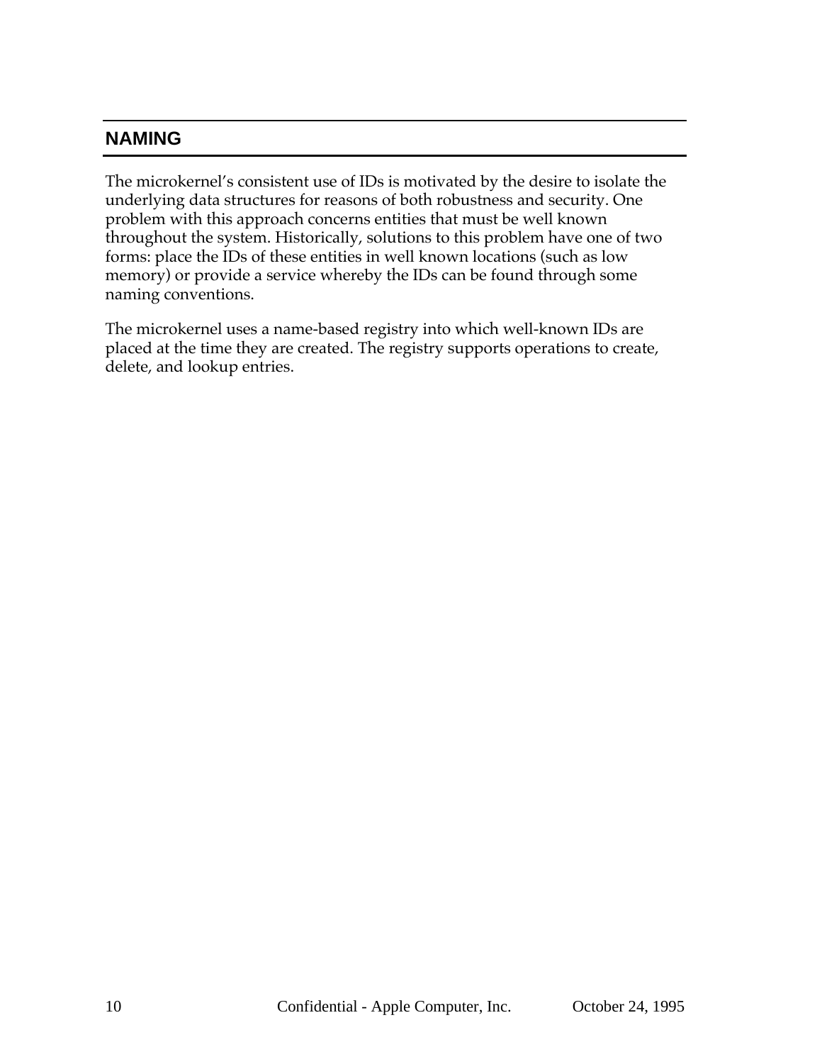## NAMING

The microkernel's consistent use of IDs is motivated by the desire to isolate the underlying data structures for reasons of both robustness and security. One problem with this approach concerns entities that must be well known throughout the system. Historically, solutions to this problem have one of two forms: place the IDs of these entities in well known locations (such as low memory) or provide a service whereby the IDs can be found through some naming conventions.

The microkernel uses a name-based registry into which well-known IDs are placed at the time they are created. The registry supports operations to create, delete, and lookup entries.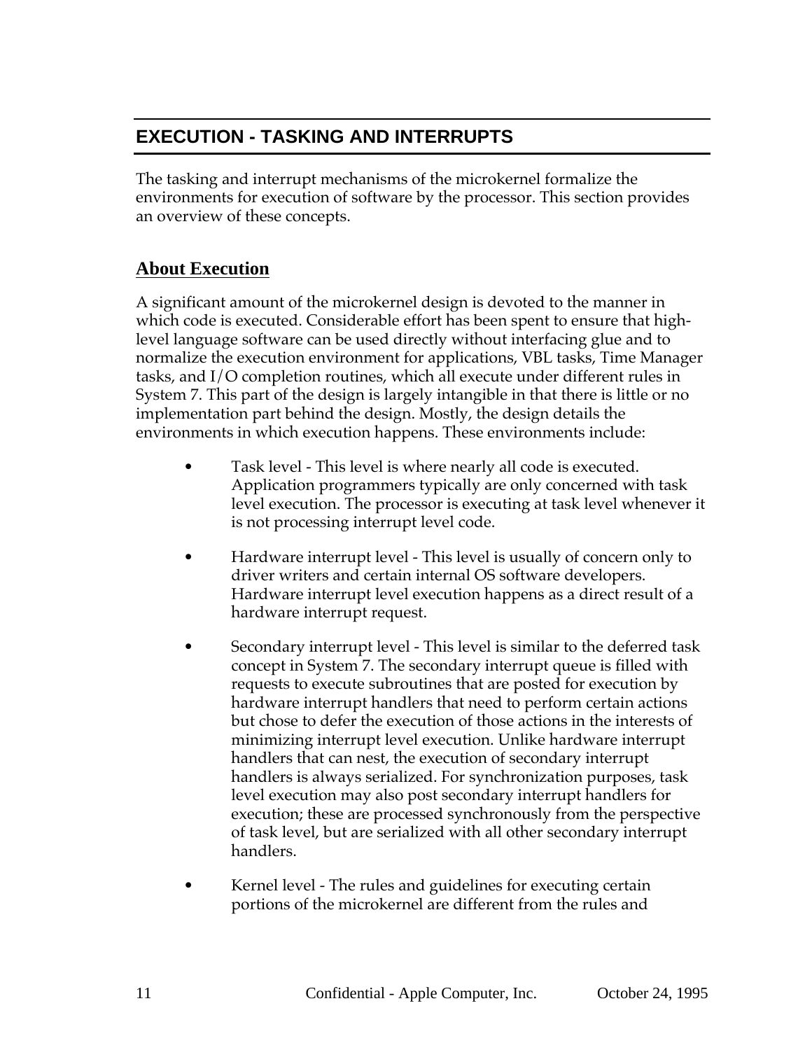# EXECUTION - TASKING AND INTERRUPTS

The tasking and interrupt mechanisms of the microkernel formalize the environments for execution of software by the processor. This section provides an overview of these concepts.

## About Execution

A significant amount of the microkernel design is devoted to the manner in which code is executed. Considerable effort has been spent to ensure that high-level language software can be used directly without interfacing glue and to normalize the execution environment for applications, VBL tasks, Time Manager tasks, and I/O completion routines, which all execute under different rules in System 7. This part of the design is largely intangible in that there is little or no implementation part behind the design. Mostly, the design details the environments in which execution happens. These environments include:

- Task level - This level is where nearly all code is executed. Application programmers typically are only concerned with task level execution. The processor is executing at task level whenever it is not processing interrupt level code.

- Hardware interrupt level - This level is usually of concern only to driver writers and certain internal OS software developers. Hardware interrupt level execution happens as a direct result of a hardware interrupt request.

- Secondary interrupt level - This level is similar to the deferred task concept in System 7. The secondary interrupt queue is filled with requests to execute subroutines that are posted for execution by hardware interrupt handlers that need to perform certain actions but chose to defer the execution of those actions in the interests of minimizing interrupt level execution. Unlike hardware interrupt handlers that can nest, the execution of secondary interrupt handlers is always serialized. For synchronization purposes, task level execution may also post secondary interrupt handlers for execution; these are processed synchronously from the perspective of task level, but are serialized with all other secondary interrupt handlers.

- Kernel level - The rules and guidelines for executing certain portions of the microkernel are different from the rules and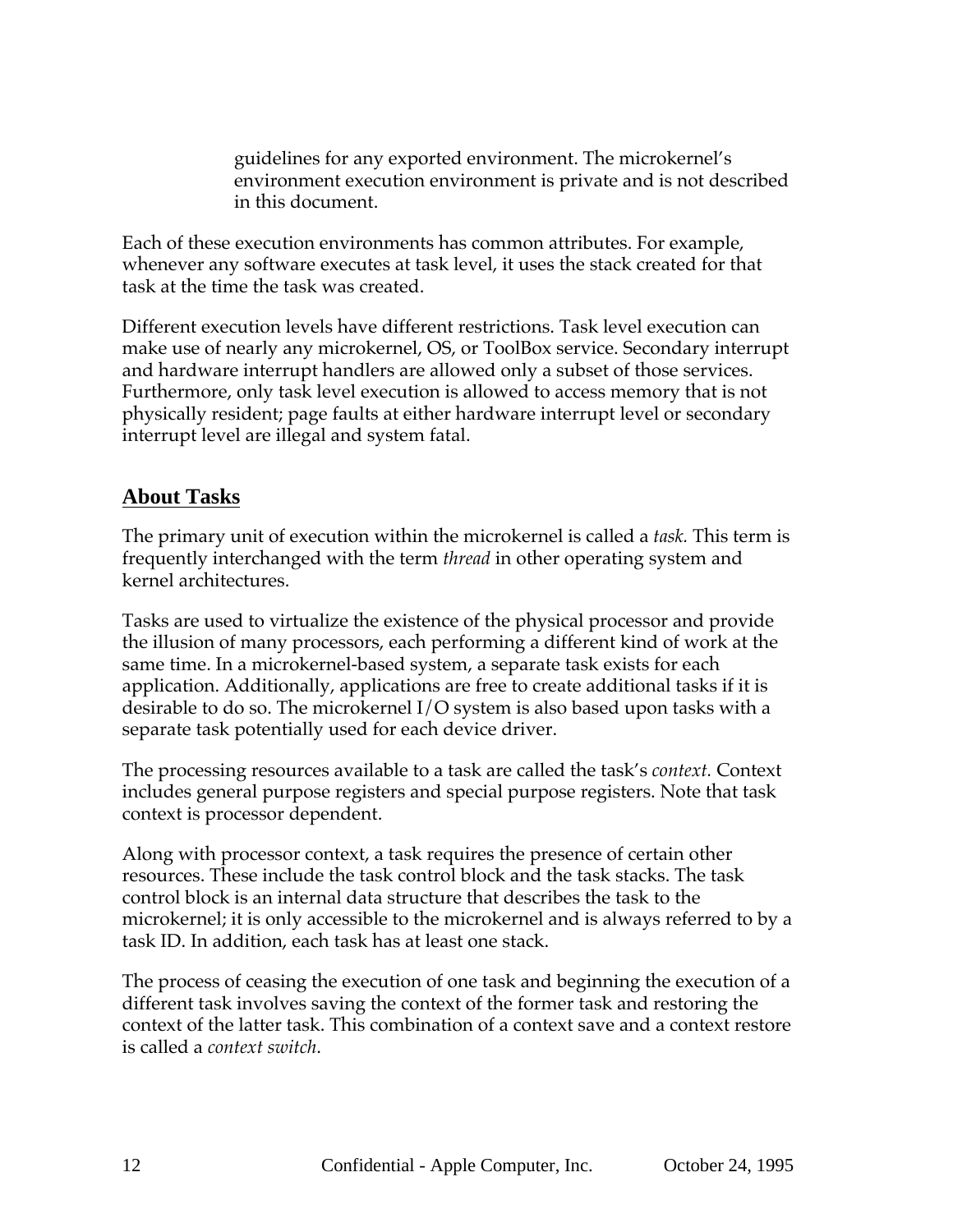guidelines for any exported environment. The microkernel's environment execution environment is private and is not described in this document.

Each of these execution environments has common attributes. For example, whenever any software executes at task level, it uses the stack created for that task at the time the task was created.

Different execution levels have different restrictions. Task level execution can make use of nearly any microkernel, OS, or ToolBox service. Secondary interrupt and hardware interrupt handlers are allowed only a subset of those services. Furthermore, only task level execution is allowed to access memory that is not physically resident; page faults at either hardware interrupt level or secondary interrupt level are illegal and system fatal.

## About Tasks

The primary unit of execution within the microkernel is called a *task.* This term is frequently interchanged with the term *thread* in other operating system and kernel architectures.

Tasks are used to virtualize the existence of the physical processor and provide the illusion of many processors, each performing a different kind of work at the same time. In a microkernel-based system, a separate task exists for each application. Additionally, applications are free to create additional tasks if it is desirable to do so. The microkernel I/O system is also based upon tasks with a separate task potentially used for each device driver.

The processing resources available to a task are called the task's *context.* Context includes general purpose registers and special purpose registers. Note that task context is processor dependent.

Along with processor context, a task requires the presence of certain other resources. These include the task control block and the task stacks. The task control block is an internal data structure that describes the task to the microkernel; it is only accessible to the microkernel and is always referred to by a task ID. In addition, each task has at least one stack.

The process of ceasing the execution of one task and beginning the execution of a different task involves saving the context of the former task and restoring the context of the latter task. This combination of a context save and a context restore is called a *context switch*.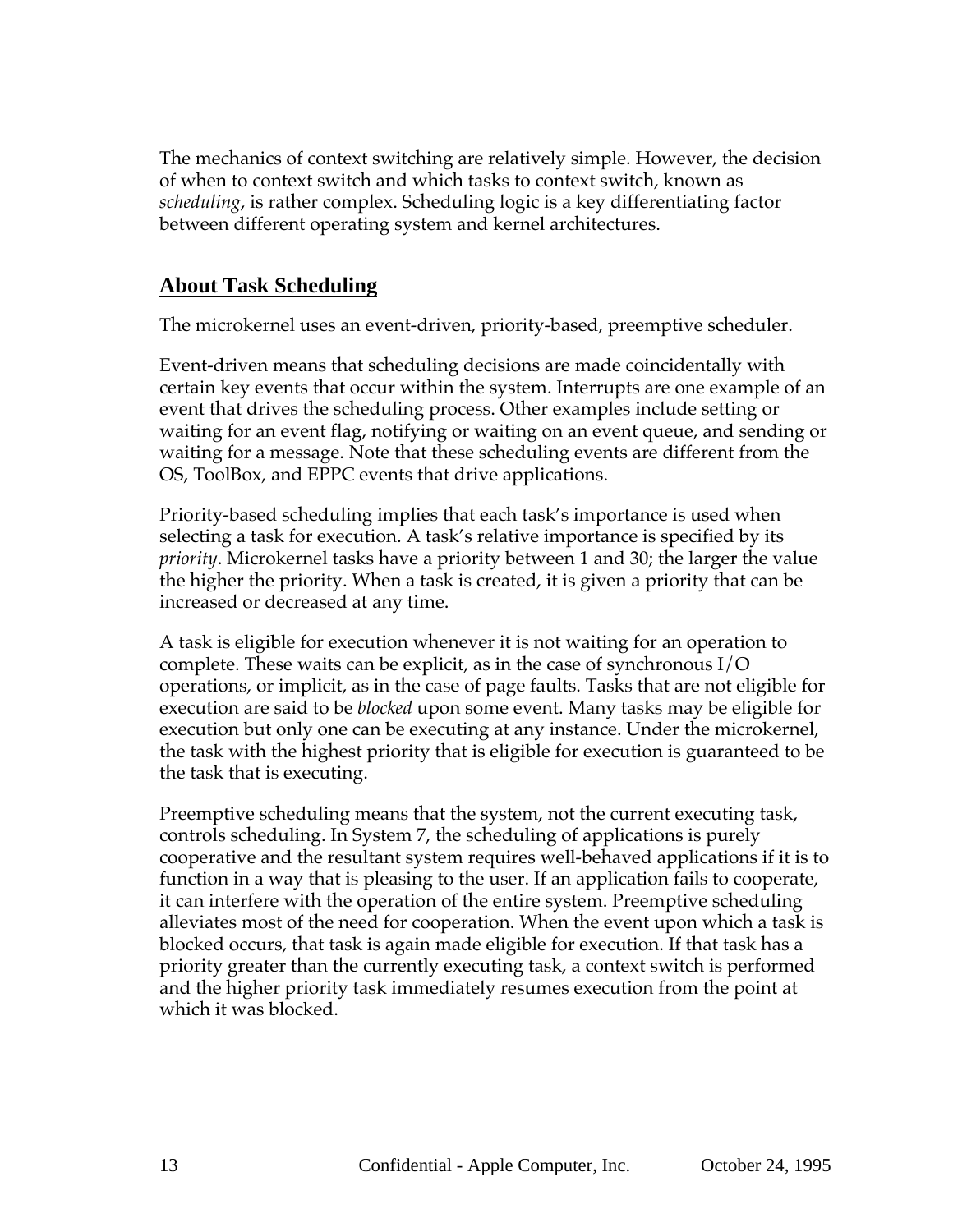The mechanics of context switching are relatively simple. However, the decision of when to context switch and which tasks to context switch, known as *scheduling*, is rather complex. Scheduling logic is a key differentiating factor between different operating system and kernel architectures.

## About Task Scheduling

The microkernel uses an event-driven, priority-based, preemptive scheduler.

Event-driven means that scheduling decisions are made coincidentally with certain key events that occur within the system. Interrupts are one example of an event that drives the scheduling process. Other examples include setting or waiting for an event flag, notifying or waiting on an event queue, and sending or waiting for a message. Note that these scheduling events are different from the OS, ToolBox, and EPPC events that drive applications.

Priority-based scheduling implies that each task's importance is used when selecting a task for execution. A task's relative importance is specified by its *priority*. Microkernel tasks have a priority between 1 and 30; the larger the value the higher the priority. When a task is created, it is given a priority that can be increased or decreased at any time.

A task is eligible for execution whenever it is not waiting for an operation to complete. These waits can be explicit, as in the case of synchronous I/O operations, or implicit, as in the case of page faults. Tasks that are not eligible for execution are said to be *blocked* upon some event. Many tasks may be eligible for execution but only one can be executing at any instance. Under the microkernel, the task with the highest priority that is eligible for execution is guaranteed to be the task that is executing.

Preemptive scheduling means that the system, not the current executing task, controls scheduling. In System 7, the scheduling of applications is purely cooperative and the resultant system requires well-behaved applications if it is to function in a way that is pleasing to the user. If an application fails to cooperate, it can interfere with the operation of the entire system. Preemptive scheduling alleviates most of the need for cooperation. When the event upon which a task is blocked occurs, that task is again made eligible for execution. If that task has a priority greater than the currently executing task, a context switch is performed and the higher priority task immediately resumes execution from the point at which it was blocked.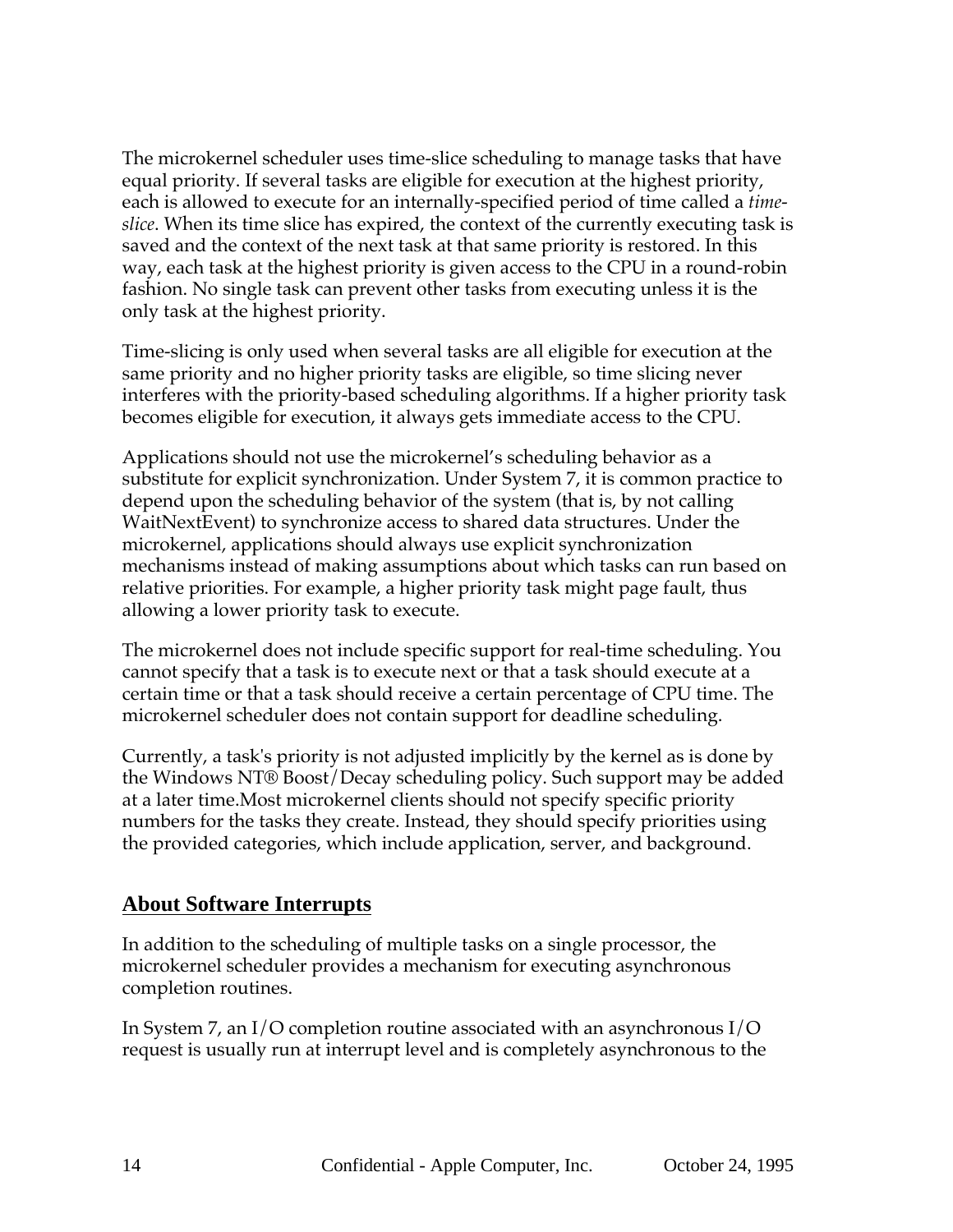The microkernel scheduler uses time-slice scheduling to manage tasks that have equal priority. If several tasks are eligible for execution at the highest priority, each is allowed to execute for an internally-specified period of time called a *time-slice*. When its time slice has expired, the context of the currently executing task is saved and the context of the next task at that same priority is restored. In this way, each task at the highest priority is given access to the CPU in a round-robin fashion. No single task can prevent other tasks from executing unless it is the only task at the highest priority.

Time-slicing is only used when several tasks are all eligible for execution at the same priority and no higher priority tasks are eligible, so time slicing never interferes with the priority-based scheduling algorithms. If a higher priority task becomes eligible for execution, it always gets immediate access to the CPU.

Applications should not use the microkernel's scheduling behavior as a substitute for explicit synchronization. Under System 7, it is common practice to depend upon the scheduling behavior of the system (that is, by not calling WaitNextEvent) to synchronize access to shared data structures. Under the microkernel, applications should always use explicit synchronization mechanisms instead of making assumptions about which tasks can run based on relative priorities. For example, a higher priority task might page fault, thus allowing a lower priority task to execute.

The microkernel does not include specific support for real-time scheduling. You cannot specify that a task is to execute next or that a task should execute at a certain time or that a task should receive a certain percentage of CPU time. The microkernel scheduler does not contain support for deadline scheduling.

Currently, a task's priority is not adjusted implicitly by the kernel as is done by the Windows NT® Boost/Decay scheduling policy. Such support may be added at a later time.Most microkernel clients should not specify specific priority numbers for the tasks they create. Instead, they should specify priorities using the provided categories, which include application, server, and background.

## About Software Interrupts

In addition to the scheduling of multiple tasks on a single processor, the microkernel scheduler provides a mechanism for executing asynchronous completion routines.

In System 7, an I/O completion routine associated with an asynchronous I/O request is usually run at interrupt level and is completely asynchronous to the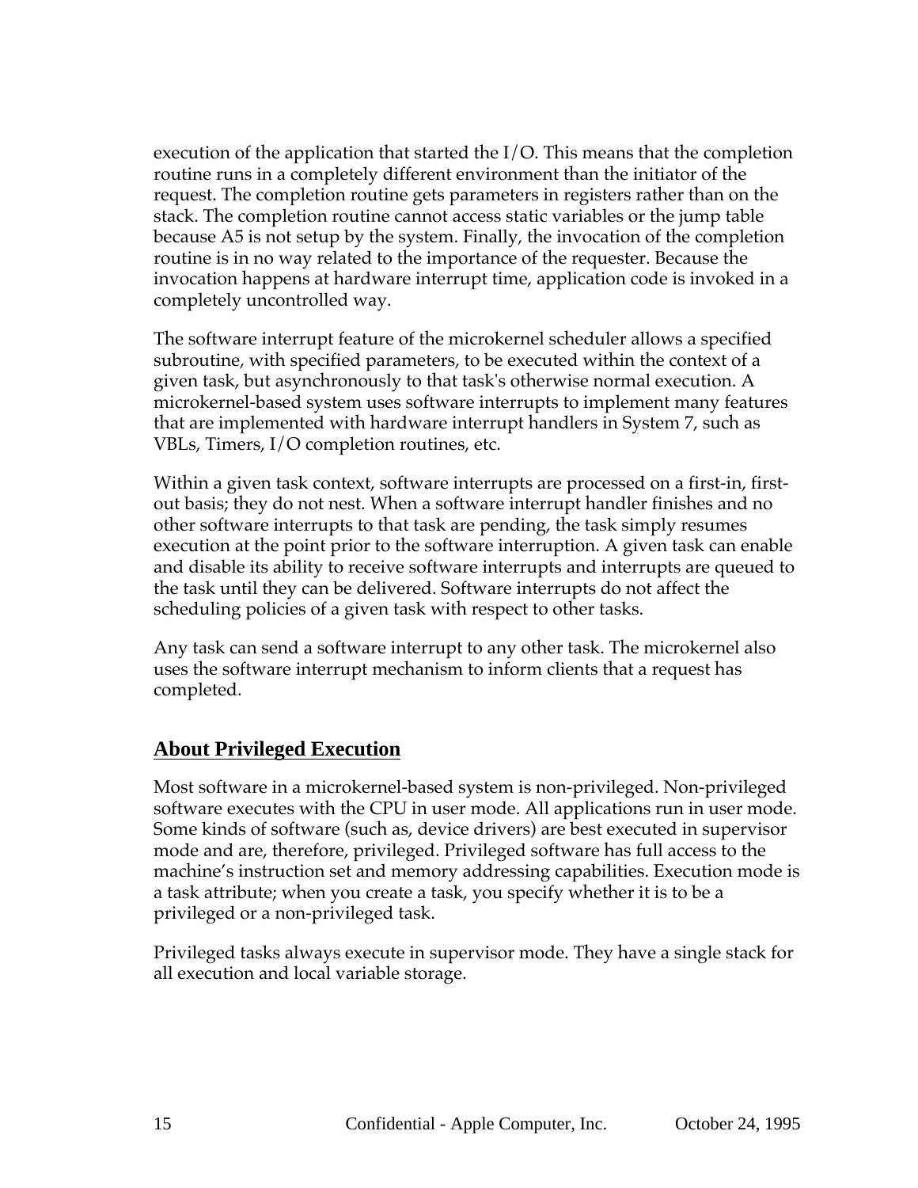execution of the application that started the I/O. This means that the completion routine runs in a completely different environment than the initiator of the request. The completion routine gets parameters in registers rather than on the stack. The completion routine cannot access static variables or the jump table because A5 is not setup by the system. Finally, the invocation of the completion routine is in no way related to the importance of the requester. Because the invocation happens at hardware interrupt time, application code is invoked in a completely uncontrolled way.

The software interrupt feature of the microkernel scheduler allows a specified subroutine, with specified parameters, to be executed within the context of a given task, but asynchronously to that task's otherwise normal execution. A microkernel-based system uses software interrupts to implement many features that are implemented with hardware interrupt handlers in System 7, such as VBLs, Timers, I/O completion routines, etc.

Within a given task context, software interrupts are processed on a first-in, first-out basis; they do not nest. When a software interrupt handler finishes and no other software interrupts to that task are pending, the task simply resumes execution at the point prior to the software interruption. A given task can enable and disable its ability to receive software interrupts and interrupts are queued to the task until they can be delivered. Software interrupts do not affect the scheduling policies of a given task with respect to other tasks.

Any task can send a software interrupt to any other task. The microkernel also uses the software interrupt mechanism to inform clients that a request has completed.

## About Privileged Execution

Most software in a microkernel-based system is non-privileged. Non-privileged software executes with the CPU in user mode. All applications run in user mode. Some kinds of software (such as, device drivers) are best executed in supervisor mode and are, therefore, privileged. Privileged software has full access to the machine's instruction set and memory addressing capabilities. Execution mode is a task attribute; when you create a task, you specify whether it is to be a privileged or a non-privileged task.

Privileged tasks always execute in supervisor mode. They have a single stack for all execution and local variable storage.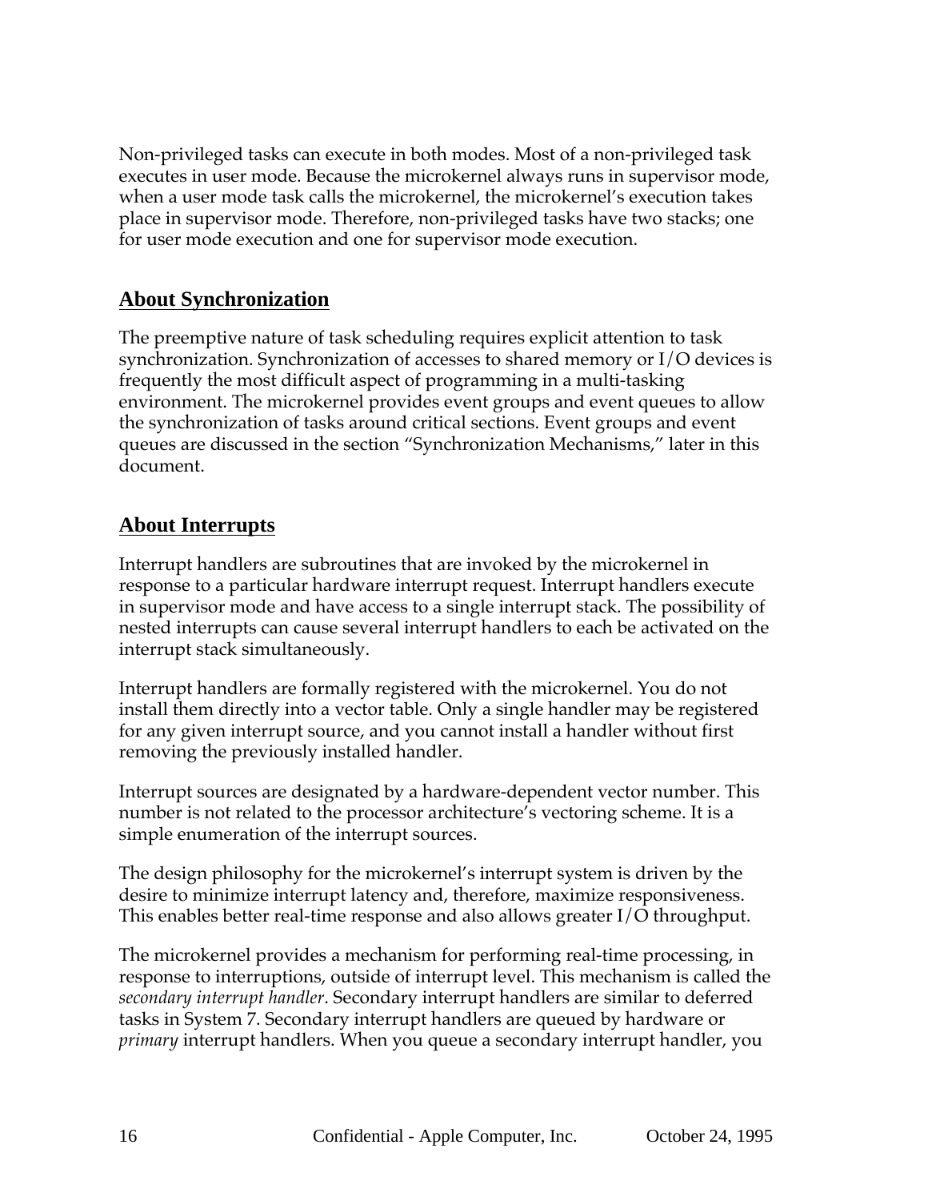Non-privileged tasks can execute in both modes. Most of a non-privileged task executes in user mode. Because the microkernel always runs in supervisor mode, when a user mode task calls the microkernel, the microkernel's execution takes place in supervisor mode. Therefore, non-privileged tasks have two stacks; one for user mode execution and one for supervisor mode execution.

## About Synchronization

The preemptive nature of task scheduling requires explicit attention to task synchronization. Synchronization of accesses to shared memory or I/O devices is frequently the most difficult aspect of programming in a multi-tasking environment. The microkernel provides event groups and event queues to allow the synchronization of tasks around critical sections. Event groups and event queues are discussed in the section "Synchronization Mechanisms," later in this document.

## About Interrupts

Interrupt handlers are subroutines that are invoked by the microkernel in response to a particular hardware interrupt request. Interrupt handlers execute in supervisor mode and have access to a single interrupt stack. The possibility of nested interrupts can cause several interrupt handlers to each be activated on the interrupt stack simultaneously.

Interrupt handlers are formally registered with the microkernel. You do not install them directly into a vector table. Only a single handler may be registered for any given interrupt source, and you cannot install a handler without first removing the previously installed handler.

Interrupt sources are designated by a hardware-dependent vector number. This number is not related to the processor architecture's vectoring scheme. It is a simple enumeration of the interrupt sources.

The design philosophy for the microkernel's interrupt system is driven by the desire to minimize interrupt latency and, therefore, maximize responsiveness. This enables better real-time response and also allows greater I/O throughput.

The microkernel provides a mechanism for performing real-time processing, in response to interruptions, outside of interrupt level. This mechanism is called the *secondary interrupt handler*. Secondary interrupt handlers are similar to deferred tasks in System 7. Secondary interrupt handlers are queued by hardware or *primary* interrupt handlers. When you queue a secondary interrupt handler, you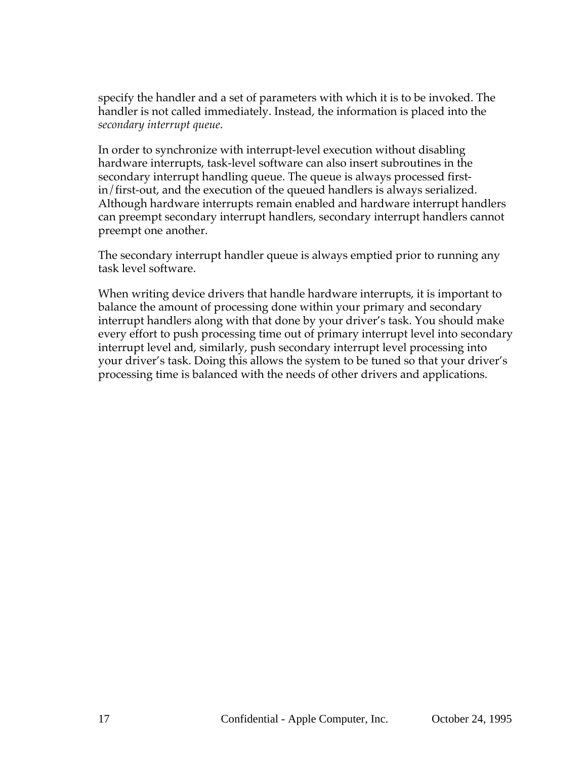specify the handler and a set of parameters with which it is to be invoked. The handler is not called immediately. Instead, the information is placed into the *secondary interrupt queue*.

In order to synchronize with interrupt-level execution without disabling hardware interrupts, task-level software can also insert subroutines in the secondary interrupt handling queue. The queue is always processed first-in/first-out, and the execution of the queued handlers is always serialized. Although hardware interrupts remain enabled and hardware interrupt handlers can preempt secondary interrupt handlers, secondary interrupt handlers cannot preempt one another.

The secondary interrupt handler queue is always emptied prior to running any task level software.

When writing device drivers that handle hardware interrupts, it is important to balance the amount of processing done within your primary and secondary interrupt handlers along with that done by your driver's task. You should make every effort to push processing time out of primary interrupt level into secondary interrupt level and, similarly, push secondary interrupt level processing into your driver's task. Doing this allows the system to be tuned so that your driver's processing time is balanced with the needs of other drivers and applications.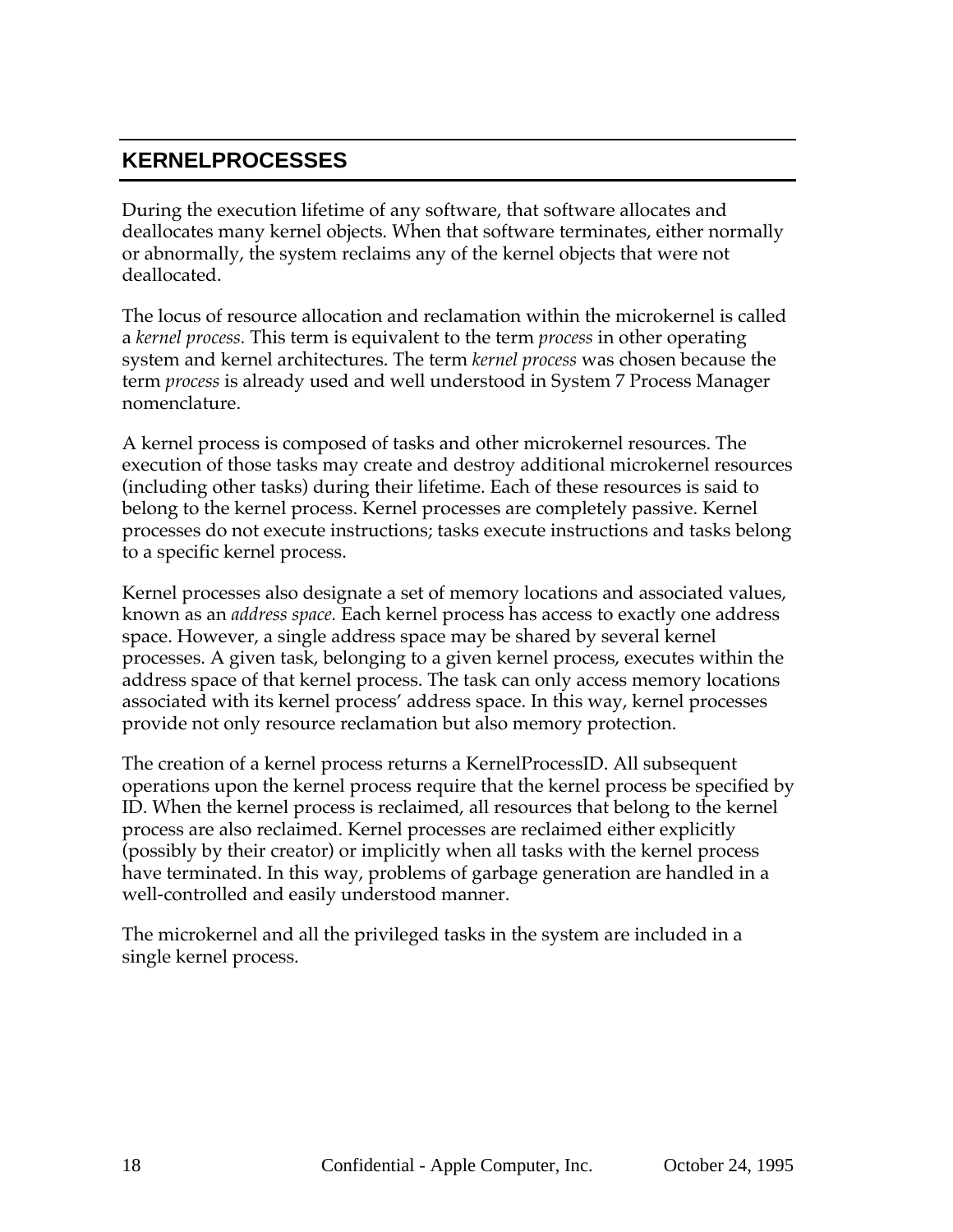## KERNELPROCESSES

During the execution lifetime of any software, that software allocates and deallocates many kernel objects. When that software terminates, either normally or abnormally, the system reclaims any of the kernel objects that were not deallocated.

The locus of resource allocation and reclamation within the microkernel is called a *kernel process.* This term is equivalent to the term *process* in other operating system and kernel architectures. The term *kernel process* was chosen because the term *process* is already used and well understood in System 7 Process Manager nomenclature.

A kernel process is composed of tasks and other microkernel resources. The execution of those tasks may create and destroy additional microkernel resources (including other tasks) during their lifetime. Each of these resources is said to belong to the kernel process. Kernel processes are completely passive. Kernel processes do not execute instructions; tasks execute instructions and tasks belong to a specific kernel process.

Kernel processes also designate a set of memory locations and associated values, known as an *address space.* Each kernel process has access to exactly one address space. However, a single address space may be shared by several kernel processes. A given task, belonging to a given kernel process, executes within the address space of that kernel process. The task can only access memory locations associated with its kernel process' address space. In this way, kernel processes provide not only resource reclamation but also memory protection.

The creation of a kernel process returns a KernelProcessID. All subsequent operations upon the kernel process require that the kernel process be specified by ID. When the kernel process is reclaimed, all resources that belong to the kernel process are also reclaimed. Kernel processes are reclaimed either explicitly (possibly by their creator) or implicitly when all tasks with the kernel process have terminated. In this way, problems of garbage generation are handled in a well-controlled and easily understood manner.

The microkernel and all the privileged tasks in the system are included in a single kernel process.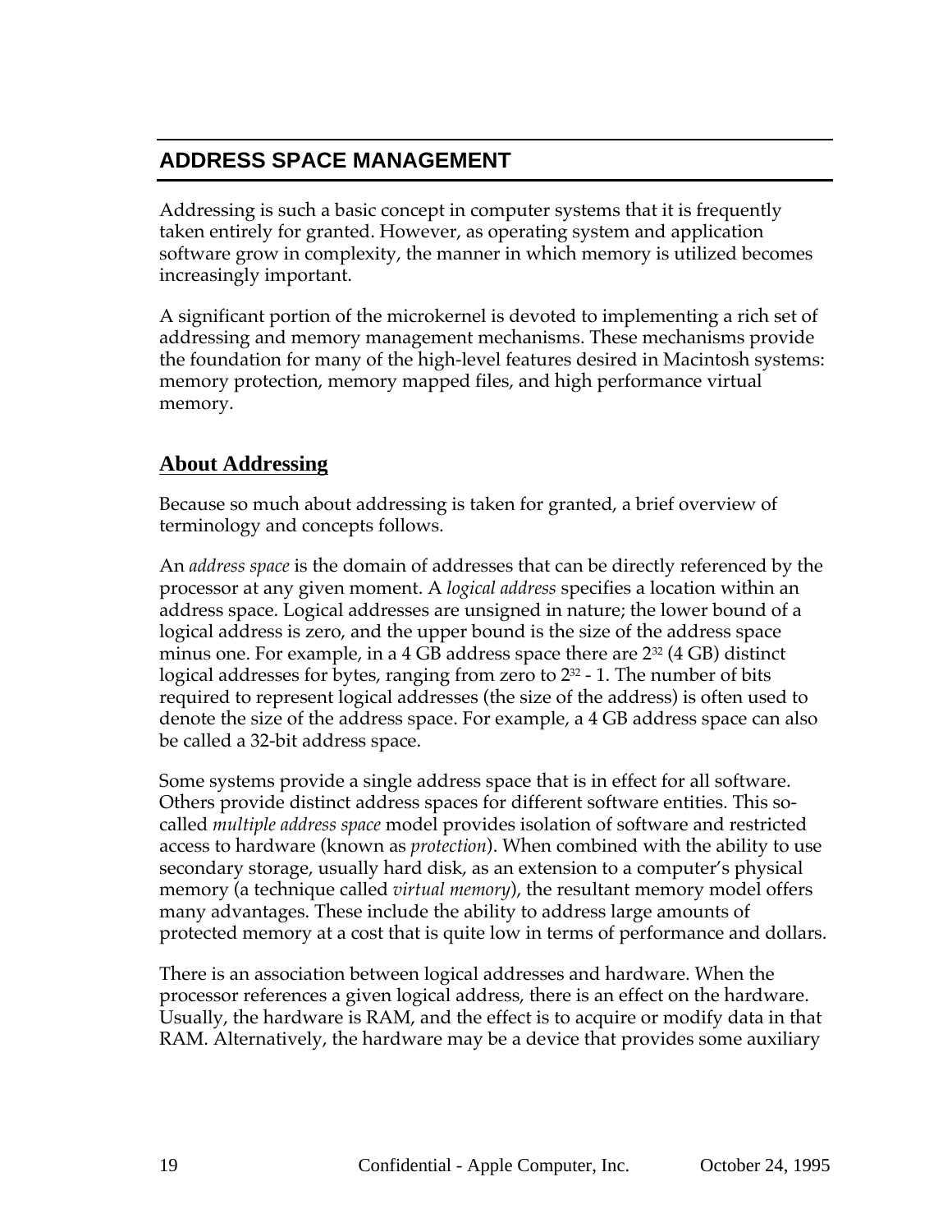# ADDRESS SPACE MANAGEMENT

Addressing is such a basic concept in computer systems that it is frequently taken entirely for granted. However, as operating system and application software grow in complexity, the manner in which memory is utilized becomes increasingly important.

A significant portion of the microkernel is devoted to implementing a rich set of addressing and memory management mechanisms. These mechanisms provide the foundation for many of the high-level features desired in Macintosh systems: memory protection, memory mapped files, and high performance virtual memory.

## About Addressing

Because so much about addressing is taken for granted, a brief overview of terminology and concepts follows.

An *address space* is the domain of addresses that can be directly referenced by the processor at any given moment. A *logical address* specifies a location within an address space. Logical addresses are unsigned in nature; the lower bound of a logical address is zero, and the upper bound is the size of the address space minus one. For example, in a 4 GB address space there are $2^{32}$ (4 GB) distinct logical addresses for bytes, ranging from zero to $2^{32}$ - 1. The number of bits required to represent logical addresses (the size of the address) is often used to denote the size of the address space. For example, a 4 GB address space can also be called a 32-bit address space.

Some systems provide a single address space that is in effect for all software. Others provide distinct address spaces for different software entities. This so-called *multiple address space* model provides isolation of software and restricted access to hardware (known as *protection*). When combined with the ability to use secondary storage, usually hard disk, as an extension to a computer's physical memory (a technique called *virtual memory*), the resultant memory model offers many advantages. These include the ability to address large amounts of protected memory at a cost that is quite low in terms of performance and dollars.

There is an association between logical addresses and hardware. When the processor references a given logical address, there is an effect on the hardware. Usually, the hardware is RAM, and the effect is to acquire or modify data in that RAM. Alternatively, the hardware may be a device that provides some auxiliary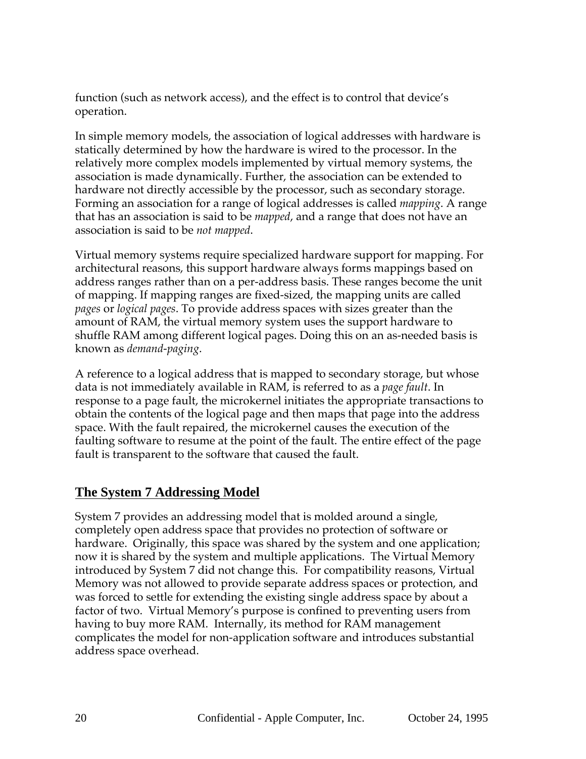function (such as network access), and the effect is to control that device's operation.

In simple memory models, the association of logical addresses with hardware is statically determined by how the hardware is wired to the processor. In the relatively more complex models implemented by virtual memory systems, the association is made dynamically. Further, the association can be extended to hardware not directly accessible by the processor, such as secondary storage. Forming an association for a range of logical addresses is called *mapping*. A range that has an association is said to be *mapped*, and a range that does not have an association is said to be *not mapped*.

Virtual memory systems require specialized hardware support for mapping. For architectural reasons, this support hardware always forms mappings based on address ranges rather than on a per-address basis. These ranges become the unit of mapping. If mapping ranges are fixed-sized, the mapping units are called *pages* or *logical pages*. To provide address spaces with sizes greater than the amount of RAM, the virtual memory system uses the support hardware to shuffle RAM among different logical pages. Doing this on an as-needed basis is known as *demand-paging*.

A reference to a logical address that is mapped to secondary storage, but whose data is not immediately available in RAM, is referred to as a *page fault*. In response to a page fault, the microkernel initiates the appropriate transactions to obtain the contents of the logical page and then maps that page into the address space. With the fault repaired, the microkernel causes the execution of the faulting software to resume at the point of the fault. The entire effect of the page fault is transparent to the software that caused the fault.

## The System 7 Addressing Model

System 7 provides an addressing model that is molded around a single, completely open address space that provides no protection of software or hardware. Originally, this space was shared by the system and one application; now it is shared by the system and multiple applications. The Virtual Memory introduced by System 7 did not change this. For compatibility reasons, Virtual Memory was not allowed to provide separate address spaces or protection, and was forced to settle for extending the existing single address space by about a factor of two. Virtual Memory's purpose is confined to preventing users from having to buy more RAM. Internally, its method for RAM management complicates the model for non-application software and introduces substantial address space overhead.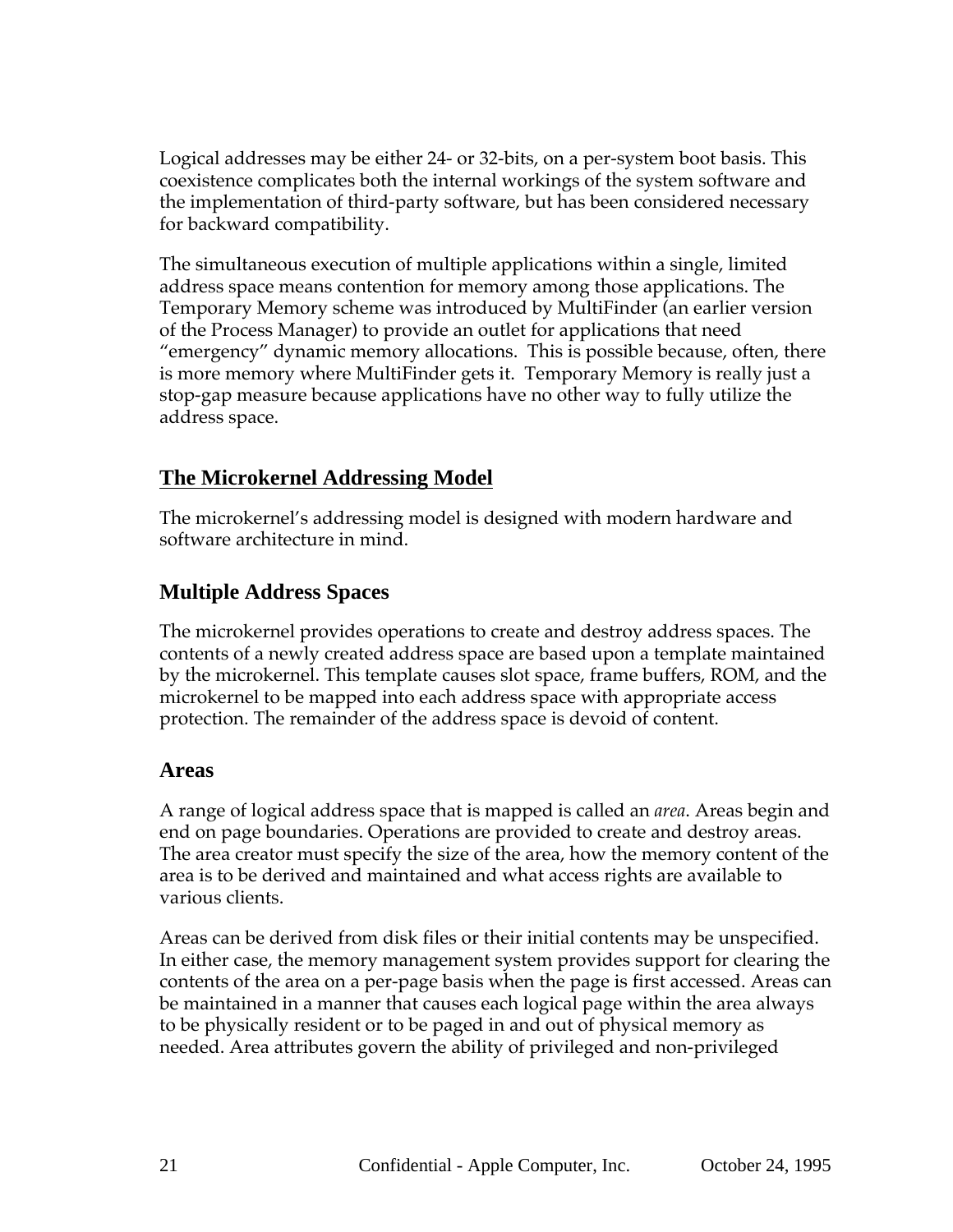Logical addresses may be either 24- or 32-bits, on a per-system boot basis. This coexistence complicates both the internal workings of the system software and the implementation of third-party software, but has been considered necessary for backward compatibility.

The simultaneous execution of multiple applications within a single, limited address space means contention for memory among those applications. The Temporary Memory scheme was introduced by MultiFinder (an earlier version of the Process Manager) to provide an outlet for applications that need "emergency" dynamic memory allocations.  This is possible because, often, there is more memory where MultiFinder gets it.  Temporary Memory is really just a stop-gap measure because applications have no other way to fully utilize the address space.

## The Microkernel Addressing Model

The microkernel's addressing model is designed with modern hardware and software architecture in mind.

### Multiple Address Spaces

The microkernel provides operations to create and destroy address spaces. The contents of a newly created address space are based upon a template maintained by the microkernel. This template causes slot space, frame buffers, ROM, and the microkernel to be mapped into each address space with appropriate access protection. The remainder of the address space is devoid of content.

### Areas

A range of logical address space that is mapped is called an *area*. Areas begin and end on page boundaries. Operations are provided to create and destroy areas. The area creator must specify the size of the area, how the memory content of the area is to be derived and maintained and what access rights are available to various clients.

Areas can be derived from disk files or their initial contents may be unspecified. In either case, the memory management system provides support for clearing the contents of the area on a per-page basis when the page is first accessed. Areas can be maintained in a manner that causes each logical page within the area always to be physically resident or to be paged in and out of physical memory as needed. Area attributes govern the ability of privileged and non-privileged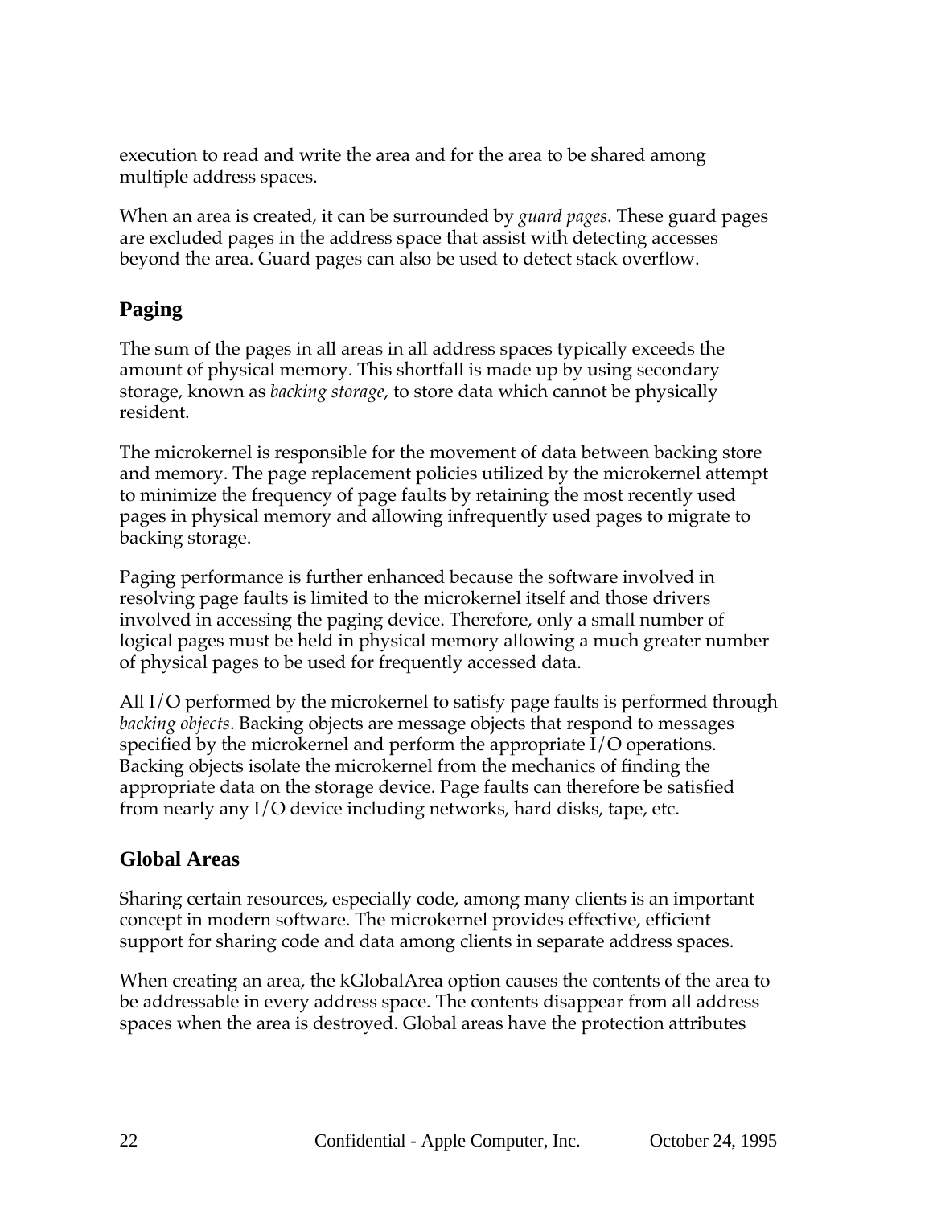execution to read and write the area and for the area to be shared among multiple address spaces.

When an area is created, it can be surrounded by *guard pages*. These guard pages are excluded pages in the address space that assist with detecting accesses beyond the area. Guard pages can also be used to detect stack overflow.

## Paging

The sum of the pages in all areas in all address spaces typically exceeds the amount of physical memory. This shortfall is made up by using secondary storage, known as *backing storage*, to store data which cannot be physically resident.

The microkernel is responsible for the movement of data between backing store and memory. The page replacement policies utilized by the microkernel attempt to minimize the frequency of page faults by retaining the most recently used pages in physical memory and allowing infrequently used pages to migrate to backing storage.

Paging performance is further enhanced because the software involved in resolving page faults is limited to the microkernel itself and those drivers involved in accessing the paging device. Therefore, only a small number of logical pages must be held in physical memory allowing a much greater number of physical pages to be used for frequently accessed data.

All I/O performed by the microkernel to satisfy page faults is performed through *backing objects*. Backing objects are message objects that respond to messages specified by the microkernel and perform the appropriate I/O operations. Backing objects isolate the microkernel from the mechanics of finding the appropriate data on the storage device. Page faults can therefore be satisfied from nearly any I/O device including networks, hard disks, tape, etc.

## Global Areas

Sharing certain resources, especially code, among many clients is an important concept in modern software. The microkernel provides effective, efficient support for sharing code and data among clients in separate address spaces.

When creating an area, the kGlobalArea option causes the contents of the area to be addressable in every address space. The contents disappear from all address spaces when the area is destroyed. Global areas have the protection attributes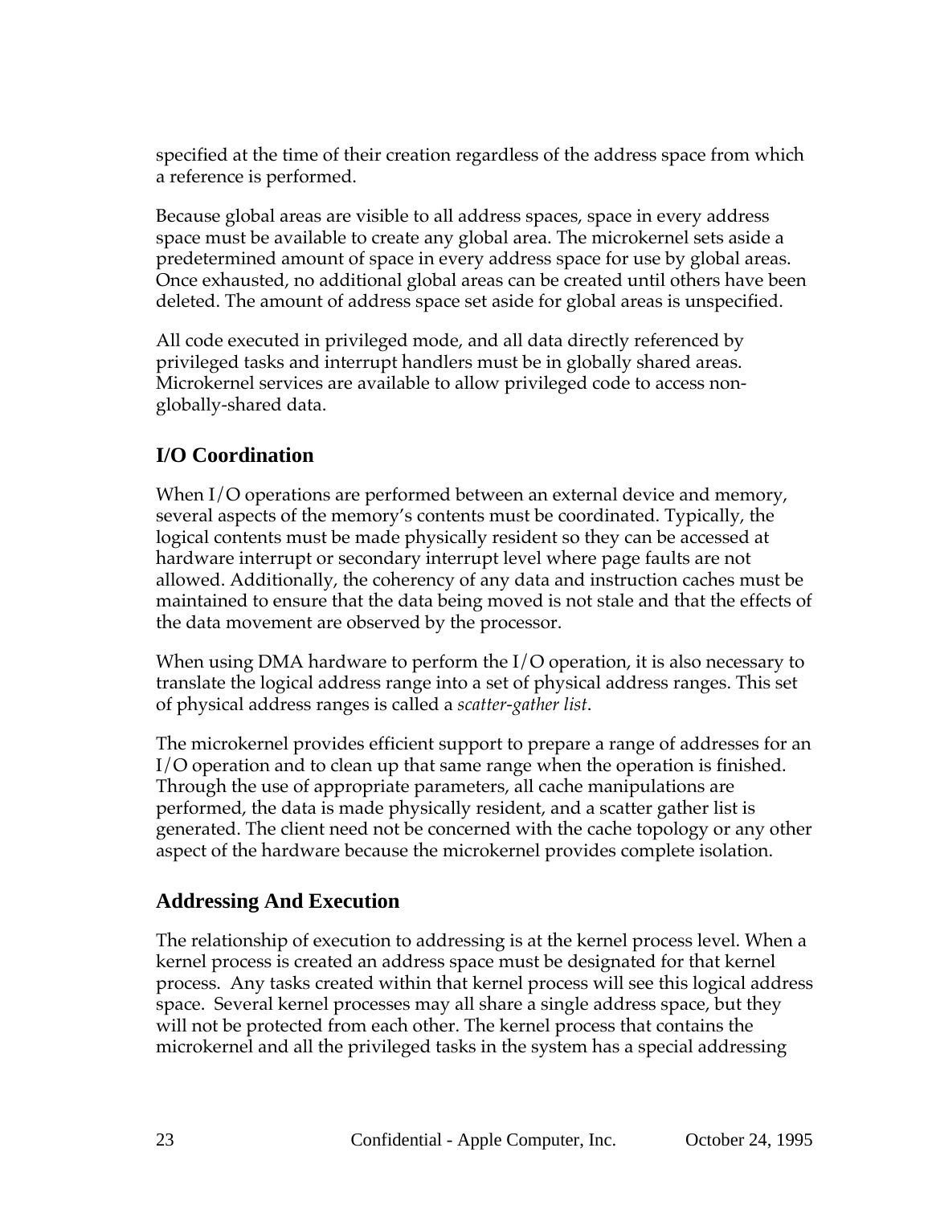specified at the time of their creation regardless of the address space from which a reference is performed.

Because global areas are visible to all address spaces, space in every address space must be available to create any global area. The microkernel sets aside a predetermined amount of space in every address space for use by global areas. Once exhausted, no additional global areas can be created until others have been deleted. The amount of address space set aside for global areas is unspecified.

All code executed in privileged mode, and all data directly referenced by privileged tasks and interrupt handlers must be in globally shared areas. Microkernel services are available to allow privileged code to access non-globally-shared data.

## I/O Coordination

When I/O operations are performed between an external device and memory, several aspects of the memory's contents must be coordinated. Typically, the logical contents must be made physically resident so they can be accessed at hardware interrupt or secondary interrupt level where page faults are not allowed. Additionally, the coherency of any data and instruction caches must be maintained to ensure that the data being moved is not stale and that the effects of the data movement are observed by the processor.

When using DMA hardware to perform the I/O operation, it is also necessary to translate the logical address range into a set of physical address ranges. This set of physical address ranges is called a *scatter-gather list*.

The microkernel provides efficient support to prepare a range of addresses for an I/O operation and to clean up that same range when the operation is finished. Through the use of appropriate parameters, all cache manipulations are performed, the data is made physically resident, and a scatter gather list is generated. The client need not be concerned with the cache topology or any other aspect of the hardware because the microkernel provides complete isolation.

## Addressing And Execution

The relationship of execution to addressing is at the kernel process level. When a kernel process is created an address space must be designated for that kernel process. Any tasks created within that kernel process will see this logical address space. Several kernel processes may all share a single address space, but they will not be protected from each other. The kernel process that contains the microkernel and all the privileged tasks in the system has a special addressing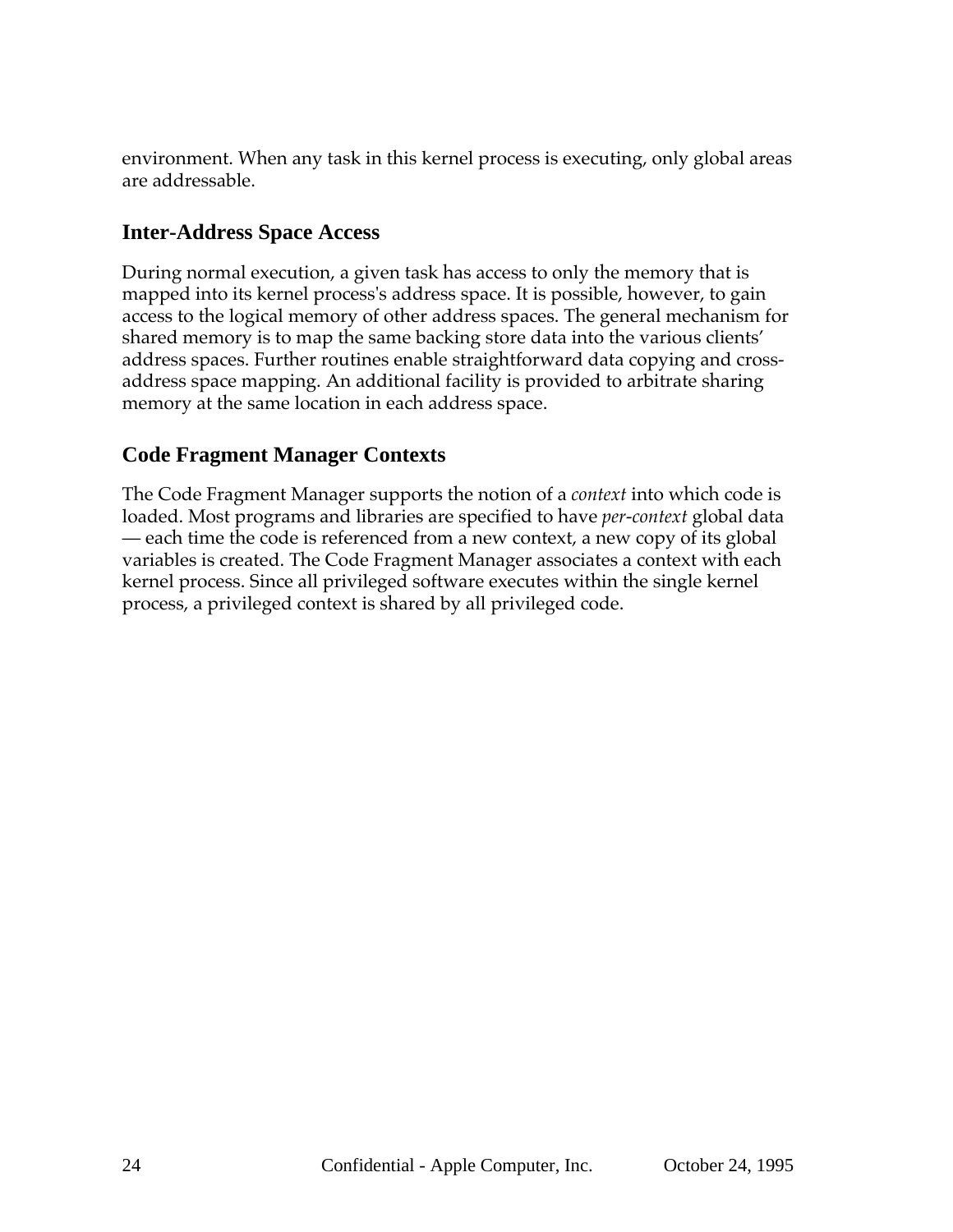environment. When any task in this kernel process is executing, only global areas are addressable.

## Inter-Address Space Access

During normal execution, a given task has access to only the memory that is mapped into its kernel process's address space. It is possible, however, to gain access to the logical memory of other address spaces. The general mechanism for shared memory is to map the same backing store data into the various clients' address spaces. Further routines enable straightforward data copying and cross-address space mapping. An additional facility is provided to arbitrate sharing memory at the same location in each address space.

## Code Fragment Manager Contexts

The Code Fragment Manager supports the notion of a *context* into which code is loaded. Most programs and libraries are specified to have *per-context* global data — each time the code is referenced from a new context, a new copy of its global variables is created. The Code Fragment Manager associates a context with each kernel process. Since all privileged software executes within the single kernel process, a privileged context is shared by all privileged code.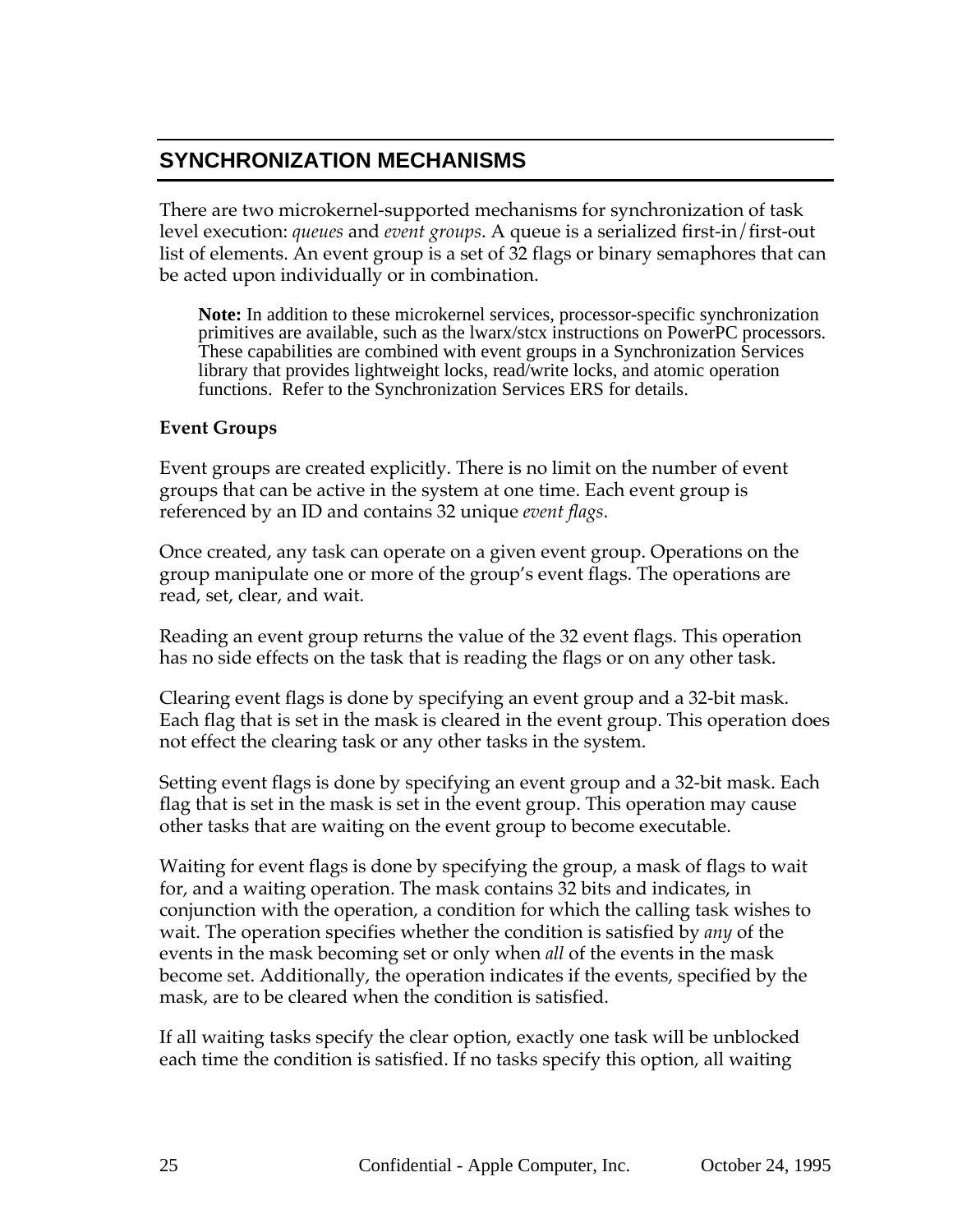## SYNCHRONIZATION MECHANISMS

There are two microkernel-supported mechanisms for synchronization of task level execution: *queues* and *event groups*. A queue is a serialized first-in/first-out list of elements. An event group is a set of 32 flags or binary semaphores that can be acted upon individually or in combination.

> **Note:** In addition to these microkernel services, processor-specific synchronization primitives are available, such as the lwarx/stcx instructions on PowerPC processors. These capabilities are combined with event groups in a Synchronization Services library that provides lightweight locks, read/write locks, and atomic operation functions. Refer to the Synchronization Services ERS for details.

### Event Groups

Event groups are created explicitly. There is no limit on the number of event groups that can be active in the system at one time. Each event group is referenced by an ID and contains 32 unique *event flags*.

Once created, any task can operate on a given event group. Operations on the group manipulate one or more of the group's event flags. The operations are read, set, clear, and wait.

Reading an event group returns the value of the 32 event flags. This operation has no side effects on the task that is reading the flags or on any other task.

Clearing event flags is done by specifying an event group and a 32-bit mask. Each flag that is set in the mask is cleared in the event group. This operation does not effect the clearing task or any other tasks in the system.

Setting event flags is done by specifying an event group and a 32-bit mask. Each flag that is set in the mask is set in the event group. This operation may cause other tasks that are waiting on the event group to become executable.

Waiting for event flags is done by specifying the group, a mask of flags to wait for, and a waiting operation. The mask contains 32 bits and indicates, in conjunction with the operation, a condition for which the calling task wishes to wait. The operation specifies whether the condition is satisfied by *any* of the events in the mask becoming set or only when *all* of the events in the mask become set. Additionally, the operation indicates if the events, specified by the mask, are to be cleared when the condition is satisfied.

If all waiting tasks specify the clear option, exactly one task will be unblocked each time the condition is satisfied. If no tasks specify this option, all waiting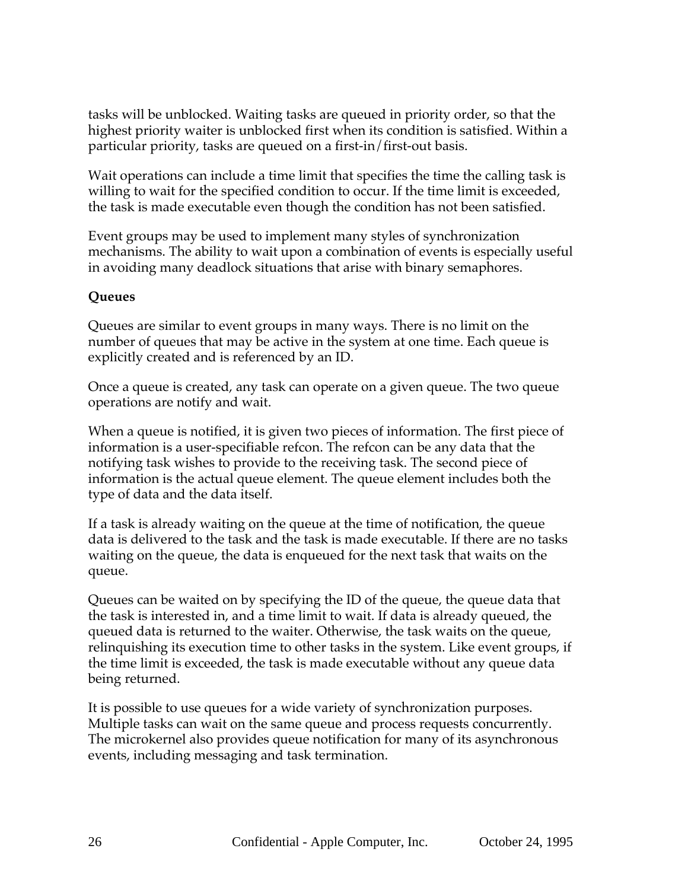tasks will be unblocked. Waiting tasks are queued in priority order, so that the highest priority waiter is unblocked first when its condition is satisfied. Within a particular priority, tasks are queued on a first-in/first-out basis.

Wait operations can include a time limit that specifies the time the calling task is willing to wait for the specified condition to occur. If the time limit is exceeded, the task is made executable even though the condition has not been satisfied.

Event groups may be used to implement many styles of synchronization mechanisms. The ability to wait upon a combination of events is especially useful in avoiding many deadlock situations that arise with binary semaphores.

**Queues**

Queues are similar to event groups in many ways. There is no limit on the number of queues that may be active in the system at one time. Each queue is explicitly created and is referenced by an ID.

Once a queue is created, any task can operate on a given queue. The two queue operations are notify and wait.

When a queue is notified, it is given two pieces of information. The first piece of information is a user-specifiable refcon. The refcon can be any data that the notifying task wishes to provide to the receiving task. The second piece of information is the actual queue element. The queue element includes both the type of data and the data itself.

If a task is already waiting on the queue at the time of notification, the queue data is delivered to the task and the task is made executable. If there are no tasks waiting on the queue, the data is enqueued for the next task that waits on the queue.

Queues can be waited on by specifying the ID of the queue, the queue data that the task is interested in, and a time limit to wait. If data is already queued, the queued data is returned to the waiter. Otherwise, the task waits on the queue, relinquishing its execution time to other tasks in the system. Like event groups, if the time limit is exceeded, the task is made executable without any queue data being returned.

It is possible to use queues for a wide variety of synchronization purposes. Multiple tasks can wait on the same queue and process requests concurrently. The microkernel also provides queue notification for many of its asynchronous events, including messaging and task termination.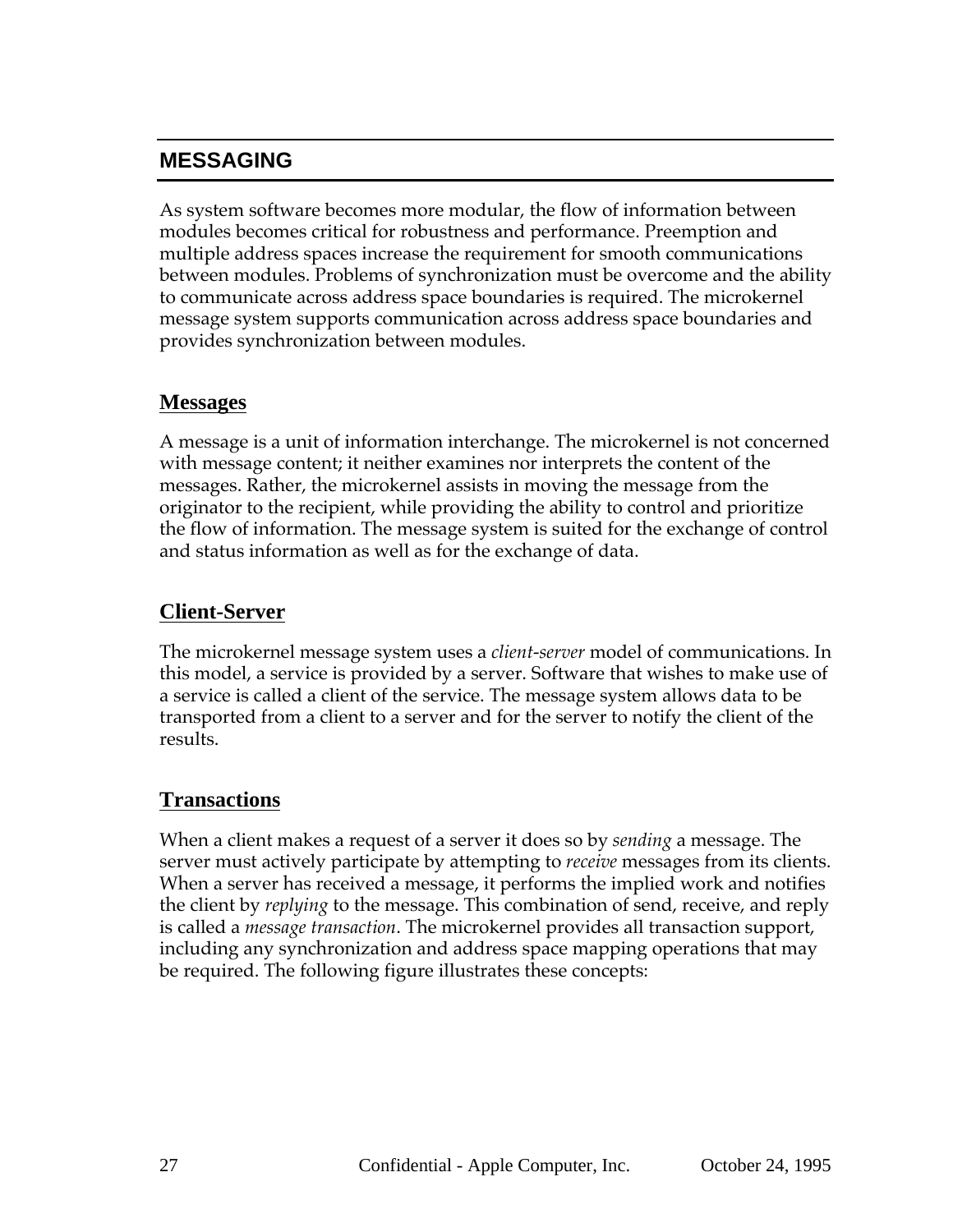## MESSAGING

As system software becomes more modular, the flow of information between modules becomes critical for robustness and performance. Preemption and multiple address spaces increase the requirement for smooth communications between modules. Problems of synchronization must be overcome and the ability to communicate across address space boundaries is required. The microkernel message system supports communication across address space boundaries and provides synchronization between modules.

### Messages

A message is a unit of information interchange. The microkernel is not concerned with message content; it neither examines nor interprets the content of the messages. Rather, the microkernel assists in moving the message from the originator to the recipient, while providing the ability to control and prioritize the flow of information. The message system is suited for the exchange of control and status information as well as for the exchange of data.

### Client-Server

The microkernel message system uses a *client-server* model of communications. In this model, a service is provided by a server. Software that wishes to make use of a service is called a client of the service. The message system allows data to be transported from a client to a server and for the server to notify the client of the results.

### Transactions

When a client makes a request of a server it does so by *sending* a message. The server must actively participate by attempting to *receive* messages from its clients. When a server has received a message, it performs the implied work and notifies the client by *replying* to the message. This combination of send, receive, and reply is called a *message transaction*. The microkernel provides all transaction support, including any synchronization and address space mapping operations that may be required. The following figure illustrates these concepts: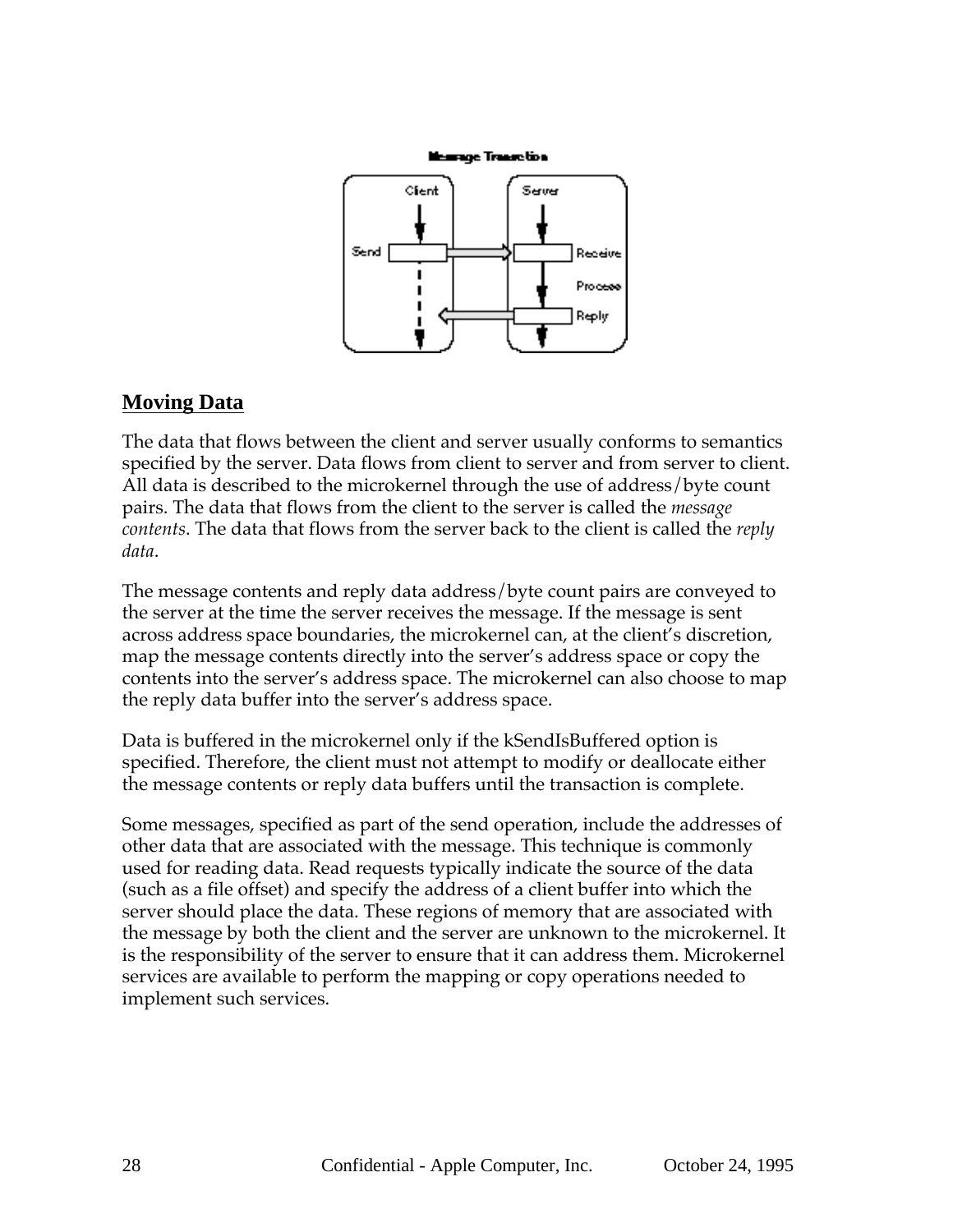## Moving Data

The data that flows between the client and server usually conforms to semantics specified by the server. Data flows from client to server and from server to client. All data is described to the microkernel through the use of address/byte count pairs. The data that flows from the client to the server is called the *message contents*. The data that flows from the server back to the client is called the *reply data*.

The message contents and reply data address/byte count pairs are conveyed to the server at the time the server receives the message. If the message is sent across address space boundaries, the microkernel can, at the client's discretion, map the message contents directly into the server's address space or copy the contents into the server's address space. The microkernel can also choose to map the reply data buffer into the server's address space.

Data is buffered in the microkernel only if the kSendIsBuffered option is specified. Therefore, the client must not attempt to modify or deallocate either the message contents or reply data buffers until the transaction is complete.

Some messages, specified as part of the send operation, include the addresses of other data that are associated with the message. This technique is commonly used for reading data. Read requests typically indicate the source of the data (such as a file offset) and specify the address of a client buffer into which the server should place the data. These regions of memory that are associated with the message by both the client and the server are unknown to the microkernel. It is the responsibility of the server to ensure that it can address them. Microkernel services are available to perform the mapping or copy operations needed to implement such services.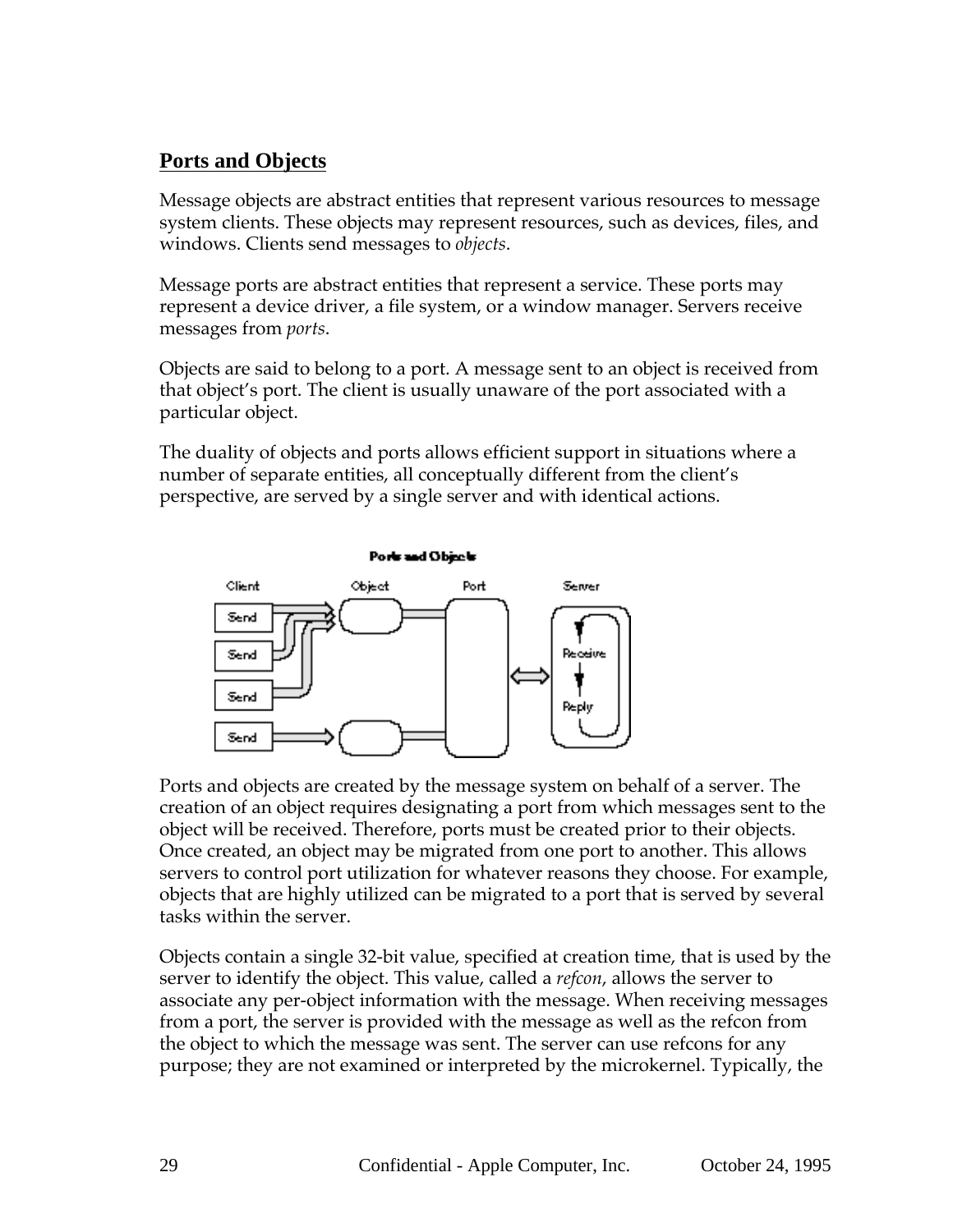## Ports and Objects

Message objects are abstract entities that represent various resources to message system clients. These objects may represent resources, such as devices, files, and windows. Clients send messages to *objects*.

Message ports are abstract entities that represent a service. These ports may represent a device driver, a file system, or a window manager. Servers receive messages from *ports*.

Objects are said to belong to a port. A message sent to an object is received from that object's port. The client is usually unaware of the port associated with a particular object.

The duality of objects and ports allows efficient support in situations where a number of separate entities, all conceptually different from the client's perspective, are served by a single server and with identical actions.

Ports and Objects

Ports and objects are created by the message system on behalf of a server. The creation of an object requires designating a port from which messages sent to the object will be received. Therefore, ports must be created prior to their objects. Once created, an object may be migrated from one port to another. This allows servers to control port utilization for whatever reasons they choose. For example, objects that are highly utilized can be migrated to a port that is served by several tasks within the server.

Objects contain a single 32-bit value, specified at creation time, that is used by the server to identify the object. This value, called a *refcon*, allows the server to associate any per-object information with the message. When receiving messages from a port, the server is provided with the message as well as the refcon from the object to which the message was sent. The server can use refcons for any purpose; they are not examined or interpreted by the microkernel. Typically, the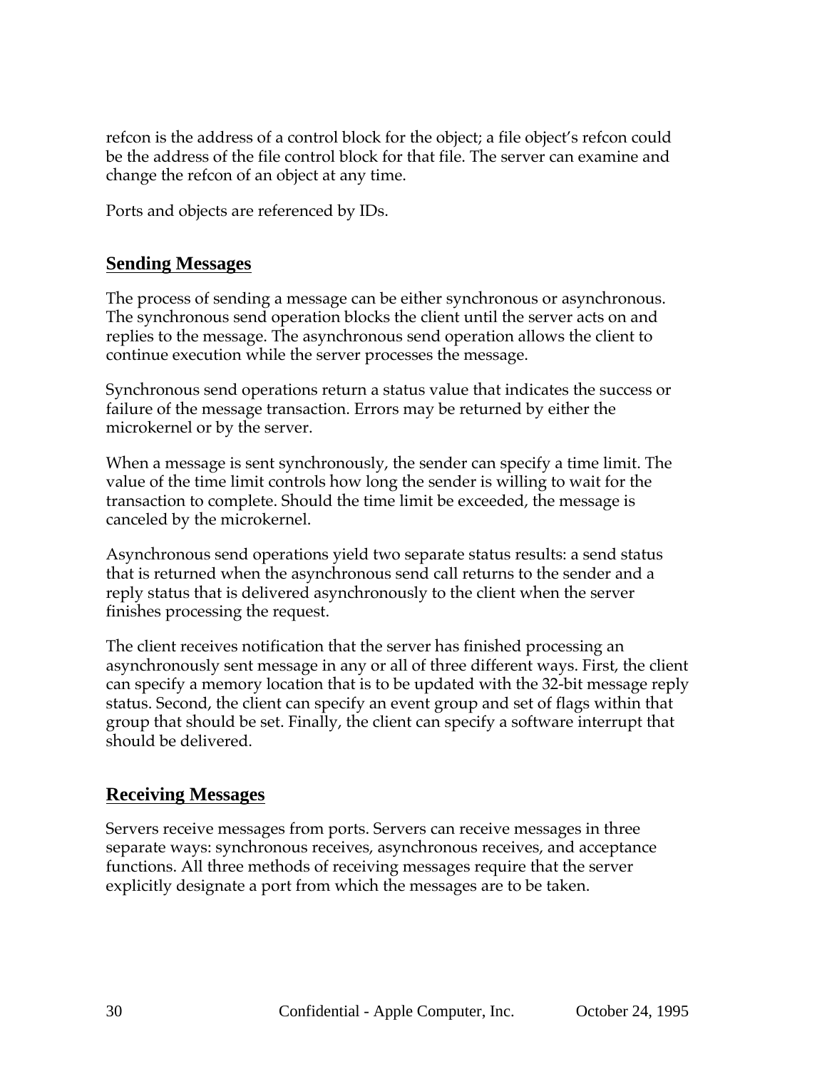refcon is the address of a control block for the object; a file object's refcon could be the address of the file control block for that file. The server can examine and change the refcon of an object at any time.

Ports and objects are referenced by IDs.

## Sending Messages

The process of sending a message can be either synchronous or asynchronous. The synchronous send operation blocks the client until the server acts on and replies to the message. The asynchronous send operation allows the client to continue execution while the server processes the message.

Synchronous send operations return a status value that indicates the success or failure of the message transaction. Errors may be returned by either the microkernel or by the server.

When a message is sent synchronously, the sender can specify a time limit. The value of the time limit controls how long the sender is willing to wait for the transaction to complete. Should the time limit be exceeded, the message is canceled by the microkernel.

Asynchronous send operations yield two separate status results: a send status that is returned when the asynchronous send call returns to the sender and a reply status that is delivered asynchronously to the client when the server finishes processing the request.

The client receives notification that the server has finished processing an asynchronously sent message in any or all of three different ways. First, the client can specify a memory location that is to be updated with the 32-bit message reply status. Second, the client can specify an event group and set of flags within that group that should be set. Finally, the client can specify a software interrupt that should be delivered.

## Receiving Messages

Servers receive messages from ports. Servers can receive messages in three separate ways: synchronous receives, asynchronous receives, and acceptance functions. All three methods of receiving messages require that the server explicitly designate a port from which the messages are to be taken.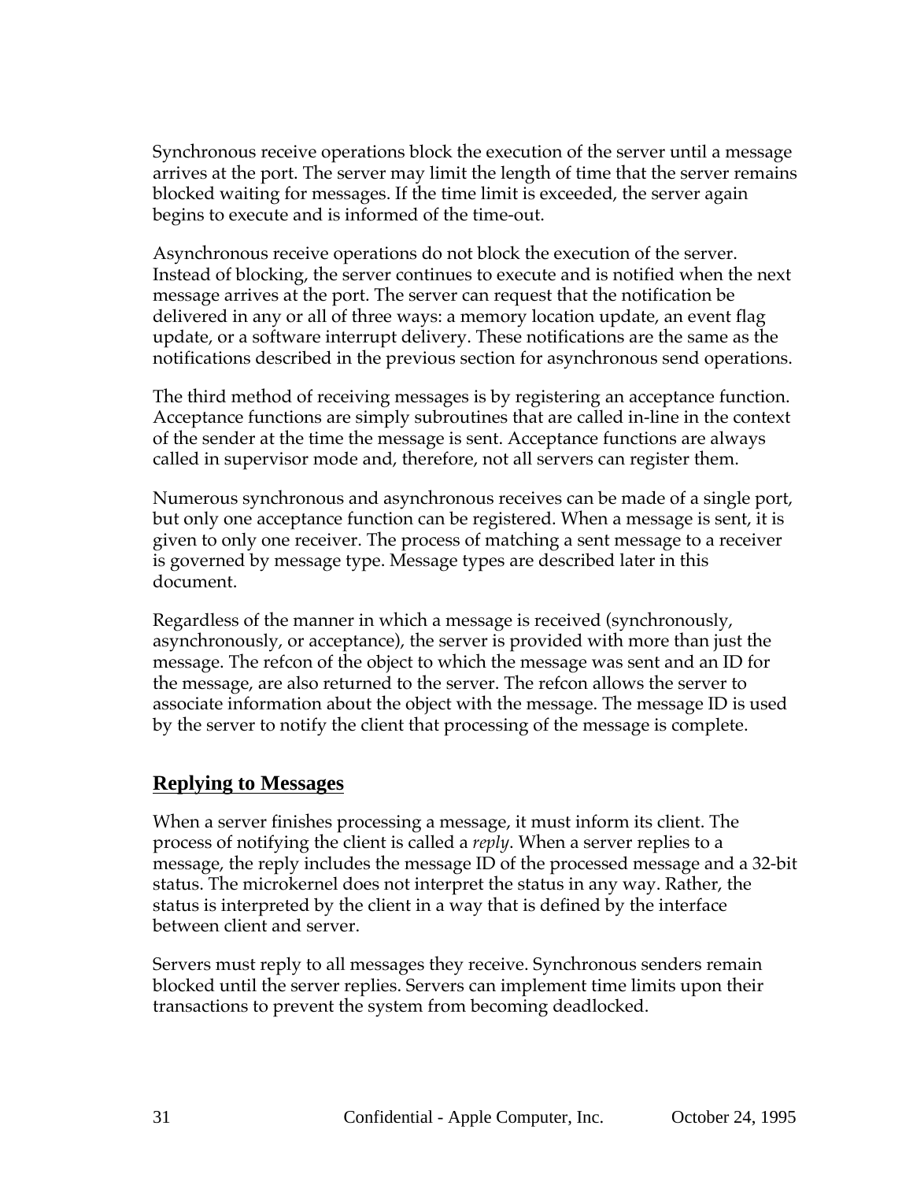Synchronous receive operations block the execution of the server until a message arrives at the port. The server may limit the length of time that the server remains blocked waiting for messages. If the time limit is exceeded, the server again begins to execute and is informed of the time-out.

Asynchronous receive operations do not block the execution of the server. Instead of blocking, the server continues to execute and is notified when the next message arrives at the port. The server can request that the notification be delivered in any or all of three ways: a memory location update, an event flag update, or a software interrupt delivery. These notifications are the same as the notifications described in the previous section for asynchronous send operations.

The third method of receiving messages is by registering an acceptance function. Acceptance functions are simply subroutines that are called in-line in the context of the sender at the time the message is sent. Acceptance functions are always called in supervisor mode and, therefore, not all servers can register them.

Numerous synchronous and asynchronous receives can be made of a single port, but only one acceptance function can be registered. When a message is sent, it is given to only one receiver. The process of matching a sent message to a receiver is governed by message type. Message types are described later in this document.

Regardless of the manner in which a message is received (synchronously, asynchronously, or acceptance), the server is provided with more than just the message. The refcon of the object to which the message was sent and an ID for the message, are also returned to the server. The refcon allows the server to associate information about the object with the message. The message ID is used by the server to notify the client that processing of the message is complete.

## Replying to Messages

When a server finishes processing a message, it must inform its client. The process of notifying the client is called a *reply*. When a server replies to a message, the reply includes the message ID of the processed message and a 32-bit status. The microkernel does not interpret the status in any way. Rather, the status is interpreted by the client in a way that is defined by the interface between client and server.

Servers must reply to all messages they receive. Synchronous senders remain blocked until the server replies. Servers can implement time limits upon their transactions to prevent the system from becoming deadlocked.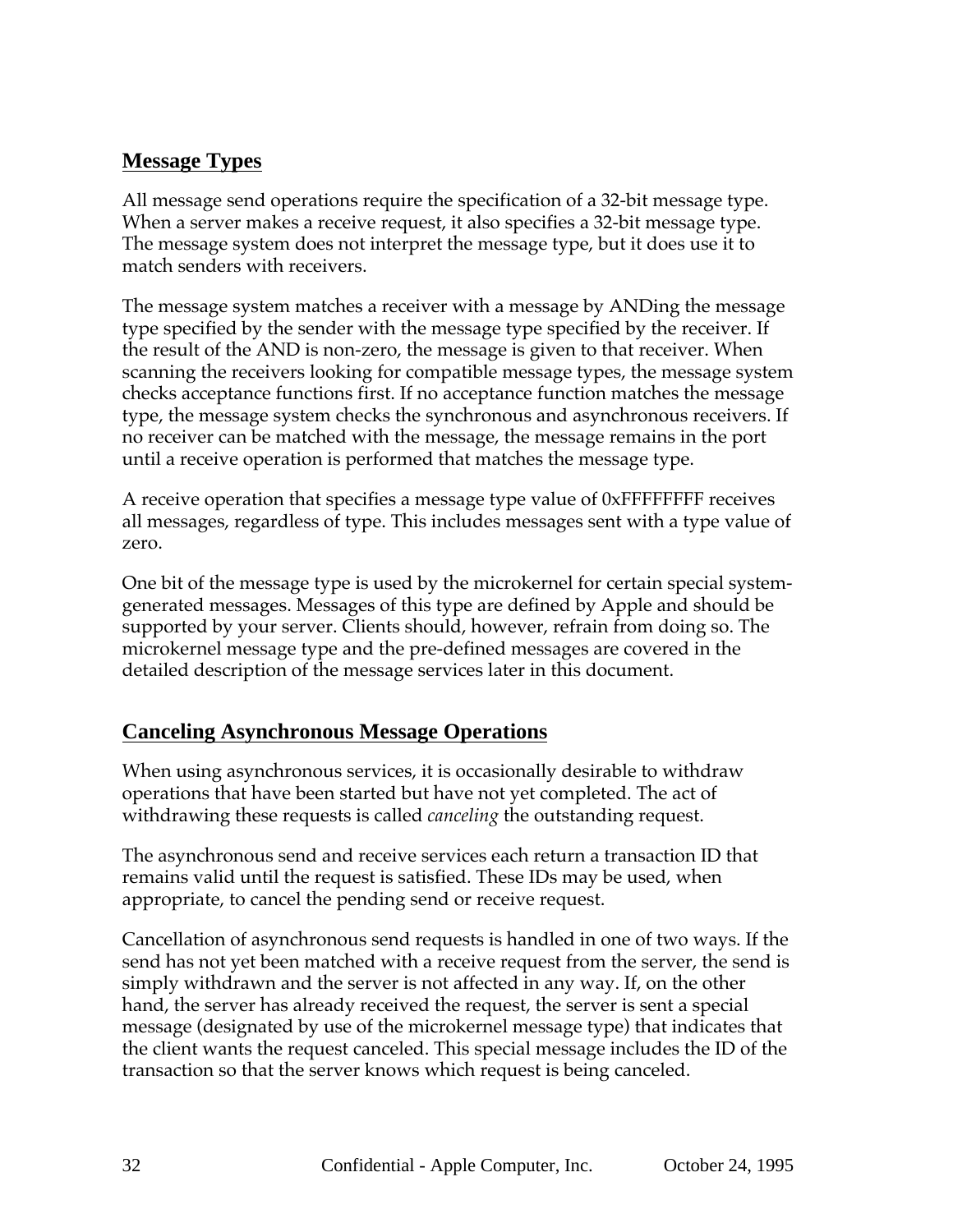## Message Types

All message send operations require the specification of a 32-bit message type. When a server makes a receive request, it also specifies a 32-bit message type. The message system does not interpret the message type, but it does use it to match senders with receivers.

The message system matches a receiver with a message by ANDing the message type specified by the sender with the message type specified by the receiver. If the result of the AND is non-zero, the message is given to that receiver. When scanning the receivers looking for compatible message types, the message system checks acceptance functions first. If no acceptance function matches the message type, the message system checks the synchronous and asynchronous receivers. If no receiver can be matched with the message, the message remains in the port until a receive operation is performed that matches the message type.

A receive operation that specifies a message type value of 0xFFFFFFFF receives all messages, regardless of type. This includes messages sent with a type value of zero.

One bit of the message type is used by the microkernel for certain special system-generated messages. Messages of this type are defined by Apple and should be supported by your server. Clients should, however, refrain from doing so. The microkernel message type and the pre-defined messages are covered in the detailed description of the message services later in this document.

## Canceling Asynchronous Message Operations

When using asynchronous services, it is occasionally desirable to withdraw operations that have been started but have not yet completed. The act of withdrawing these requests is called *canceling* the outstanding request.

The asynchronous send and receive services each return a transaction ID that remains valid until the request is satisfied. These IDs may be used, when appropriate, to cancel the pending send or receive request.

Cancellation of asynchronous send requests is handled in one of two ways. If the send has not yet been matched with a receive request from the server, the send is simply withdrawn and the server is not affected in any way. If, on the other hand, the server has already received the request, the server is sent a special message (designated by use of the microkernel message type) that indicates that the client wants the request canceled. This special message includes the ID of the transaction so that the server knows which request is being canceled.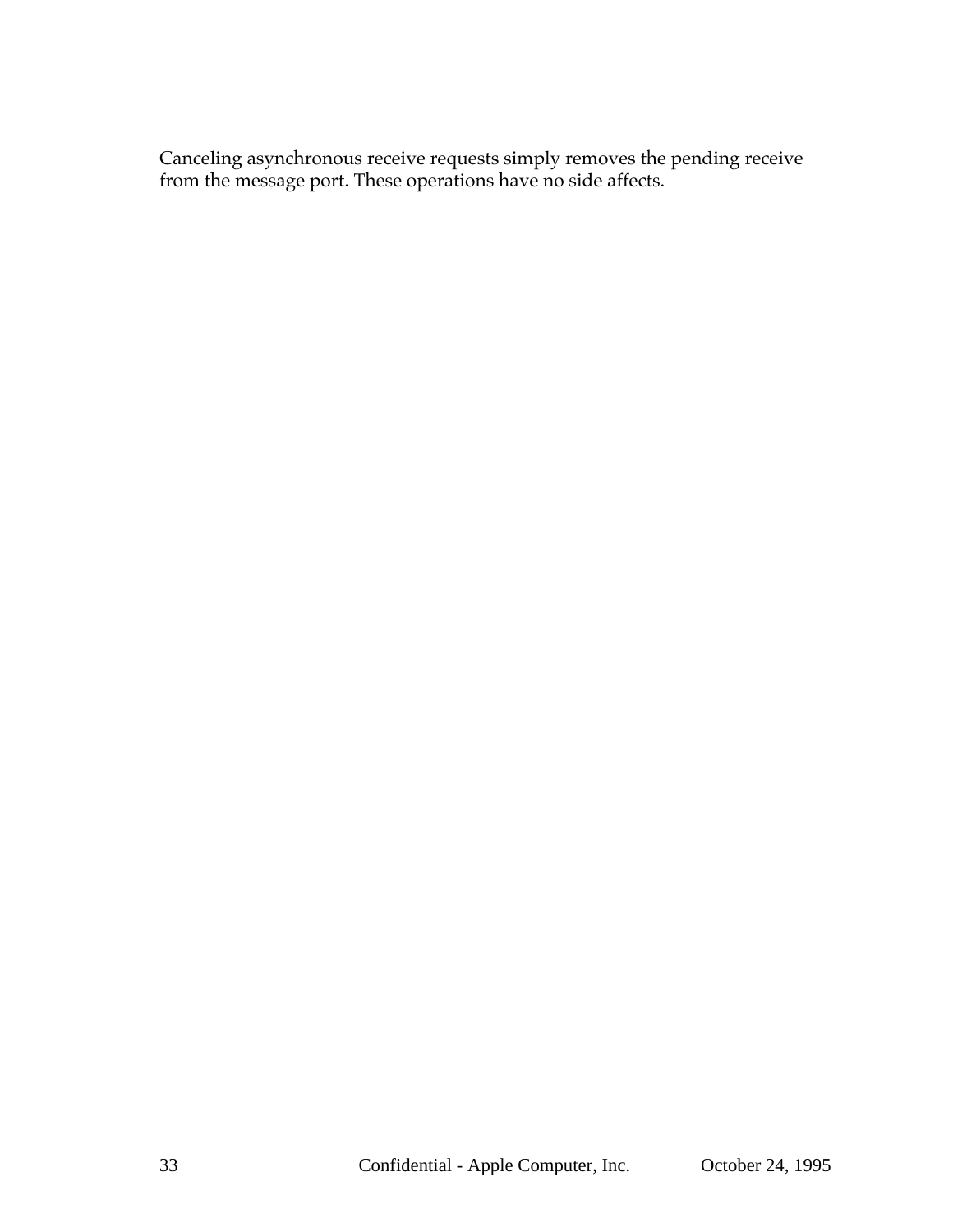Canceling asynchronous receive requests simply removes the pending receive from the message port. These operations have no side affects.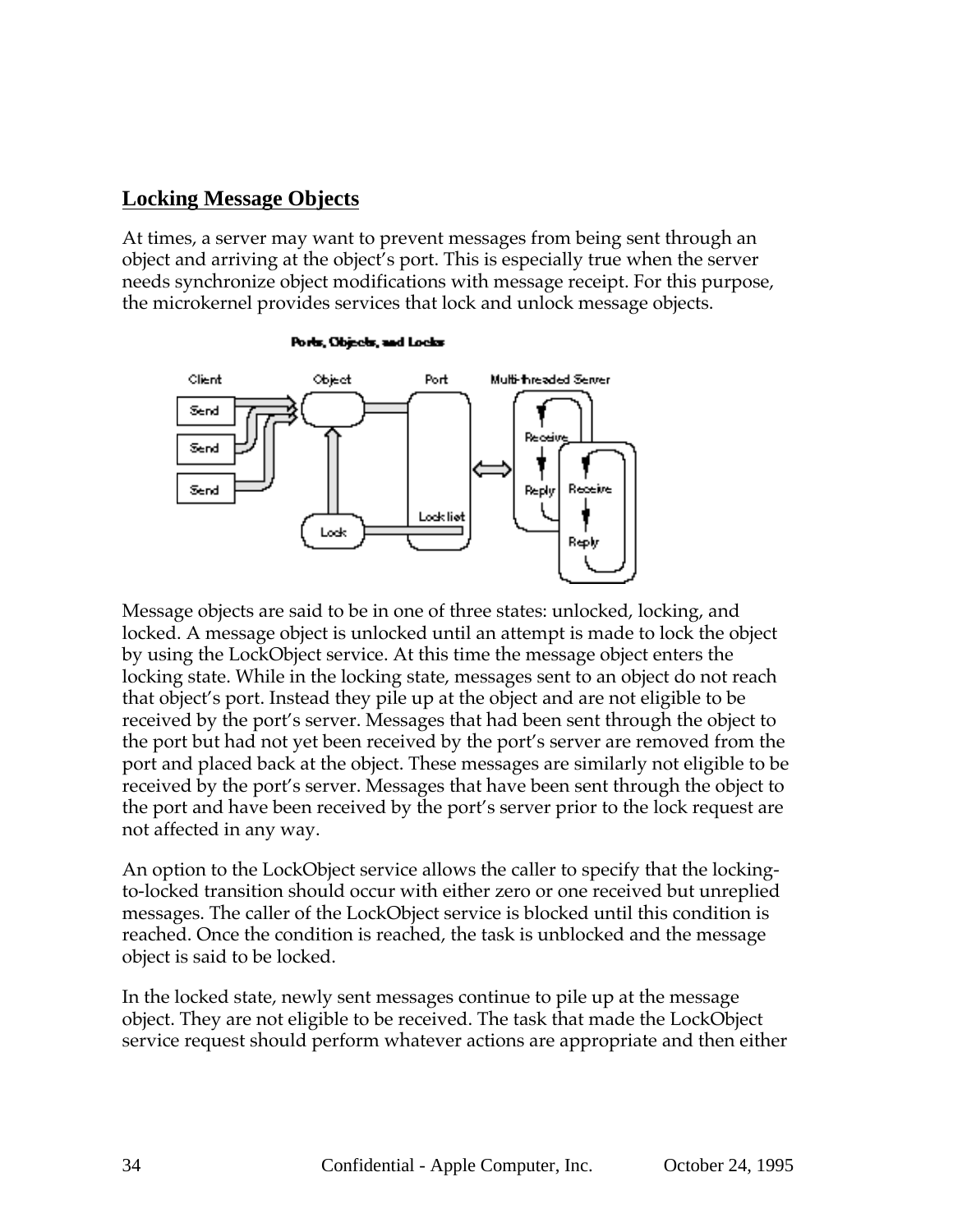## Locking Message Objects

At times, a server may want to prevent messages from being sent through an object and arriving at the object's port. This is especially true when the server needs synchronize object modifications with message receipt. For this purpose, the microkernel provides services that lock and unlock message objects.

**Ports, Objects, and Locks**

Message objects are said to be in one of three states: unlocked, locking, and locked. A message object is unlocked until an attempt is made to lock the object by using the LockObject service. At this time the message object enters the locking state. While in the locking state, messages sent to an object do not reach that object's port. Instead they pile up at the object and are not eligible to be received by the port's server. Messages that had been sent through the object to the port but had not yet been received by the port's server are removed from the port and placed back at the object. These messages are similarly not eligible to be received by the port's server. Messages that have been sent through the object to the port and have been received by the port's server prior to the lock request are not affected in any way.

An option to the LockObject service allows the caller to specify that the locking-to-locked transition should occur with either zero or one received but unreplied messages. The caller of the LockObject service is blocked until this condition is reached. Once the condition is reached, the task is unblocked and the message object is said to be locked.

In the locked state, newly sent messages continue to pile up at the message object. They are not eligible to be received. The task that made the LockObject service request should perform whatever actions are appropriate and then either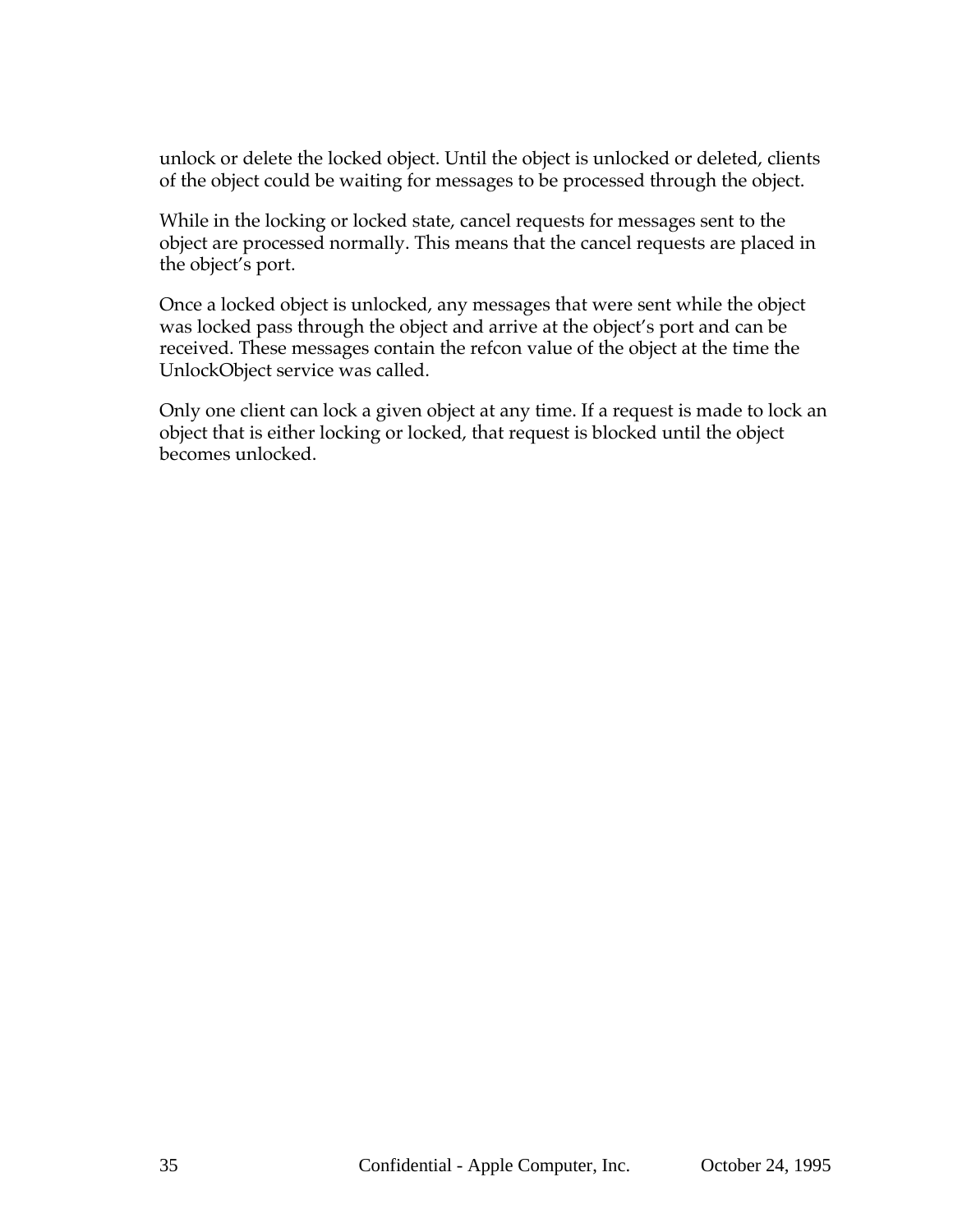unlock or delete the locked object. Until the object is unlocked or deleted, clients of the object could be waiting for messages to be processed through the object.

While in the locking or locked state, cancel requests for messages sent to the object are processed normally. This means that the cancel requests are placed in the object's port.

Once a locked object is unlocked, any messages that were sent while the object was locked pass through the object and arrive at the object's port and can be received. These messages contain the refcon value of the object at the time the UnlockObject service was called.

Only one client can lock a given object at any time. If a request is made to lock an object that is either locking or locked, that request is blocked until the object becomes unlocked.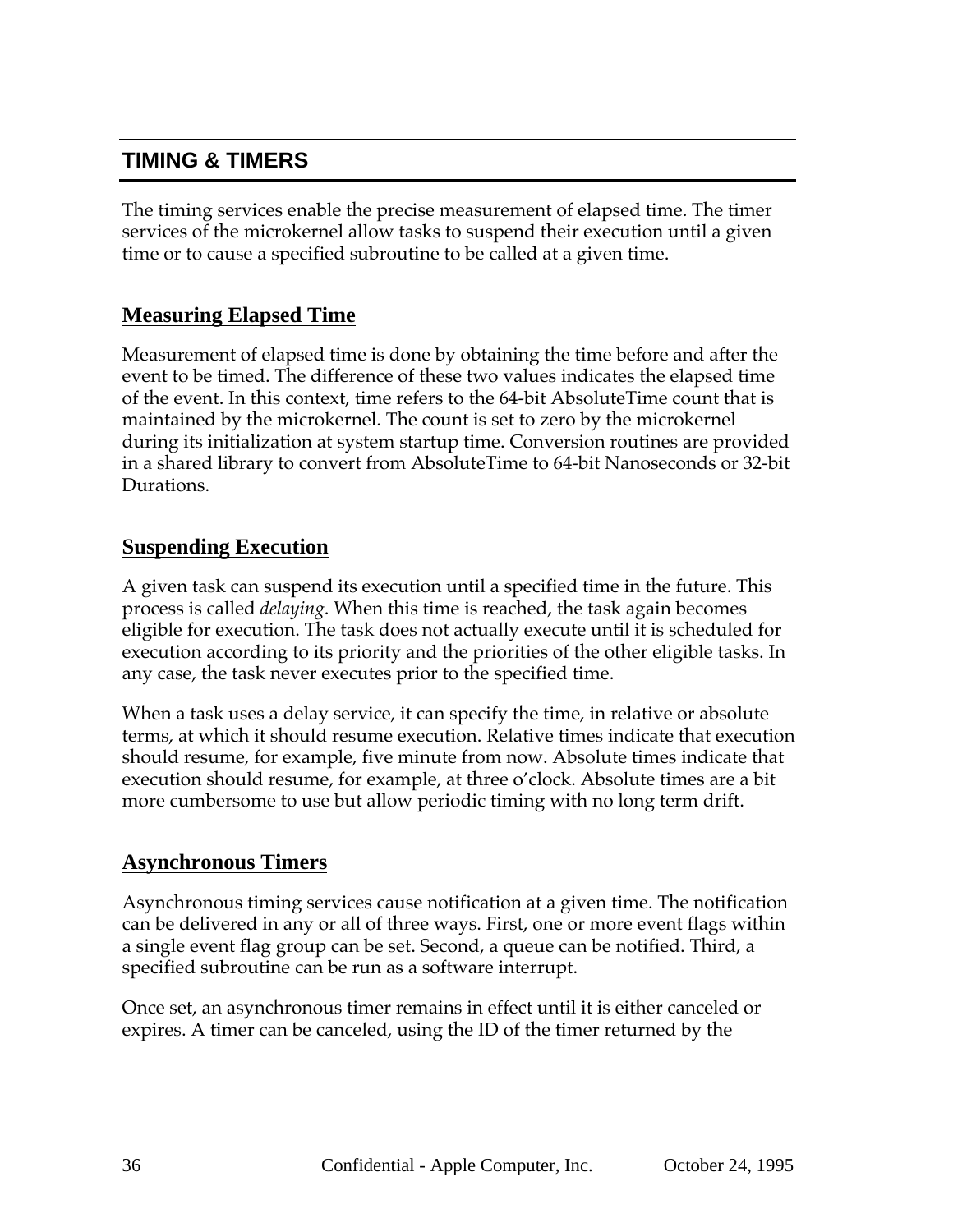## TIMING & TIMERS

The timing services enable the precise measurement of elapsed time. The timer services of the microkernel allow tasks to suspend their execution until a given time or to cause a specified subroutine to be called at a given time.

### Measuring Elapsed Time

Measurement of elapsed time is done by obtaining the time before and after the event to be timed. The difference of these two values indicates the elapsed time of the event. In this context, time refers to the 64-bit AbsoluteTime count that is maintained by the microkernel. The count is set to zero by the microkernel during its initialization at system startup time. Conversion routines are provided in a shared library to convert from AbsoluteTime to 64-bit Nanoseconds or 32-bit Durations.

### Suspending Execution

A given task can suspend its execution until a specified time in the future. This process is called *delaying*. When this time is reached, the task again becomes eligible for execution. The task does not actually execute until it is scheduled for execution according to its priority and the priorities of the other eligible tasks. In any case, the task never executes prior to the specified time.

When a task uses a delay service, it can specify the time, in relative or absolute terms, at which it should resume execution. Relative times indicate that execution should resume, for example, five minute from now. Absolute times indicate that execution should resume, for example, at three o'clock. Absolute times are a bit more cumbersome to use but allow periodic timing with no long term drift.

### Asynchronous Timers

Asynchronous timing services cause notification at a given time. The notification can be delivered in any or all of three ways. First, one or more event flags within a single event flag group can be set. Second, a queue can be notified. Third, a specified subroutine can be run as a software interrupt.

Once set, an asynchronous timer remains in effect until it is either canceled or expires. A timer can be canceled, using the ID of the timer returned by the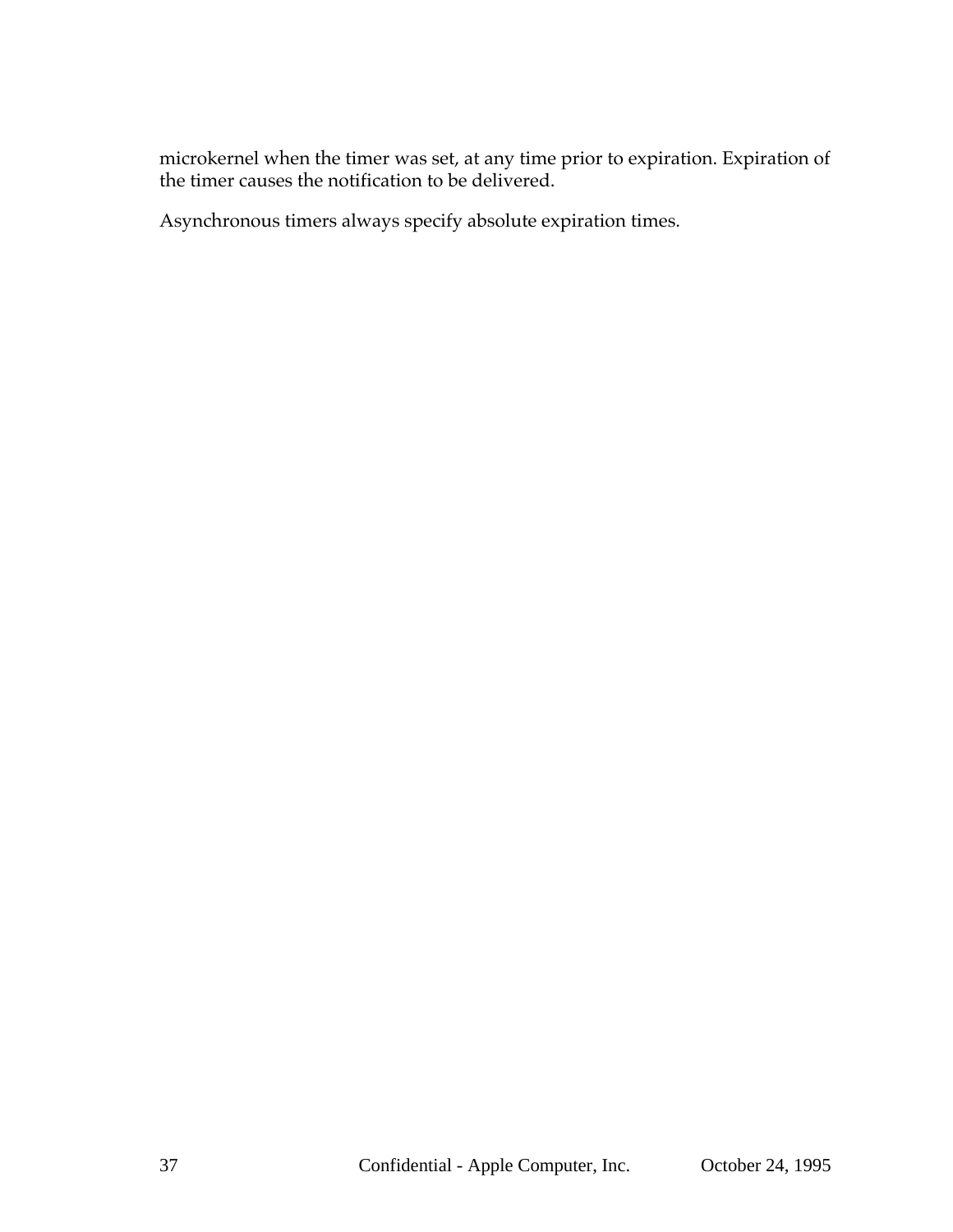microkernel when the timer was set, at any time prior to expiration. Expiration of the timer causes the notification to be delivered.

Asynchronous timers always specify absolute expiration times.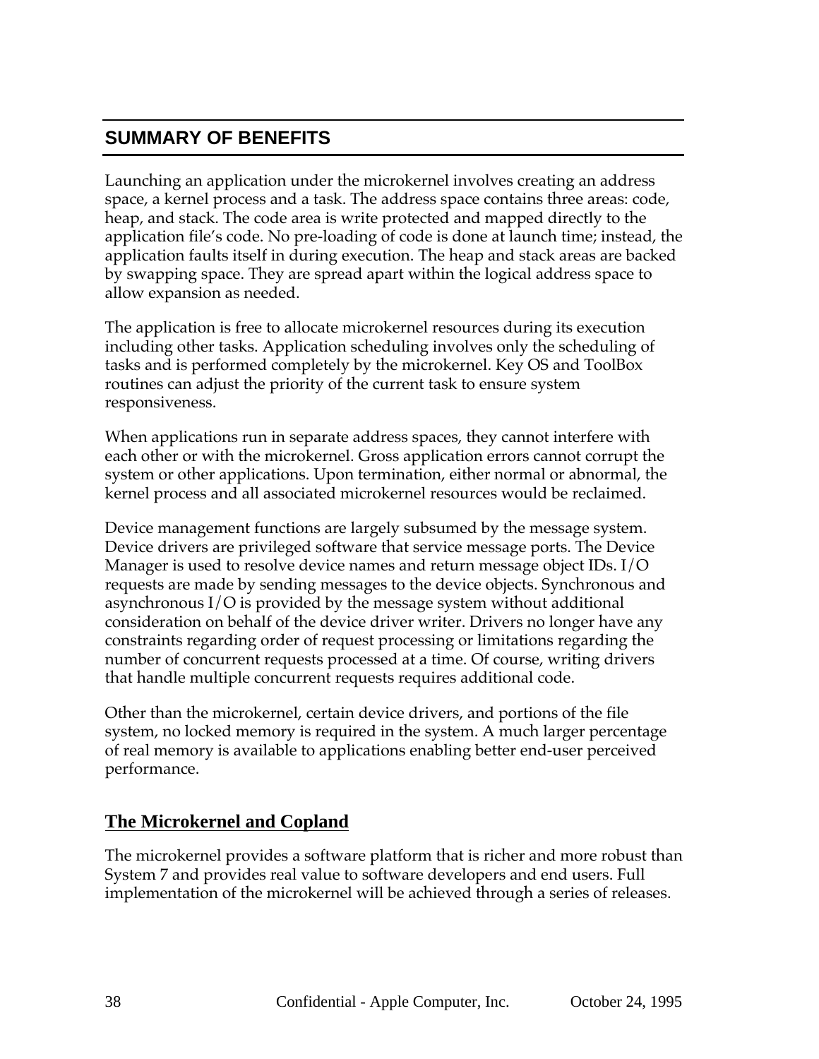## SUMMARY OF BENEFITS

Launching an application under the microkernel involves creating an address space, a kernel process and a task. The address space contains three areas: code, heap, and stack. The code area is write protected and mapped directly to the application file's code. No pre-loading of code is done at launch time; instead, the application faults itself in during execution. The heap and stack areas are backed by swapping space. They are spread apart within the logical address space to allow expansion as needed.

The application is free to allocate microkernel resources during its execution including other tasks. Application scheduling involves only the scheduling of tasks and is performed completely by the microkernel. Key OS and ToolBox routines can adjust the priority of the current task to ensure system responsiveness.

When applications run in separate address spaces, they cannot interfere with each other or with the microkernel. Gross application errors cannot corrupt the system or other applications. Upon termination, either normal or abnormal, the kernel process and all associated microkernel resources would be reclaimed.

Device management functions are largely subsumed by the message system. Device drivers are privileged software that service message ports. The Device Manager is used to resolve device names and return message object IDs. I/O requests are made by sending messages to the device objects. Synchronous and asynchronous I/O is provided by the message system without additional consideration on behalf of the device driver writer. Drivers no longer have any constraints regarding order of request processing or limitations regarding the number of concurrent requests processed at a time. Of course, writing drivers that handle multiple concurrent requests requires additional code.

Other than the microkernel, certain device drivers, and portions of the file system, no locked memory is required in the system. A much larger percentage of real memory is available to applications enabling better end-user perceived performance.

### The Microkernel and Copland

The microkernel provides a software platform that is richer and more robust than System 7 and provides real value to software developers and end users. Full implementation of the microkernel will be achieved through a series of releases.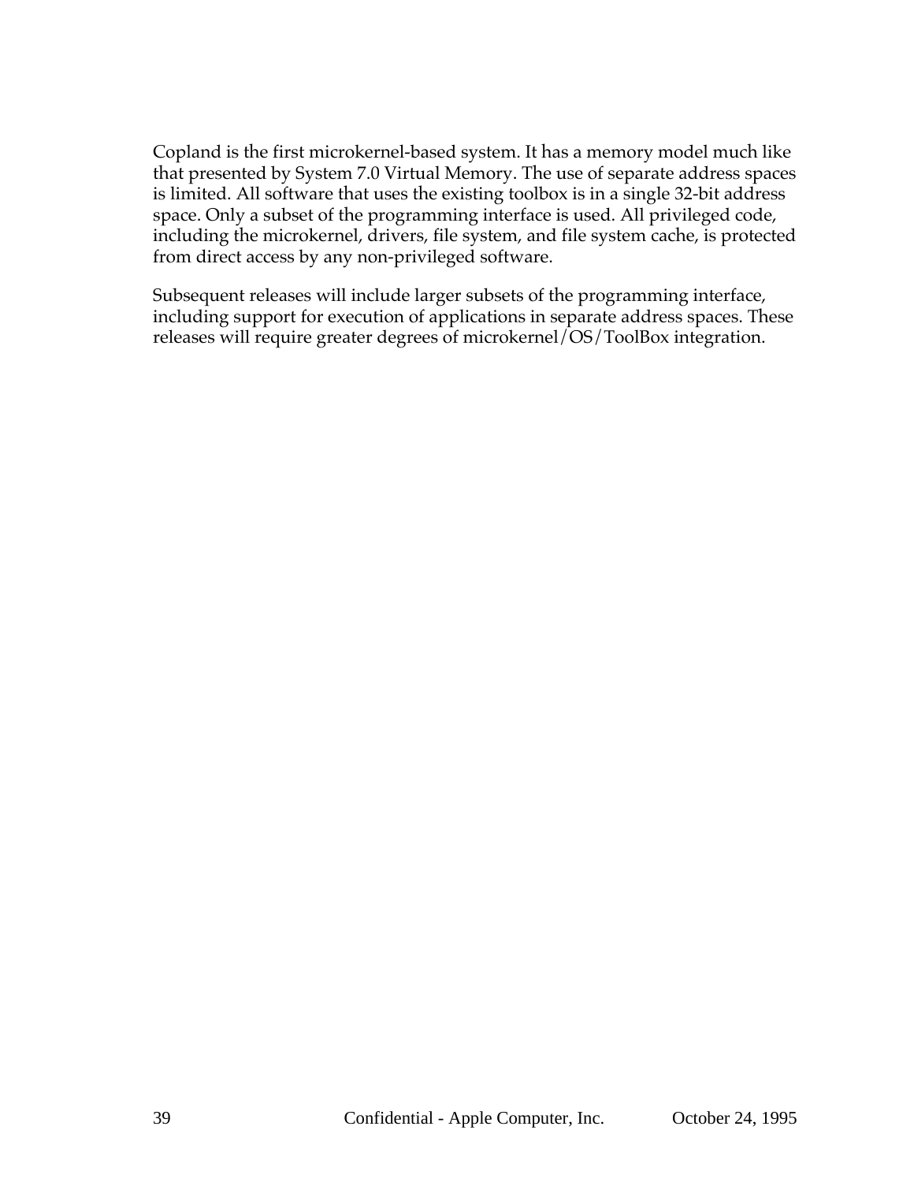Copland is the first microkernel-based system. It has a memory model much like that presented by System 7.0 Virtual Memory. The use of separate address spaces is limited. All software that uses the existing toolbox is in a single 32-bit address space. Only a subset of the programming interface is used. All privileged code, including the microkernel, drivers, file system, and file system cache, is protected from direct access by any non-privileged software.

Subsequent releases will include larger subsets of the programming interface, including support for execution of applications in separate address spaces. These releases will require greater degrees of microkernel/OS/ToolBox integration.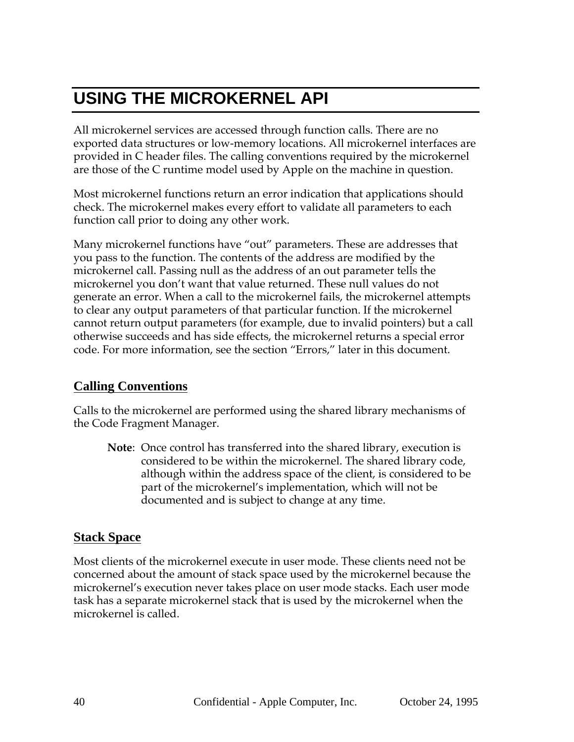# USING THE MICROKERNEL API

All microkernel services are accessed through function calls. There are no exported data structures or low-memory locations. All microkernel interfaces are provided in C header files. The calling conventions required by the microkernel are those of the C runtime model used by Apple on the machine in question.

Most microkernel functions return an error indication that applications should check. The microkernel makes every effort to validate all parameters to each function call prior to doing any other work.

Many microkernel functions have “out” parameters. These are addresses that you pass to the function. The contents of the address are modified by the microkernel call. Passing null as the address of an out parameter tells the microkernel you don’t want that value returned. These null values do not generate an error. When a call to the microkernel fails, the microkernel attempts to clear any output parameters of that particular function. If the microkernel cannot return output parameters (for example, due to invalid pointers) but a call otherwise succeeds and has side effects, the microkernel returns a special error code. For more information, see the section “Errors,” later in this document.

## Calling Conventions

Calls to the microkernel are performed using the shared library mechanisms of the Code Fragment Manager.

> **Note**: Once control has transferred into the shared library, execution is considered to be within the microkernel. The shared library code, although within the address space of the client, is considered to be part of the microkernel’s implementation, which will not be documented and is subject to change at any time.

## Stack Space

Most clients of the microkernel execute in user mode. These clients need not be concerned about the amount of stack space used by the microkernel because the microkernel’s execution never takes place on user mode stacks. Each user mode task has a separate microkernel stack that is used by the microkernel when the microkernel is called.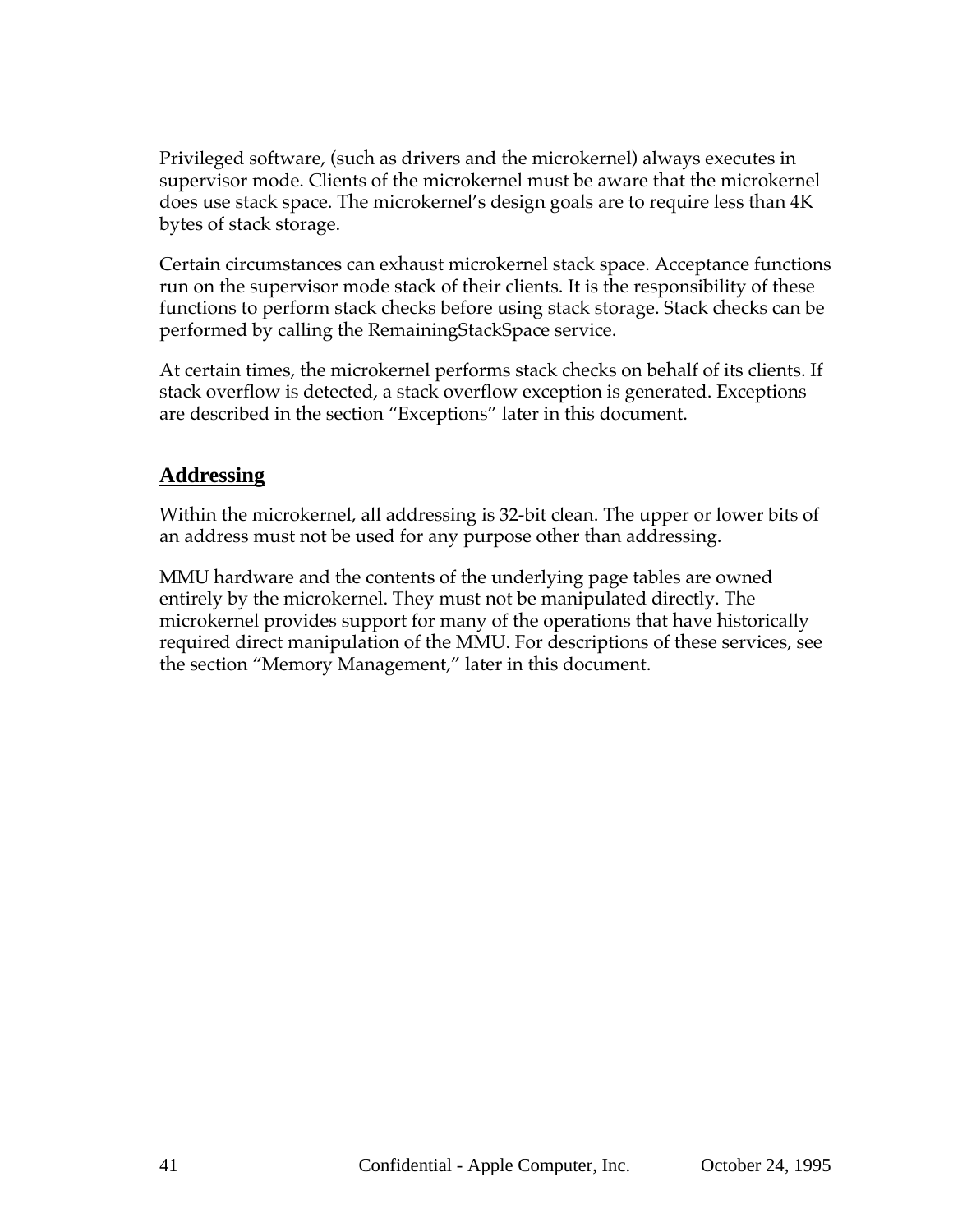Privileged software, (such as drivers and the microkernel) always executes in supervisor mode. Clients of the microkernel must be aware that the microkernel does use stack space. The microkernel's design goals are to require less than 4K bytes of stack storage.

Certain circumstances can exhaust microkernel stack space. Acceptance functions run on the supervisor mode stack of their clients. It is the responsibility of these functions to perform stack checks before using stack storage. Stack checks can be performed by calling the RemainingStackSpace service.

At certain times, the microkernel performs stack checks on behalf of its clients. If stack overflow is detected, a stack overflow exception is generated. Exceptions are described in the section "Exceptions" later in this document.

## Addressing

Within the microkernel, all addressing is 32-bit clean. The upper or lower bits of an address must not be used for any purpose other than addressing.

MMU hardware and the contents of the underlying page tables are owned entirely by the microkernel. They must not be manipulated directly. The microkernel provides support for many of the operations that have historically required direct manipulation of the MMU. For descriptions of these services, see the section "Memory Management," later in this document.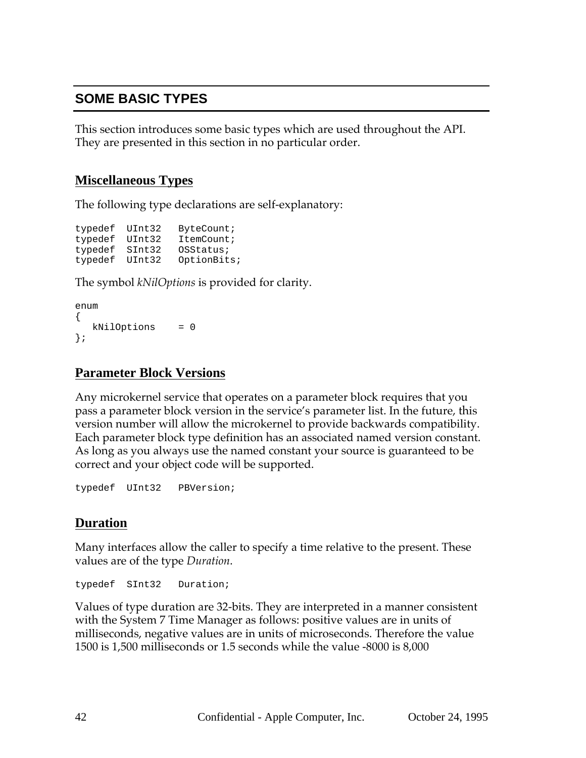## SOME BASIC TYPES

This section introduces some basic types which are used throughout the API. They are presented in this section in no particular order.

### Miscellaneous Types

The following type declarations are self-explanatory:

```
typedef  UInt32   ByteCount;
typedef  UInt32   ItemCount;
typedef  SInt32   OSStatus;
typedef  UInt32   OptionBits;
```

The symbol *kNilOptions* is provided for clarity.

```
enum
{
   kNilOptions    = 0
};
```

### Parameter Block Versions

Any microkernel service that operates on a parameter block requires that you pass a parameter block version in the service's parameter list. In the future, this version number will allow the microkernel to provide backwards compatibility. Each parameter block type definition has an associated named version constant. As long as you always use the named constant your source is guaranteed to be correct and your object code will be supported.

```
typedef  UInt32   PBVersion;
```

### Duration

Many interfaces allow the caller to specify a time relative to the present. These values are of the type *Duration*.

```
typedef  SInt32   Duration;
```

Values of type duration are 32-bits. They are interpreted in a manner consistent with the System 7 Time Manager as follows: positive values are in units of milliseconds, negative values are in units of microseconds. Therefore the value 1500 is 1,500 milliseconds or 1.5 seconds while the value -8000 is 8,000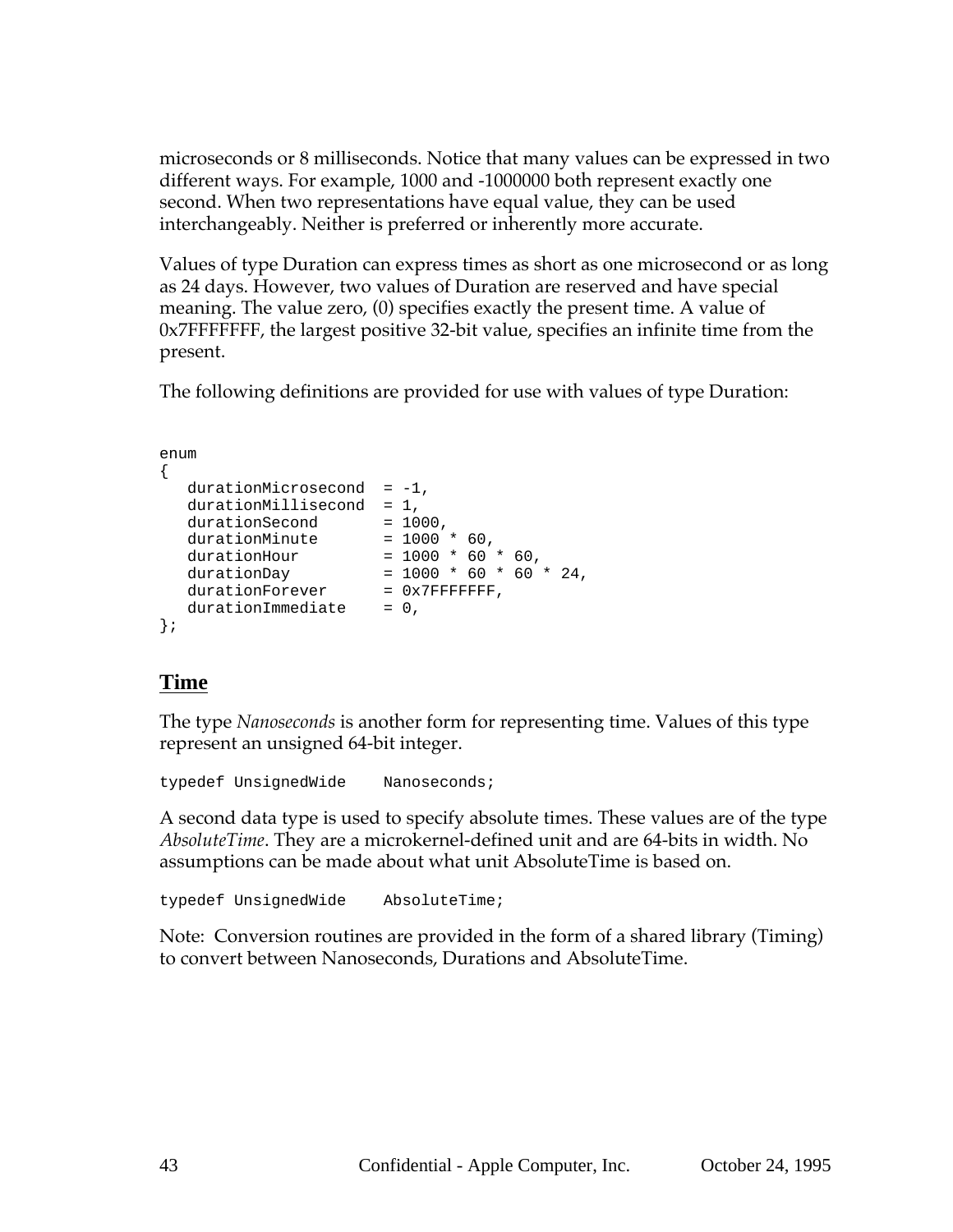microseconds or 8 milliseconds. Notice that many values can be expressed in two different ways. For example, 1000 and -1000000 both represent exactly one second. When two representations have equal value, they can be used interchangeably. Neither is preferred or inherently more accurate.

Values of type Duration can express times as short as one microsecond or as long as 24 days. However, two values of Duration are reserved and have special meaning. The value zero, (0) specifies exactly the present time. A value of 0x7FFFFFFF, the largest positive 32-bit value, specifies an infinite time from the present.

The following definitions are provided for use with values of type Duration:

```
enum
{
   durationMicrosecond  = -1,
   durationMillisecond  = 1,
   durationSecond       = 1000,
   durationMinute       = 1000 * 60,
   durationHour         = 1000 * 60 * 60,
   durationDay          = 1000 * 60 * 60 * 24,
   durationForever      = 0x7FFFFFFF,
   durationImmediate    = 0,
};
```

## Time

The type *Nanoseconds* is another form for representing time. Values of this type represent an unsigned 64-bit integer.

```
typedef UnsignedWide    Nanoseconds;
```

A second data type is used to specify absolute times. These values are of the type *AbsoluteTime*. They are a microkernel-defined unit and are 64-bits in width. No assumptions can be made about what unit AbsoluteTime is based on.

```
typedef UnsignedWide    AbsoluteTime;
```

Note:  Conversion routines are provided in the form of a shared library (Timing) to convert between Nanoseconds, Durations and AbsoluteTime.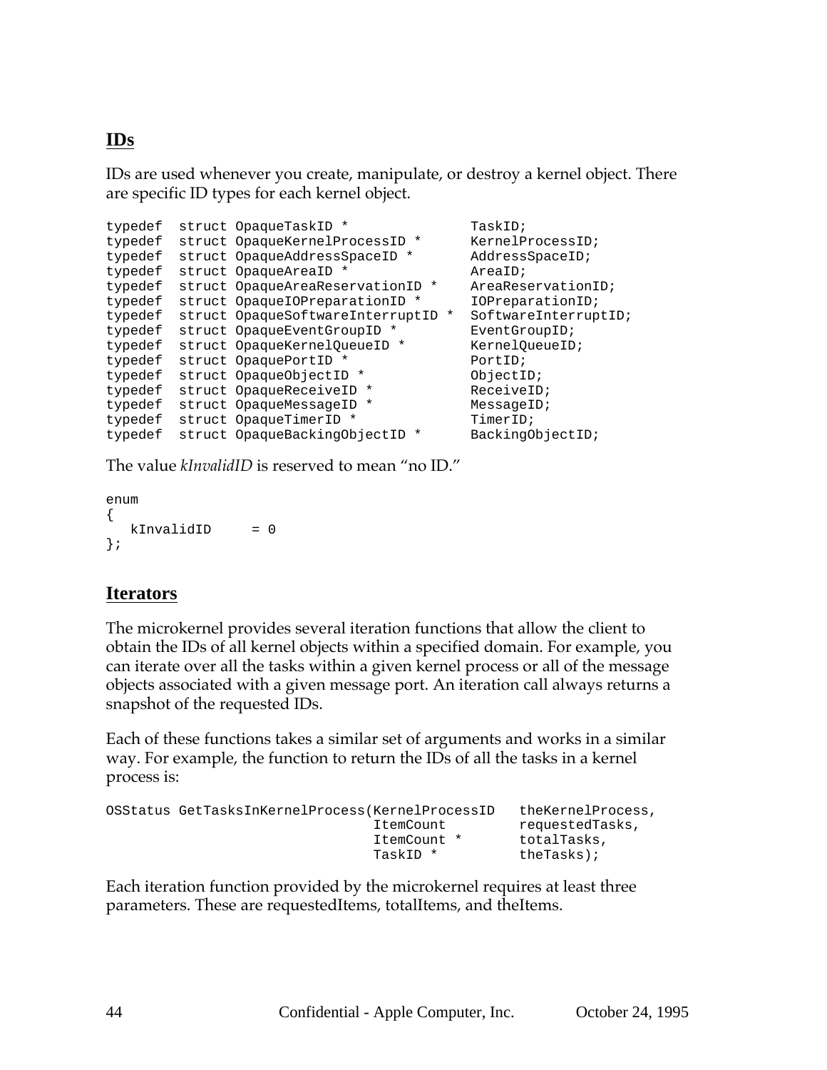## IDs

IDs are used whenever you create, manipulate, or destroy a kernel object. There are specific ID types for each kernel object.

```
typedef  struct OpaqueTaskID *              TaskID;
typedef  struct OpaqueKernelProcessID *     KernelProcessID;
typedef  struct OpaqueAddressSpaceID *      AddressSpaceID;
typedef  struct OpaqueAreaID *              AreaID;
typedef  struct OpaqueAreaReservationID *   AreaReservationID;
typedef  struct OpaqueIOPreparationID *     IOPreparationID;
typedef  struct OpaqueSoftwareInterruptID * SoftwareInterruptID;
typedef  struct OpaqueEventGroupID *        EventGroupID;
typedef  struct OpaqueKernelQueueID *       KernelQueueID;
typedef  struct OpaquePortID *              PortID;
typedef  struct OpaqueObjectID *            ObjectID;
typedef  struct OpaqueReceiveID *           ReceiveID;
typedef  struct OpaqueMessageID *           MessageID;
typedef  struct OpaqueTimerID *             TimerID;
typedef  struct OpaqueBackingObjectID *     BackingObjectID;
```

The value *kInvalidID* is reserved to mean “no ID.”

```
enum
{
   kInvalidID     = 0
};
```

## Iterators

The microkernel provides several iteration functions that allow the client to obtain the IDs of all kernel objects within a specified domain. For example, you can iterate over all the tasks within a given kernel process or all of the message objects associated with a given message port. An iteration call always returns a snapshot of the requested IDs.

Each of these functions takes a similar set of arguments and works in a similar way. For example, the function to return the IDs of all the tasks in a kernel process is:

```
OSStatus GetTasksInKernelProcess(KernelProcessID   theKernelProcess,
                                 ItemCount         requestedTasks,
                                 ItemCount *       totalTasks,
                                 TaskID *          theTasks);
```

Each iteration function provided by the microkernel requires at least three parameters. These are requestedItems, totalItems, and theItems.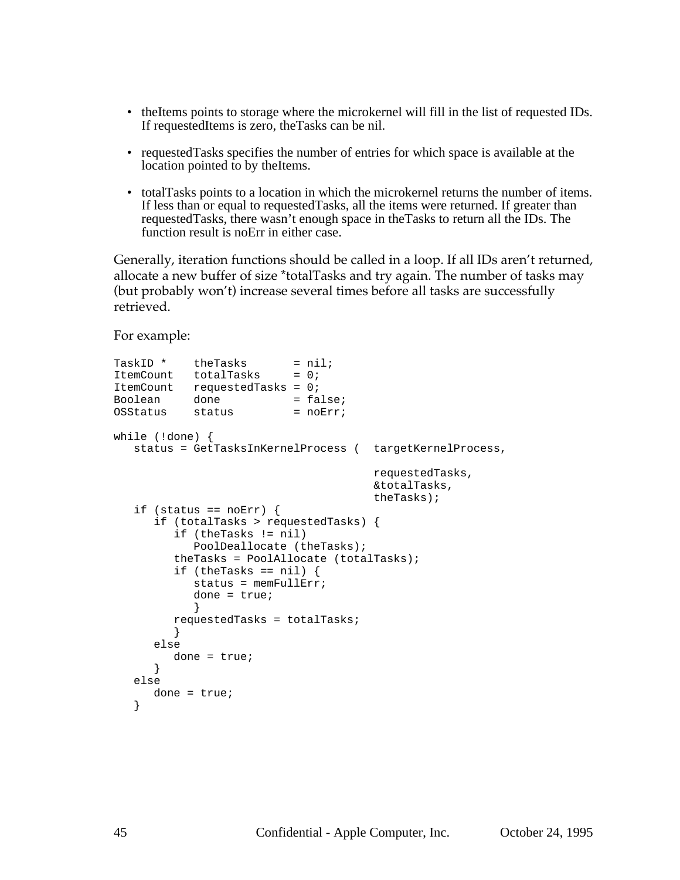- theItems points to storage where the microkernel will fill in the list of requested IDs. If requestedItems is zero, theTasks can be nil.

- requestedTasks specifies the number of entries for which space is available at the location pointed to by theItems.

- totalTasks points to a location in which the microkernel returns the number of items. If less than or equal to requestedTasks, all the items were returned. If greater than requestedTasks, there wasn't enough space in theTasks to return all the IDs. The function result is noErr in either case.

Generally, iteration functions should be called in a loop. If all IDs aren't returned, allocate a new buffer of size *totalTasks and try again. The number of tasks may (but probably won't) increase several times before all tasks are successfully retrieved.

For example:

```
TaskID *    theTasks       = nil;
ItemCount   totalTasks     = 0;
ItemCount   requestedTasks = 0;
Boolean     done           = false;
OSStatus    status         = noErr;

while (!done) {
   status = GetTasksInKernelProcess (  targetKernelProcess,

                                       requestedTasks,
                                       &totalTasks,
                                       theTasks);
   if (status == noErr) {
      if (totalTasks > requestedTasks) {
         if (theTasks != nil)
            PoolDeallocate (theTasks);
         theTasks = PoolAllocate (totalTasks);
         if (theTasks == nil) {
            status = memFullErr;
            done = true;
            }
         requestedTasks = totalTasks;
         }
      else
         done = true;
      }
   else
      done = true;
   }
```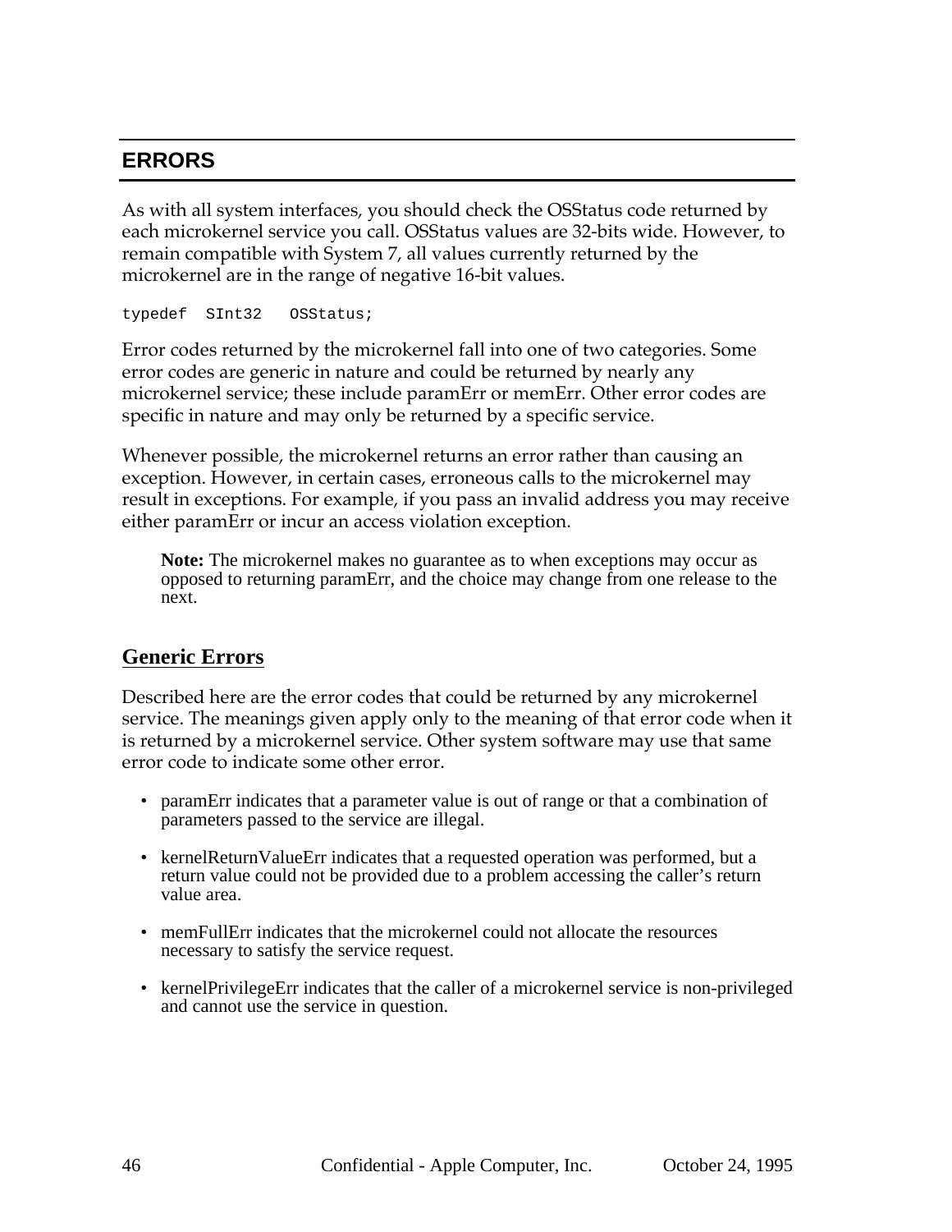## ERRORS

As with all system interfaces, you should check the OSStatus code returned by each microkernel service you call. OSStatus values are 32-bits wide. However, to remain compatible with System 7, all values currently returned by the microkernel are in the range of negative 16-bit values.

```
typedef  SInt32   OSStatus;
```

Error codes returned by the microkernel fall into one of two categories. Some error codes are generic in nature and could be returned by nearly any microkernel service; these include paramErr or memErr. Other error codes are specific in nature and may only be returned by a specific service.

Whenever possible, the microkernel returns an error rather than causing an exception. However, in certain cases, erroneous calls to the microkernel may result in exceptions. For example, if you pass an invalid address you may receive either paramErr or incur an access violation exception.

> **Note:** The microkernel makes no guarantee as to when exceptions may occur as opposed to returning paramErr, and the choice may change from one release to the next.

### Generic Errors

Described here are the error codes that could be returned by any microkernel service. The meanings given apply only to the meaning of that error code when it is returned by a microkernel service. Other system software may use that same error code to indicate some other error.

- paramErr indicates that a parameter value is out of range or that a combination of parameters passed to the service are illegal.
- kernelReturnValueErr indicates that a requested operation was performed, but a return value could not be provided due to a problem accessing the caller's return value area.
- memFullErr indicates that the microkernel could not allocate the resources necessary to satisfy the service request.
- kernelPrivilegeErr indicates that the caller of a microkernel service is non-privileged and cannot use the service in question.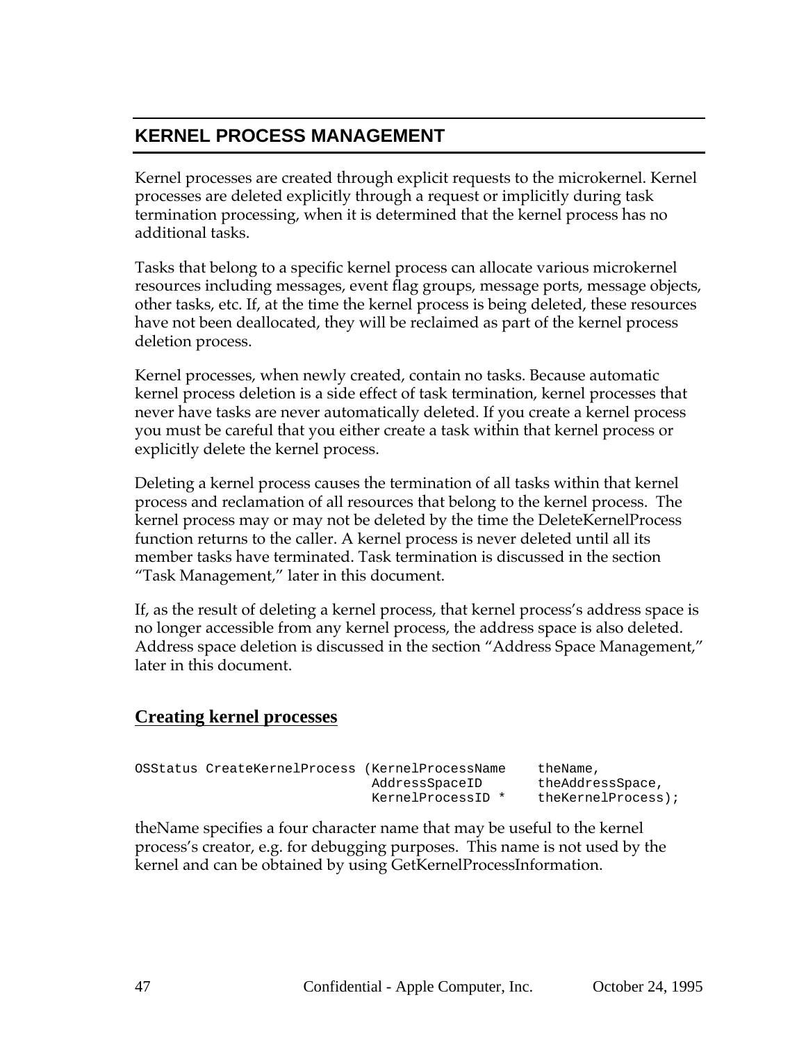## KERNEL PROCESS MANAGEMENT

Kernel processes are created through explicit requests to the microkernel. Kernel processes are deleted explicitly through a request or implicitly during task termination processing, when it is determined that the kernel process has no additional tasks.

Tasks that belong to a specific kernel process can allocate various microkernel resources including messages, event flag groups, message ports, message objects, other tasks, etc. If, at the time the kernel process is being deleted, these resources have not been deallocated, they will be reclaimed as part of the kernel process deletion process.

Kernel processes, when newly created, contain no tasks. Because automatic kernel process deletion is a side effect of task termination, kernel processes that never have tasks are never automatically deleted. If you create a kernel process you must be careful that you either create a task within that kernel process or explicitly delete the kernel process.

Deleting a kernel process causes the termination of all tasks within that kernel process and reclamation of all resources that belong to the kernel process. The kernel process may or may not be deleted by the time the DeleteKernelProcess function returns to the caller. A kernel process is never deleted until all its member tasks have terminated. Task termination is discussed in the section "Task Management," later in this document.

If, as the result of deleting a kernel process, that kernel process's address space is no longer accessible from any kernel process, the address space is also deleted. Address space deletion is discussed in the section "Address Space Management," later in this document.

### Creating kernel processes

```
OSStatus CreateKernelProcess (KernelProcessName    theName,
                              AddressSpaceID       theAddressSpace,
                              KernelProcessID *    theKernelProcess);
```

theName specifies a four character name that may be useful to the kernel process's creator, e.g. for debugging purposes. This name is not used by the kernel and can be obtained by using GetKernelProcessInformation.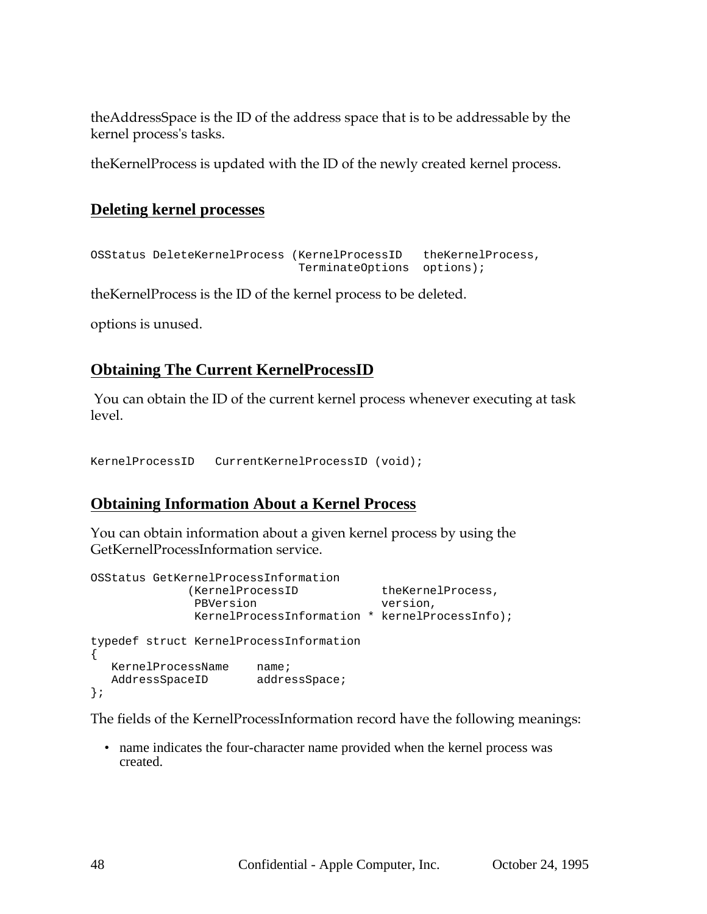theAddressSpace is the ID of the address space that is to be addressable by the kernel process's tasks.

theKernelProcess is updated with the ID of the newly created kernel process.

## Deleting kernel processes

```
OSStatus DeleteKernelProcess (KernelProcessID   theKernelProcess,
                              TerminateOptions  options);
```

theKernelProcess is the ID of the kernel process to be deleted.

options is unused.

## Obtaining The Current KernelProcessID

You can obtain the ID of the current kernel process whenever executing at task level.

```
KernelProcessID   CurrentKernelProcessID (void);
```

## Obtaining Information About a Kernel Process

You can obtain information about a given kernel process by using the GetKernelProcessInformation service.

```
OSStatus GetKernelProcessInformation
              (KernelProcessID            theKernelProcess,
               PBVersion                  version,
               KernelProcessInformation * kernelProcessInfo);

typedef struct KernelProcessInformation
{
   KernelProcessName    name;
   AddressSpaceID       addressSpace;
};
```

The fields of the KernelProcessInformation record have the following meanings:

- name indicates the four-character name provided when the kernel process was created.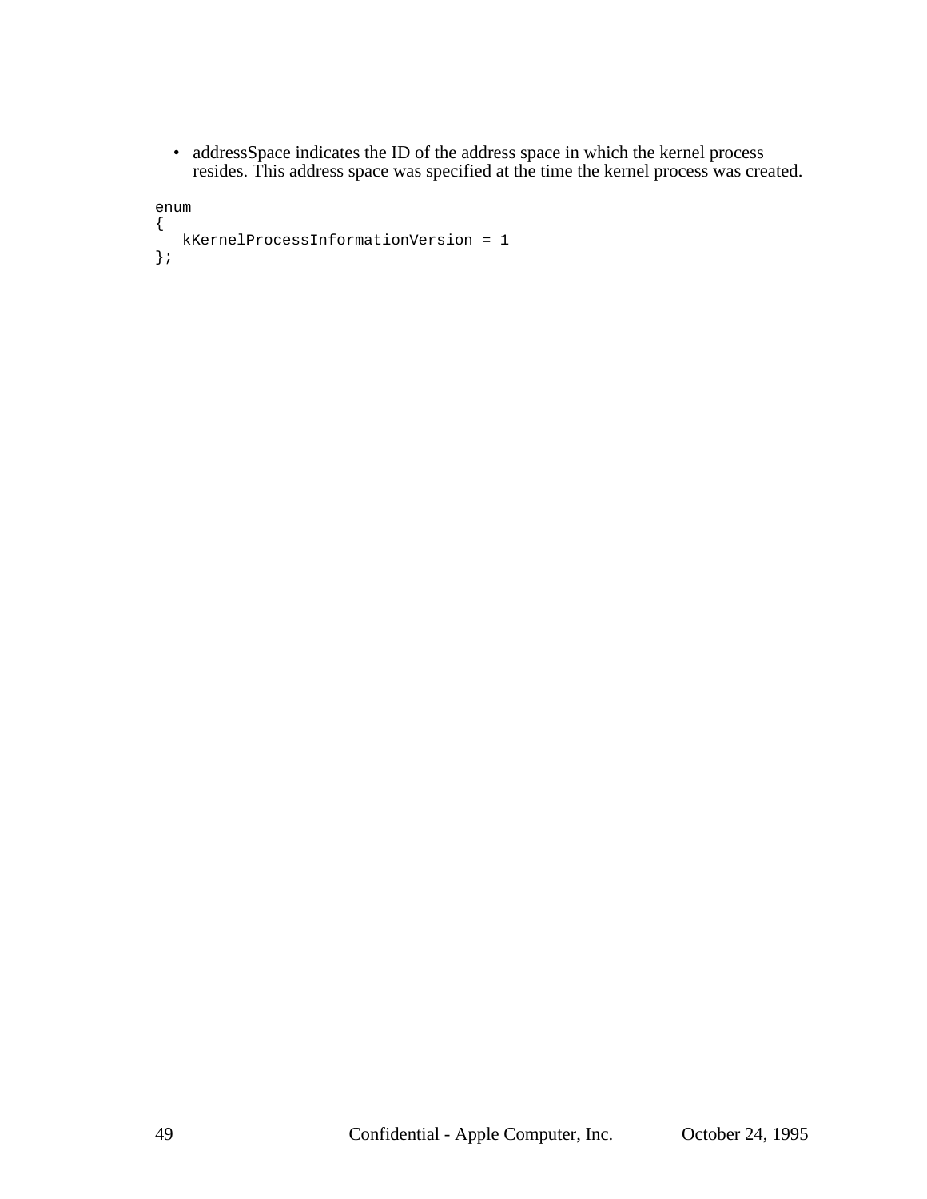- addressSpace indicates the ID of the address space in which the kernel process resides. This address space was specified at the time the kernel process was created.

```
enum
{
   kKernelProcessInformationVersion = 1
};
```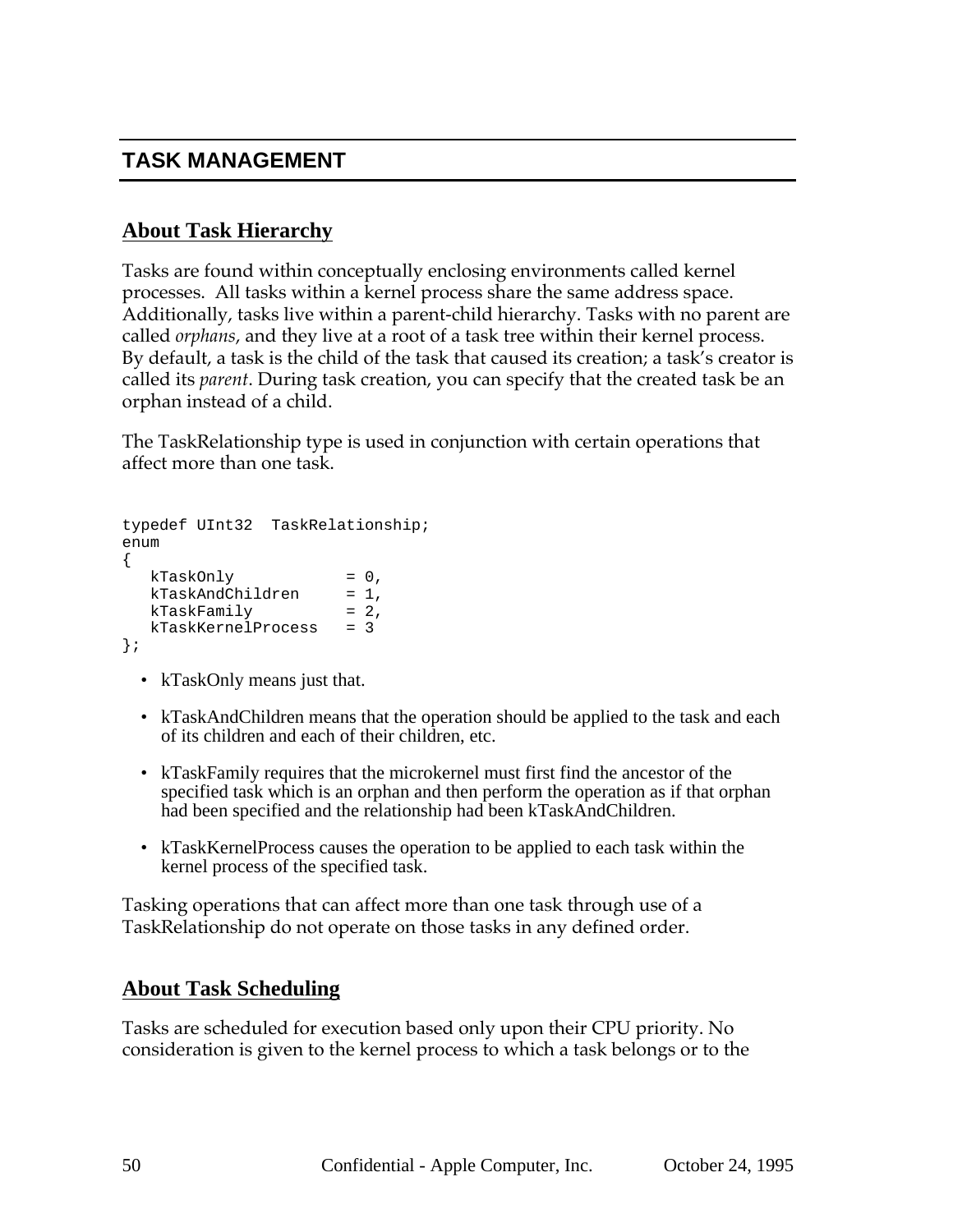# TASK MANAGEMENT

## About Task Hierarchy

Tasks are found within conceptually enclosing environments called kernel processes. All tasks within a kernel process share the same address space. Additionally, tasks live within a parent-child hierarchy. Tasks with no parent are called *orphans*, and they live at a root of a task tree within their kernel process. By default, a task is the child of the task that caused its creation; a task's creator is called its *parent*. During task creation, you can specify that the created task be an orphan instead of a child.

The TaskRelationship type is used in conjunction with certain operations that affect more than one task.

```
typedef UInt32  TaskRelationship;
enum
{
   kTaskOnly            = 0,
   kTaskAndChildren     = 1,
   kTaskFamily          = 2,
   kTaskKernelProcess   = 3
};
```

- kTaskOnly means just that.
- kTaskAndChildren means that the operation should be applied to the task and each of its children and each of their children, etc.
- kTaskFamily requires that the microkernel must first find the ancestor of the specified task which is an orphan and then perform the operation as if that orphan had been specified and the relationship had been kTaskAndChildren.
- kTaskKernelProcess causes the operation to be applied to each task within the kernel process of the specified task.

Tasking operations that can affect more than one task through use of a TaskRelationship do not operate on those tasks in any defined order.

## About Task Scheduling

Tasks are scheduled for execution based only upon their CPU priority. No consideration is given to the kernel process to which a task belongs or to the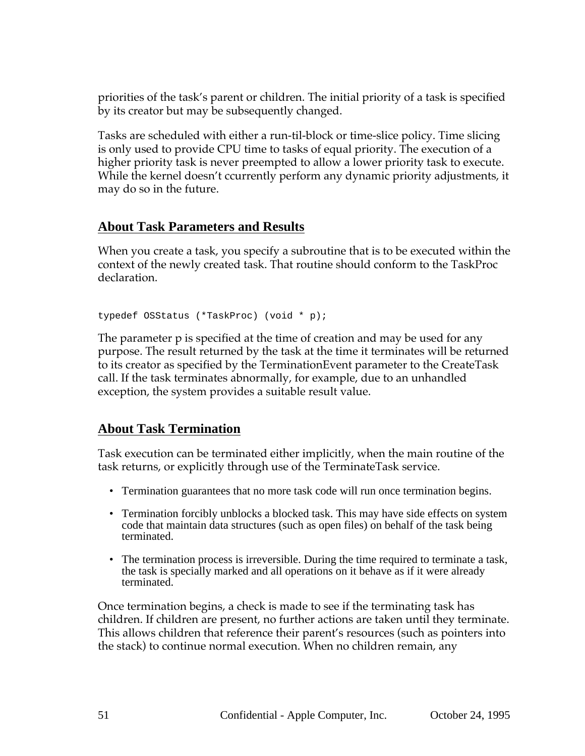priorities of the task's parent or children. The initial priority of a task is specified by its creator but may be subsequently changed.

Tasks are scheduled with either a run-til-block or time-slice policy. Time slicing is only used to provide CPU time to tasks of equal priority. The execution of a higher priority task is never preempted to allow a lower priority task to execute. While the kernel doesn't ccurrently perform any dynamic priority adjustments, it may do so in the future.

## About Task Parameters and Results

When you create a task, you specify a subroutine that is to be executed within the context of the newly created task. That routine should conform to the TaskProc declaration.

```
typedef OSStatus (*TaskProc) (void * p);
```

The parameter p is specified at the time of creation and may be used for any purpose. The result returned by the task at the time it terminates will be returned to its creator as specified by the TerminationEvent parameter to the CreateTask call. If the task terminates abnormally, for example, due to an unhandled exception, the system provides a suitable result value.

## About Task Termination

Task execution can be terminated either implicitly, when the main routine of the task returns, or explicitly through use of the TerminateTask service.

- Termination guarantees that no more task code will run once termination begins.
- Termination forcibly unblocks a blocked task. This may have side effects on system code that maintain data structures (such as open files) on behalf of the task being terminated.
- The termination process is irreversible. During the time required to terminate a task, the task is specially marked and all operations on it behave as if it were already terminated.

Once termination begins, a check is made to see if the terminating task has children. If children are present, no further actions are taken until they terminate. This allows children that reference their parent's resources (such as pointers into the stack) to continue normal execution. When no children remain, any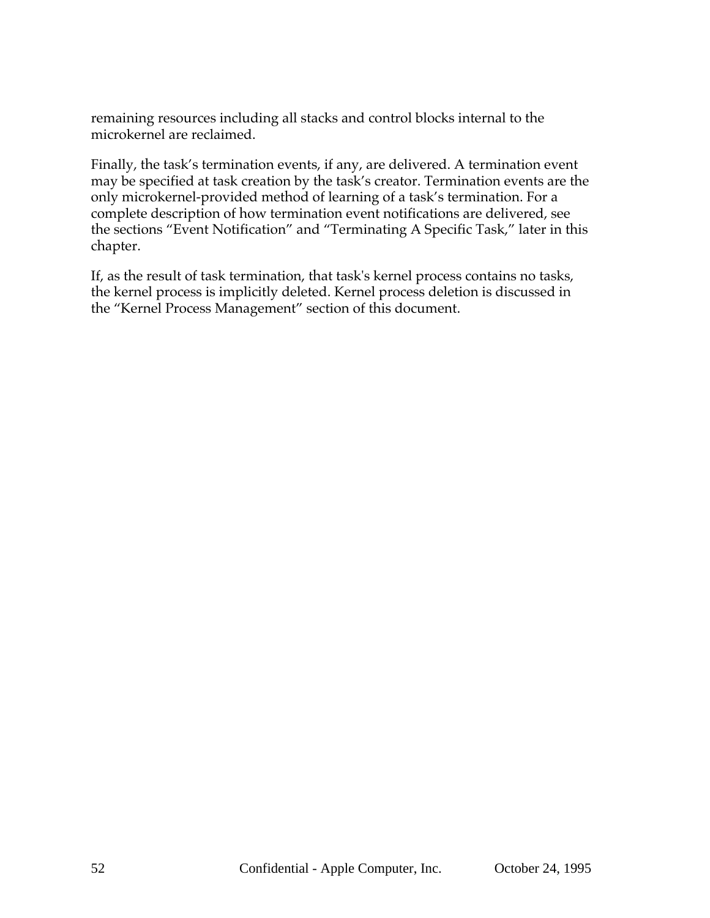remaining resources including all stacks and control blocks internal to the microkernel are reclaimed.

Finally, the task’s termination events, if any, are delivered. A termination event may be specified at task creation by the task’s creator. Termination events are the only microkernel-provided method of learning of a task’s termination. For a complete description of how termination event notifications are delivered, see the sections “Event Notification” and “Terminating A Specific Task,” later in this chapter.

If, as the result of task termination, that task's kernel process contains no tasks, the kernel process is implicitly deleted. Kernel process deletion is discussed in the “Kernel Process Management” section of this document.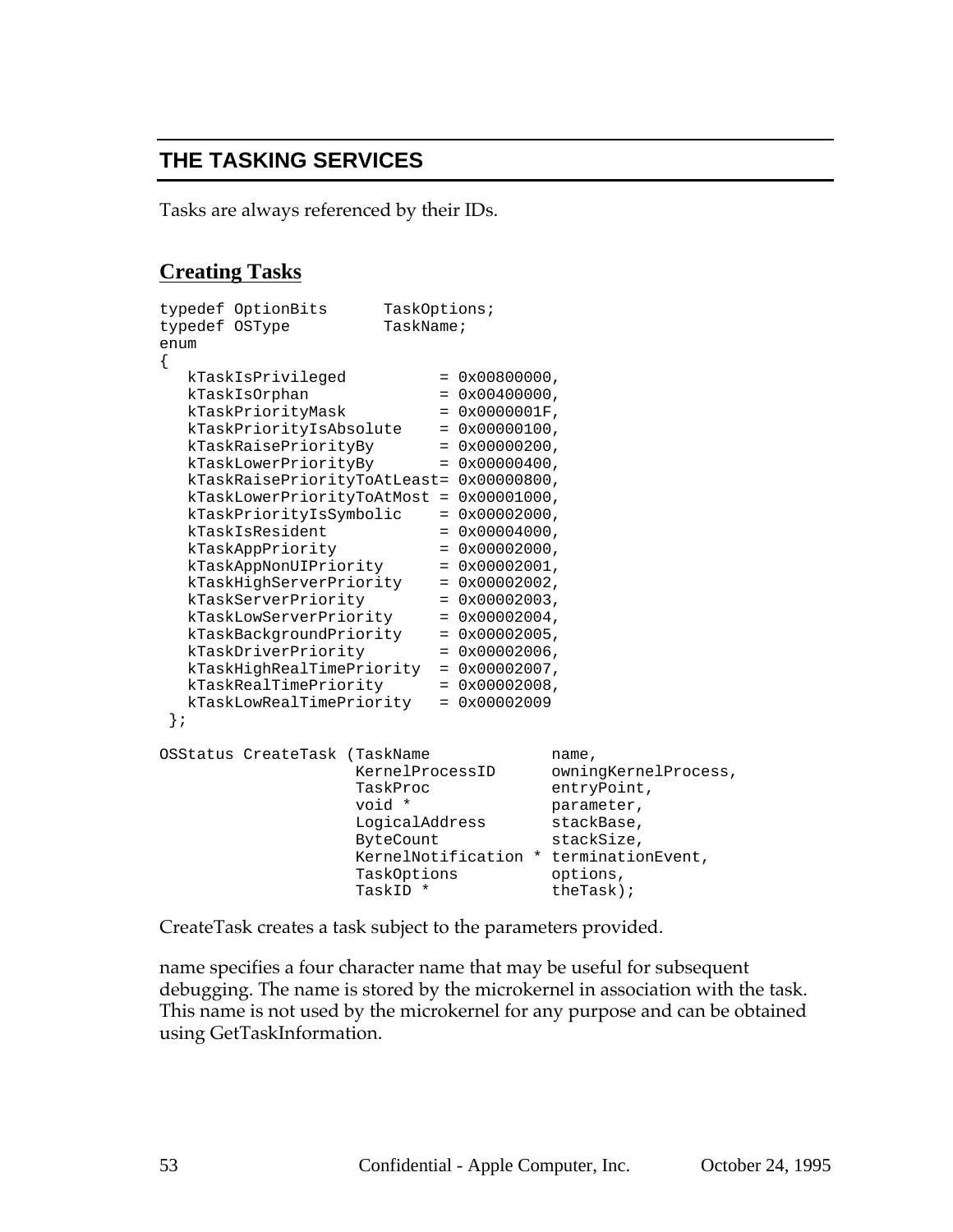## THE TASKING SERVICES

Tasks are always referenced by their IDs.

### Creating Tasks

```
typedef OptionBits      TaskOptions;
typedef OSType          TaskName;
enum
{
   kTaskIsPrivileged          = 0x00800000,
   kTaskIsOrphan              = 0x00400000,
   kTaskPriorityMask          = 0x0000001F,
   kTaskPriorityIsAbsolute    = 0x00000100,
   kTaskRaisePriorityBy       = 0x00000200,
   kTaskLowerPriorityBy       = 0x00000400,
   kTaskRaisePriorityToAtLeast= 0x00000800,
   kTaskLowerPriorityToAtMost = 0x00001000,
   kTaskPriorityIsSymbolic    = 0x00002000,
   kTaskIsResident            = 0x00004000,
   kTaskAppPriority           = 0x00002000,
   kTaskAppNonUIPriority      = 0x00002001,
   kTaskHighServerPriority    = 0x00002002,
   kTaskServerPriority        = 0x00002003,
   kTaskLowServerPriority     = 0x00002004,
   kTaskBackgroundPriority    = 0x00002005,
   kTaskDriverPriority        = 0x00002006,
   kTaskHighRealTimePriority  = 0x00002007,
   kTaskRealTimePriority      = 0x00002008,
   kTaskLowRealTimePriority   = 0x00002009
 };

OSStatus CreateTask (TaskName             name,
                     KernelProcessID      owningKernelProcess,
                     TaskProc             entryPoint,
                     void *               parameter,
                     LogicalAddress       stackBase,
                     ByteCount            stackSize,
                     KernelNotification * terminationEvent,
                     TaskOptions          options,
                     TaskID *             theTask);
```

CreateTask creates a task subject to the parameters provided.

name specifies a four character name that may be useful for subsequent debugging. The name is stored by the microkernel in association with the task. This name is not used by the microkernel for any purpose and can be obtained using GetTaskInformation.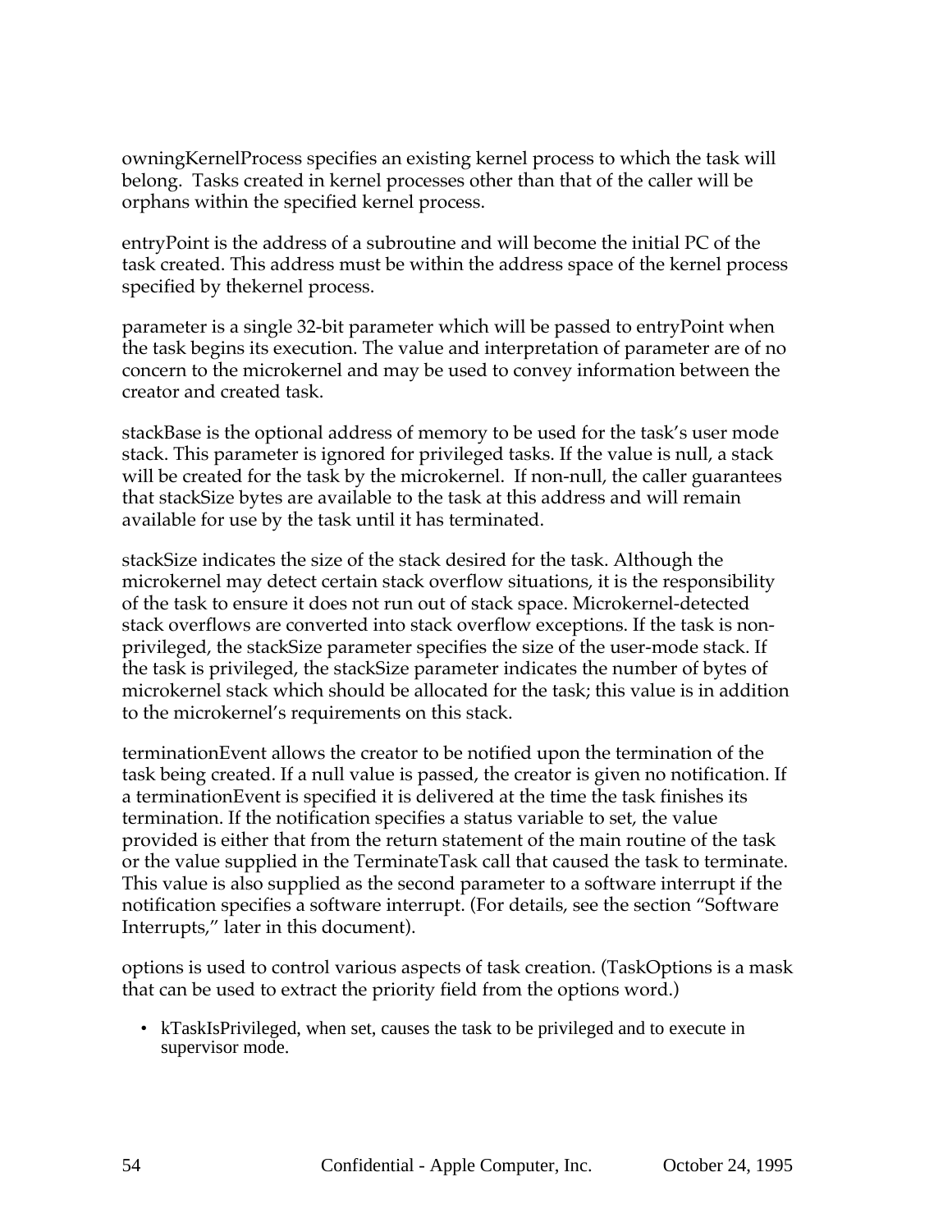owningKernelProcess specifies an existing kernel process to which the task will belong.  Tasks created in kernel processes other than that of the caller will be orphans within the specified kernel process.

entryPoint is the address of a subroutine and will become the initial PC of the task created. This address must be within the address space of the kernel process specified by thekernel process.

parameter is a single 32-bit parameter which will be passed to entryPoint when the task begins its execution. The value and interpretation of parameter are of no concern to the microkernel and may be used to convey information between the creator and created task.

stackBase is the optional address of memory to be used for the task's user mode stack. This parameter is ignored for privileged tasks. If the value is null, a stack will be created for the task by the microkernel.  If non-null, the caller guarantees that stackSize bytes are available to the task at this address and will remain available for use by the task until it has terminated.

stackSize indicates the size of the stack desired for the task. Although the microkernel may detect certain stack overflow situations, it is the responsibility of the task to ensure it does not run out of stack space. Microkernel-detected stack overflows are converted into stack overflow exceptions. If the task is non-privileged, the stackSize parameter specifies the size of the user-mode stack. If the task is privileged, the stackSize parameter indicates the number of bytes of microkernel stack which should be allocated for the task; this value is in addition to the microkernel's requirements on this stack.

terminationEvent allows the creator to be notified upon the termination of the task being created. If a null value is passed, the creator is given no notification. If a terminationEvent is specified it is delivered at the time the task finishes its termination. If the notification specifies a status variable to set, the value provided is either that from the return statement of the main routine of the task or the value supplied in the TerminateTask call that caused the task to terminate. This value is also supplied as the second parameter to a software interrupt if the notification specifies a software interrupt. (For details, see the section "Software Interrupts," later in this document).

options is used to control various aspects of task creation. (TaskOptions is a mask that can be used to extract the priority field from the options word.)

- kTaskIsPrivileged, when set, causes the task to be privileged and to execute in supervisor mode.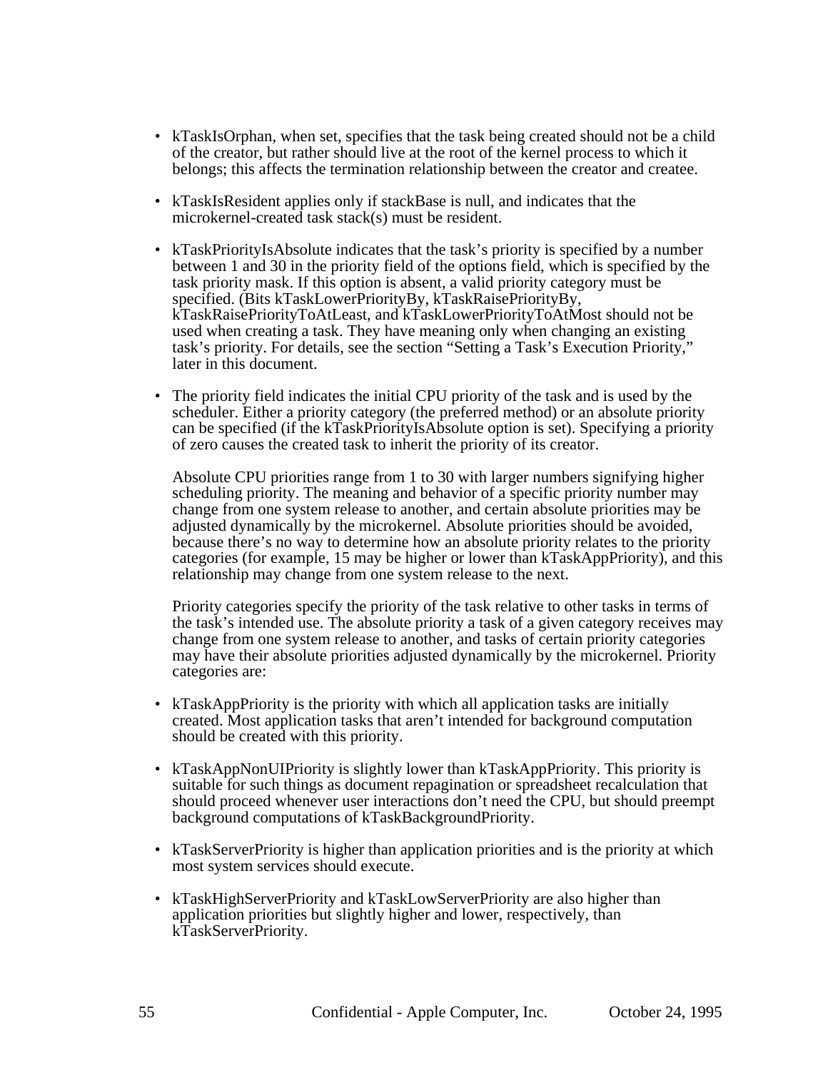- kTaskIsOrphan, when set, specifies that the task being created should not be a child of the creator, but rather should live at the root of the kernel process to which it belongs; this affects the termination relationship between the creator and createe.

- kTaskIsResident applies only if stackBase is null, and indicates that the microkernel-created task stack(s) must be resident.

- kTaskPriorityIsAbsolute indicates that the task's priority is specified by a number between 1 and 30 in the priority field of the options field, which is specified by the task priority mask. If this option is absent, a valid priority category must be specified. (Bits kTaskLowerPriorityBy, kTaskRaisePriorityBy, kTaskRaisePriorityToAtLeast, and kTaskLowerPriorityToAtMost should not be used when creating a task. They have meaning only when changing an existing task's priority. For details, see the section "Setting a Task's Execution Priority," later in this document.

- The priority field indicates the initial CPU priority of the task and is used by the scheduler. Either a priority category (the preferred method) or an absolute priority can be specified (if the kTaskPriorityIsAbsolute option is set). Specifying a priority of zero causes the created task to inherit the priority of its creator.

  Absolute CPU priorities range from 1 to 30 with larger numbers signifying higher scheduling priority. The meaning and behavior of a specific priority number may change from one system release to another, and certain absolute priorities may be adjusted dynamically by the microkernel. Absolute priorities should be avoided, because there's no way to determine how an absolute priority relates to the priority categories (for example, 15 may be higher or lower than kTaskAppPriority), and this relationship may change from one system release to the next.

  Priority categories specify the priority of the task relative to other tasks in terms of the task's intended use. The absolute priority a task of a given category receives may change from one system release to another, and tasks of certain priority categories may have their absolute priorities adjusted dynamically by the microkernel. Priority categories are:

- kTaskAppPriority is the priority with which all application tasks are initially created. Most application tasks that aren't intended for background computation should be created with this priority.

- kTaskAppNonUIPriority is slightly lower than kTaskAppPriority. This priority is suitable for such things as document repagination or spreadsheet recalculation that should proceed whenever user interactions don't need the CPU, but should preempt background computations of kTaskBackgroundPriority.

- kTaskServerPriority is higher than application priorities and is the priority at which most system services should execute.

- kTaskHighServerPriority and kTaskLowServerPriority are also higher than application priorities but slightly higher and lower, respectively, than kTaskServerPriority.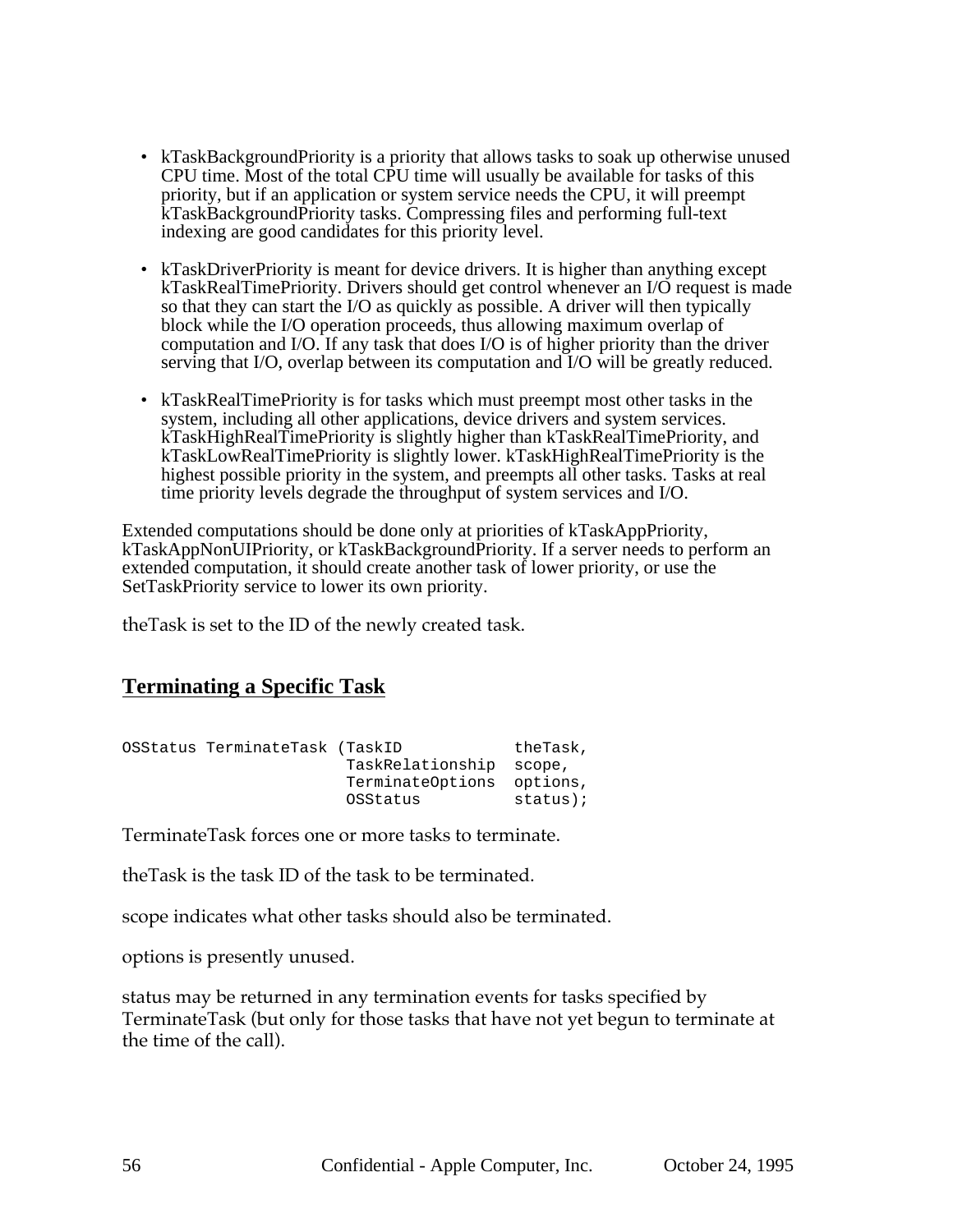- kTaskBackgroundPriority is a priority that allows tasks to soak up otherwise unused CPU time. Most of the total CPU time will usually be available for tasks of this priority, but if an application or system service needs the CPU, it will preempt kTaskBackgroundPriority tasks. Compressing files and performing full-text indexing are good candidates for this priority level.

- kTaskDriverPriority is meant for device drivers. It is higher than anything except kTaskRealTimePriority. Drivers should get control whenever an I/O request is made so that they can start the I/O as quickly as possible. A driver will then typically block while the I/O operation proceeds, thus allowing maximum overlap of computation and I/O. If any task that does I/O is of higher priority than the driver serving that I/O, overlap between its computation and I/O will be greatly reduced.

- kTaskRealTimePriority is for tasks which must preempt most other tasks in the system, including all other applications, device drivers and system services. kTaskHighRealTimePriority is slightly higher than kTaskRealTimePriority, and kTaskLowRealTimePriority is slightly lower. kTaskHighRealTimePriority is the highest possible priority in the system, and preempts all other tasks. Tasks at real time priority levels degrade the throughput of system services and I/O.

Extended computations should be done only at priorities of kTaskAppPriority, kTaskAppNonUIPriority, or kTaskBackgroundPriority. If a server needs to perform an extended computation, it should create another task of lower priority, or use the SetTaskPriority service to lower its own priority.

theTask is set to the ID of the newly created task.

## Terminating a Specific Task

```
OSStatus TerminateTask (TaskID            theTask,
                        TaskRelationship  scope,
                        TerminateOptions  options,
                        OSStatus          status);
```

TerminateTask forces one or more tasks to terminate.

theTask is the task ID of the task to be terminated.

scope indicates what other tasks should also be terminated.

options is presently unused.

status may be returned in any termination events for tasks specified by TerminateTask (but only for those tasks that have not yet begun to terminate at the time of the call).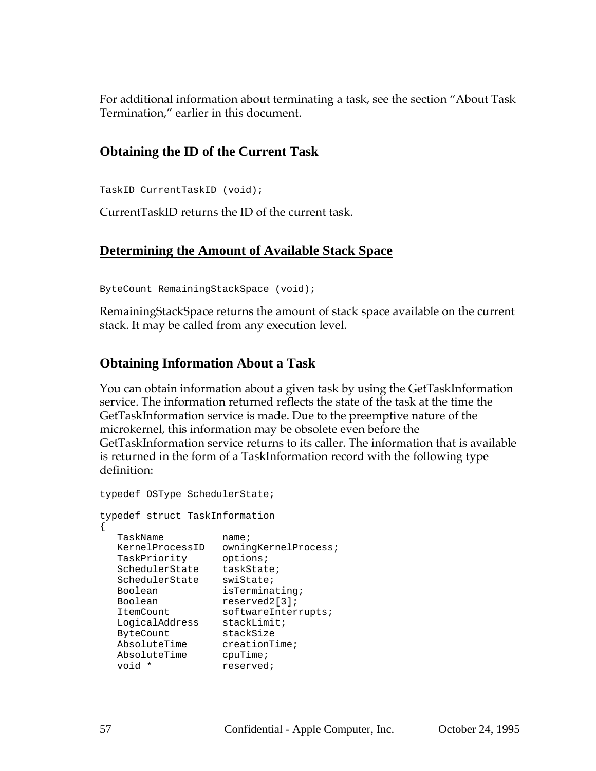For additional information about terminating a task, see the section “About Task Termination,” earlier in this document.

## Obtaining the ID of the Current Task

```
TaskID CurrentTaskID (void);
```

CurrentTaskID returns the ID of the current task.

## Determining the Amount of Available Stack Space

```
ByteCount RemainingStackSpace (void);
```

RemainingStackSpace returns the amount of stack space available on the current stack. It may be called from any execution level.

## Obtaining Information About a Task

You can obtain information about a given task by using the GetTaskInformation service. The information returned reflects the state of the task at the time the GetTaskInformation service is made. Due to the preemptive nature of the microkernel, this information may be obsolete even before the GetTaskInformation service returns to its caller. The information that is available is returned in the form of a TaskInformation record with the following type definition:

```
typedef OSType SchedulerState;

typedef struct TaskInformation
{
   TaskName          name;
   KernelProcessID   owningKernelProcess;
   TaskPriority      options;
   SchedulerState    taskState;
   SchedulerState    swiState;
   Boolean           isTerminating;
   Boolean           reserved2[3];
   ItemCount         softwareInterrupts;
   LogicalAddress    stackLimit;
   ByteCount         stackSize
   AbsoluteTime      creationTime;
   AbsoluteTime      cpuTime;
   void *            reserved;
```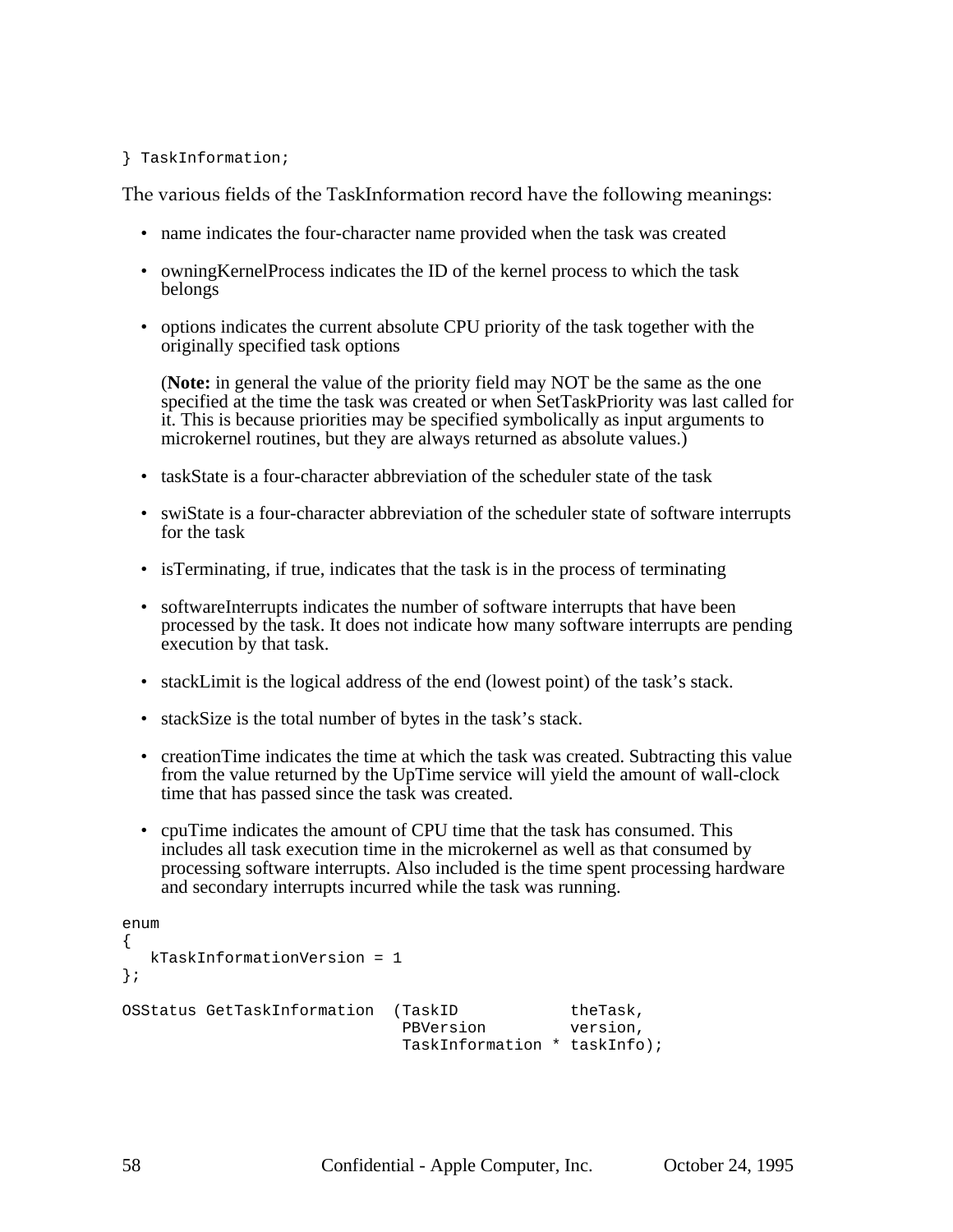```
} TaskInformation;
```

The various fields of the TaskInformation record have the following meanings:

- name indicates the four-character name provided when the task was created
- owningKernelProcess indicates the ID of the kernel process to which the task belongs
- options indicates the current absolute CPU priority of the task together with the originally specified task options

  (**Note:** in general the value of the priority field may NOT be the same as the one specified at the time the task was created or when SetTaskPriority was last called for it. This is because priorities may be specified symbolically as input arguments to microkernel routines, but they are always returned as absolute values.)

- taskState is a four-character abbreviation of the scheduler state of the task
- swiState is a four-character abbreviation of the scheduler state of software interrupts for the task
- isTerminating, if true, indicates that the task is in the process of terminating
- softwareInterrupts indicates the number of software interrupts that have been processed by the task. It does not indicate how many software interrupts are pending execution by that task.
- stackLimit is the logical address of the end (lowest point) of the task's stack.
- stackSize is the total number of bytes in the task's stack.
- creationTime indicates the time at which the task was created. Subtracting this value from the value returned by the UpTime service will yield the amount of wall-clock time that has passed since the task was created.
- cpuTime indicates the amount of CPU time that the task has consumed. This includes all task execution time in the microkernel as well as that consumed by processing software interrupts. Also included is the time spent processing hardware and secondary interrupts incurred while the task was running.

```
enum
{
   kTaskInformationVersion = 1
};

OSStatus GetTaskInformation  (TaskID            theTask,
                              PBVersion         version,
                              TaskInformation * taskInfo);
```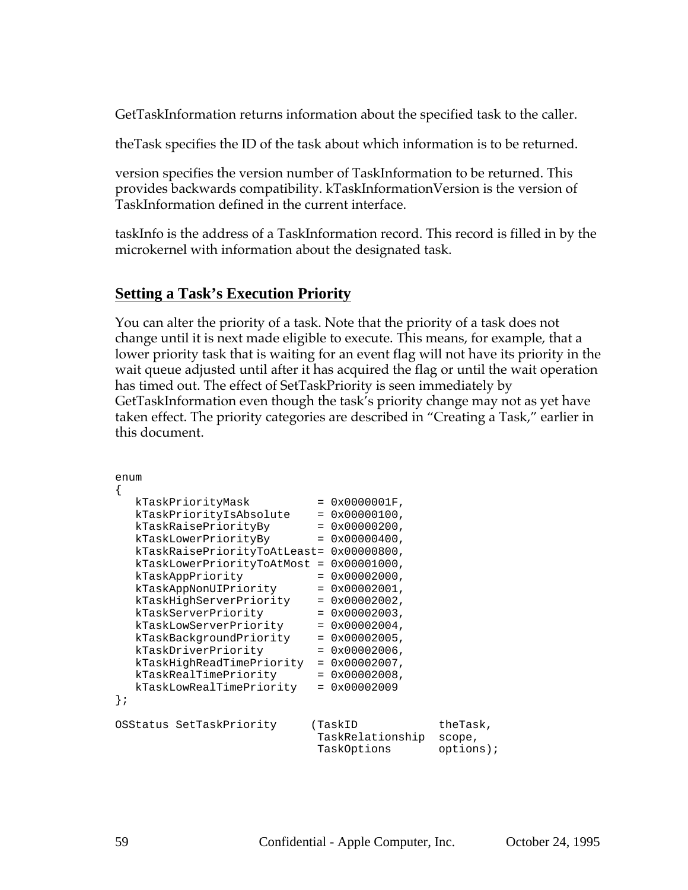GetTaskInformation returns information about the specified task to the caller.

theTask specifies the ID of the task about which information is to be returned.

version specifies the version number of TaskInformation to be returned. This provides backwards compatibility. kTaskInformationVersion is the version of TaskInformation defined in the current interface.

taskInfo is the address of a TaskInformation record. This record is filled in by the microkernel with information about the designated task.

## Setting a Task's Execution Priority

You can alter the priority of a task. Note that the priority of a task does not change until it is next made eligible to execute. This means, for example, that a lower priority task that is waiting for an event flag will not have its priority in the wait queue adjusted until after it has acquired the flag or until the wait operation has timed out. The effect of SetTaskPriority is seen immediately by GetTaskInformation even though the task's priority change may not as yet have taken effect. The priority categories are described in "Creating a Task," earlier in this document.

```
enum
{
   kTaskPriorityMask          = 0x0000001F,
   kTaskPriorityIsAbsolute    = 0x00000100,
   kTaskRaisePriorityBy       = 0x00000200,
   kTaskLowerPriorityBy       = 0x00000400,
   kTaskRaisePriorityToAtLeast= 0x00000800,
   kTaskLowerPriorityToAtMost = 0x00001000,
   kTaskAppPriority           = 0x00002000,
   kTaskAppNonUIPriority      = 0x00002001,
   kTaskHighServerPriority    = 0x00002002,
   kTaskServerPriority        = 0x00002003,
   kTaskLowServerPriority     = 0x00002004,
   kTaskBackgroundPriority    = 0x00002005,
   kTaskDriverPriority        = 0x00002006,
   kTaskHighReadTimePriority  = 0x00002007,
   kTaskRealTimePriority      = 0x00002008,
   kTaskLowRealTimePriority   = 0x00002009
};

OSStatus SetTaskPriority     (TaskID             theTask,
                              TaskRelationship  scope,
                              TaskOptions       options);
```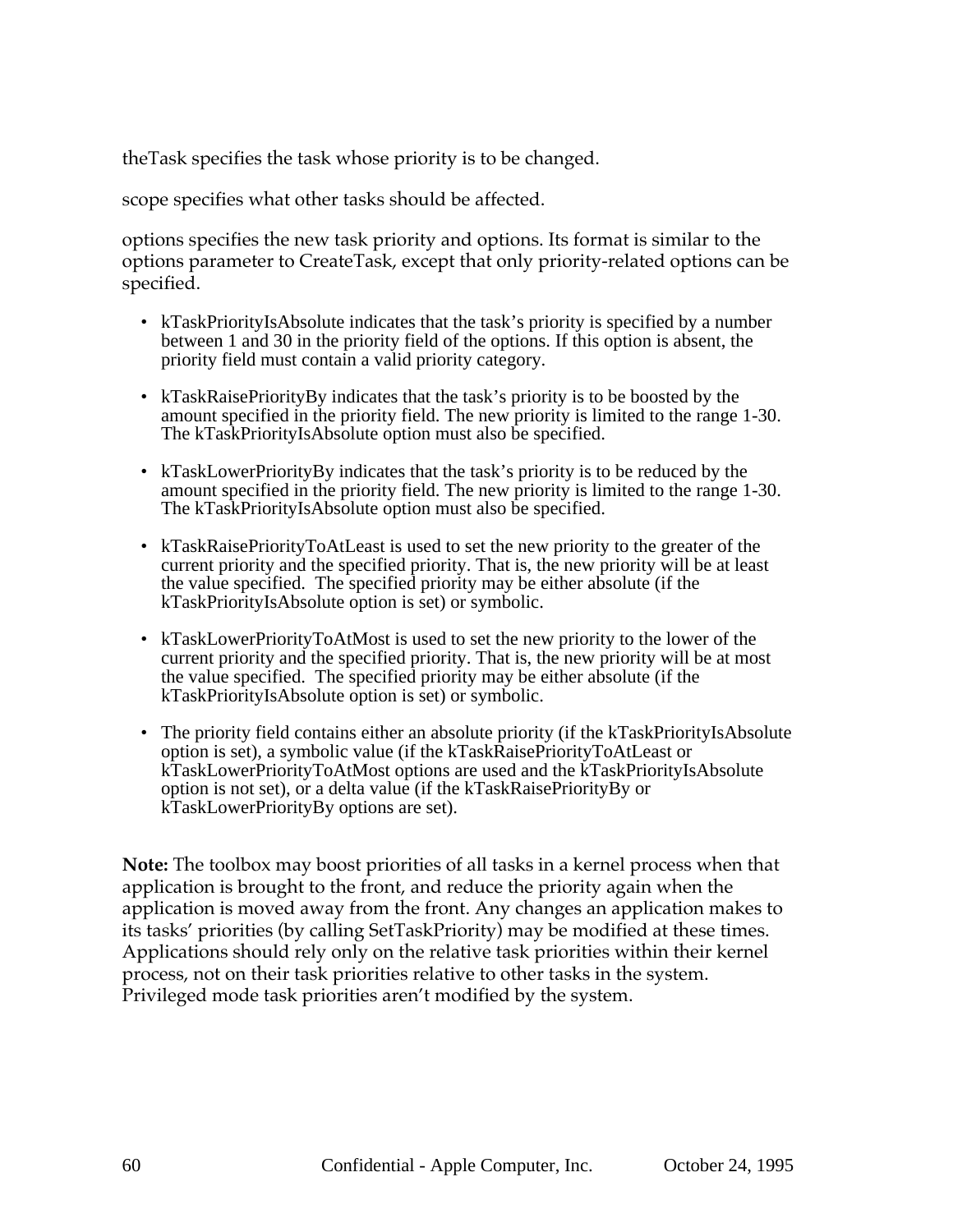theTask specifies the task whose priority is to be changed.

scope specifies what other tasks should be affected.

options specifies the new task priority and options. Its format is similar to the options parameter to CreateTask, except that only priority-related options can be specified.

- kTaskPriorityIsAbsolute indicates that the task's priority is specified by a number between 1 and 30 in the priority field of the options. If this option is absent, the priority field must contain a valid priority category.
- kTaskRaisePriorityBy indicates that the task's priority is to be boosted by the amount specified in the priority field. The new priority is limited to the range 1-30. The kTaskPriorityIsAbsolute option must also be specified.
- kTaskLowerPriorityBy indicates that the task's priority is to be reduced by the amount specified in the priority field. The new priority is limited to the range 1-30. The kTaskPriorityIsAbsolute option must also be specified.
- kTaskRaisePriorityToAtLeast is used to set the new priority to the greater of the current priority and the specified priority. That is, the new priority will be at least the value specified. The specified priority may be either absolute (if the kTaskPriorityIsAbsolute option is set) or symbolic.
- kTaskLowerPriorityToAtMost is used to set the new priority to the lower of the current priority and the specified priority. That is, the new priority will be at most the value specified. The specified priority may be either absolute (if the kTaskPriorityIsAbsolute option is set) or symbolic.
- The priority field contains either an absolute priority (if the kTaskPriorityIsAbsolute option is set), a symbolic value (if the kTaskRaisePriorityToAtLeast or kTaskLowerPriorityToAtMost options are used and the kTaskPriorityIsAbsolute option is not set), or a delta value (if the kTaskRaisePriorityBy or kTaskLowerPriorityBy options are set).

**Note:** The toolbox may boost priorities of all tasks in a kernel process when that application is brought to the front, and reduce the priority again when the application is moved away from the front. Any changes an application makes to its tasks' priorities (by calling SetTaskPriority) may be modified at these times. Applications should rely only on the relative task priorities within their kernel process, not on their task priorities relative to other tasks in the system. Privileged mode task priorities aren't modified by the system.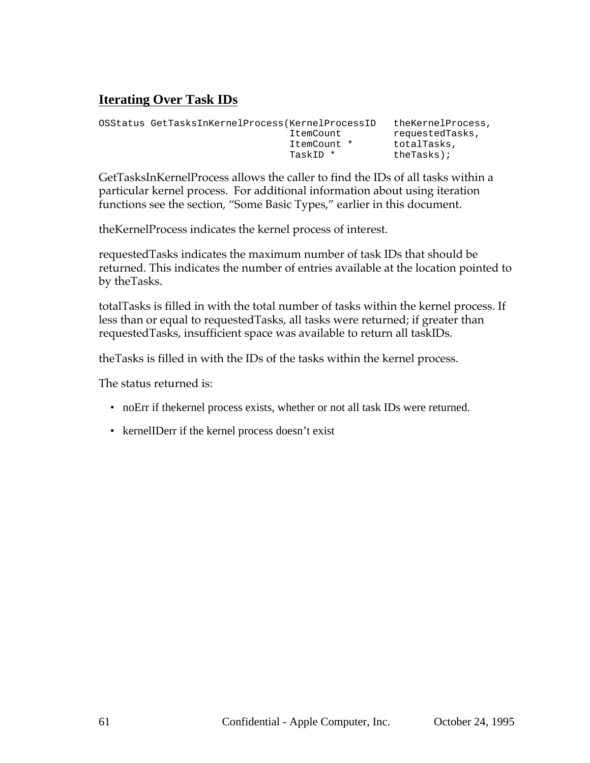## Iterating Over Task IDs

```
OSStatus GetTasksInKernelProcess(KernelProcessID   theKernelProcess,
                                 ItemCount         requestedTasks,
                                 ItemCount *       totalTasks,
                                 TaskID *          theTasks);
```

GetTasksInKernelProcess allows the caller to find the IDs of all tasks within a particular kernel process. For additional information about using iteration functions see the section, “Some Basic Types,” earlier in this document.

theKernelProcess indicates the kernel process of interest.

requestedTasks indicates the maximum number of task IDs that should be returned. This indicates the number of entries available at the location pointed to by theTasks.

totalTasks is filled in with the total number of tasks within the kernel process. If less than or equal to requestedTasks, all tasks were returned; if greater than requestedTasks, insufficient space was available to return all taskIDs.

theTasks is filled in with the IDs of the tasks within the kernel process.

The status returned is:

- noErr if thekernel process exists, whether or not all task IDs were returned.
- kernelIDerr if the kernel process doesn’t exist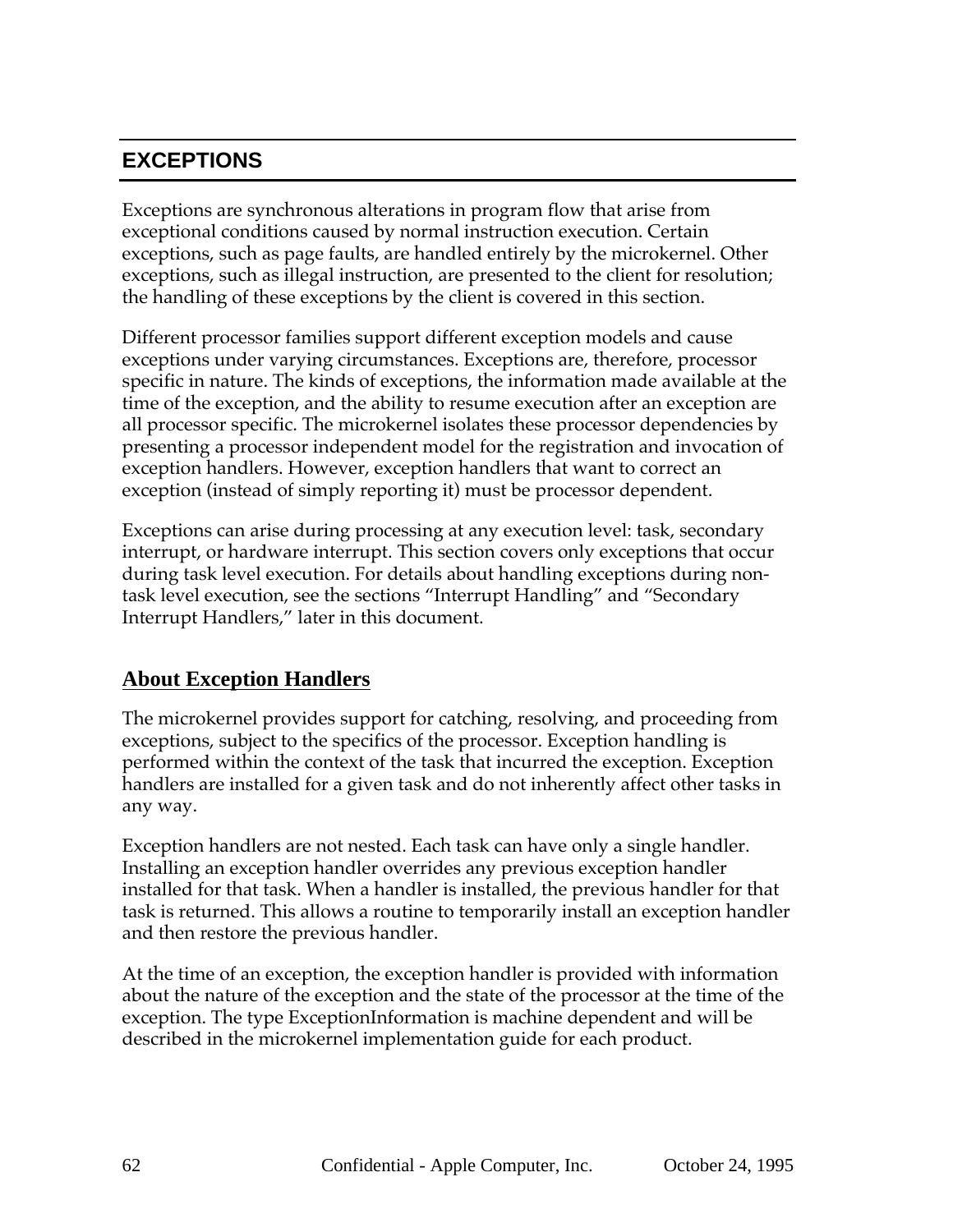# EXCEPTIONS

Exceptions are synchronous alterations in program flow that arise from exceptional conditions caused by normal instruction execution. Certain exceptions, such as page faults, are handled entirely by the microkernel. Other exceptions, such as illegal instruction, are presented to the client for resolution; the handling of these exceptions by the client is covered in this section.

Different processor families support different exception models and cause exceptions under varying circumstances. Exceptions are, therefore, processor specific in nature. The kinds of exceptions, the information made available at the time of the exception, and the ability to resume execution after an exception are all processor specific. The microkernel isolates these processor dependencies by presenting a processor independent model for the registration and invocation of exception handlers. However, exception handlers that want to correct an exception (instead of simply reporting it) must be processor dependent.

Exceptions can arise during processing at any execution level: task, secondary interrupt, or hardware interrupt. This section covers only exceptions that occur during task level execution. For details about handling exceptions during non-task level execution, see the sections "Interrupt Handling" and "Secondary Interrupt Handlers," later in this document.

## About Exception Handlers

The microkernel provides support for catching, resolving, and proceeding from exceptions, subject to the specifics of the processor. Exception handling is performed within the context of the task that incurred the exception. Exception handlers are installed for a given task and do not inherently affect other tasks in any way.

Exception handlers are not nested. Each task can have only a single handler. Installing an exception handler overrides any previous exception handler installed for that task. When a handler is installed, the previous handler for that task is returned. This allows a routine to temporarily install an exception handler and then restore the previous handler.

At the time of an exception, the exception handler is provided with information about the nature of the exception and the state of the processor at the time of the exception. The type ExceptionInformation is machine dependent and will be described in the microkernel implementation guide for each product.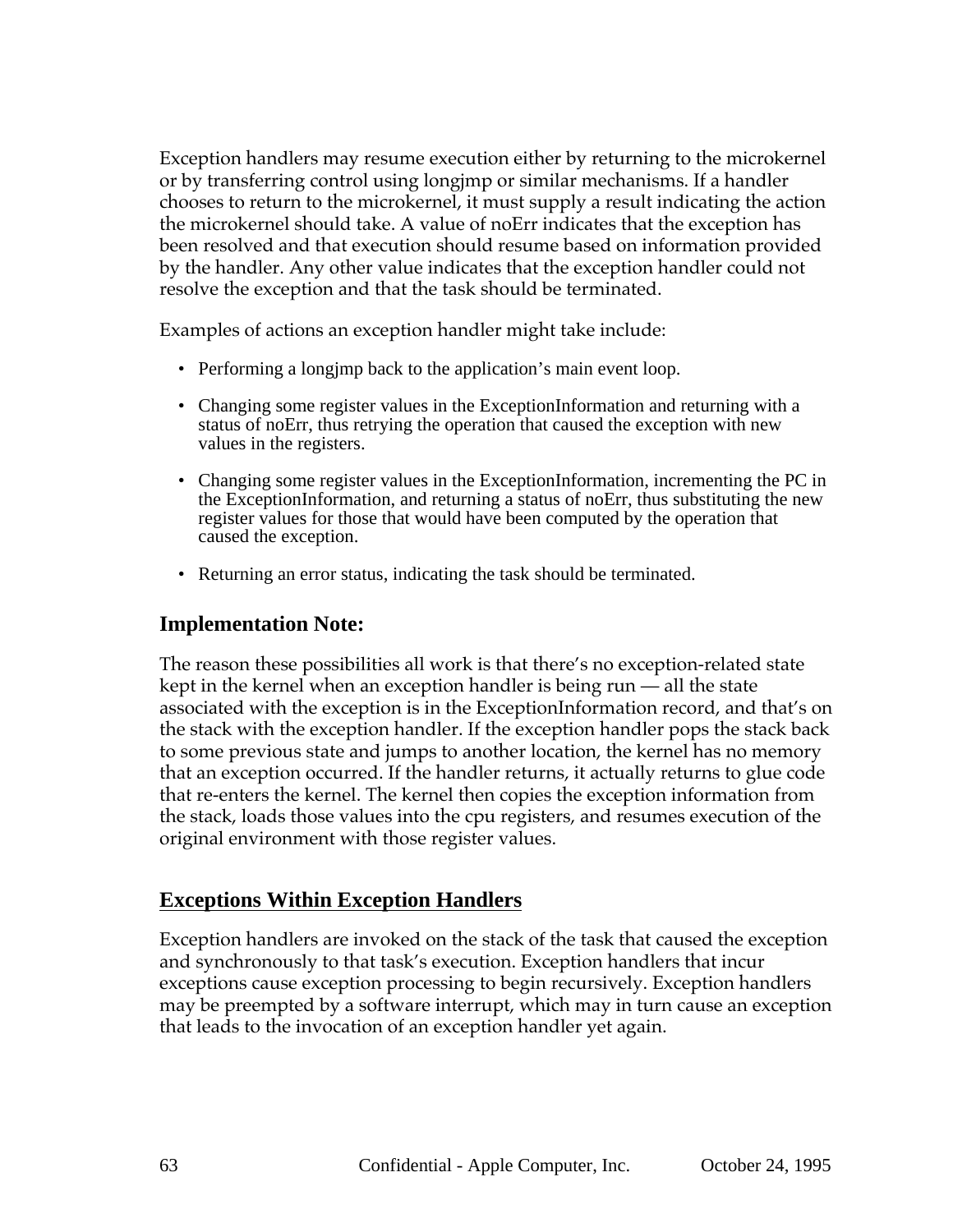Exception handlers may resume execution either by returning to the microkernel or by transferring control using longjmp or similar mechanisms. If a handler chooses to return to the microkernel, it must supply a result indicating the action the microkernel should take. A value of noErr indicates that the exception has been resolved and that execution should resume based on information provided by the handler. Any other value indicates that the exception handler could not resolve the exception and that the task should be terminated.

Examples of actions an exception handler might take include:

- Performing a longjmp back to the application's main event loop.
- Changing some register values in the ExceptionInformation and returning with a status of noErr, thus retrying the operation that caused the exception with new values in the registers.
- Changing some register values in the ExceptionInformation, incrementing the PC in the ExceptionInformation, and returning a status of noErr, thus substituting the new register values for those that would have been computed by the operation that caused the exception.
- Returning an error status, indicating the task should be terminated.

### Implementation Note:

The reason these possibilities all work is that there's no exception-related state kept in the kernel when an exception handler is being run — all the state associated with the exception is in the ExceptionInformation record, and that's on the stack with the exception handler. If the exception handler pops the stack back to some previous state and jumps to another location, the kernel has no memory that an exception occurred. If the handler returns, it actually returns to glue code that re-enters the kernel. The kernel then copies the exception information from the stack, loads those values into the cpu registers, and resumes execution of the original environment with those register values.

## Exceptions Within Exception Handlers

Exception handlers are invoked on the stack of the task that caused the exception and synchronously to that task's execution. Exception handlers that incur exceptions cause exception processing to begin recursively. Exception handlers may be preempted by a software interrupt, which may in turn cause an exception that leads to the invocation of an exception handler yet again.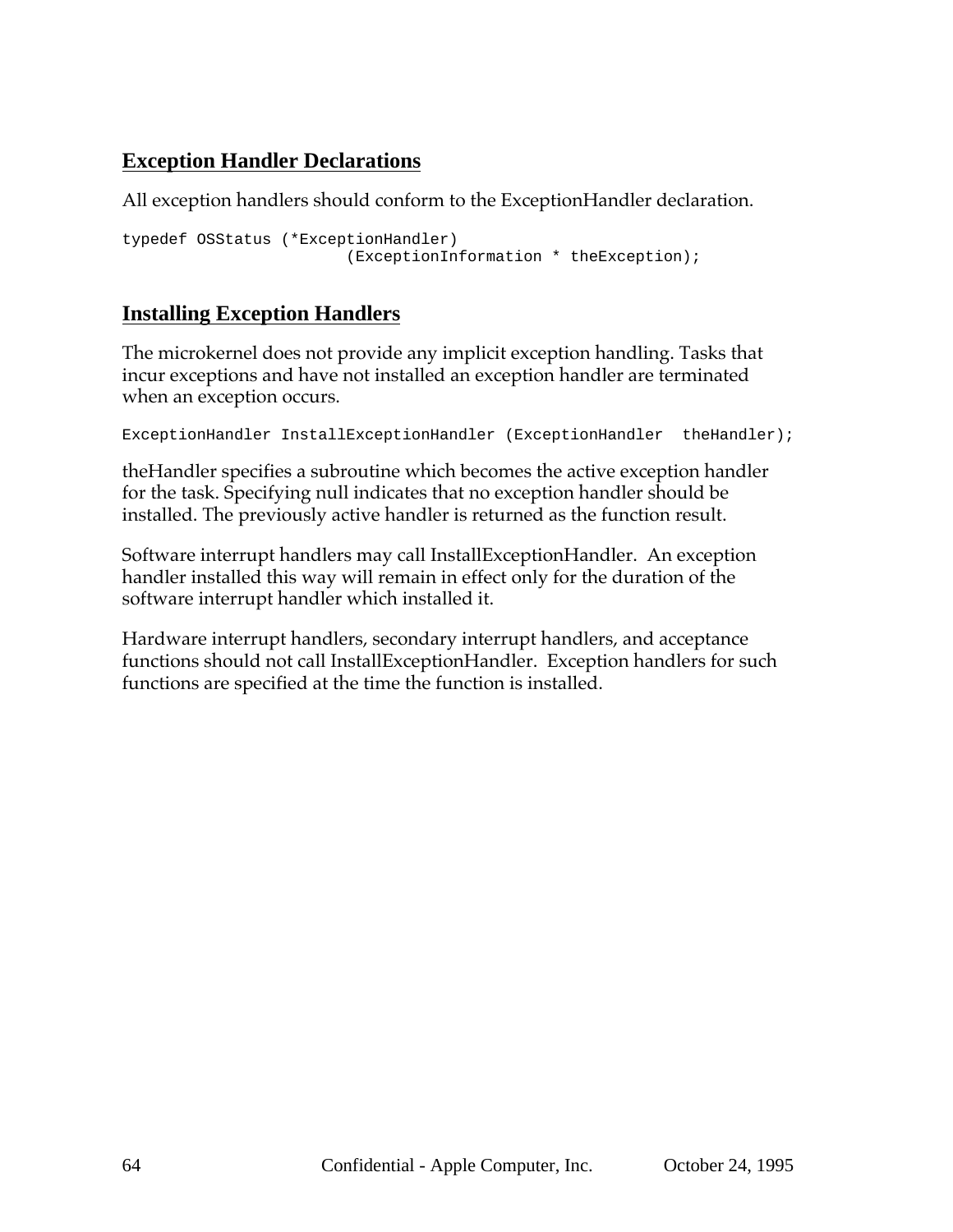## Exception Handler Declarations

All exception handlers should conform to the ExceptionHandler declaration.

```
typedef OSStatus (*ExceptionHandler)
                        (ExceptionInformation * theException);
```

## Installing Exception Handlers

The microkernel does not provide any implicit exception handling. Tasks that incur exceptions and have not installed an exception handler are terminated when an exception occurs.

```
ExceptionHandler InstallExceptionHandler (ExceptionHandler  theHandler);
```

theHandler specifies a subroutine which becomes the active exception handler for the task. Specifying null indicates that no exception handler should be installed. The previously active handler is returned as the function result.

Software interrupt handlers may call InstallExceptionHandler.  An exception handler installed this way will remain in effect only for the duration of the software interrupt handler which installed it.

Hardware interrupt handlers, secondary interrupt handlers, and acceptance functions should not call InstallExceptionHandler.  Exception handlers for such functions are specified at the time the function is installed.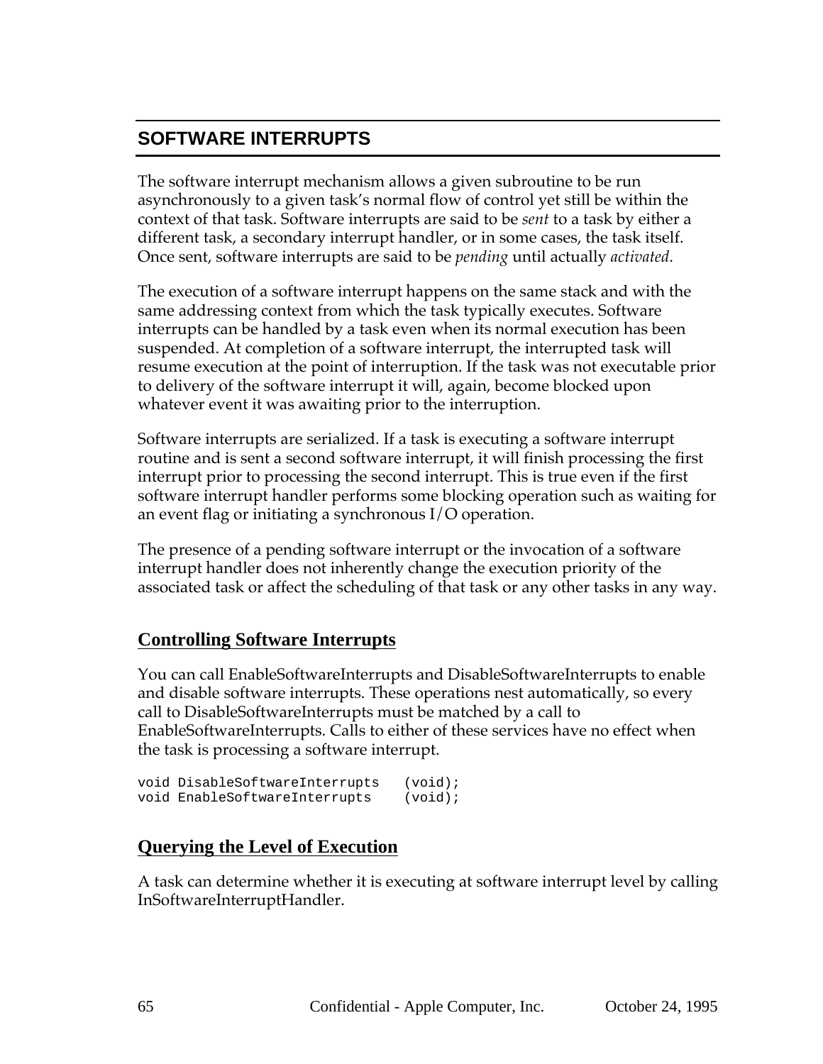## SOFTWARE INTERRUPTS

The software interrupt mechanism allows a given subroutine to be run asynchronously to a given task's normal flow of control yet still be within the context of that task. Software interrupts are said to be *sent* to a task by either a different task, a secondary interrupt handler, or in some cases, the task itself. Once sent, software interrupts are said to be *pending* until actually *activated*.

The execution of a software interrupt happens on the same stack and with the same addressing context from which the task typically executes. Software interrupts can be handled by a task even when its normal execution has been suspended. At completion of a software interrupt, the interrupted task will resume execution at the point of interruption. If the task was not executable prior to delivery of the software interrupt it will, again, become blocked upon whatever event it was awaiting prior to the interruption.

Software interrupts are serialized. If a task is executing a software interrupt routine and is sent a second software interrupt, it will finish processing the first interrupt prior to processing the second interrupt. This is true even if the first software interrupt handler performs some blocking operation such as waiting for an event flag or initiating a synchronous I/O operation.

The presence of a pending software interrupt or the invocation of a software interrupt handler does not inherently change the execution priority of the associated task or affect the scheduling of that task or any other tasks in any way.

### Controlling Software Interrupts

You can call EnableSoftwareInterrupts and DisableSoftwareInterrupts to enable and disable software interrupts. These operations nest automatically, so every call to DisableSoftwareInterrupts must be matched by a call to EnableSoftwareInterrupts. Calls to either of these services have no effect when the task is processing a software interrupt.

```
void DisableSoftwareInterrupts   (void);
void EnableSoftwareInterrupts    (void);
```

### Querying the Level of Execution

A task can determine whether it is executing at software interrupt level by calling InSoftwareInterruptHandler.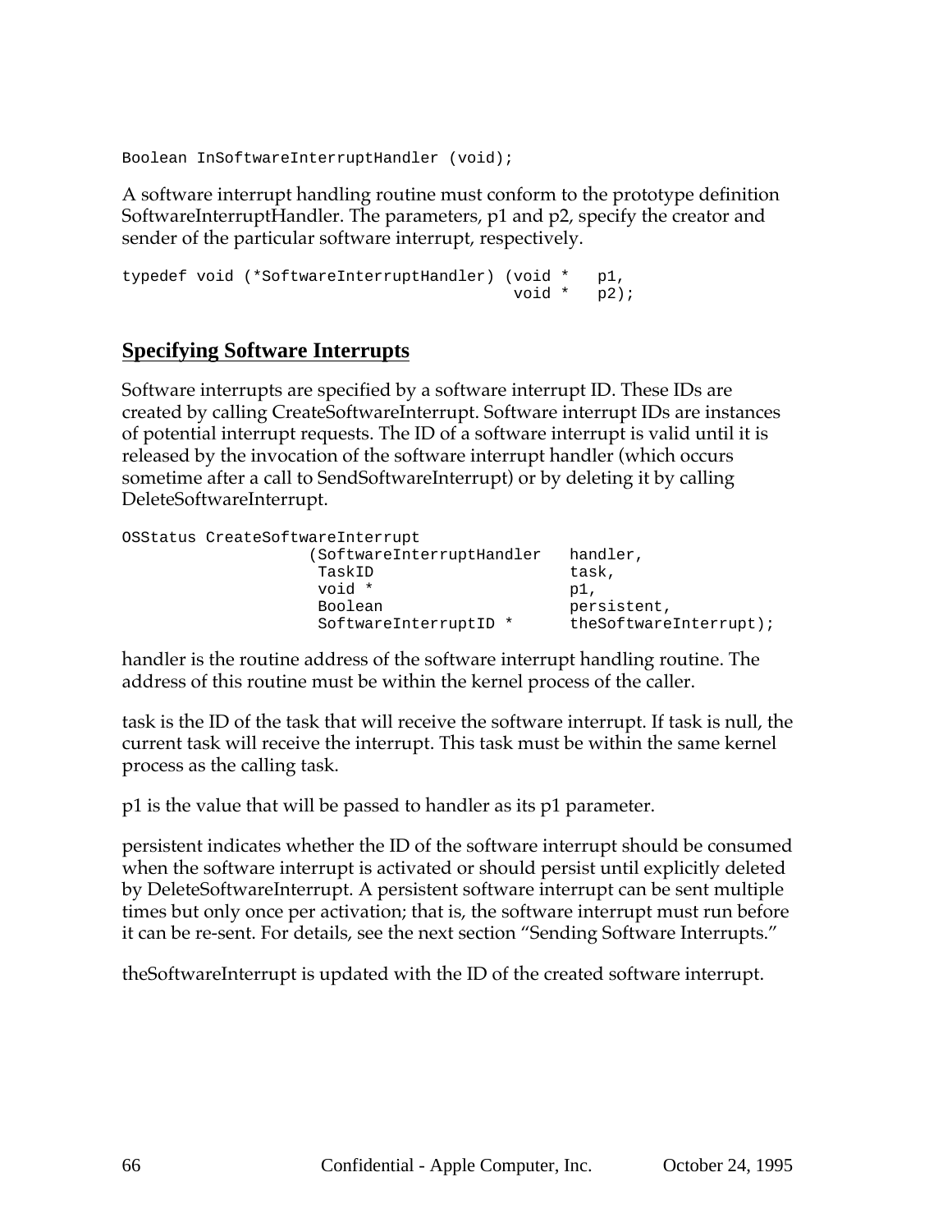```
Boolean InSoftwareInterruptHandler (void);
```

A software interrupt handling routine must conform to the prototype definition SoftwareInterruptHandler. The parameters, p1 and p2, specify the creator and sender of the particular software interrupt, respectively.

```
typedef void (*SoftwareInterruptHandler) (void *   p1,
                                           void *   p2);
```

## Specifying Software Interrupts

Software interrupts are specified by a software interrupt ID. These IDs are created by calling CreateSoftwareInterrupt. Software interrupt IDs are instances of potential interrupt requests. The ID of a software interrupt is valid until it is released by the invocation of the software interrupt handler (which occurs sometime after a call to SendSoftwareInterrupt) or by deleting it by calling DeleteSoftwareInterrupt.

```
OSStatus CreateSoftwareInterrupt
                   (SoftwareInterruptHandler   handler,
                    TaskID                     task,
                    void *                     p1,
                    Boolean                    persistent,
                    SoftwareInterruptID *      theSoftwareInterrupt);
```

handler is the routine address of the software interrupt handling routine. The address of this routine must be within the kernel process of the caller.

task is the ID of the task that will receive the software interrupt. If task is null, the current task will receive the interrupt. This task must be within the same kernel process as the calling task.

p1 is the value that will be passed to handler as its p1 parameter.

persistent indicates whether the ID of the software interrupt should be consumed when the software interrupt is activated or should persist until explicitly deleted by DeleteSoftwareInterrupt. A persistent software interrupt can be sent multiple times but only once per activation; that is, the software interrupt must run before it can be re-sent. For details, see the next section “Sending Software Interrupts.”

theSoftwareInterrupt is updated with the ID of the created software interrupt.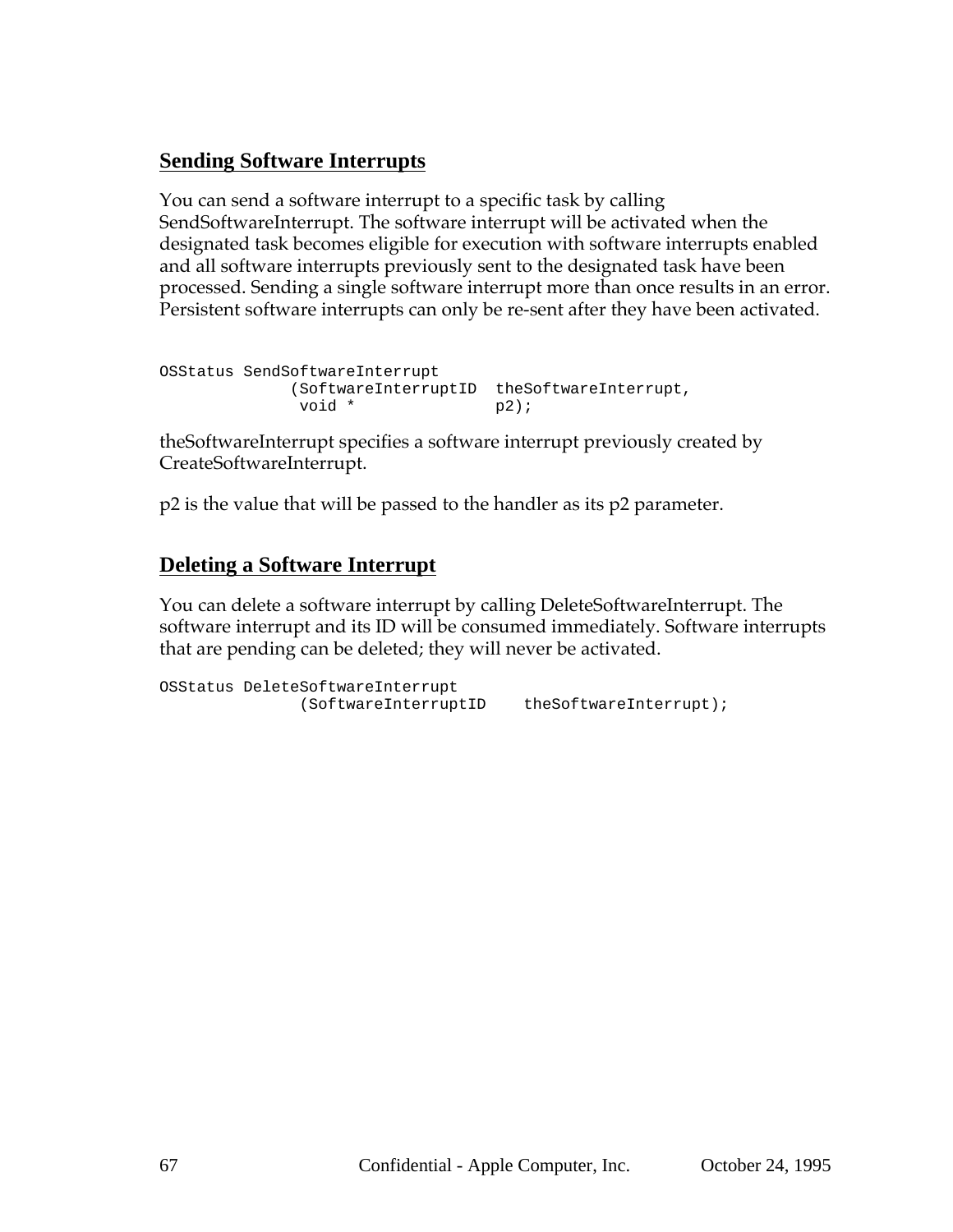## Sending Software Interrupts

You can send a software interrupt to a specific task by calling SendSoftwareInterrupt. The software interrupt will be activated when the designated task becomes eligible for execution with software interrupts enabled and all software interrupts previously sent to the designated task have been processed. Sending a single software interrupt more than once results in an error. Persistent software interrupts can only be re-sent after they have been activated.

```
OSStatus SendSoftwareInterrupt
            (SoftwareInterruptID  theSoftwareInterrupt,
             void *               p2);
```

theSoftwareInterrupt specifies a software interrupt previously created by CreateSoftwareInterrupt.

p2 is the value that will be passed to the handler as its p2 parameter.

## Deleting a Software Interrupt

You can delete a software interrupt by calling DeleteSoftwareInterrupt. The software interrupt and its ID will be consumed immediately. Software interrupts that are pending can be deleted; they will never be activated.

```
OSStatus DeleteSoftwareInterrupt
             (SoftwareInterruptID    theSoftwareInterrupt);
```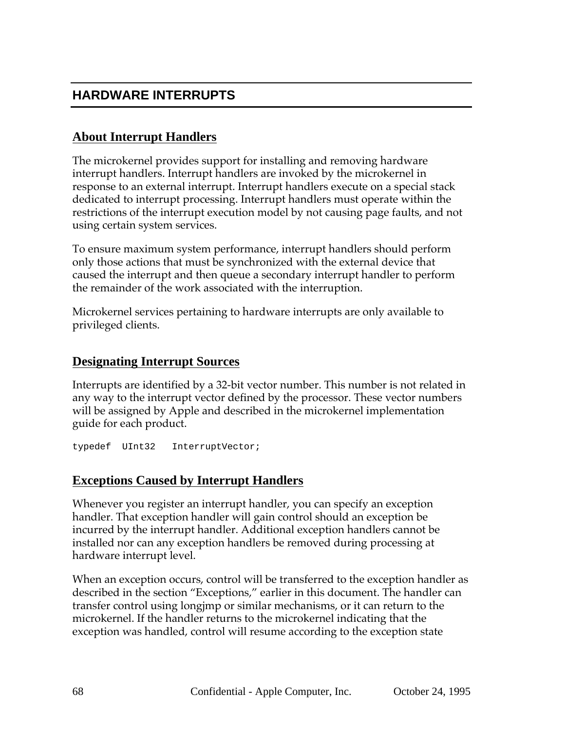# HARDWARE INTERRUPTS

## About Interrupt Handlers

The microkernel provides support for installing and removing hardware interrupt handlers. Interrupt handlers are invoked by the microkernel in response to an external interrupt. Interrupt handlers execute on a special stack dedicated to interrupt processing. Interrupt handlers must operate within the restrictions of the interrupt execution model by not causing page faults, and not using certain system services.

To ensure maximum system performance, interrupt handlers should perform only those actions that must be synchronized with the external device that caused the interrupt and then queue a secondary interrupt handler to perform the remainder of the work associated with the interruption.

Microkernel services pertaining to hardware interrupts are only available to privileged clients.

## Designating Interrupt Sources

Interrupts are identified by a 32-bit vector number. This number is not related in any way to the interrupt vector defined by the processor. These vector numbers will be assigned by Apple and described in the microkernel implementation guide for each product.

```
typedef  UInt32   InterruptVector;
```

## Exceptions Caused by Interrupt Handlers

Whenever you register an interrupt handler, you can specify an exception handler. That exception handler will gain control should an exception be incurred by the interrupt handler. Additional exception handlers cannot be installed nor can any exception handlers be removed during processing at hardware interrupt level.

When an exception occurs, control will be transferred to the exception handler as described in the section “Exceptions,” earlier in this document. The handler can transfer control using longjmp or similar mechanisms, or it can return to the microkernel. If the handler returns to the microkernel indicating that the exception was handled, control will resume according to the exception state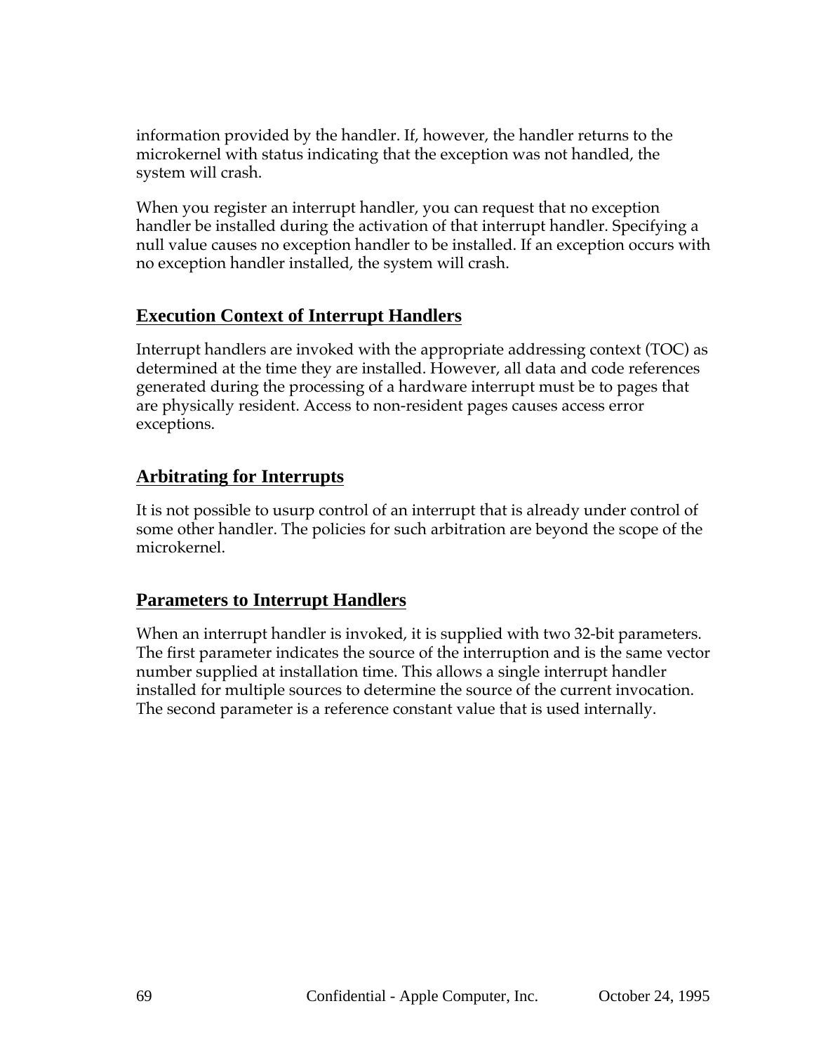information provided by the handler. If, however, the handler returns to the microkernel with status indicating that the exception was not handled, the system will crash.

When you register an interrupt handler, you can request that no exception handler be installed during the activation of that interrupt handler. Specifying a null value causes no exception handler to be installed. If an exception occurs with no exception handler installed, the system will crash.

## Execution Context of Interrupt Handlers

Interrupt handlers are invoked with the appropriate addressing context (TOC) as determined at the time they are installed. However, all data and code references generated during the processing of a hardware interrupt must be to pages that are physically resident. Access to non-resident pages causes access error exceptions.

## Arbitrating for Interrupts

It is not possible to usurp control of an interrupt that is already under control of some other handler. The policies for such arbitration are beyond the scope of the microkernel.

## Parameters to Interrupt Handlers

When an interrupt handler is invoked, it is supplied with two 32-bit parameters. The first parameter indicates the source of the interruption and is the same vector number supplied at installation time. This allows a single interrupt handler installed for multiple sources to determine the source of the current invocation. The second parameter is a reference constant value that is used internally.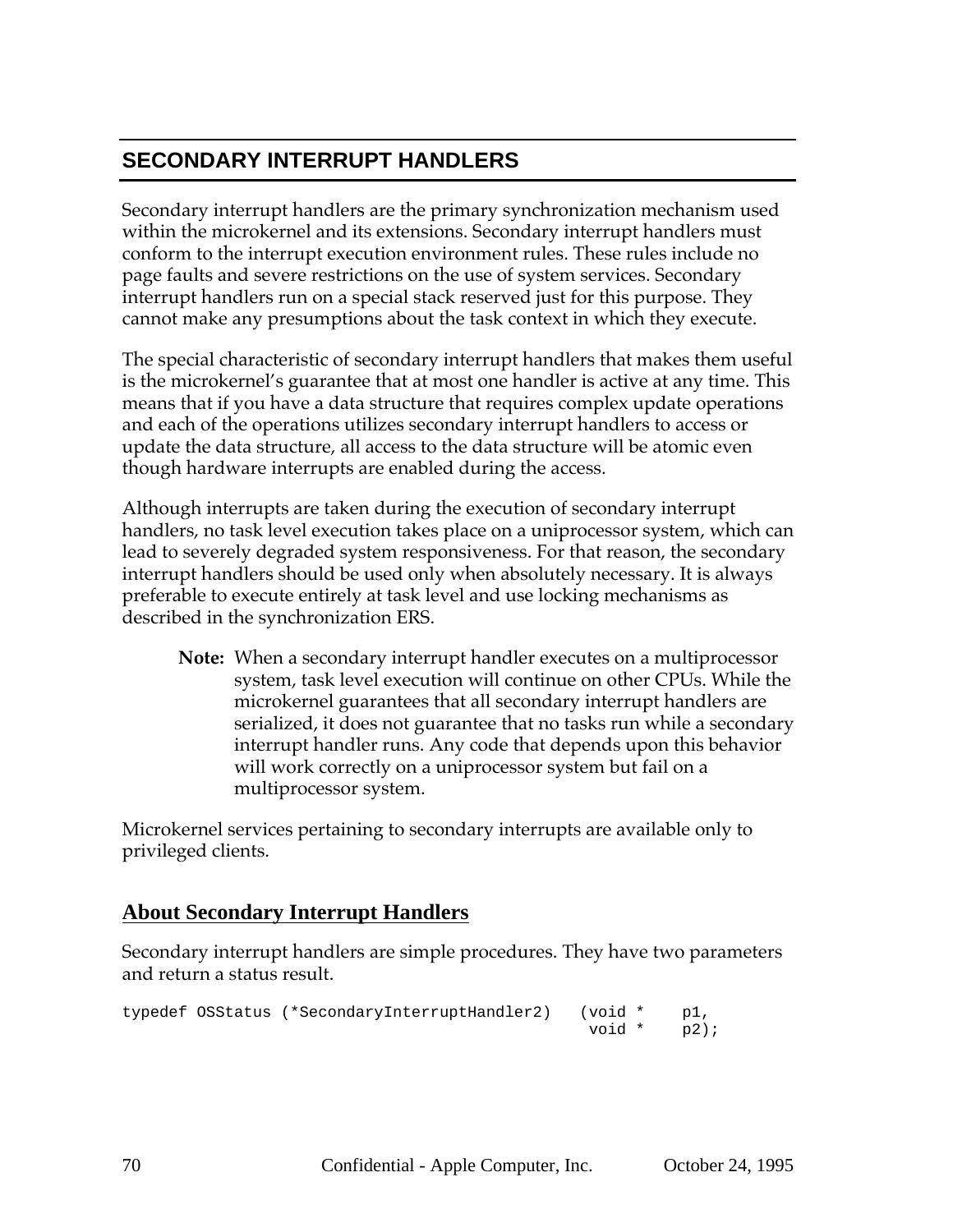## SECONDARY INTERRUPT HANDLERS

Secondary interrupt handlers are the primary synchronization mechanism used within the microkernel and its extensions. Secondary interrupt handlers must conform to the interrupt execution environment rules. These rules include no page faults and severe restrictions on the use of system services. Secondary interrupt handlers run on a special stack reserved just for this purpose. They cannot make any presumptions about the task context in which they execute.

The special characteristic of secondary interrupt handlers that makes them useful is the microkernel's guarantee that at most one handler is active at any time. This means that if you have a data structure that requires complex update operations and each of the operations utilizes secondary interrupt handlers to access or update the data structure, all access to the data structure will be atomic even though hardware interrupts are enabled during the access.

Although interrupts are taken during the execution of secondary interrupt handlers, no task level execution takes place on a uniprocessor system, which can lead to severely degraded system responsiveness. For that reason, the secondary interrupt handlers should be used only when absolutely necessary. It is always preferable to execute entirely at task level and use locking mechanisms as described in the synchronization ERS.

> **Note:** When a secondary interrupt handler executes on a multiprocessor system, task level execution will continue on other CPUs. While the microkernel guarantees that all secondary interrupt handlers are serialized, it does not guarantee that no tasks run while a secondary interrupt handler runs. Any code that depends upon this behavior will work correctly on a uniprocessor system but fail on a multiprocessor system.

Microkernel services pertaining to secondary interrupts are available only to privileged clients.

### About Secondary Interrupt Handlers

Secondary interrupt handlers are simple procedures. They have two parameters and return a status result.

```
typedef OSStatus (*SecondaryInterruptHandler2)   (void *     p1,
                                                   void *    p2);
```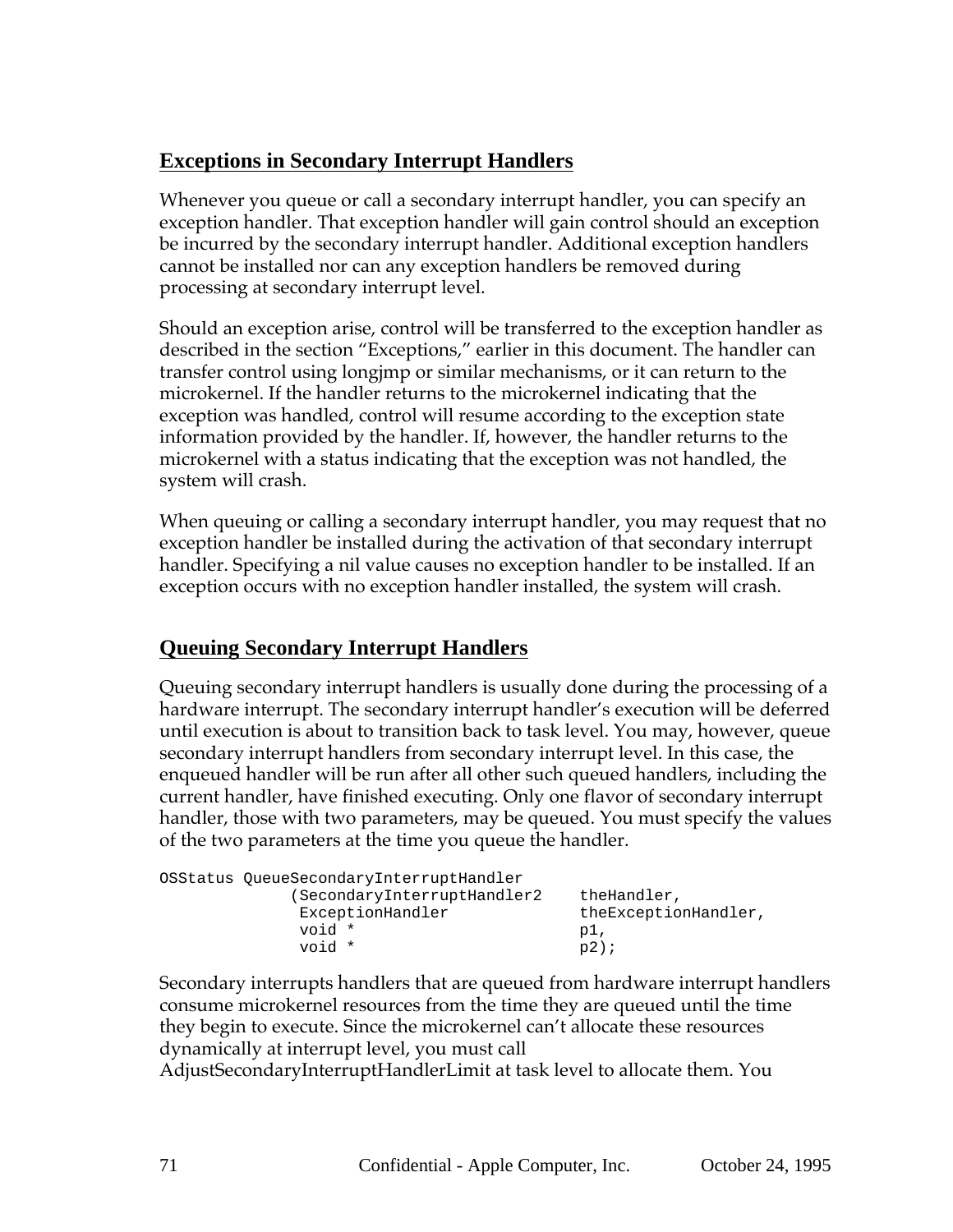## Exceptions in Secondary Interrupt Handlers

Whenever you queue or call a secondary interrupt handler, you can specify an exception handler. That exception handler will gain control should an exception be incurred by the secondary interrupt handler. Additional exception handlers cannot be installed nor can any exception handlers be removed during processing at secondary interrupt level.

Should an exception arise, control will be transferred to the exception handler as described in the section “Exceptions,” earlier in this document. The handler can transfer control using longjmp or similar mechanisms, or it can return to the microkernel. If the handler returns to the microkernel indicating that the exception was handled, control will resume according to the exception state information provided by the handler. If, however, the handler returns to the microkernel with a status indicating that the exception was not handled, the system will crash.

When queuing or calling a secondary interrupt handler, you may request that no exception handler be installed during the activation of that secondary interrupt handler. Specifying a nil value causes no exception handler to be installed. If an exception occurs with no exception handler installed, the system will crash.

## Queuing Secondary Interrupt Handlers

Queuing secondary interrupt handlers is usually done during the processing of a hardware interrupt. The secondary interrupt handler’s execution will be deferred until execution is about to transition back to task level. You may, however, queue secondary interrupt handlers from secondary interrupt level. In this case, the enqueued handler will be run after all other such queued handlers, including the current handler, have finished executing. Only one flavor of secondary interrupt handler, those with two parameters, may be queued. You must specify the values of the two parameters at the time you queue the handler.

```
OSStatus QueueSecondaryInterruptHandler
            (SecondaryInterruptHandler2    theHandler,
             ExceptionHandler              theExceptionHandler,
             void *                        p1,
             void *                        p2);
```

Secondary interrupts handlers that are queued from hardware interrupt handlers consume microkernel resources from the time they are queued until the time they begin to execute. Since the microkernel can’t allocate these resources dynamically at interrupt level, you must call AdjustSecondaryInterruptHandlerLimit at task level to allocate them. You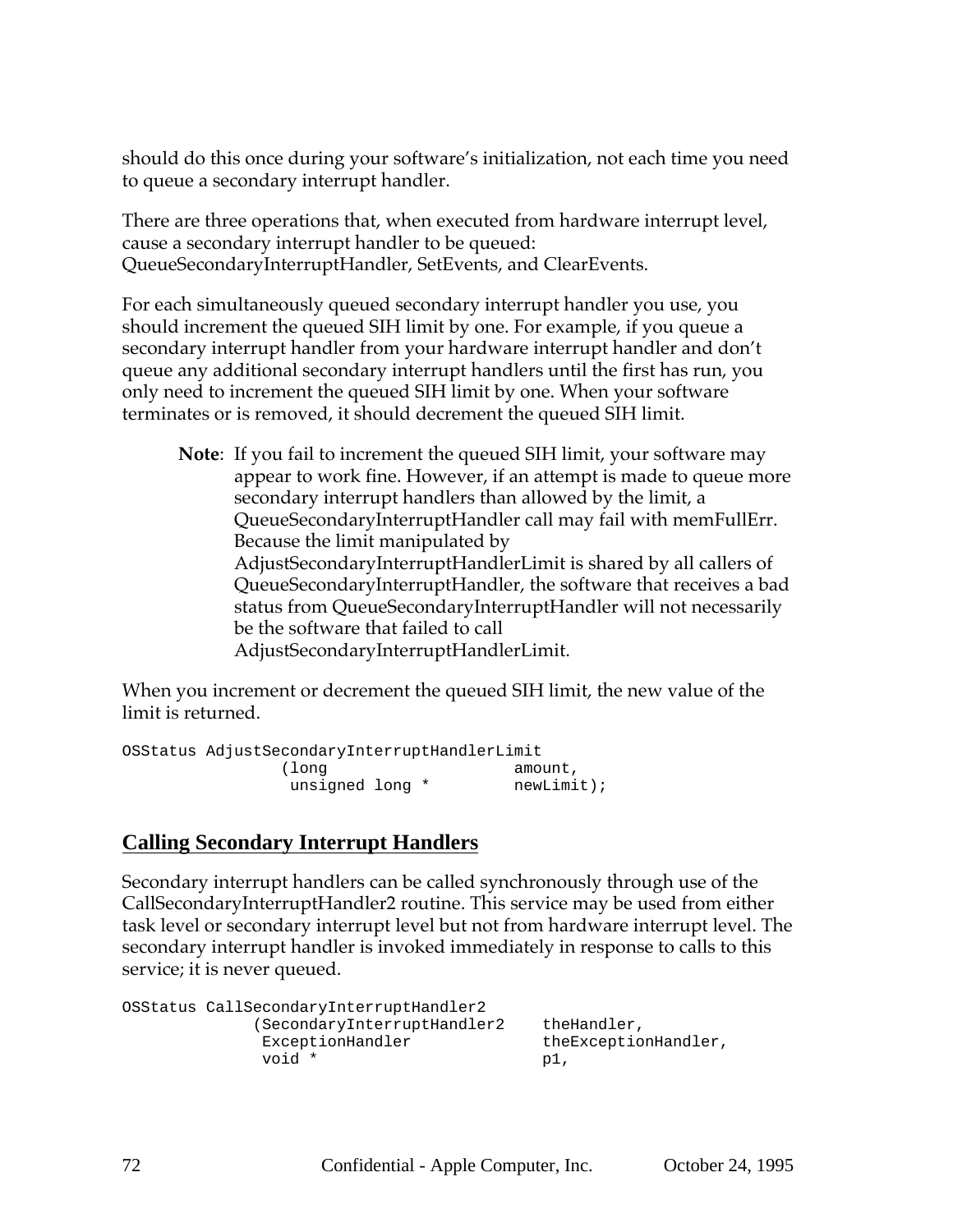should do this once during your software's initialization, not each time you need to queue a secondary interrupt handler.

There are three operations that, when executed from hardware interrupt level, cause a secondary interrupt handler to be queued: QueueSecondaryInterruptHandler, SetEvents, and ClearEvents.

For each simultaneously queued secondary interrupt handler you use, you should increment the queued SIH limit by one. For example, if you queue a secondary interrupt handler from your hardware interrupt handler and don't queue any additional secondary interrupt handlers until the first has run, you only need to increment the queued SIH limit by one. When your software terminates or is removed, it should decrement the queued SIH limit.

> **Note**: If you fail to increment the queued SIH limit, your software may appear to work fine. However, if an attempt is made to queue more secondary interrupt handlers than allowed by the limit, a QueueSecondaryInterruptHandler call may fail with memFullErr. Because the limit manipulated by AdjustSecondaryInterruptHandlerLimit is shared by all callers of QueueSecondaryInterruptHandler, the software that receives a bad status from QueueSecondaryInterruptHandler will not necessarily be the software that failed to call AdjustSecondaryInterruptHandlerLimit.

When you increment or decrement the queued SIH limit, the new value of the limit is returned.

```
OSStatus AdjustSecondaryInterruptHandlerLimit
                (long                   amount,
                 unsigned long *        newLimit);
```

## Calling Secondary Interrupt Handlers

Secondary interrupt handlers can be called synchronously through use of the CallSecondaryInterruptHandler2 routine. This service may be used from either task level or secondary interrupt level but not from hardware interrupt level. The secondary interrupt handler is invoked immediately in response to calls to this service; it is never queued.

```
OSStatus CallSecondaryInterruptHandler2
              (SecondaryInterruptHandler2    theHandler,
               ExceptionHandler              theExceptionHandler,
               void *                        p1,
```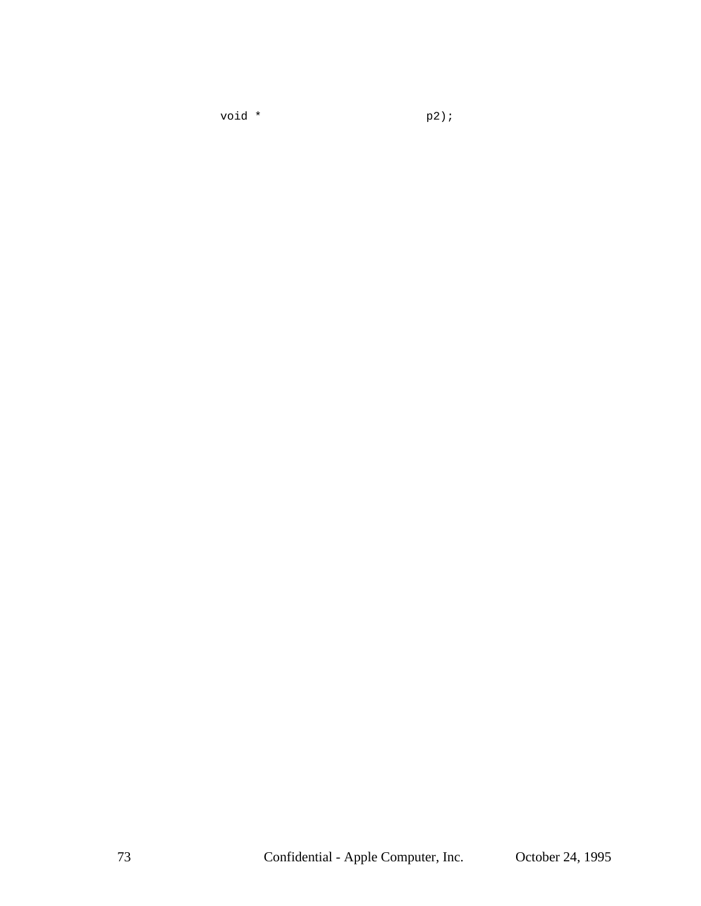```
void *                        p2);
```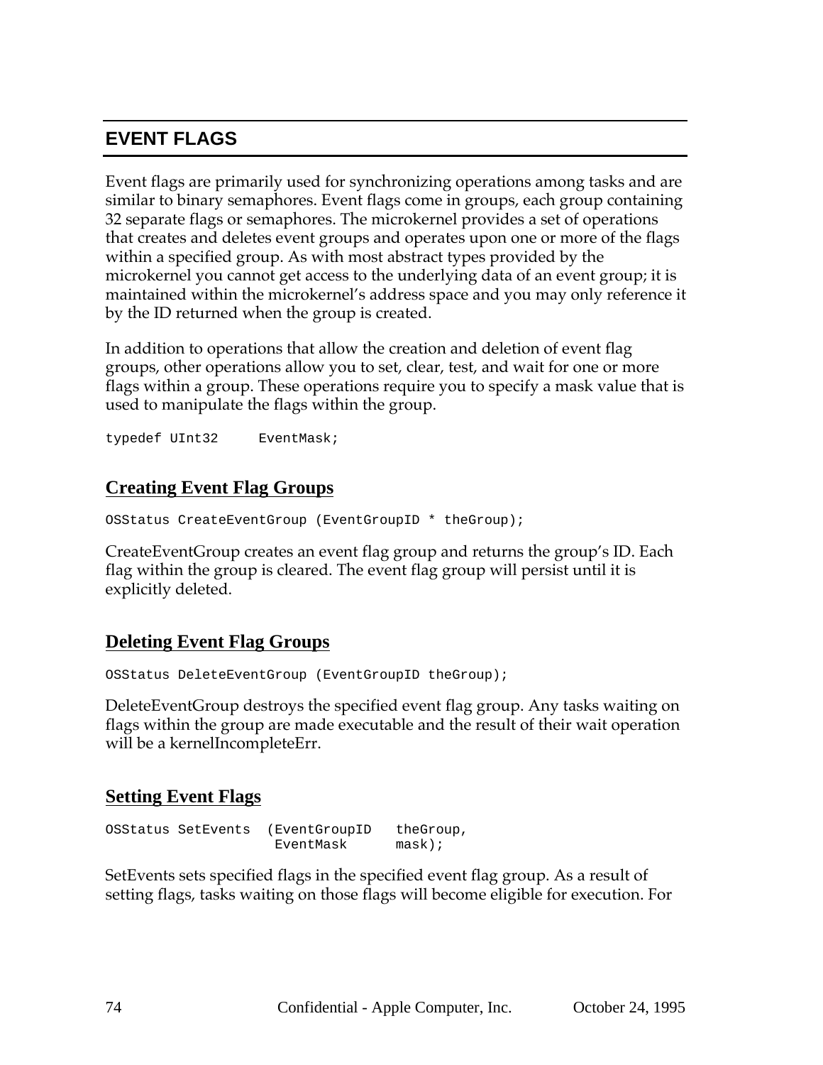## EVENT FLAGS

Event flags are primarily used for synchronizing operations among tasks and are similar to binary semaphores. Event flags come in groups, each group containing 32 separate flags or semaphores. The microkernel provides a set of operations that creates and deletes event groups and operates upon one or more of the flags within a specified group. As with most abstract types provided by the microkernel you cannot get access to the underlying data of an event group; it is maintained within the microkernel's address space and you may only reference it by the ID returned when the group is created.

In addition to operations that allow the creation and deletion of event flag groups, other operations allow you to set, clear, test, and wait for one or more flags within a group. These operations require you to specify a mask value that is used to manipulate the flags within the group.

```
typedef UInt32     EventMask;
```

### Creating Event Flag Groups

```
OSStatus CreateEventGroup (EventGroupID * theGroup);
```

CreateEventGroup creates an event flag group and returns the group's ID. Each flag within the group is cleared. The event flag group will persist until it is explicitly deleted.

### Deleting Event Flag Groups

```
OSStatus DeleteEventGroup (EventGroupID theGroup);
```

DeleteEventGroup destroys the specified event flag group. Any tasks waiting on flags within the group are made executable and the result of their wait operation will be a kernelIncompleteErr.

### Setting Event Flags

```
OSStatus SetEvents  (EventGroupID   theGroup,
                     EventMask      mask);
```

SetEvents sets specified flags in the specified event flag group. As a result of setting flags, tasks waiting on those flags will become eligible for execution. For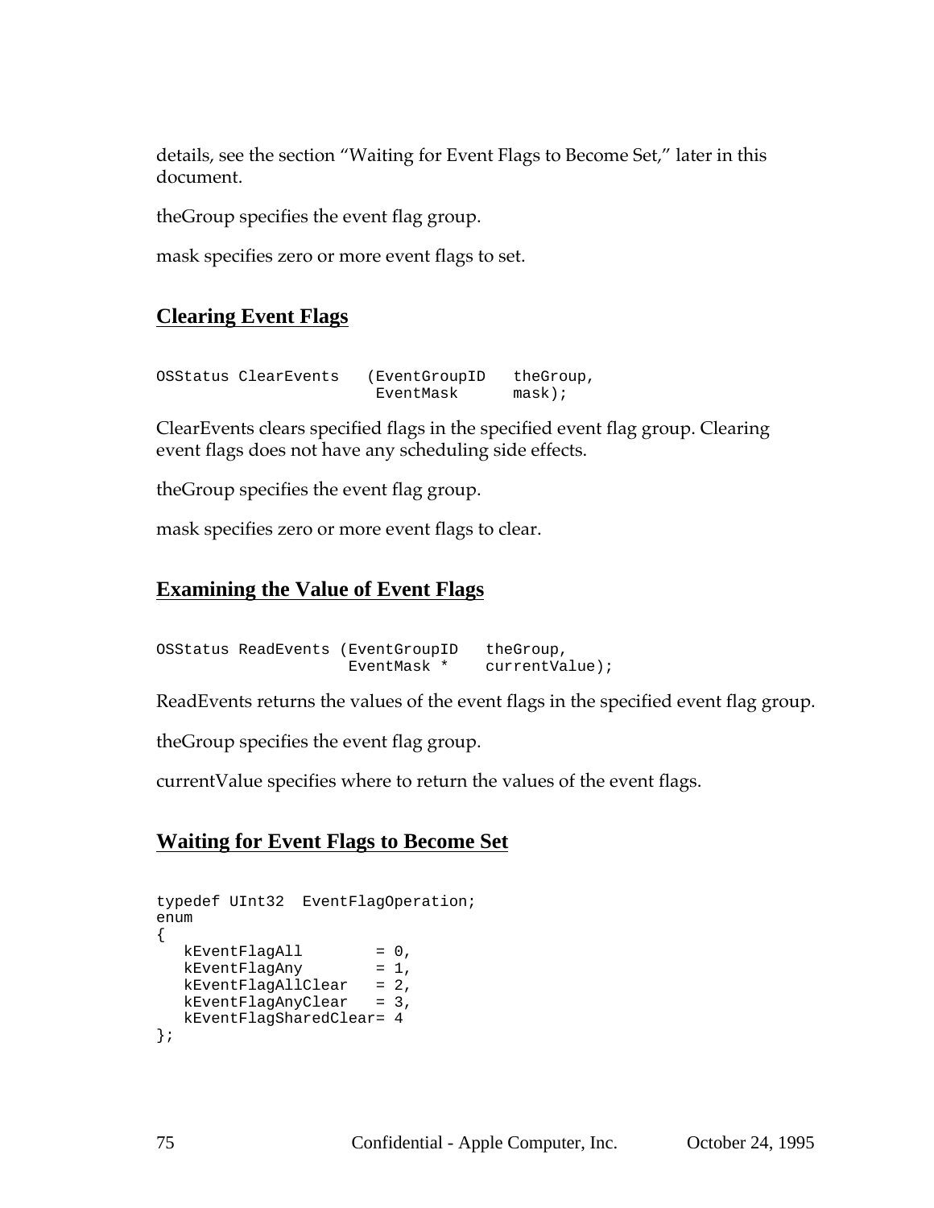details, see the section “Waiting for Event Flags to Become Set,” later in this document.

theGroup specifies the event flag group.

mask specifies zero or more event flags to set.

## Clearing Event Flags

```
OSStatus ClearEvents   (EventGroupID   theGroup,
                        EventMask      mask);
```

ClearEvents clears specified flags in the specified event flag group. Clearing event flags does not have any scheduling side effects.

theGroup specifies the event flag group.

mask specifies zero or more event flags to clear.

## Examining the Value of Event Flags

```
OSStatus ReadEvents (EventGroupID   theGroup,
                     EventMask *    currentValue);
```

ReadEvents returns the values of the event flags in the specified event flag group.

theGroup specifies the event flag group.

currentValue specifies where to return the values of the event flags.

## Waiting for Event Flags to Become Set

```
typedef UInt32  EventFlagOperation;
enum
{
   kEventFlagAll        = 0,
   kEventFlagAny        = 1,
   kEventFlagAllClear   = 2,
   kEventFlagAnyClear   = 3,
   kEventFlagSharedClear= 4
};
```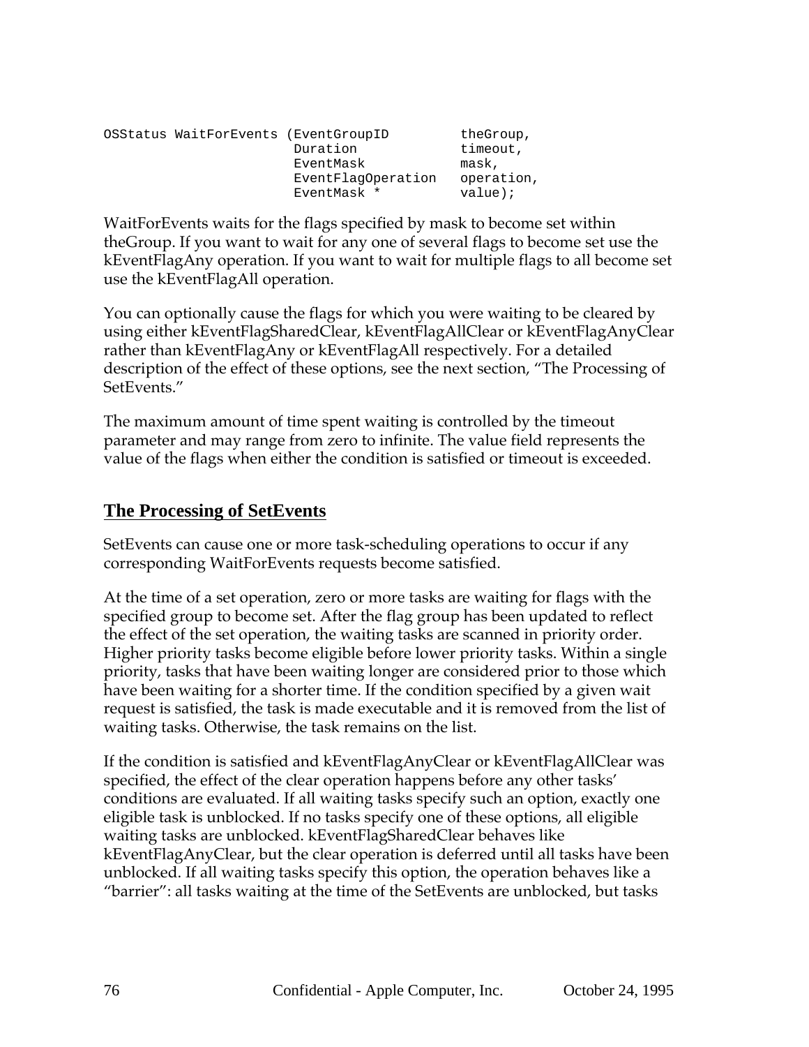```
OSStatus WaitForEvents (EventGroupID         theGroup,
                        Duration             timeout,
                        EventMask            mask,
                        EventFlagOperation   operation,
                        EventMask *          value);
```

WaitForEvents waits for the flags specified by mask to become set within theGroup. If you want to wait for any one of several flags to become set use the kEventFlagAny operation. If you want to wait for multiple flags to all become set use the kEventFlagAll operation.

You can optionally cause the flags for which you were waiting to be cleared by using either kEventFlagSharedClear, kEventFlagAllClear or kEventFlagAnyClear rather than kEventFlagAny or kEventFlagAll respectively. For a detailed description of the effect of these options, see the next section, "The Processing of SetEvents."

The maximum amount of time spent waiting is controlled by the timeout parameter and may range from zero to infinite. The value field represents the value of the flags when either the condition is satisfied or timeout is exceeded.

## The Processing of SetEvents

SetEvents can cause one or more task-scheduling operations to occur if any corresponding WaitForEvents requests become satisfied.

At the time of a set operation, zero or more tasks are waiting for flags with the specified group to become set. After the flag group has been updated to reflect the effect of the set operation, the waiting tasks are scanned in priority order. Higher priority tasks become eligible before lower priority tasks. Within a single priority, tasks that have been waiting longer are considered prior to those which have been waiting for a shorter time. If the condition specified by a given wait request is satisfied, the task is made executable and it is removed from the list of waiting tasks. Otherwise, the task remains on the list.

If the condition is satisfied and kEventFlagAnyClear or kEventFlagAllClear was specified, the effect of the clear operation happens before any other tasks' conditions are evaluated. If all waiting tasks specify such an option, exactly one eligible task is unblocked. If no tasks specify one of these options, all eligible waiting tasks are unblocked. kEventFlagSharedClear behaves like kEventFlagAnyClear, but the clear operation is deferred until all tasks have been unblocked. If all waiting tasks specify this option, the operation behaves like a "barrier": all tasks waiting at the time of the SetEvents are unblocked, but tasks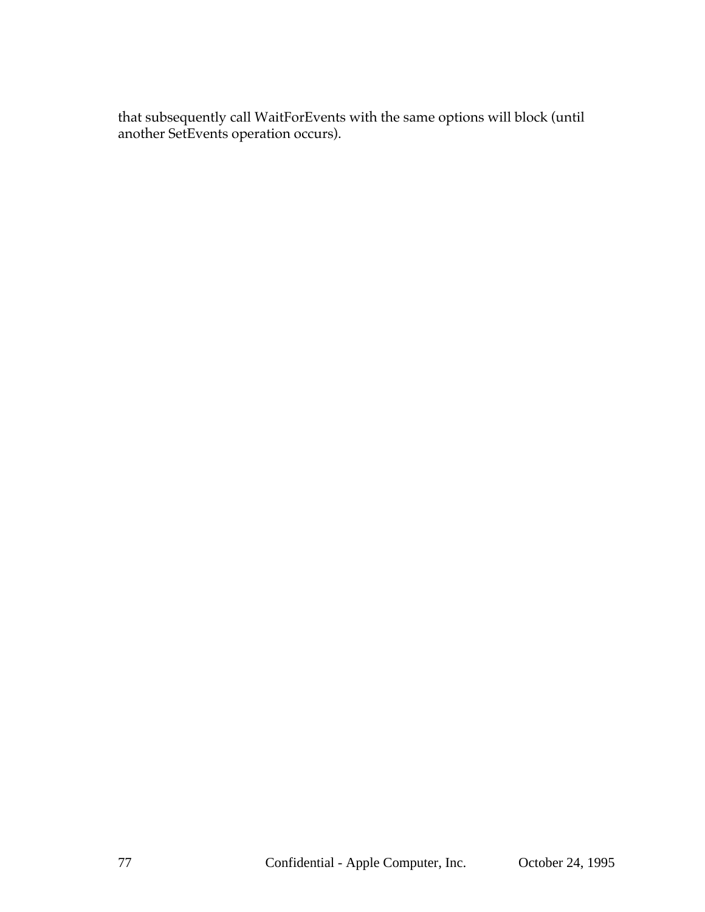that subsequently call WaitForEvents with the same options will block (until another SetEvents operation occurs).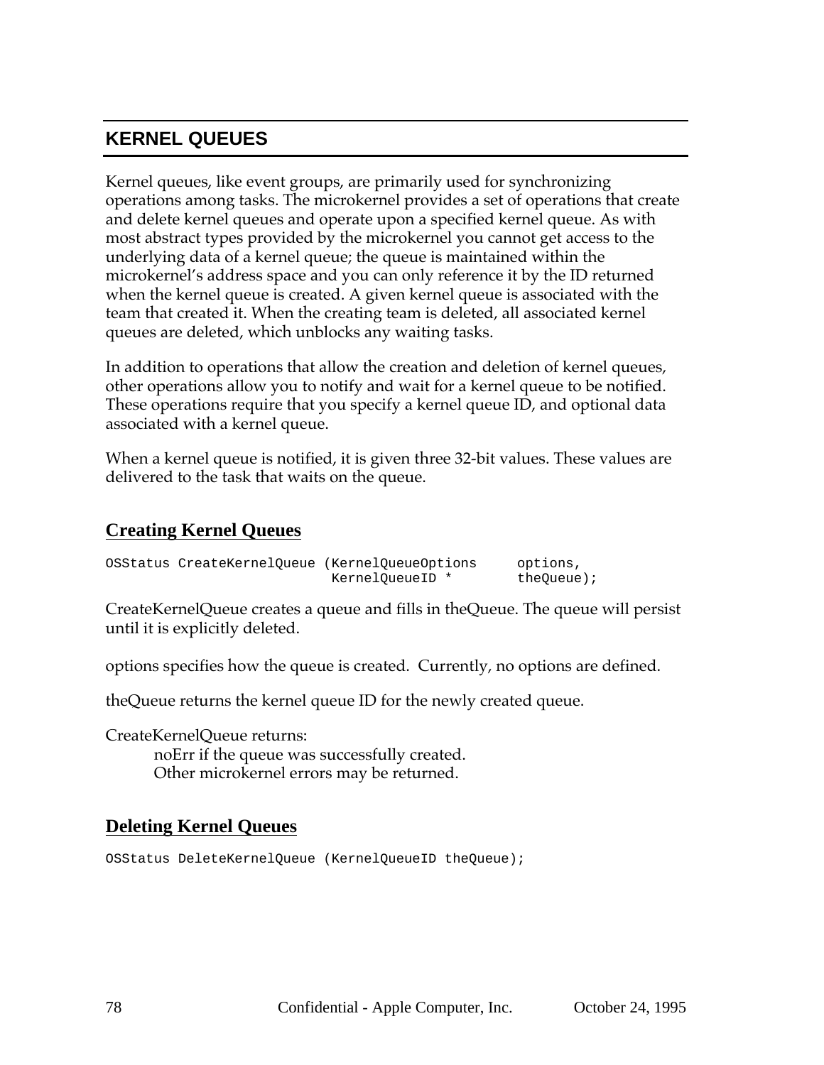## KERNEL QUEUES

Kernel queues, like event groups, are primarily used for synchronizing operations among tasks. The microkernel provides a set of operations that create and delete kernel queues and operate upon a specified kernel queue. As with most abstract types provided by the microkernel you cannot get access to the underlying data of a kernel queue; the queue is maintained within the microkernel's address space and you can only reference it by the ID returned when the kernel queue is created. A given kernel queue is associated with the team that created it. When the creating team is deleted, all associated kernel queues are deleted, which unblocks any waiting tasks.

In addition to operations that allow the creation and deletion of kernel queues, other operations allow you to notify and wait for a kernel queue to be notified. These operations require that you specify a kernel queue ID, and optional data associated with a kernel queue.

When a kernel queue is notified, it is given three 32-bit values. These values are delivered to the task that waits on the queue.

### Creating Kernel Queues

```
OSStatus CreateKernelQueue (KernelQueueOptions     options,
                            KernelQueueID *        theQueue);
```

CreateKernelQueue creates a queue and fills in theQueue. The queue will persist until it is explicitly deleted.

options specifies how the queue is created. Currently, no options are defined.

theQueue returns the kernel queue ID for the newly created queue.

CreateKernelQueue returns:

noErr if the queue was successfully created.
Other microkernel errors may be returned.

### Deleting Kernel Queues

```
OSStatus DeleteKernelQueue (KernelQueueID theQueue);
```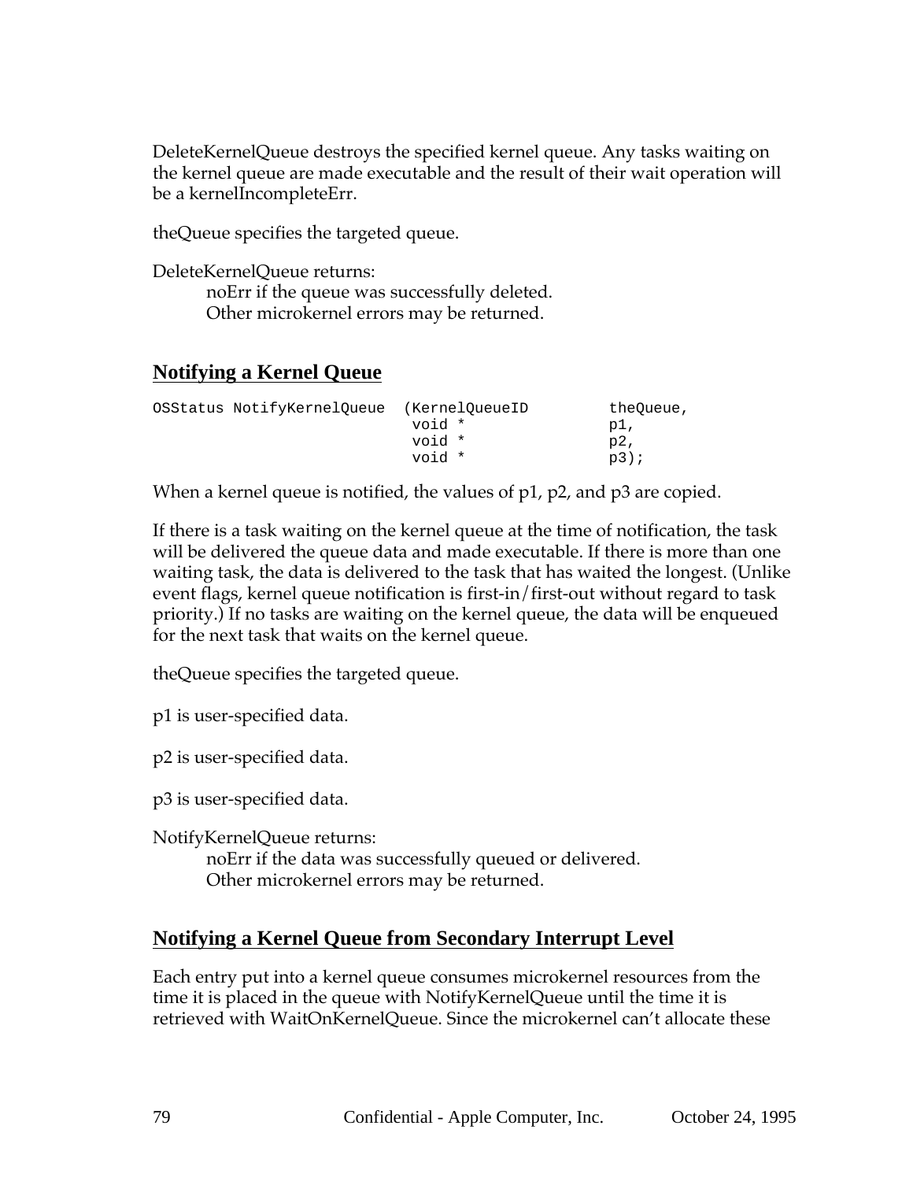DeleteKernelQueue destroys the specified kernel queue. Any tasks waiting on the kernel queue are made executable and the result of their wait operation will be a kernelIncompleteErr.

theQueue specifies the targeted queue.

DeleteKernelQueue returns:
  noErr if the queue was successfully deleted.
  Other microkernel errors may be returned.

## Notifying a Kernel Queue

```
OSStatus NotifyKernelQueue  (KernelQueueID          theQueue,
                             void *                 p1,
                             void *                 p2,
                             void *                 p3);
```

When a kernel queue is notified, the values of p1, p2, and p3 are copied.

If there is a task waiting on the kernel queue at the time of notification, the task will be delivered the queue data and made executable. If there is more than one waiting task, the data is delivered to the task that has waited the longest. (Unlike event flags, kernel queue notification is first-in/first-out without regard to task priority.) If no tasks are waiting on the kernel queue, the data will be enqueued for the next task that waits on the kernel queue.

theQueue specifies the targeted queue.

p1 is user-specified data.

p2 is user-specified data.

p3 is user-specified data.

NotifyKernelQueue returns:
  noErr if the data was successfully queued or delivered.
  Other microkernel errors may be returned.

## Notifying a Kernel Queue from Secondary Interrupt Level

Each entry put into a kernel queue consumes microkernel resources from the time it is placed in the queue with NotifyKernelQueue until the time it is retrieved with WaitOnKernelQueue. Since the microkernel can't allocate these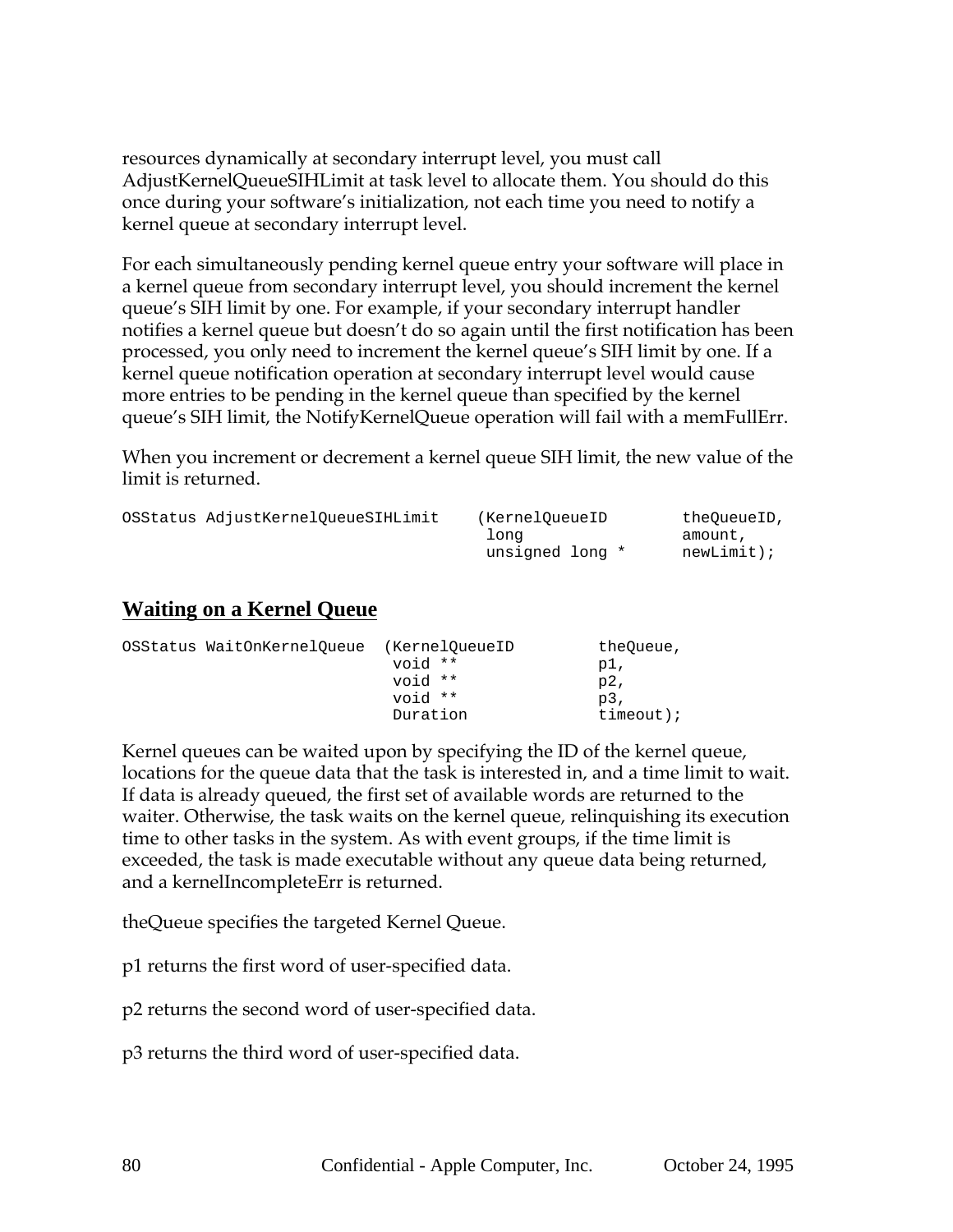resources dynamically at secondary interrupt level, you must call AdjustKernelQueueSIHLimit at task level to allocate them. You should do this once during your software's initialization, not each time you need to notify a kernel queue at secondary interrupt level.

For each simultaneously pending kernel queue entry your software will place in a kernel queue from secondary interrupt level, you should increment the kernel queue's SIH limit by one. For example, if your secondary interrupt handler notifies a kernel queue but doesn't do so again until the first notification has been processed, you only need to increment the kernel queue's SIH limit by one. If a kernel queue notification operation at secondary interrupt level would cause more entries to be pending in the kernel queue than specified by the kernel queue's SIH limit, the NotifyKernelQueue operation will fail with a memFullErr.

When you increment or decrement a kernel queue SIH limit, the new value of the limit is returned.

```
OSStatus AdjustKernelQueueSIHLimit    (KernelQueueID        theQueueID,
                                       long                 amount,
                                       unsigned long *      newLimit);
```

## Waiting on a Kernel Queue

```
OSStatus WaitOnKernelQueue  (KernelQueueID         theQueue,
                             void **               p1,
                             void **               p2,
                             void **               p3,
                             Duration              timeout);
```

Kernel queues can be waited upon by specifying the ID of the kernel queue, locations for the queue data that the task is interested in, and a time limit to wait. If data is already queued, the first set of available words are returned to the waiter. Otherwise, the task waits on the kernel queue, relinquishing its execution time to other tasks in the system. As with event groups, if the time limit is exceeded, the task is made executable without any queue data being returned, and a kernelIncompleteErr is returned.

theQueue specifies the targeted Kernel Queue.

p1 returns the first word of user-specified data.

p2 returns the second word of user-specified data.

p3 returns the third word of user-specified data.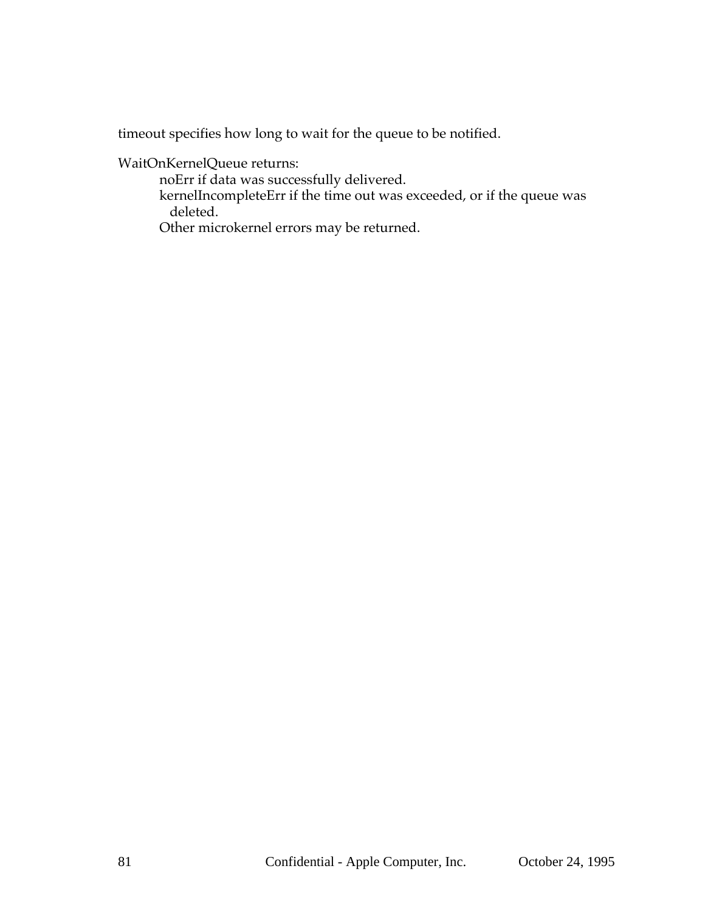timeout specifies how long to wait for the queue to be notified.

WaitOnKernelQueue returns:

- noErr if data was successfully delivered.
- kernelIncompleteErr if the time out was exceeded, or if the queue was deleted.
- Other microkernel errors may be returned.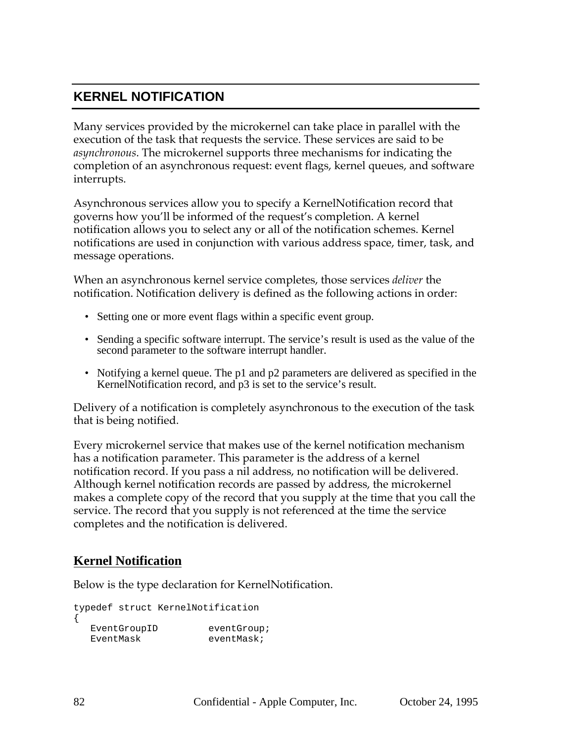# KERNEL NOTIFICATION

Many services provided by the microkernel can take place in parallel with the execution of the task that requests the service. These services are said to be *asynchronous*. The microkernel supports three mechanisms for indicating the completion of an asynchronous request: event flags, kernel queues, and software interrupts.

Asynchronous services allow you to specify a KernelNotification record that governs how you'll be informed of the request's completion. A kernel notification allows you to select any or all of the notification schemes. Kernel notifications are used in conjunction with various address space, timer, task, and message operations.

When an asynchronous kernel service completes, those services *deliver* the notification. Notification delivery is defined as the following actions in order:

- Setting one or more event flags within a specific event group.
- Sending a specific software interrupt. The service's result is used as the value of the second parameter to the software interrupt handler.
- Notifying a kernel queue. The p1 and p2 parameters are delivered as specified in the KernelNotification record, and p3 is set to the service's result.

Delivery of a notification is completely asynchronous to the execution of the task that is being notified.

Every microkernel service that makes use of the kernel notification mechanism has a notification parameter. This parameter is the address of a kernel notification record. If you pass a nil address, no notification will be delivered. Although kernel notification records are passed by address, the microkernel makes a complete copy of the record that you supply at the time that you call the service. The record that you supply is not referenced at the time the service completes and the notification is delivered.

## Kernel Notification

Below is the type declaration for KernelNotification.

```
typedef struct KernelNotification
{
   EventGroupID         eventGroup;
   EventMask            eventMask;
```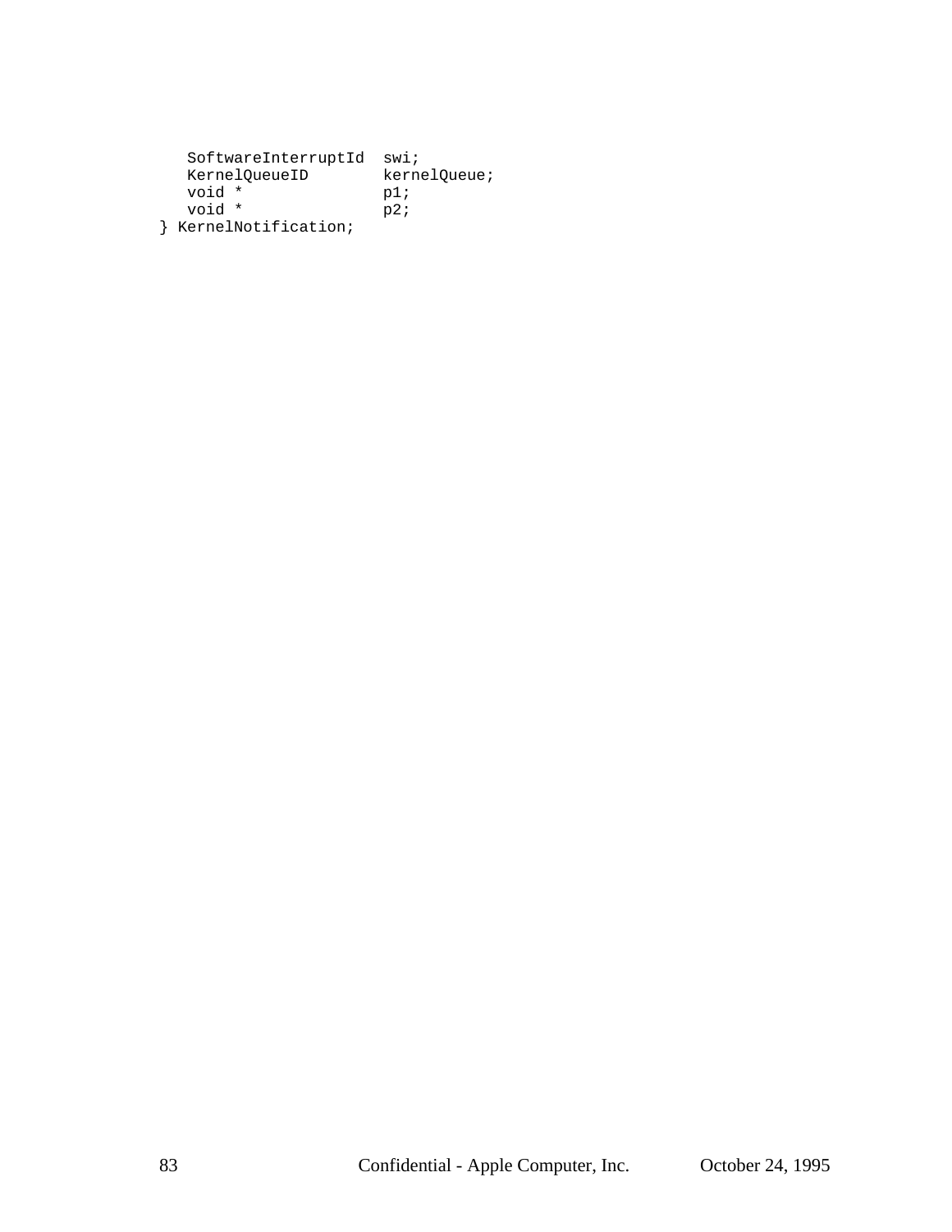```
   SoftwareInterruptId  swi;
   KernelQueueID        kernelQueue;
   void *               p1;
   void *               p2;
} KernelNotification;
```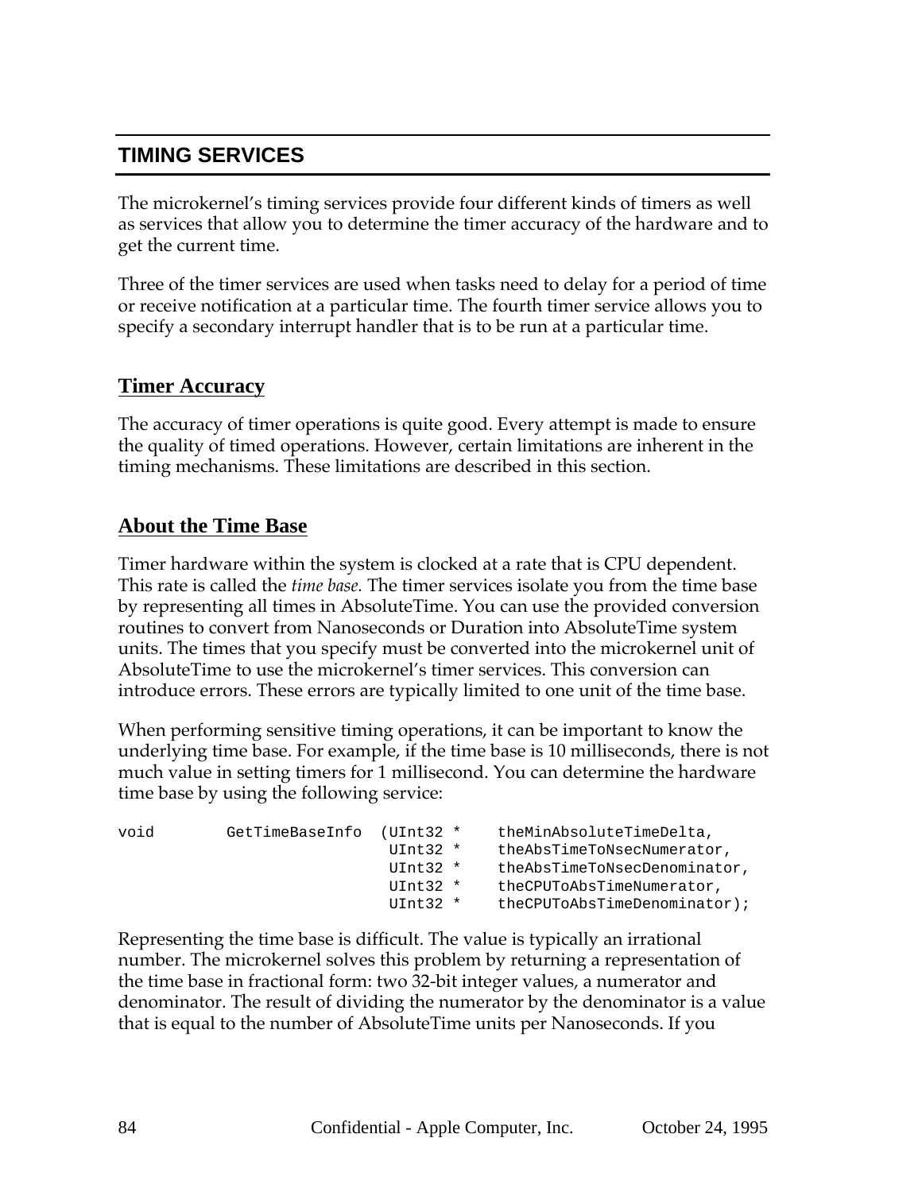## TIMING SERVICES

The microkernel's timing services provide four different kinds of timers as well as services that allow you to determine the timer accuracy of the hardware and to get the current time.

Three of the timer services are used when tasks need to delay for a period of time or receive notification at a particular time. The fourth timer service allows you to specify a secondary interrupt handler that is to be run at a particular time.

### Timer Accuracy

The accuracy of timer operations is quite good. Every attempt is made to ensure the quality of timed operations. However, certain limitations are inherent in the timing mechanisms. These limitations are described in this section.

### About the Time Base

Timer hardware within the system is clocked at a rate that is CPU dependent. This rate is called the *time base.* The timer services isolate you from the time base by representing all times in AbsoluteTime. You can use the provided conversion routines to convert from Nanoseconds or Duration into AbsoluteTime system units. The times that you specify must be converted into the microkernel unit of AbsoluteTime to use the microkernel's timer services. This conversion can introduce errors. These errors are typically limited to one unit of the time base.

When performing sensitive timing operations, it can be important to know the underlying time base. For example, if the time base is 10 milliseconds, there is not much value in setting timers for 1 millisecond. You can determine the hardware time base by using the following service:

```
void        GetTimeBaseInfo  (UInt32 *    theMinAbsoluteTimeDelta,
                              UInt32 *    theAbsTimeToNsecNumerator,
                              UInt32 *    theAbsTimeToNsecDenominator,
                              UInt32 *    theCPUToAbsTimeNumerator,
                              UInt32 *    theCPUToAbsTimeDenominator);
```

Representing the time base is difficult. The value is typically an irrational number. The microkernel solves this problem by returning a representation of the time base in fractional form: two 32-bit integer values, a numerator and denominator. The result of dividing the numerator by the denominator is a value that is equal to the number of AbsoluteTime units per Nanoseconds. If you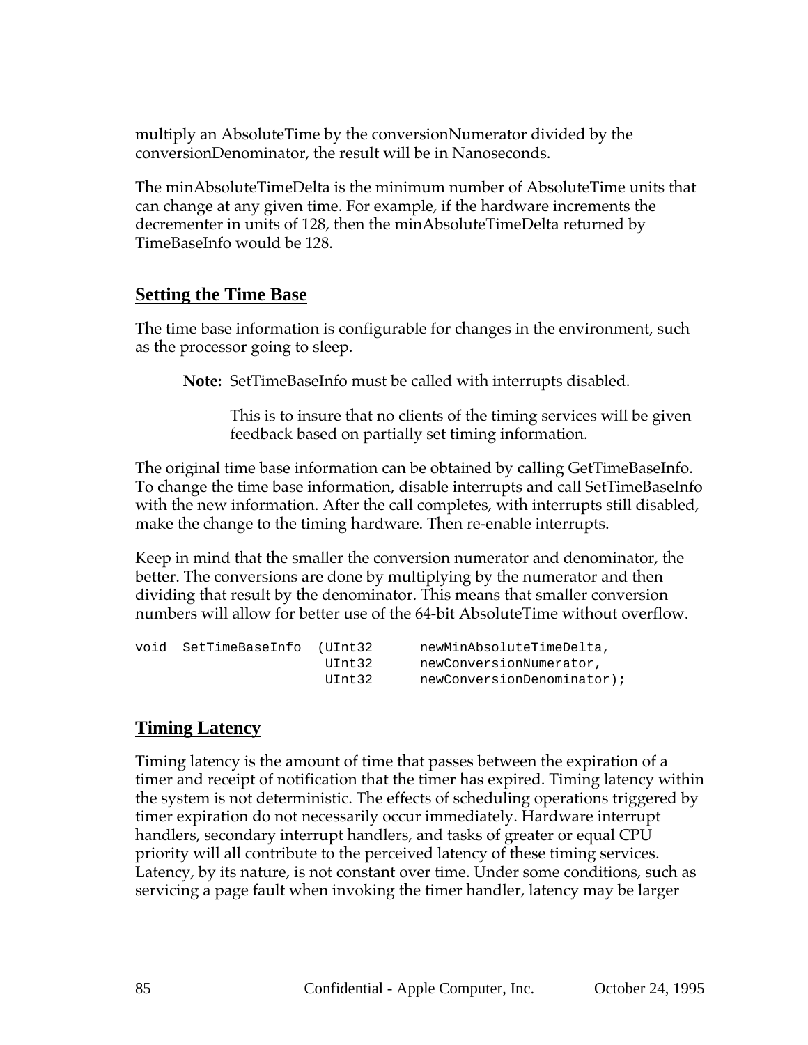multiply an AbsoluteTime by the conversionNumerator divided by the conversionDenominator, the result will be in Nanoseconds.

The minAbsoluteTimeDelta is the minimum number of AbsoluteTime units that can change at any given time. For example, if the hardware increments the decrementer in units of 128, then the minAbsoluteTimeDelta returned by TimeBaseInfo would be 128.

## Setting the Time Base

The time base information is configurable for changes in the environment, such as the processor going to sleep.

> **Note:** SetTimeBaseInfo must be called with interrupts disabled.
>
> This is to insure that no clients of the timing services will be given feedback based on partially set timing information.

The original time base information can be obtained by calling GetTimeBaseInfo. To change the time base information, disable interrupts and call SetTimeBaseInfo with the new information. After the call completes, with interrupts still disabled, make the change to the timing hardware. Then re-enable interrupts.

Keep in mind that the smaller the conversion numerator and denominator, the better. The conversions are done by multiplying by the numerator and then dividing that result by the denominator. This means that smaller conversion numbers will allow for better use of the 64-bit AbsoluteTime without overflow.

```
void  SetTimeBaseInfo  (UInt32       newMinAbsoluteTimeDelta,
                        UInt32       newConversionNumerator,
                        UInt32       newConversionDenominator);
```

## Timing Latency

Timing latency is the amount of time that passes between the expiration of a timer and receipt of notification that the timer has expired. Timing latency within the system is not deterministic. The effects of scheduling operations triggered by timer expiration do not necessarily occur immediately. Hardware interrupt handlers, secondary interrupt handlers, and tasks of greater or equal CPU priority will all contribute to the perceived latency of these timing services. Latency, by its nature, is not constant over time. Under some conditions, such as servicing a page fault when invoking the timer handler, latency may be larger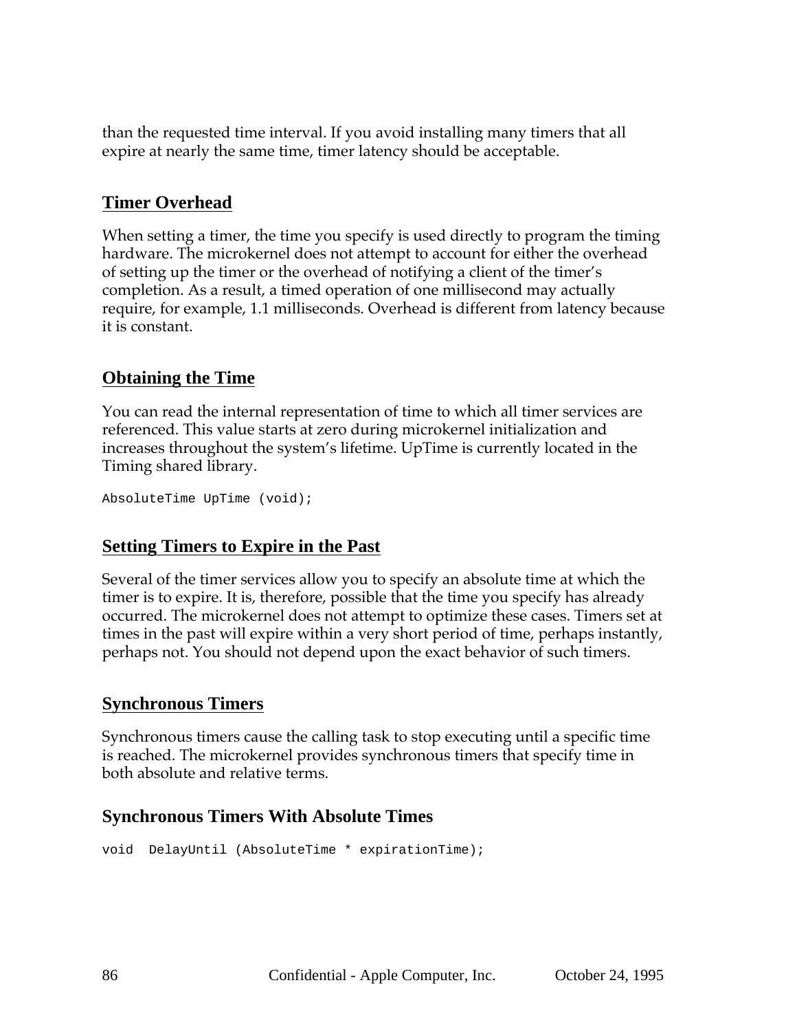than the requested time interval. If you avoid installing many timers that all expire at nearly the same time, timer latency should be acceptable.

## Timer Overhead

When setting a timer, the time you specify is used directly to program the timing hardware. The microkernel does not attempt to account for either the overhead of setting up the timer or the overhead of notifying a client of the timer's completion. As a result, a timed operation of one millisecond may actually require, for example, 1.1 milliseconds. Overhead is different from latency because it is constant.

## Obtaining the Time

You can read the internal representation of time to which all timer services are referenced. This value starts at zero during microkernel initialization and increases throughout the system's lifetime. UpTime is currently located in the Timing shared library.

```
AbsoluteTime UpTime (void);
```

## Setting Timers to Expire in the Past

Several of the timer services allow you to specify an absolute time at which the timer is to expire. It is, therefore, possible that the time you specify has already occurred. The microkernel does not attempt to optimize these cases. Timers set at times in the past will expire within a very short period of time, perhaps instantly, perhaps not. You should not depend upon the exact behavior of such timers.

## Synchronous Timers

Synchronous timers cause the calling task to stop executing until a specific time is reached. The microkernel provides synchronous timers that specify time in both absolute and relative terms.

### Synchronous Timers With Absolute Times

```
void  DelayUntil (AbsoluteTime * expirationTime);
```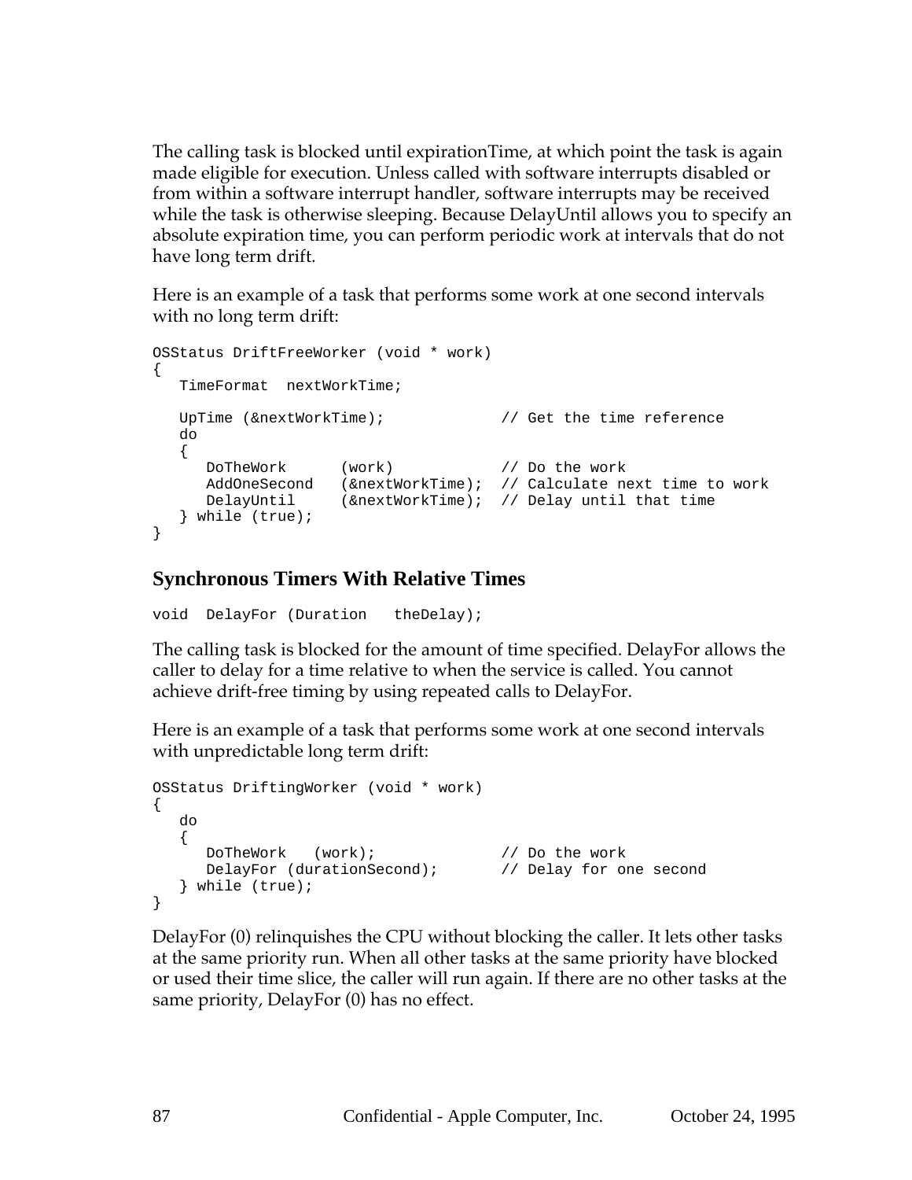The calling task is blocked until expirationTime, at which point the task is again made eligible for execution. Unless called with software interrupts disabled or from within a software interrupt handler, software interrupts may be received while the task is otherwise sleeping. Because DelayUntil allows you to specify an absolute expiration time, you can perform periodic work at intervals that do not have long term drift.

Here is an example of a task that performs some work at one second intervals with no long term drift:

```
OSStatus DriftFreeWorker (void * work)
{
   TimeFormat  nextWorkTime;

   UpTime (&nextWorkTime);             // Get the time reference
   do
   {
      DoTheWork      (work)            // Do the work
      AddOneSecond   (&nextWorkTime);  // Calculate next time to work
      DelayUntil     (&nextWorkTime);  // Delay until that time
   } while (true);
}
```

### Synchronous Timers With Relative Times

```
void  DelayFor (Duration   theDelay);
```

The calling task is blocked for the amount of time specified. DelayFor allows the caller to delay for a time relative to when the service is called. You cannot achieve drift-free timing by using repeated calls to DelayFor.

Here is an example of a task that performs some work at one second intervals with unpredictable long term drift:

```
OSStatus DriftingWorker (void * work)
{
   do
   {
      DoTheWork   (work);              // Do the work
      DelayFor (durationSecond);       // Delay for one second
   } while (true);
}
```

DelayFor (0) relinquishes the CPU without blocking the caller. It lets other tasks at the same priority run. When all other tasks at the same priority have blocked or used their time slice, the caller will run again. If there are no other tasks at the same priority, DelayFor (0) has no effect.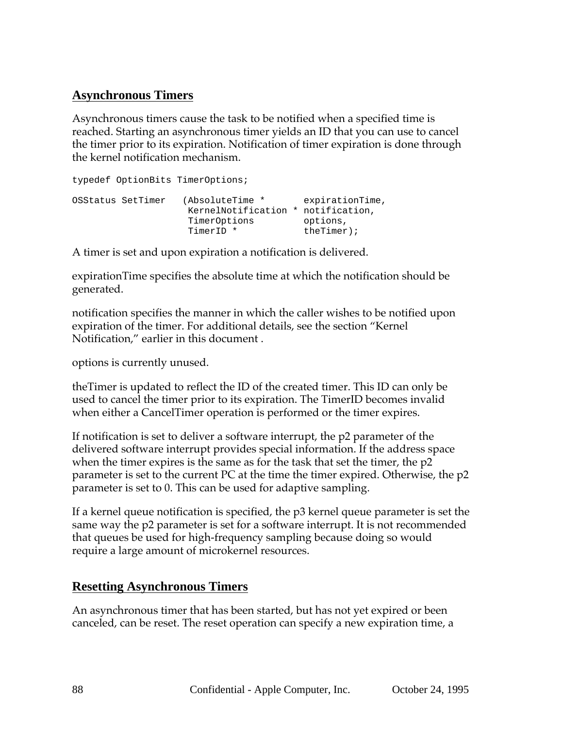## Asynchronous Timers

Asynchronous timers cause the task to be notified when a specified time is reached. Starting an asynchronous timer yields an ID that you can use to cancel the timer prior to its expiration. Notification of timer expiration is done through the kernel notification mechanism.

```
typedef OptionBits TimerOptions;

OSStatus SetTimer   (AbsoluteTime *       expirationTime,
                     KernelNotification * notification,
                     TimerOptions         options,
                     TimerID *            theTimer);
```

A timer is set and upon expiration a notification is delivered.

expirationTime specifies the absolute time at which the notification should be generated.

notification specifies the manner in which the caller wishes to be notified upon expiration of the timer. For additional details, see the section "Kernel Notification," earlier in this document .

options is currently unused.

theTimer is updated to reflect the ID of the created timer. This ID can only be used to cancel the timer prior to its expiration. The TimerID becomes invalid when either a CancelTimer operation is performed or the timer expires.

If notification is set to deliver a software interrupt, the p2 parameter of the delivered software interrupt provides special information. If the address space when the timer expires is the same as for the task that set the timer, the p2 parameter is set to the current PC at the time the timer expired. Otherwise, the p2 parameter is set to 0. This can be used for adaptive sampling.

If a kernel queue notification is specified, the p3 kernel queue parameter is set the same way the p2 parameter is set for a software interrupt. It is not recommended that queues be used for high-frequency sampling because doing so would require a large amount of microkernel resources.

## Resetting Asynchronous Timers

An asynchronous timer that has been started, but has not yet expired or been canceled, can be reset. The reset operation can specify a new expiration time, a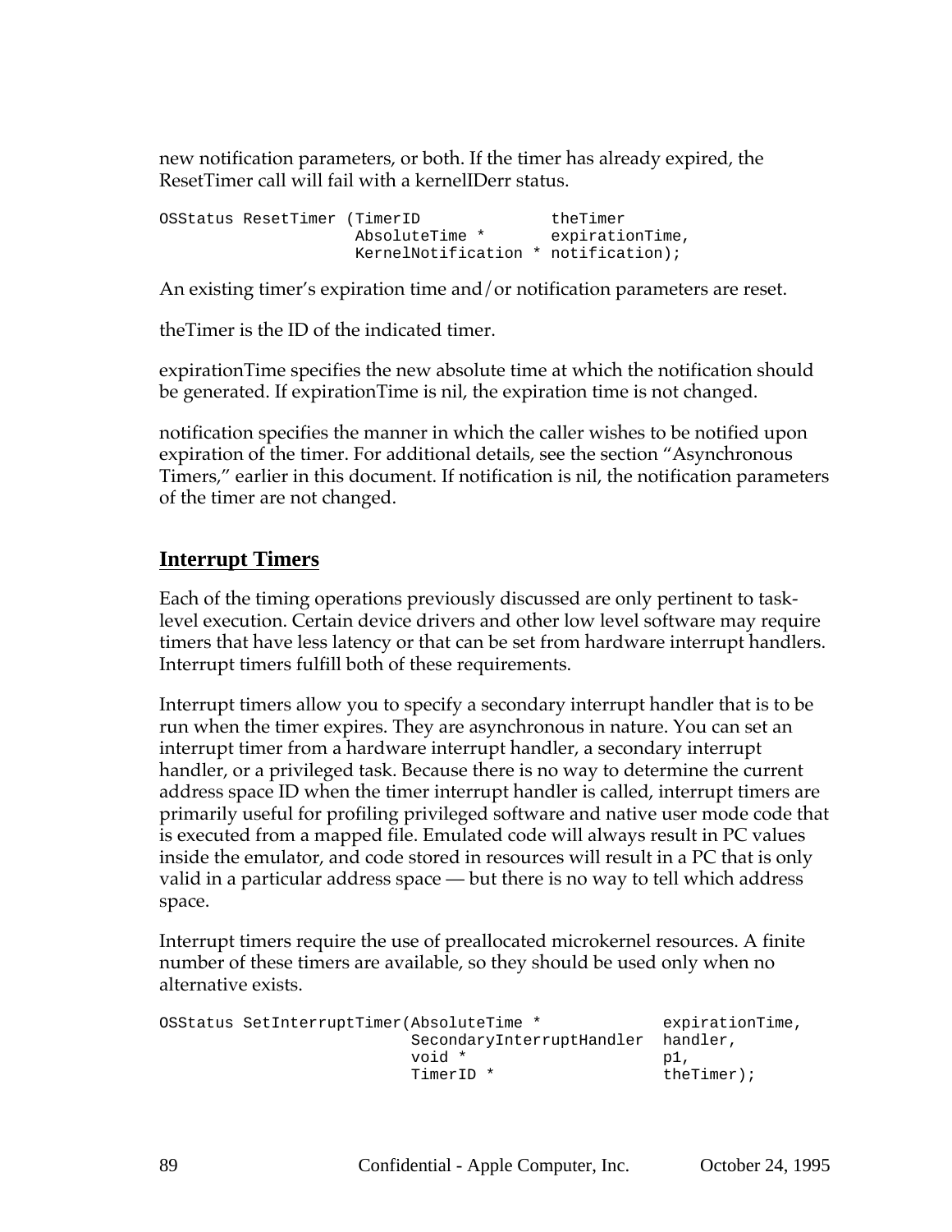new notification parameters, or both. If the timer has already expired, the ResetTimer call will fail with a kernelIDerr status.

```
OSStatus ResetTimer (TimerID              theTimer
                     AbsoluteTime *       expirationTime,
                     KernelNotification * notification);
```

An existing timer's expiration time and/or notification parameters are reset.

theTimer is the ID of the indicated timer.

expirationTime specifies the new absolute time at which the notification should be generated. If expirationTime is nil, the expiration time is not changed.

notification specifies the manner in which the caller wishes to be notified upon expiration of the timer. For additional details, see the section "Asynchronous Timers," earlier in this document. If notification is nil, the notification parameters of the timer are not changed.

## Interrupt Timers

Each of the timing operations previously discussed are only pertinent to task-level execution. Certain device drivers and other low level software may require timers that have less latency or that can be set from hardware interrupt handlers. Interrupt timers fulfill both of these requirements.

Interrupt timers allow you to specify a secondary interrupt handler that is to be run when the timer expires. They are asynchronous in nature. You can set an interrupt timer from a hardware interrupt handler, a secondary interrupt handler, or a privileged task. Because there is no way to determine the current address space ID when the timer interrupt handler is called, interrupt timers are primarily useful for profiling privileged software and native user mode code that is executed from a mapped file. Emulated code will always result in PC values inside the emulator, and code stored in resources will result in a PC that is only valid in a particular address space — but there is no way to tell which address space.

Interrupt timers require the use of preallocated microkernel resources. A finite number of these timers are available, so they should be used only when no alternative exists.

```
OSStatus SetInterruptTimer(AbsoluteTime *             expirationTime,
                           SecondaryInterruptHandler  handler,
                           void *                     p1,
                           TimerID *                  theTimer);
```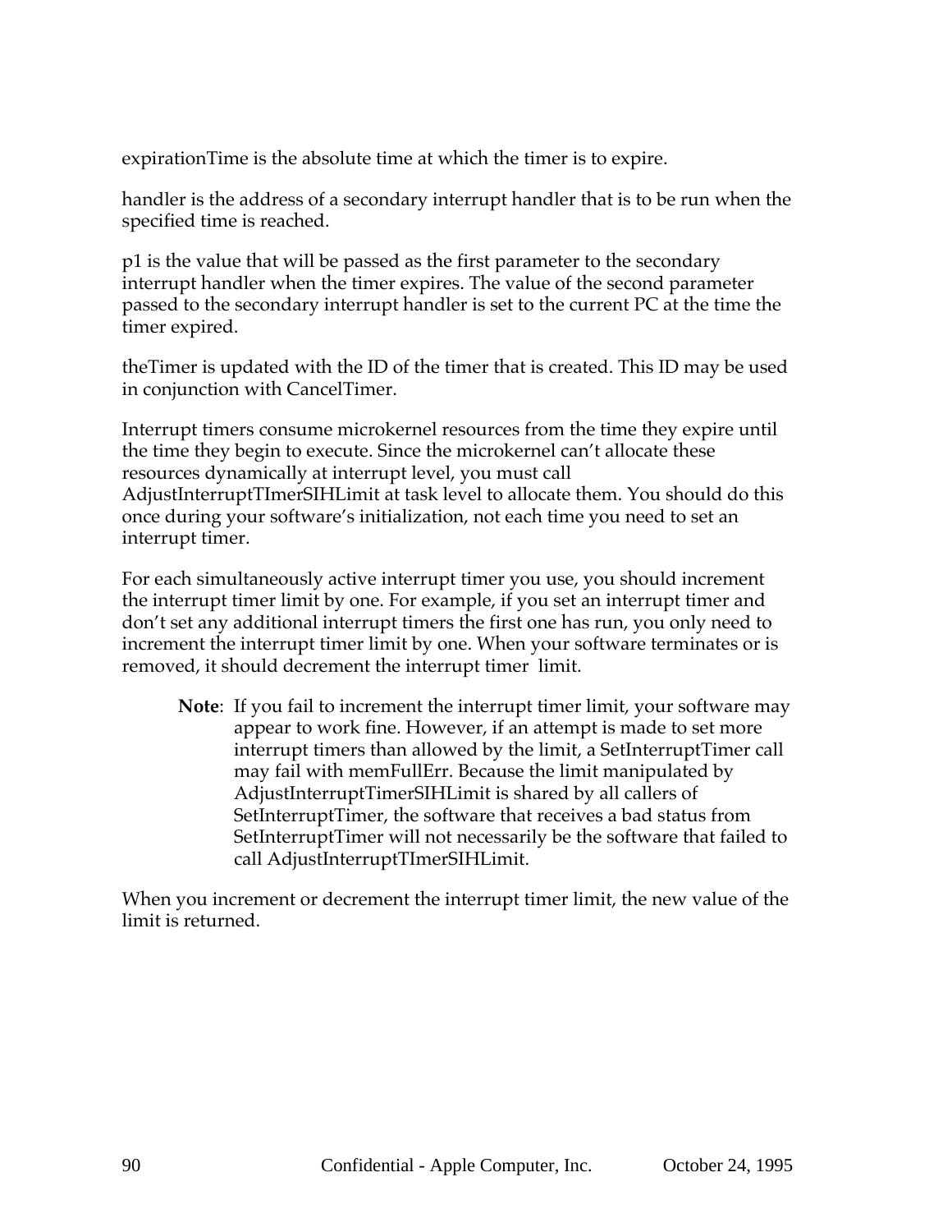expirationTime is the absolute time at which the timer is to expire.

handler is the address of a secondary interrupt handler that is to be run when the specified time is reached.

p1 is the value that will be passed as the first parameter to the secondary interrupt handler when the timer expires. The value of the second parameter passed to the secondary interrupt handler is set to the current PC at the time the timer expired.

theTimer is updated with the ID of the timer that is created. This ID may be used in conjunction with CancelTimer.

Interrupt timers consume microkernel resources from the time they expire until the time they begin to execute. Since the microkernel can't allocate these resources dynamically at interrupt level, you must call AdjustInterruptTImerSIHLimit at task level to allocate them. You should do this once during your software's initialization, not each time you need to set an interrupt timer.

For each simultaneously active interrupt timer you use, you should increment the interrupt timer limit by one. For example, if you set an interrupt timer and don't set any additional interrupt timers the first one has run, you only need to increment the interrupt timer limit by one. When your software terminates or is removed, it should decrement the interrupt timer limit.

> **Note**: If you fail to increment the interrupt timer limit, your software may appear to work fine. However, if an attempt is made to set more interrupt timers than allowed by the limit, a SetInterruptTimer call may fail with memFullErr. Because the limit manipulated by AdjustInterruptTimerSIHLimit is shared by all callers of SetInterruptTimer, the software that receives a bad status from SetInterruptTimer will not necessarily be the software that failed to call AdjustInterruptTImerSIHLimit.

When you increment or decrement the interrupt timer limit, the new value of the limit is returned.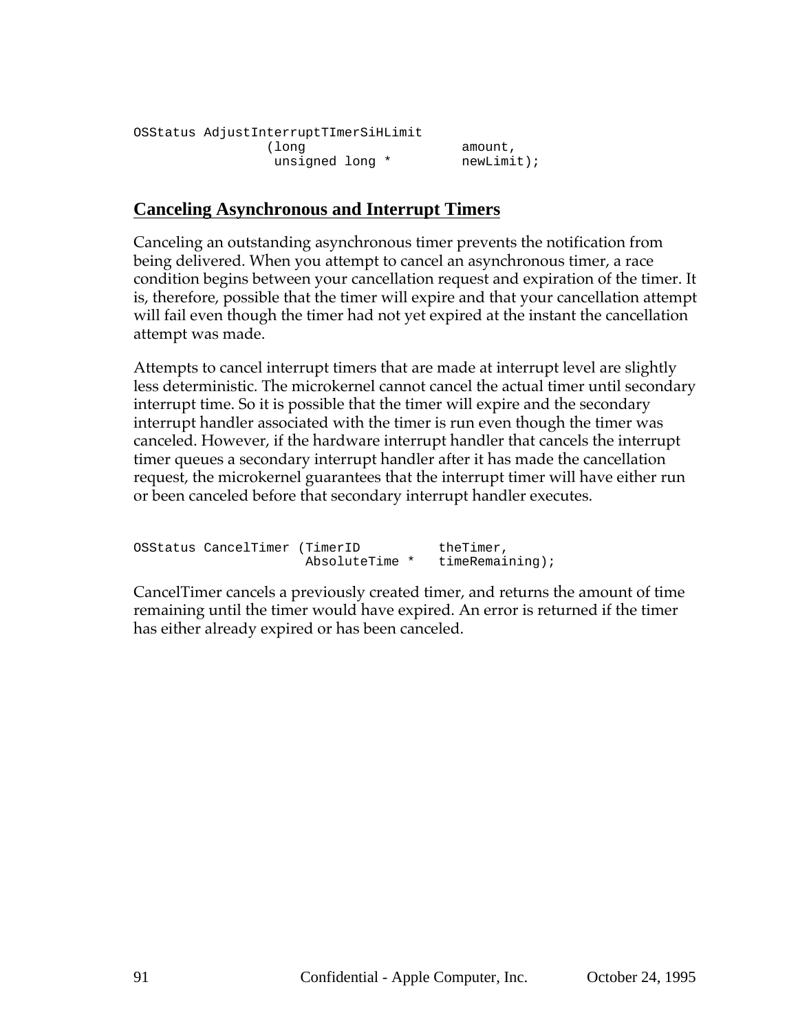```
OSStatus AdjustInterruptTImerSiHLimit
                (long                    amount,
                 unsigned long *         newLimit);
```

## Canceling Asynchronous and Interrupt Timers

Canceling an outstanding asynchronous timer prevents the notification from being delivered. When you attempt to cancel an asynchronous timer, a race condition begins between your cancellation request and expiration of the timer. It is, therefore, possible that the timer will expire and that your cancellation attempt will fail even though the timer had not yet expired at the instant the cancellation attempt was made.

Attempts to cancel interrupt timers that are made at interrupt level are slightly less deterministic. The microkernel cannot cancel the actual timer until secondary interrupt time. So it is possible that the timer will expire and the secondary interrupt handler associated with the timer is run even though the timer was canceled. However, if the hardware interrupt handler that cancels the interrupt timer queues a secondary interrupt handler after it has made the cancellation request, the microkernel guarantees that the interrupt timer will have either run or been canceled before that secondary interrupt handler executes.

```
OSStatus CancelTimer (TimerID          theTimer,
                      AbsoluteTime *   timeRemaining);
```

CancelTimer cancels a previously created timer, and returns the amount of time remaining until the timer would have expired. An error is returned if the timer has either already expired or has been canceled.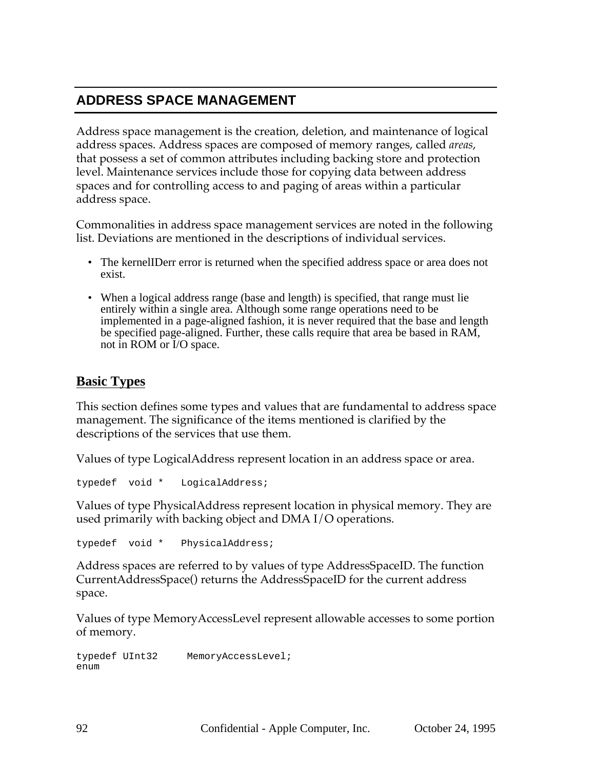## ADDRESS SPACE MANAGEMENT

Address space management is the creation, deletion, and maintenance of logical address spaces. Address spaces are composed of memory ranges, called *areas*, that possess a set of common attributes including backing store and protection level. Maintenance services include those for copying data between address spaces and for controlling access to and paging of areas within a particular address space.

Commonalities in address space management services are noted in the following list. Deviations are mentioned in the descriptions of individual services.

- The kernelIDerr error is returned when the specified address space or area does not exist.
- When a logical address range (base and length) is specified, that range must lie entirely within a single area. Although some range operations need to be implemented in a page-aligned fashion, it is never required that the base and length be specified page-aligned. Further, these calls require that area be based in RAM, not in ROM or I/O space.

### Basic Types

This section defines some types and values that are fundamental to address space management. The significance of the items mentioned is clarified by the descriptions of the services that use them.

Values of type LogicalAddress represent location in an address space or area.

```
typedef  void *   LogicalAddress;
```

Values of type PhysicalAddress represent location in physical memory. They are used primarily with backing object and DMA I/O operations.

```
typedef  void *   PhysicalAddress;
```

Address spaces are referred to by values of type AddressSpaceID. The function CurrentAddressSpace() returns the AddressSpaceID for the current address space.

Values of type MemoryAccessLevel represent allowable accesses to some portion of memory.

```
typedef UInt32      MemoryAccessLevel;
enum
```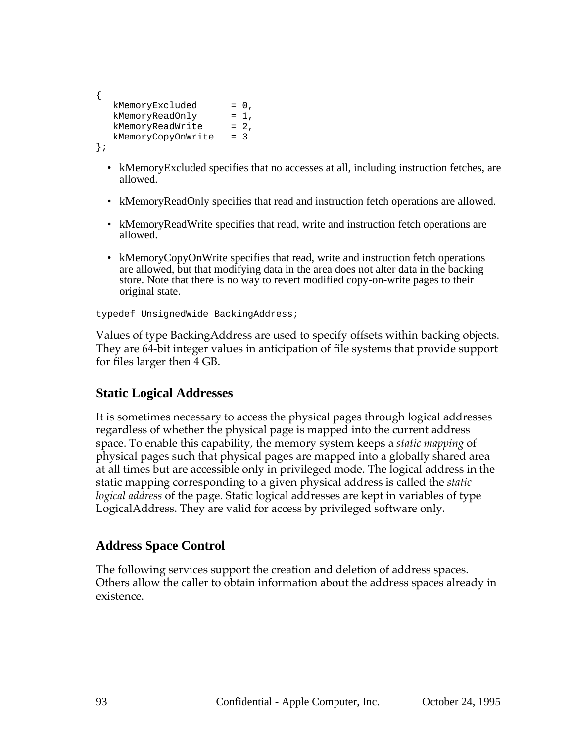```
{
   kMemoryExcluded      = 0,
   kMemoryReadOnly      = 1,
   kMemoryReadWrite     = 2,
   kMemoryCopyOnWrite   = 3
};
```

- kMemoryExcluded specifies that no accesses at all, including instruction fetches, are allowed.
- kMemoryReadOnly specifies that read and instruction fetch operations are allowed.
- kMemoryReadWrite specifies that read, write and instruction fetch operations are allowed.
- kMemoryCopyOnWrite specifies that read, write and instruction fetch operations are allowed, but that modifying data in the area does not alter data in the backing store. Note that there is no way to revert modified copy-on-write pages to their original state.

```
typedef UnsignedWide BackingAddress;
```

Values of type BackingAddress are used to specify offsets within backing objects. They are 64-bit integer values in anticipation of file systems that provide support for files larger then 4 GB.

### Static Logical Addresses

It is sometimes necessary to access the physical pages through logical addresses regardless of whether the physical page is mapped into the current address space. To enable this capability, the memory system keeps a *static mapping* of physical pages such that physical pages are mapped into a globally shared area at all times but are accessible only in privileged mode. The logical address in the static mapping corresponding to a given physical address is called the *static logical address* of the page. Static logical addresses are kept in variables of type LogicalAddress. They are valid for access by privileged software only.

## Address Space Control

The following services support the creation and deletion of address spaces. Others allow the caller to obtain information about the address spaces already in existence.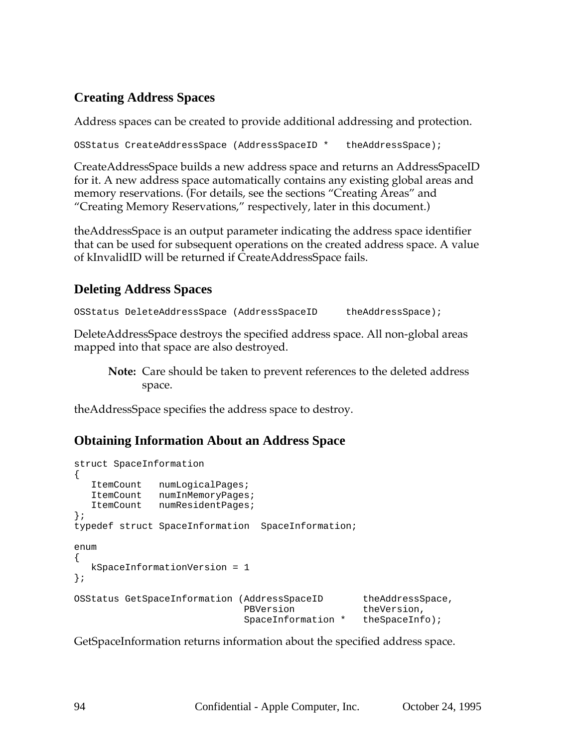## Creating Address Spaces

Address spaces can be created to provide additional addressing and protection.

```
OSStatus CreateAddressSpace (AddressSpaceID *   theAddressSpace);
```

CreateAddressSpace builds a new address space and returns an AddressSpaceID for it. A new address space automatically contains any existing global areas and memory reservations. (For details, see the sections “Creating Areas” and “Creating Memory Reservations,” respectively, later in this document.)

theAddressSpace is an output parameter indicating the address space identifier that can be used for subsequent operations on the created address space. A value of kInvalidID will be returned if CreateAddressSpace fails.

## Deleting Address Spaces

```
OSStatus DeleteAddressSpace (AddressSpaceID     theAddressSpace);
```

DeleteAddressSpace destroys the specified address space. All non-global areas mapped into that space are also destroyed.

> **Note:** Care should be taken to prevent references to the deleted address space.

theAddressSpace specifies the address space to destroy.

## Obtaining Information About an Address Space

```
struct SpaceInformation
{
   ItemCount   numLogicalPages;
   ItemCount   numInMemoryPages;
   ItemCount   numResidentPages;
};
typedef struct SpaceInformation  SpaceInformation;

enum
{
   kSpaceInformationVersion = 1
};

OSStatus GetSpaceInformation (AddressSpaceID       theAddressSpace,
                              PBVersion            theVersion,
                              SpaceInformation *   theSpaceInfo);
```

GetSpaceInformation returns information about the specified address space.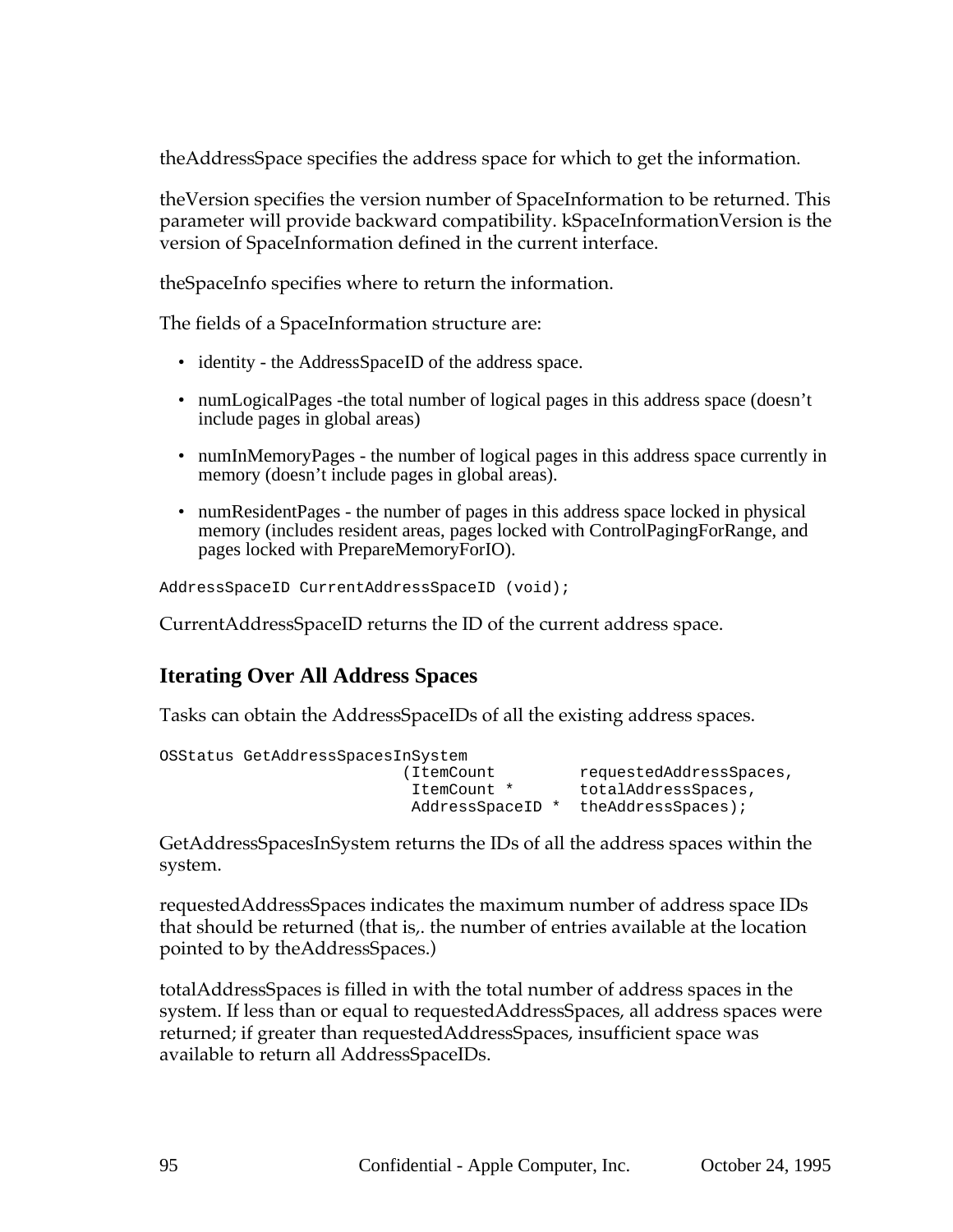theAddressSpace specifies the address space for which to get the information.

theVersion specifies the version number of SpaceInformation to be returned. This parameter will provide backward compatibility. kSpaceInformationVersion is the version of SpaceInformation defined in the current interface.

theSpaceInfo specifies where to return the information.

The fields of a SpaceInformation structure are:

- identity - the AddressSpaceID of the address space.
- numLogicalPages -the total number of logical pages in this address space (doesn't include pages in global areas)
- numInMemoryPages - the number of logical pages in this address space currently in memory (doesn't include pages in global areas).
- numResidentPages - the number of pages in this address space locked in physical memory (includes resident areas, pages locked with ControlPagingForRange, and pages locked with PrepareMemoryForIO).

```
AddressSpaceID CurrentAddressSpaceID (void);
```

CurrentAddressSpaceID returns the ID of the current address space.

## Iterating Over All Address Spaces

Tasks can obtain the AddressSpaceIDs of all the existing address spaces.

```
OSStatus GetAddressSpacesInSystem
                         (ItemCount         requestedAddressSpaces,
                          ItemCount *       totalAddressSpaces,
                          AddressSpaceID *  theAddressSpaces);
```

GetAddressSpacesInSystem returns the IDs of all the address spaces within the system.

requestedAddressSpaces indicates the maximum number of address space IDs that should be returned (that is,. the number of entries available at the location pointed to by theAddressSpaces.)

totalAddressSpaces is filled in with the total number of address spaces in the system. If less than or equal to requestedAddressSpaces, all address spaces were returned; if greater than requestedAddressSpaces, insufficient space was available to return all AddressSpaceIDs.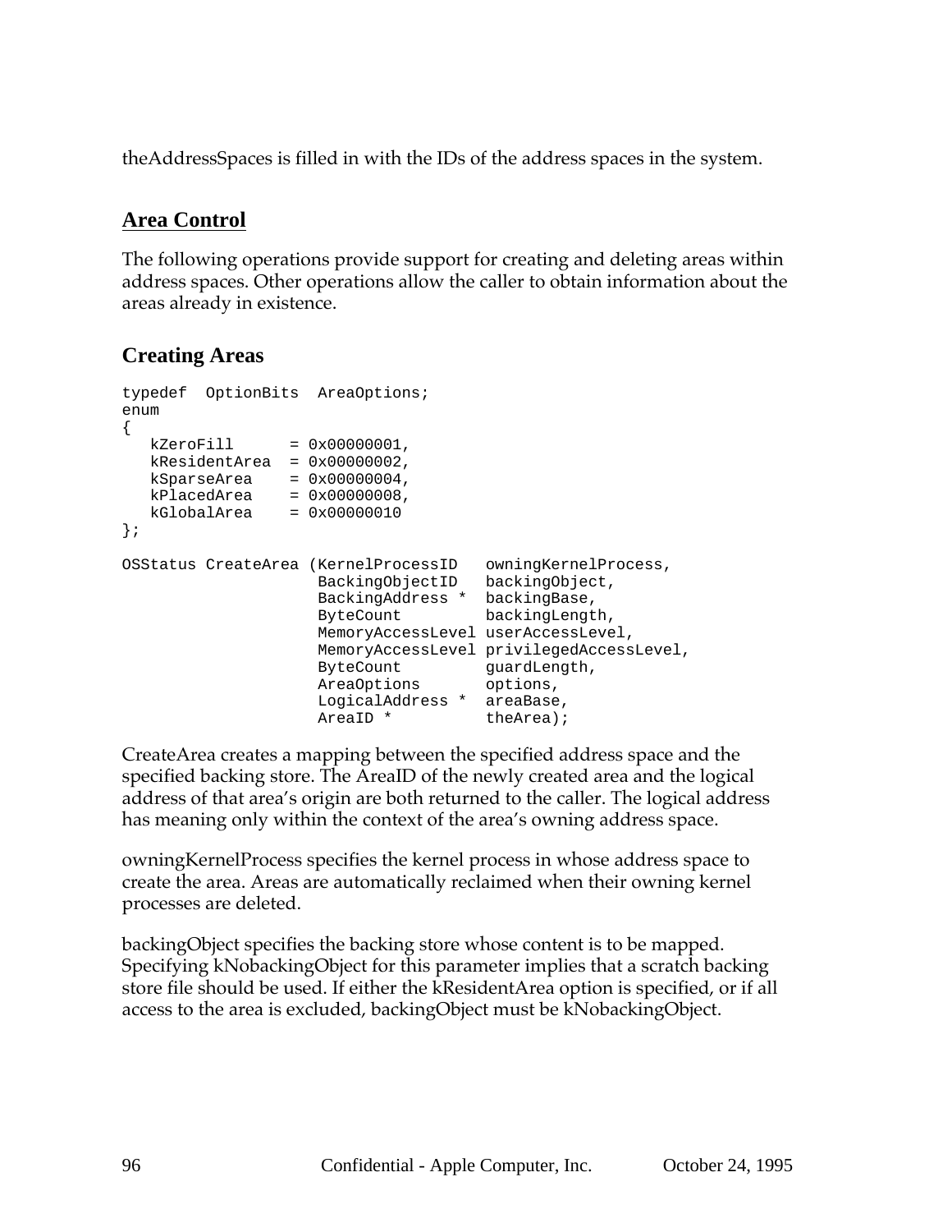theAddressSpaces is filled in with the IDs of the address spaces in the system.

## Area Control

The following operations provide support for creating and deleting areas within address spaces. Other operations allow the caller to obtain information about the areas already in existence.

### Creating Areas

```
typedef  OptionBits  AreaOptions;
enum
{
   kZeroFill      = 0x00000001,
   kResidentArea  = 0x00000002,
   kSparseArea    = 0x00000004,
   kPlacedArea    = 0x00000008,
   kGlobalArea    = 0x00000010
};

OSStatus CreateArea (KernelProcessID   owningKernelProcess,
                     BackingObjectID   backingObject,
                     BackingAddress *  backingBase,
                     ByteCount         backingLength,
                     MemoryAccessLevel userAccessLevel,
                     MemoryAccessLevel privilegedAccessLevel,
                     ByteCount         guardLength,
                     AreaOptions       options,
                     LogicalAddress *  areaBase,
                     AreaID *          theArea);
```

CreateArea creates a mapping between the specified address space and the specified backing store. The AreaID of the newly created area and the logical address of that area's origin are both returned to the caller. The logical address has meaning only within the context of the area's owning address space.

owningKernelProcess specifies the kernel process in whose address space to create the area. Areas are automatically reclaimed when their owning kernel processes are deleted.

backingObject specifies the backing store whose content is to be mapped. Specifying kNobackingObject for this parameter implies that a scratch backing store file should be used. If either the kResidentArea option is specified, or if all access to the area is excluded, backingObject must be kNobackingObject.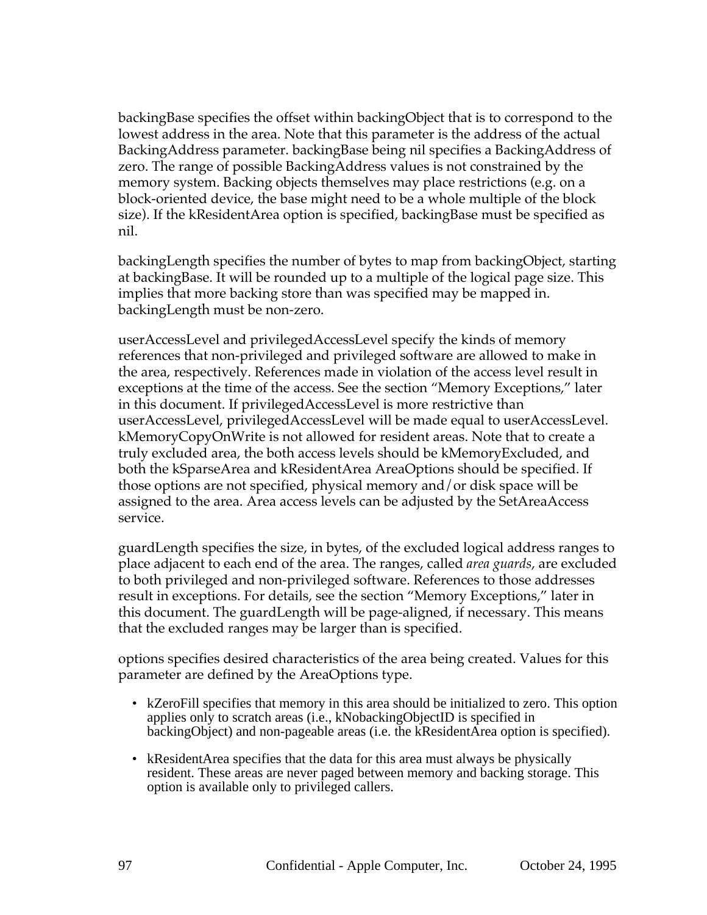backingBase specifies the offset within backingObject that is to correspond to the lowest address in the area. Note that this parameter is the address of the actual BackingAddress parameter. backingBase being nil specifies a BackingAddress of zero. The range of possible BackingAddress values is not constrained by the memory system. Backing objects themselves may place restrictions (e.g. on a block-oriented device, the base might need to be a whole multiple of the block size). If the kResidentArea option is specified, backingBase must be specified as nil.

backingLength specifies the number of bytes to map from backingObject, starting at backingBase. It will be rounded up to a multiple of the logical page size. This implies that more backing store than was specified may be mapped in. backingLength must be non-zero.

userAccessLevel and privilegedAccessLevel specify the kinds of memory references that non-privileged and privileged software are allowed to make in the area, respectively. References made in violation of the access level result in exceptions at the time of the access. See the section “Memory Exceptions,” later in this document. If privilegedAccessLevel is more restrictive than userAccessLevel, privilegedAccessLevel will be made equal to userAccessLevel. kMemoryCopyOnWrite is not allowed for resident areas. Note that to create a truly excluded area, the both access levels should be kMemoryExcluded, and both the kSparseArea and kResidentArea AreaOptions should be specified. If those options are not specified, physical memory and/or disk space will be assigned to the area. Area access levels can be adjusted by the SetAreaAccess service.

guardLength specifies the size, in bytes, of the excluded logical address ranges to place adjacent to each end of the area. The ranges, called *area guards*, are excluded to both privileged and non-privileged software. References to those addresses result in exceptions. For details, see the section “Memory Exceptions,” later in this document. The guardLength will be page-aligned, if necessary. This means that the excluded ranges may be larger than is specified.

options specifies desired characteristics of the area being created. Values for this parameter are defined by the AreaOptions type.

- kZeroFill specifies that memory in this area should be initialized to zero. This option applies only to scratch areas (i.e., kNobackingObjectID is specified in backingObject) and non-pageable areas (i.e. the kResidentArea option is specified).
- kResidentArea specifies that the data for this area must always be physically resident. These areas are never paged between memory and backing storage. This option is available only to privileged callers.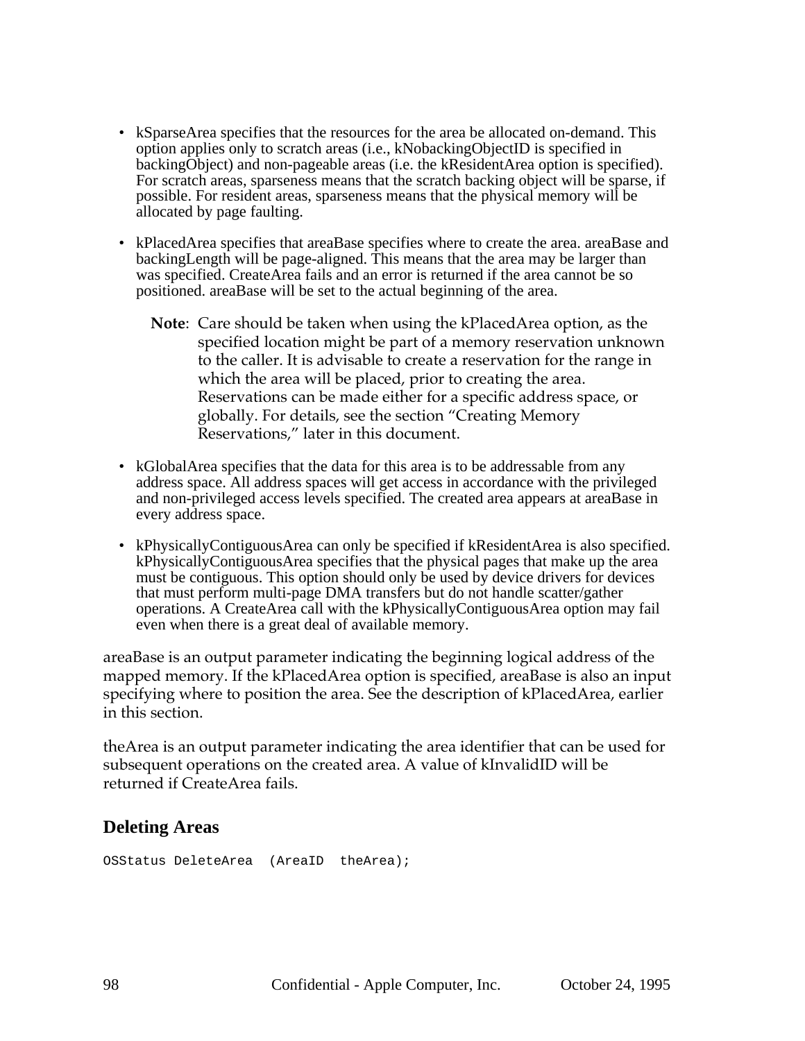- kSparseArea specifies that the resources for the area be allocated on-demand. This option applies only to scratch areas (i.e., kNobackingObjectID is specified in backingObject) and non-pageable areas (i.e. the kResidentArea option is specified). For scratch areas, sparseness means that the scratch backing object will be sparse, if possible. For resident areas, sparseness means that the physical memory will be allocated by page faulting.

- kPlacedArea specifies that areaBase specifies where to create the area. areaBase and backingLength will be page-aligned. This means that the area may be larger than was specified. CreateArea fails and an error is returned if the area cannot be so positioned. areaBase will be set to the actual beginning of the area.

  **Note**: Care should be taken when using the kPlacedArea option, as the specified location might be part of a memory reservation unknown to the caller. It is advisable to create a reservation for the range in which the area will be placed, prior to creating the area. Reservations can be made either for a specific address space, or globally. For details, see the section "Creating Memory Reservations," later in this document.

- kGlobalArea specifies that the data for this area is to be addressable from any address space. All address spaces will get access in accordance with the privileged and non-privileged access levels specified. The created area appears at areaBase in every address space.

- kPhysicallyContiguousArea can only be specified if kResidentArea is also specified. kPhysicallyContiguousArea specifies that the physical pages that make up the area must be contiguous. This option should only be used by device drivers for devices that must perform multi-page DMA transfers but do not handle scatter/gather operations. A CreateArea call with the kPhysicallyContiguousArea option may fail even when there is a great deal of available memory.

areaBase is an output parameter indicating the beginning logical address of the mapped memory. If the kPlacedArea option is specified, areaBase is also an input specifying where to position the area. See the description of kPlacedArea, earlier in this section.

theArea is an output parameter indicating the area identifier that can be used for subsequent operations on the created area. A value of kInvalidID will be returned if CreateArea fails.

## Deleting Areas

```
OSStatus DeleteArea  (AreaID  theArea);
```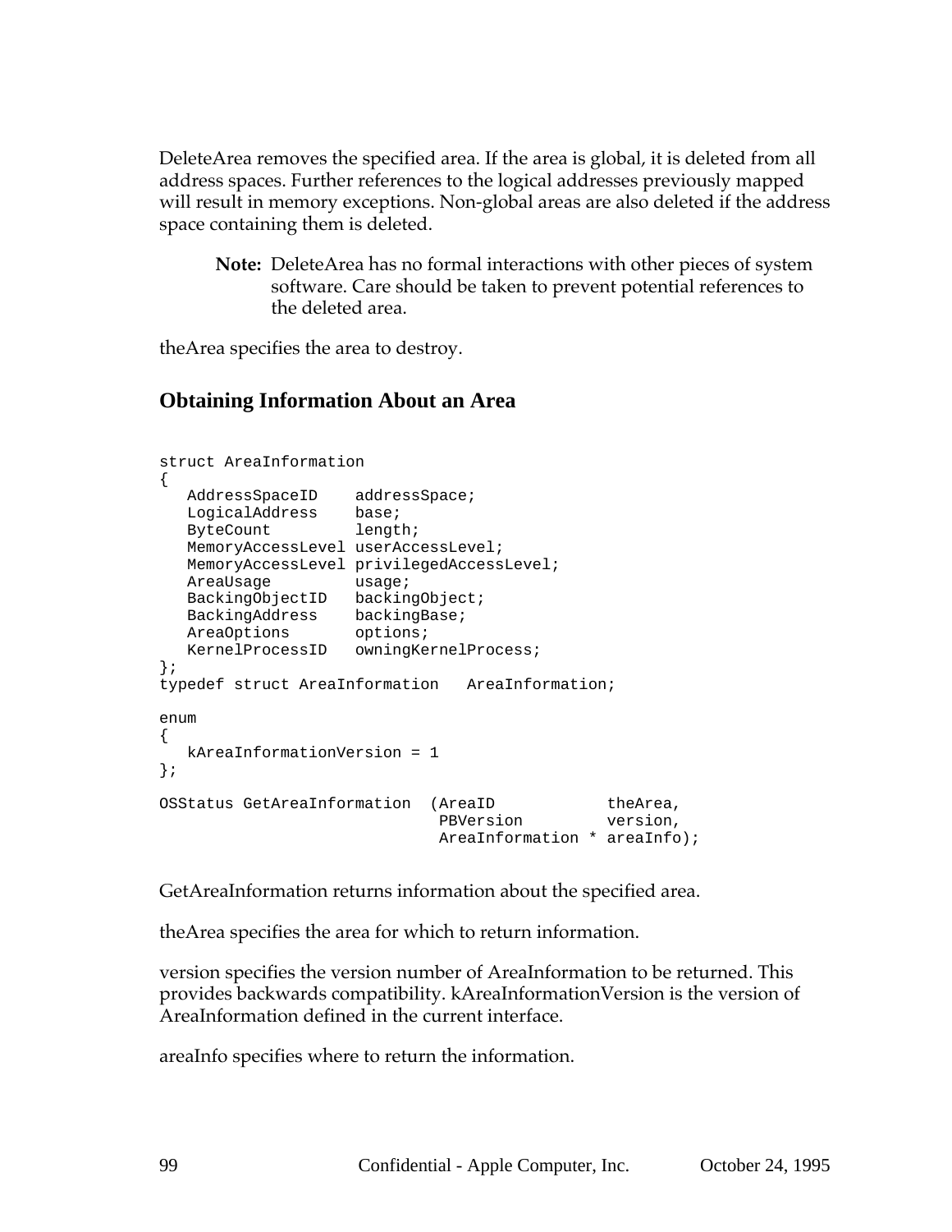DeleteArea removes the specified area. If the area is global, it is deleted from all address spaces. Further references to the logical addresses previously mapped will result in memory exceptions. Non-global areas are also deleted if the address space containing them is deleted.

> **Note:** DeleteArea has no formal interactions with other pieces of system software. Care should be taken to prevent potential references to the deleted area.

theArea specifies the area to destroy.

## Obtaining Information About an Area

```
struct AreaInformation
{
   AddressSpaceID    addressSpace;
   LogicalAddress    base;
   ByteCount         length;
   MemoryAccessLevel userAccessLevel;
   MemoryAccessLevel privilegedAccessLevel;
   AreaUsage         usage;
   BackingObjectID   backingObject;
   BackingAddress    backingBase;
   AreaOptions       options;
   KernelProcessID   owningKernelProcess;
};
typedef struct AreaInformation   AreaInformation;

enum
{
   kAreaInformationVersion = 1
};

OSStatus GetAreaInformation  (AreaID            theArea,
                              PBVersion         version,
                              AreaInformation * areaInfo);
```

GetAreaInformation returns information about the specified area.

theArea specifies the area for which to return information.

version specifies the version number of AreaInformation to be returned. This provides backwards compatibility. kAreaInformationVersion is the version of AreaInformation defined in the current interface.

areaInfo specifies where to return the information.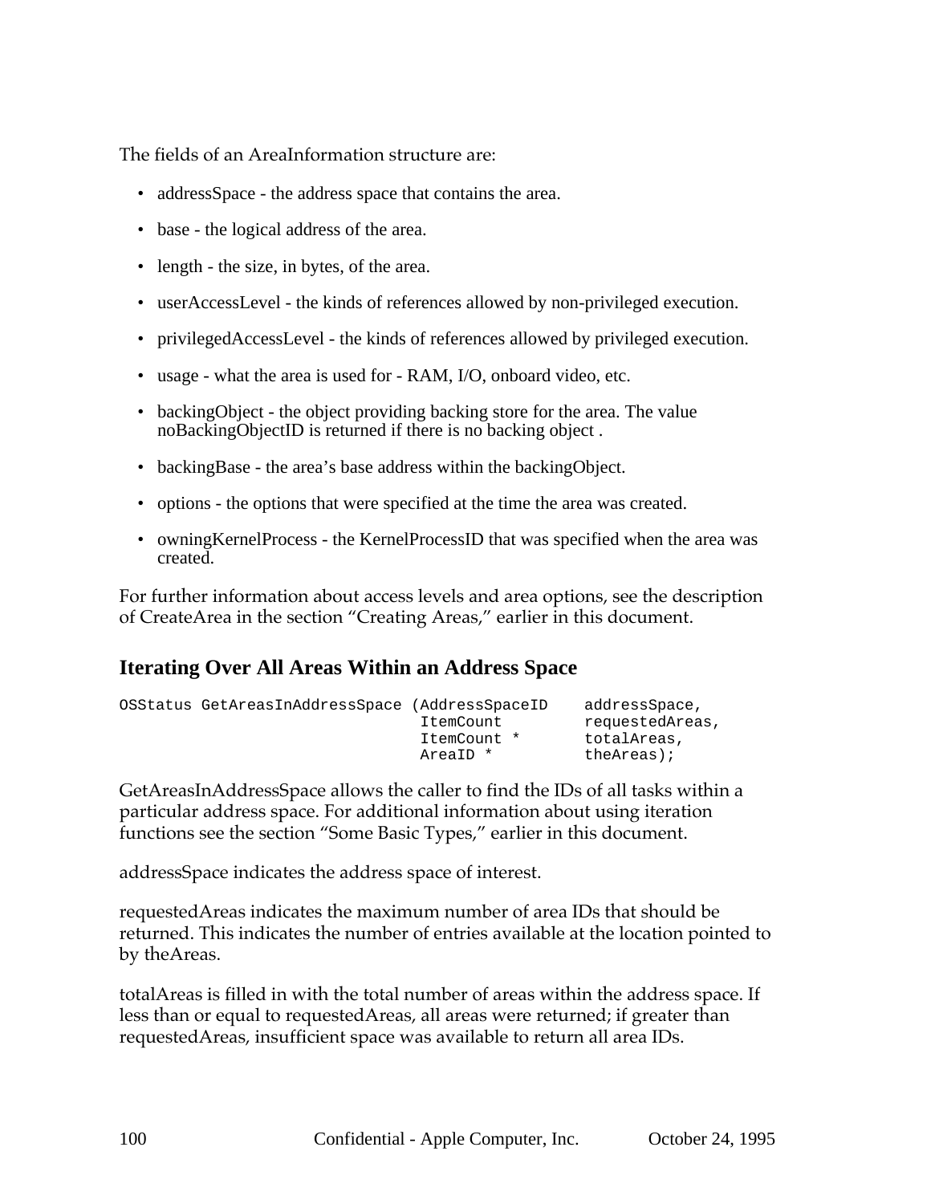The fields of an AreaInformation structure are:

- addressSpace - the address space that contains the area.
- base - the logical address of the area.
- length - the size, in bytes, of the area.
- userAccessLevel - the kinds of references allowed by non-privileged execution.
- privilegedAccessLevel - the kinds of references allowed by privileged execution.
- usage - what the area is used for - RAM, I/O, onboard video, etc.
- backingObject - the object providing backing store for the area. The value noBackingObjectID is returned if there is no backing object .
- backingBase - the area's base address within the backingObject.
- options - the options that were specified at the time the area was created.
- owningKernelProcess - the KernelProcessID that was specified when the area was created.

For further information about access levels and area options, see the description of CreateArea in the section "Creating Areas," earlier in this document.

## Iterating Over All Areas Within an Address Space

```
OSStatus GetAreasInAddressSpace (AddressSpaceID    addressSpace,
                                 ItemCount         requestedAreas,
                                 ItemCount *       totalAreas,
                                 AreaID *          theAreas);
```

GetAreasInAddressSpace allows the caller to find the IDs of all tasks within a particular address space. For additional information about using iteration functions see the section "Some Basic Types," earlier in this document.

addressSpace indicates the address space of interest.

requestedAreas indicates the maximum number of area IDs that should be returned. This indicates the number of entries available at the location pointed to by theAreas.

totalAreas is filled in with the total number of areas within the address space. If less than or equal to requestedAreas, all areas were returned; if greater than requestedAreas, insufficient space was available to return all area IDs.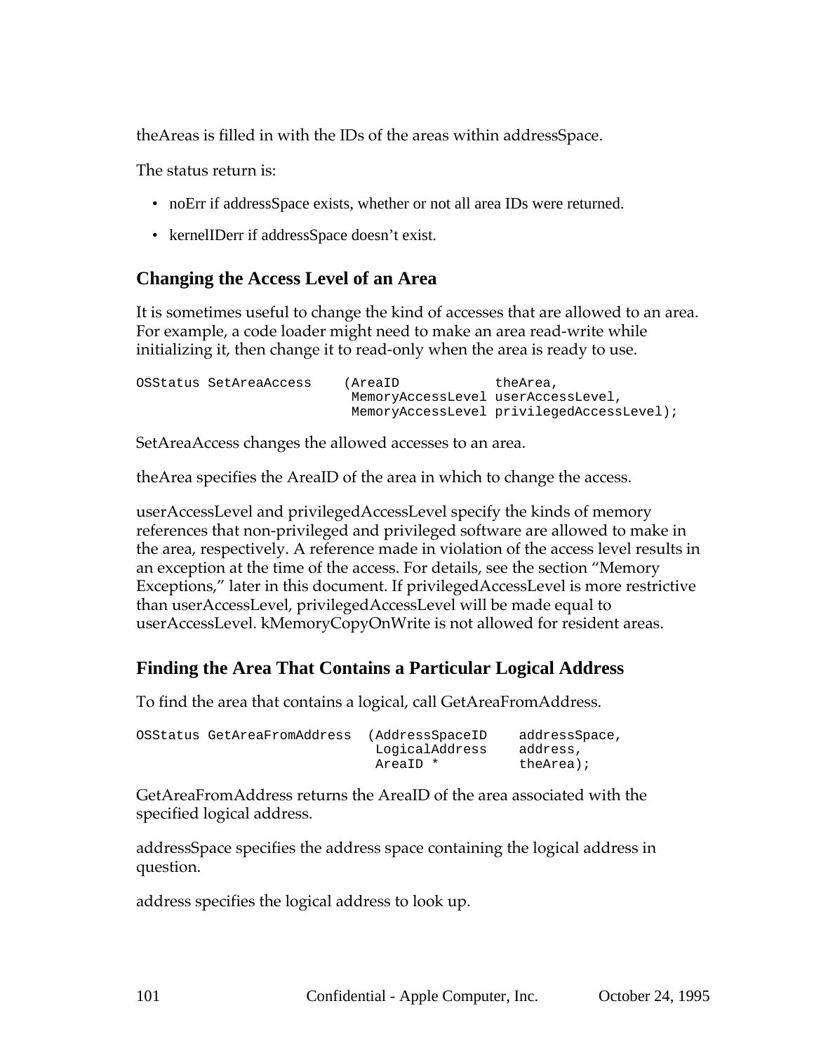theAreas is filled in with the IDs of the areas within addressSpace.

The status return is:

- noErr if addressSpace exists, whether or not all area IDs were returned.
- kernelIDerr if addressSpace doesn't exist.

## Changing the Access Level of an Area

It is sometimes useful to change the kind of accesses that are allowed to an area. For example, a code loader might need to make an area read-write while initializing it, then change it to read-only when the area is ready to use.

```
OSStatus SetAreaAccess    (AreaID            theArea,
                           MemoryAccessLevel userAccessLevel,
                           MemoryAccessLevel privilegedAccessLevel);
```

SetAreaAccess changes the allowed accesses to an area.

theArea specifies the AreaID of the area in which to change the access.

userAccessLevel and privilegedAccessLevel specify the kinds of memory references that non-privileged and privileged software are allowed to make in the area, respectively. A reference made in violation of the access level results in an exception at the time of the access. For details, see the section "Memory Exceptions," later in this document. If privilegedAccessLevel is more restrictive than userAccessLevel, privilegedAccessLevel will be made equal to userAccessLevel. kMemoryCopyOnWrite is not allowed for resident areas.

## Finding the Area That Contains a Particular Logical Address

To find the area that contains a logical, call GetAreaFromAddress.

```
OSStatus GetAreaFromAddress  (AddressSpaceID    addressSpace,
                              LogicalAddress    address,
                              AreaID *          theArea);
```

GetAreaFromAddress returns the AreaID of the area associated with the specified logical address.

addressSpace specifies the address space containing the logical address in question.

address specifies the logical address to look up.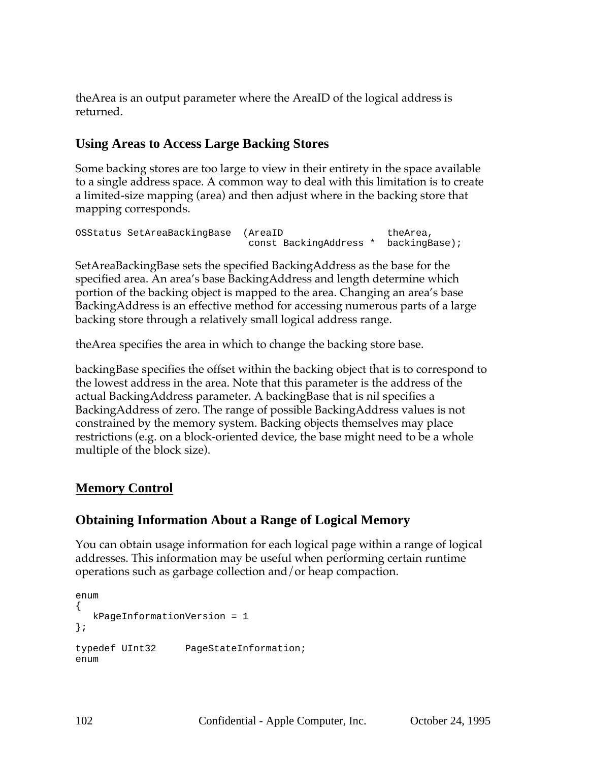theArea is an output parameter where the AreaID of the logical address is returned.

### Using Areas to Access Large Backing Stores

Some backing stores are too large to view in their entirety in the space available to a single address space. A common way to deal with this limitation is to create a limited-size mapping (area) and then adjust where in the backing store that mapping corresponds.

```
OSStatus SetAreaBackingBase  (AreaID                  theArea,
                              const BackingAddress *  backingBase);
```

SetAreaBackingBase sets the specified BackingAddress as the base for the specified area. An area's base BackingAddress and length determine which portion of the backing object is mapped to the area. Changing an area's base BackingAddress is an effective method for accessing numerous parts of a large backing store through a relatively small logical address range.

theArea specifies the area in which to change the backing store base.

backingBase specifies the offset within the backing object that is to correspond to the lowest address in the area. Note that this parameter is the address of the actual BackingAddress parameter. A backingBase that is nil specifies a BackingAddress of zero. The range of possible BackingAddress values is not constrained by the memory system. Backing objects themselves may place restrictions (e.g. on a block-oriented device, the base might need to be a whole multiple of the block size).

## Memory Control

### Obtaining Information About a Range of Logical Memory

You can obtain usage information for each logical page within a range of logical addresses. This information may be useful when performing certain runtime operations such as garbage collection and/or heap compaction.

```
enum
{
   kPageInformationVersion = 1
};

typedef UInt32     PageStateInformation;
enum
```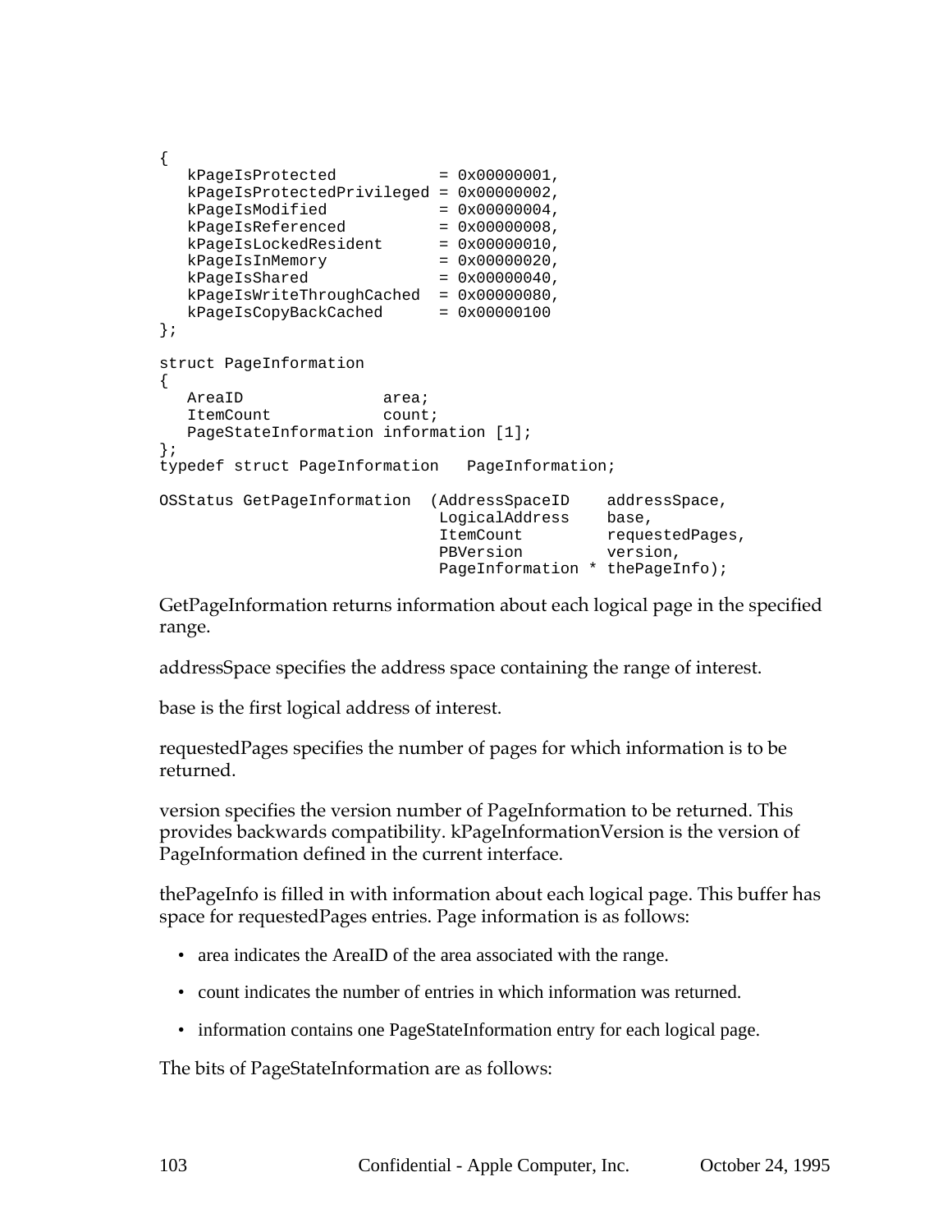```
{
   kPageIsProtected           = 0x00000001,
   kPageIsProtectedPrivileged = 0x00000002,
   kPageIsModified            = 0x00000004,
   kPageIsReferenced          = 0x00000008,
   kPageIsLockedResident      = 0x00000010,
   kPageIsInMemory            = 0x00000020,
   kPageIsShared              = 0x00000040,
   kPageIsWriteThroughCached  = 0x00000080,
   kPageIsCopyBackCached      = 0x00000100
};

struct PageInformation
{
   AreaID               area;
   ItemCount            count;
   PageStateInformation information [1];
};
typedef struct PageInformation   PageInformation;

OSStatus GetPageInformation  (AddressSpaceID    addressSpace,
                              LogicalAddress    base,
                              ItemCount         requestedPages,
                              PBVersion         version,
                              PageInformation * thePageInfo);
```

GetPageInformation returns information about each logical page in the specified range.

addressSpace specifies the address space containing the range of interest.

base is the first logical address of interest.

requestedPages specifies the number of pages for which information is to be returned.

version specifies the version number of PageInformation to be returned. This provides backwards compatibility. kPageInformationVersion is the version of PageInformation defined in the current interface.

thePageInfo is filled in with information about each logical page. This buffer has space for requestedPages entries. Page information is as follows:

- area indicates the AreaID of the area associated with the range.
- count indicates the number of entries in which information was returned.
- information contains one PageStateInformation entry for each logical page.

The bits of PageStateInformation are as follows: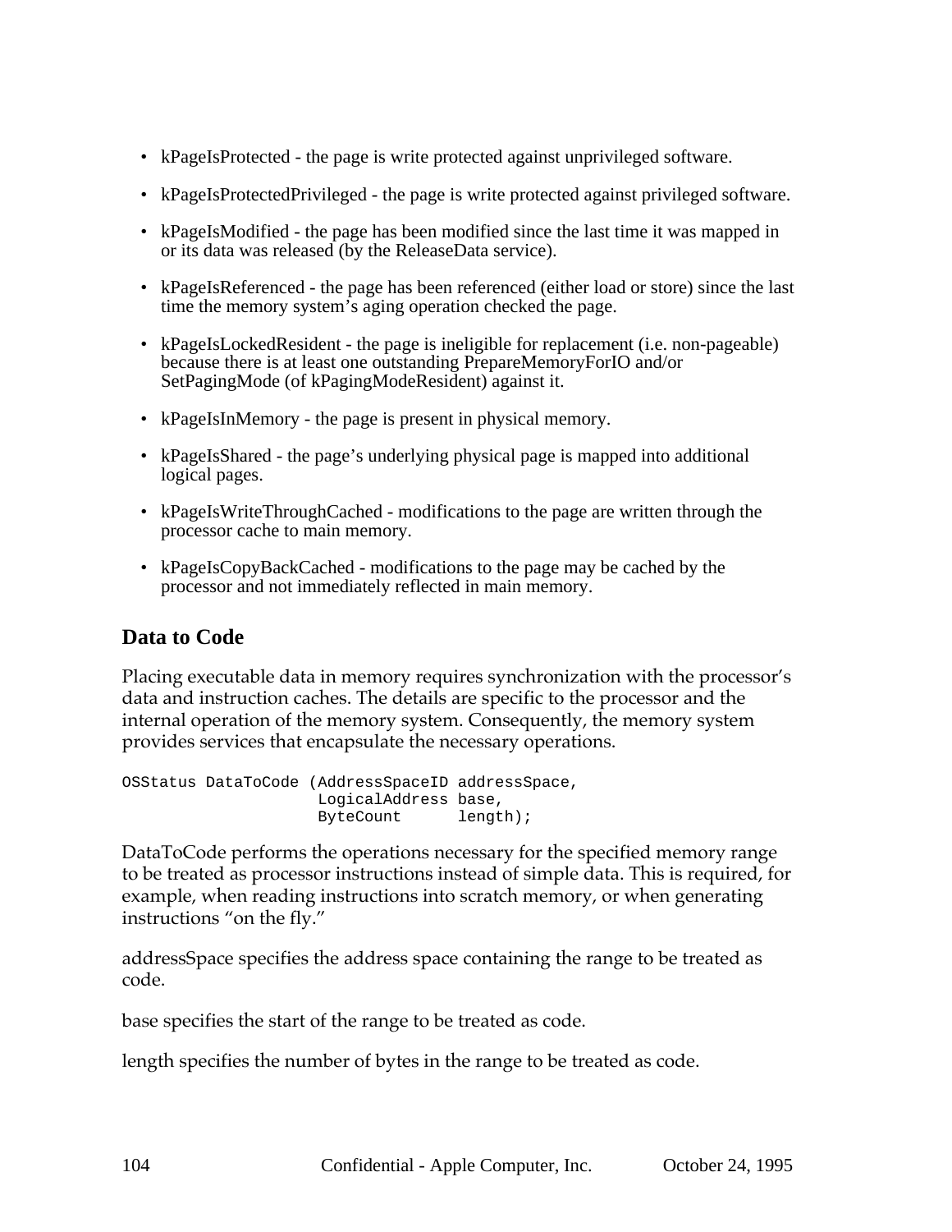- kPageIsProtected - the page is write protected against unprivileged software.
- kPageIsProtectedPrivileged - the page is write protected against privileged software.
- kPageIsModified - the page has been modified since the last time it was mapped in or its data was released (by the ReleaseData service).
- kPageIsReferenced - the page has been referenced (either load or store) since the last time the memory system's aging operation checked the page.
- kPageIsLockedResident - the page is ineligible for replacement (i.e. non-pageable) because there is at least one outstanding PrepareMemoryForIO and/or SetPagingMode (of kPagingModeResident) against it.
- kPageIsInMemory - the page is present in physical memory.
- kPageIsShared - the page's underlying physical page is mapped into additional logical pages.
- kPageIsWriteThroughCached - modifications to the page are written through the processor cache to main memory.
- kPageIsCopyBackCached - modifications to the page may be cached by the processor and not immediately reflected in main memory.

## Data to Code

Placing executable data in memory requires synchronization with the processor's data and instruction caches. The details are specific to the processor and the internal operation of the memory system. Consequently, the memory system provides services that encapsulate the necessary operations.

```
OSStatus DataToCode (AddressSpaceID addressSpace,
                     LogicalAddress base,
                     ByteCount      length);
```

DataToCode performs the operations necessary for the specified memory range to be treated as processor instructions instead of simple data. This is required, for example, when reading instructions into scratch memory, or when generating instructions "on the fly."

addressSpace specifies the address space containing the range to be treated as code.

base specifies the start of the range to be treated as code.

length specifies the number of bytes in the range to be treated as code.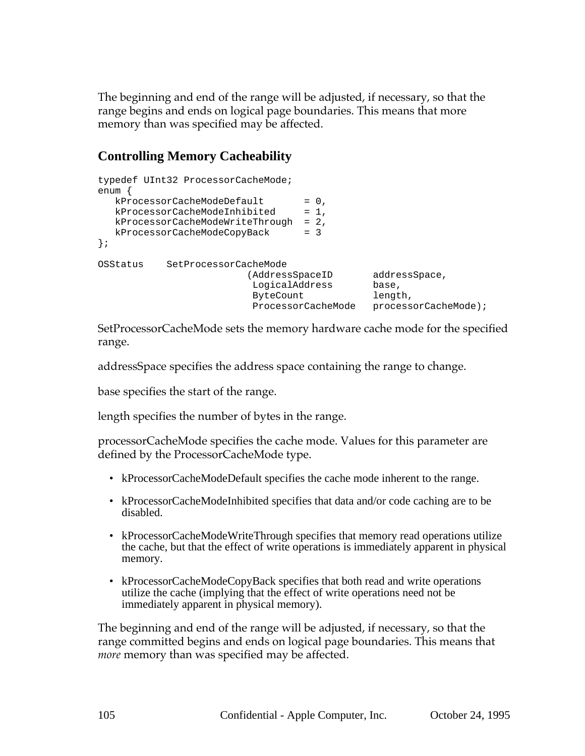The beginning and end of the range will be adjusted, if necessary, so that the range begins and ends on logical page boundaries. This means that more memory than was specified may be affected.

## Controlling Memory Cacheability

```
typedef UInt32 ProcessorCacheMode;
enum {
   kProcessorCacheModeDefault       = 0,
   kProcessorCacheModeInhibited     = 1,
   kProcessorCacheModeWriteThrough  = 2,
   kProcessorCacheModeCopyBack      = 3
};

OSStatus    SetProcessorCacheMode
                          (AddressSpaceID       addressSpace,
                           LogicalAddress       base,
                           ByteCount            length,
                           ProcessorCacheMode   processorCacheMode);
```

SetProcessorCacheMode sets the memory hardware cache mode for the specified range.

addressSpace specifies the address space containing the range to change.

base specifies the start of the range.

length specifies the number of bytes in the range.

processorCacheMode specifies the cache mode. Values for this parameter are defined by the ProcessorCacheMode type.

- kProcessorCacheModeDefault specifies the cache mode inherent to the range.
- kProcessorCacheModeInhibited specifies that data and/or code caching are to be disabled.
- kProcessorCacheModeWriteThrough specifies that memory read operations utilize the cache, but that the effect of write operations is immediately apparent in physical memory.
- kProcessorCacheModeCopyBack specifies that both read and write operations utilize the cache (implying that the effect of write operations need not be immediately apparent in physical memory).

The beginning and end of the range will be adjusted, if necessary, so that the range committed begins and ends on logical page boundaries. This means that *more* memory than was specified may be affected.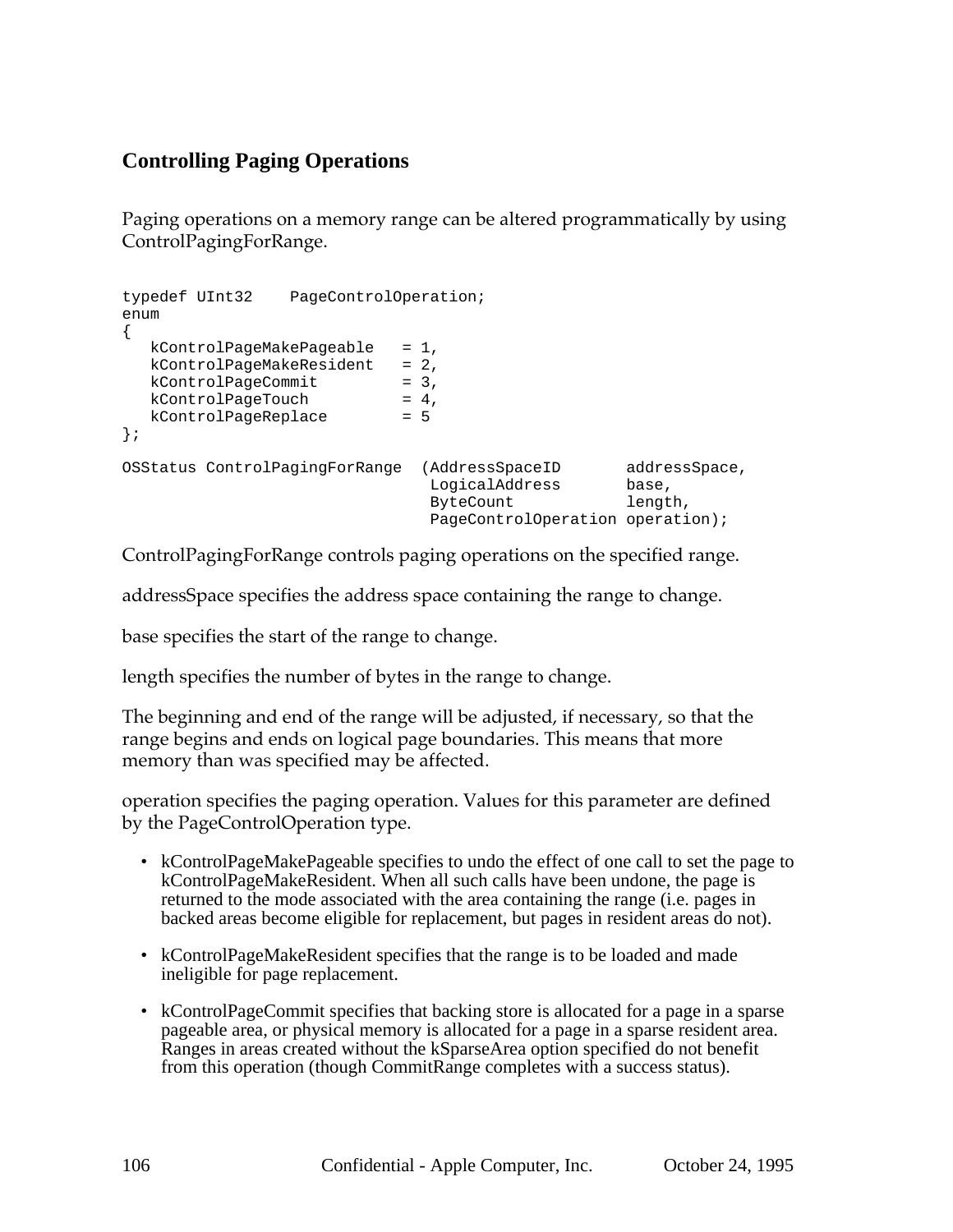## Controlling Paging Operations

Paging operations on a memory range can be altered programmatically by using ControlPagingForRange.

```
typedef UInt32    PageControlOperation;
enum
{
   kControlPageMakePageable   = 1,
   kControlPageMakeResident   = 2,
   kControlPageCommit         = 3,
   kControlPageTouch          = 4,
   kControlPageReplace        = 5
};

OSStatus ControlPagingForRange  (AddressSpaceID       addressSpace,
                                 LogicalAddress       base,
                                 ByteCount            length,
                                 PageControlOperation operation);
```

ControlPagingForRange controls paging operations on the specified range.

addressSpace specifies the address space containing the range to change.

base specifies the start of the range to change.

length specifies the number of bytes in the range to change.

The beginning and end of the range will be adjusted, if necessary, so that the range begins and ends on logical page boundaries. This means that more memory than was specified may be affected.

operation specifies the paging operation. Values for this parameter are defined by the PageControlOperation type.

- kControlPageMakePageable specifies to undo the effect of one call to set the page to kControlPageMakeResident. When all such calls have been undone, the page is returned to the mode associated with the area containing the range (i.e. pages in backed areas become eligible for replacement, but pages in resident areas do not).
- kControlPageMakeResident specifies that the range is to be loaded and made ineligible for page replacement.
- kControlPageCommit specifies that backing store is allocated for a page in a sparse pageable area, or physical memory is allocated for a page in a sparse resident area. Ranges in areas created without the kSparseArea option specified do not benefit from this operation (though CommitRange completes with a success status).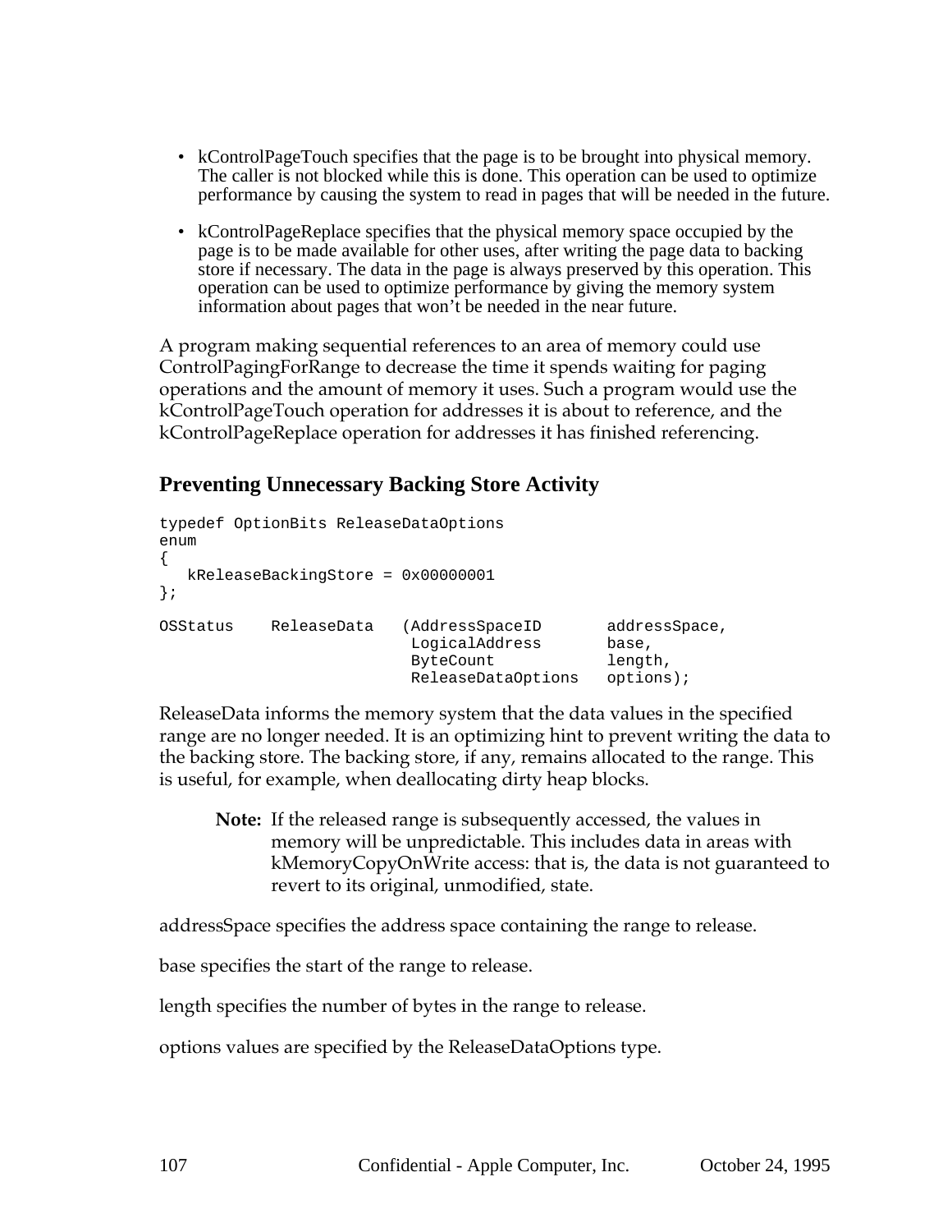- kControlPageTouch specifies that the page is to be brought into physical memory. The caller is not blocked while this is done. This operation can be used to optimize performance by causing the system to read in pages that will be needed in the future.

- kControlPageReplace specifies that the physical memory space occupied by the page is to be made available for other uses, after writing the page data to backing store if necessary. The data in the page is always preserved by this operation. This operation can be used to optimize performance by giving the memory system information about pages that won't be needed in the near future.

A program making sequential references to an area of memory could use ControlPagingForRange to decrease the time it spends waiting for paging operations and the amount of memory it uses. Such a program would use the kControlPageTouch operation for addresses it is about to reference, and the kControlPageReplace operation for addresses it has finished referencing.

## Preventing Unnecessary Backing Store Activity

```
typedef OptionBits ReleaseDataOptions
enum
{
   kReleaseBackingStore = 0x00000001
};

OSStatus    ReleaseData   (AddressSpaceID       addressSpace,
                           LogicalAddress       base,
                           ByteCount            length,
                           ReleaseDataOptions   options);
```

ReleaseData informs the memory system that the data values in the specified range are no longer needed. It is an optimizing hint to prevent writing the data to the backing store. The backing store, if any, remains allocated to the range. This is useful, for example, when deallocating dirty heap blocks.

> **Note:** If the released range is subsequently accessed, the values in memory will be unpredictable. This includes data in areas with kMemoryCopyOnWrite access: that is, the data is not guaranteed to revert to its original, unmodified, state.

addressSpace specifies the address space containing the range to release.

base specifies the start of the range to release.

length specifies the number of bytes in the range to release.

options values are specified by the ReleaseDataOptions type.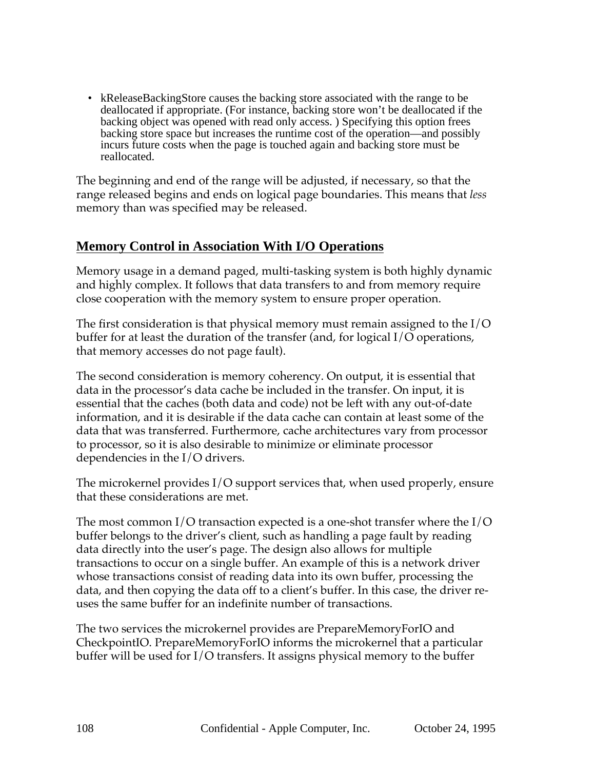- kReleaseBackingStore causes the backing store associated with the range to be deallocated if appropriate. (For instance, backing store won't be deallocated if the backing object was opened with read only access. ) Specifying this option frees backing store space but increases the runtime cost of the operation—and possibly incurs future costs when the page is touched again and backing store must be reallocated.

The beginning and end of the range will be adjusted, if necessary, so that the range released begins and ends on logical page boundaries. This means that *less* memory than was specified may be released.

## Memory Control in Association With I/O Operations

Memory usage in a demand paged, multi-tasking system is both highly dynamic and highly complex. It follows that data transfers to and from memory require close cooperation with the memory system to ensure proper operation.

The first consideration is that physical memory must remain assigned to the I/O buffer for at least the duration of the transfer (and, for logical I/O operations, that memory accesses do not page fault).

The second consideration is memory coherency. On output, it is essential that data in the processor's data cache be included in the transfer. On input, it is essential that the caches (both data and code) not be left with any out-of-date information, and it is desirable if the data cache can contain at least some of the data that was transferred. Furthermore, cache architectures vary from processor to processor, so it is also desirable to minimize or eliminate processor dependencies in the I/O drivers.

The microkernel provides I/O support services that, when used properly, ensure that these considerations are met.

The most common I/O transaction expected is a one-shot transfer where the I/O buffer belongs to the driver's client, such as handling a page fault by reading data directly into the user's page. The design also allows for multiple transactions to occur on a single buffer. An example of this is a network driver whose transactions consist of reading data into its own buffer, processing the data, and then copying the data off to a client's buffer. In this case, the driver re-uses the same buffer for an indefinite number of transactions.

The two services the microkernel provides are PrepareMemoryForIO and CheckpointIO. PrepareMemoryForIO informs the microkernel that a particular buffer will be used for I/O transfers. It assigns physical memory to the buffer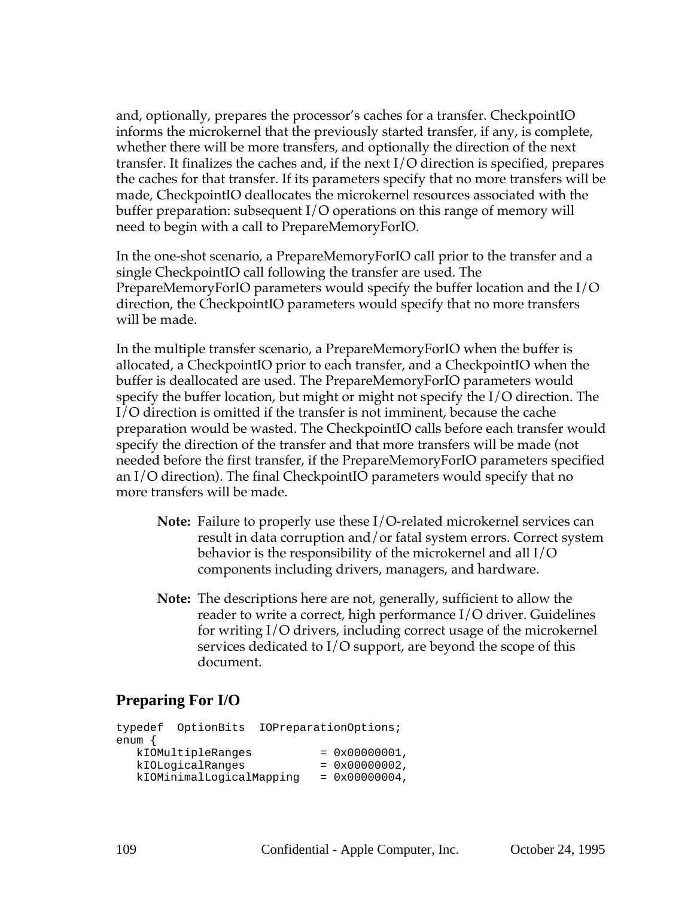and, optionally, prepares the processor's caches for a transfer. CheckpointIO informs the microkernel that the previously started transfer, if any, is complete, whether there will be more transfers, and optionally the direction of the next transfer. It finalizes the caches and, if the next I/O direction is specified, prepares the caches for that transfer. If its parameters specify that no more transfers will be made, CheckpointIO deallocates the microkernel resources associated with the buffer preparation: subsequent I/O operations on this range of memory will need to begin with a call to PrepareMemoryForIO.

In the one-shot scenario, a PrepareMemoryForIO call prior to the transfer and a single CheckpointIO call following the transfer are used. The PrepareMemoryForIO parameters would specify the buffer location and the I/O direction, the CheckpointIO parameters would specify that no more transfers will be made.

In the multiple transfer scenario, a PrepareMemoryForIO when the buffer is allocated, a CheckpointIO prior to each transfer, and a CheckpointIO when the buffer is deallocated are used. The PrepareMemoryForIO parameters would specify the buffer location, but might or might not specify the I/O direction. The I/O direction is omitted if the transfer is not imminent, because the cache preparation would be wasted. The CheckpointIO calls before each transfer would specify the direction of the transfer and that more transfers will be made (not needed before the first transfer, if the PrepareMemoryForIO parameters specified an I/O direction). The final CheckpointIO parameters would specify that no more transfers will be made.

> **Note:** Failure to properly use these I/O-related microkernel services can result in data corruption and/or fatal system errors. Correct system behavior is the responsibility of the microkernel and all I/O components including drivers, managers, and hardware.

> **Note:** The descriptions here are not, generally, sufficient to allow the reader to write a correct, high performance I/O driver. Guidelines for writing I/O drivers, including correct usage of the microkernel services dedicated to I/O support, are beyond the scope of this document.

## Preparing For I/O

```
typedef  OptionBits  IOPreparationOptions;
enum {
   kIOMultipleRanges          = 0x00000001,
   kIOLogicalRanges           = 0x00000002,
   kIOMinimalLogicalMapping   = 0x00000004,
```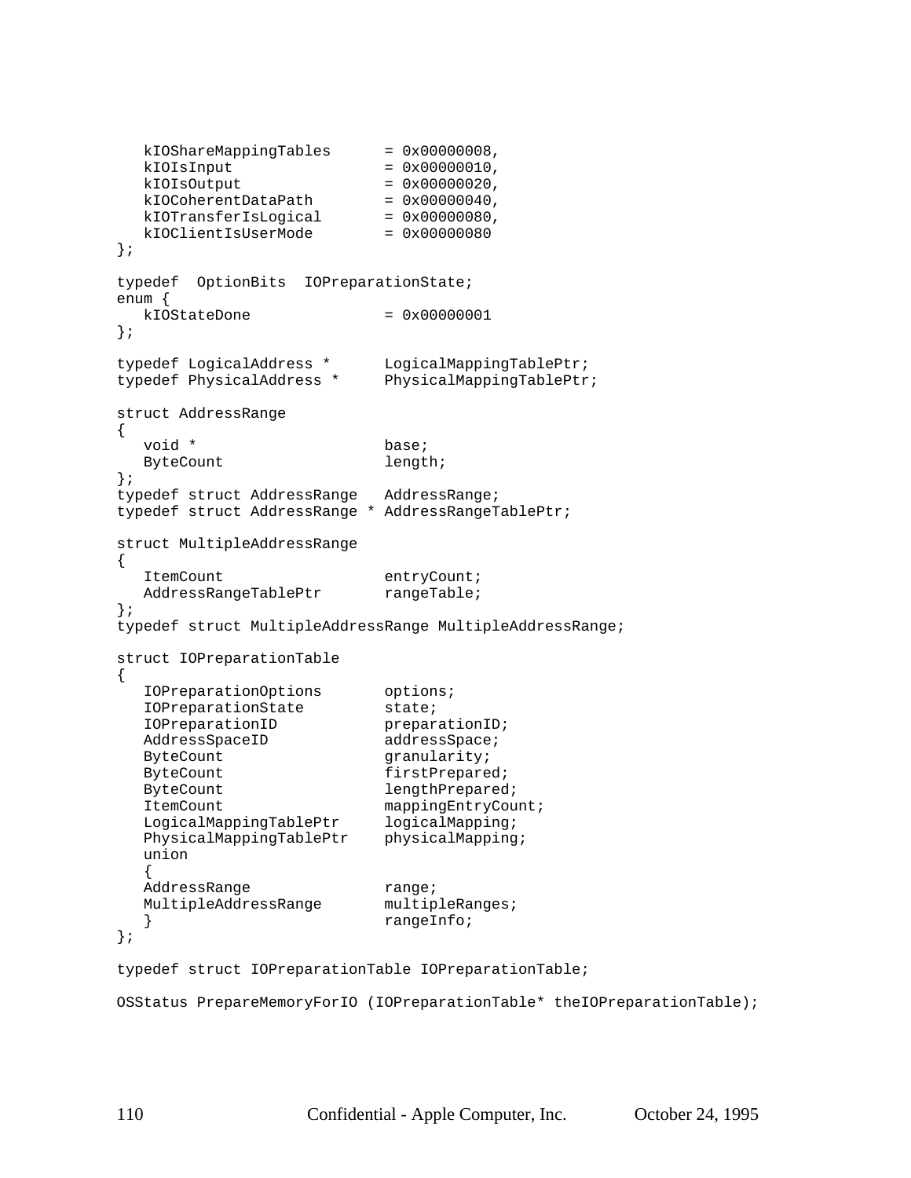```
   kIOShareMappingTables      = 0x00000008,
   kIOIsInput                 = 0x00000010,
   kIOIsOutput                = 0x00000020,
   kIOCoherentDataPath        = 0x00000040,
   kIOTransferIsLogical       = 0x00000080,
   kIOClientIsUserMode        = 0x00000080
};

typedef  OptionBits  IOPreparationState;
enum {
   kIOStateDone               = 0x00000001
};

typedef LogicalAddress *      LogicalMappingTablePtr;
typedef PhysicalAddress *     PhysicalMappingTablePtr;

struct AddressRange
{
   void *                     base;
   ByteCount                  length;
};
typedef struct AddressRange   AddressRange;
typedef struct AddressRange * AddressRangeTablePtr;

struct MultipleAddressRange
{
   ItemCount                  entryCount;
   AddressRangeTablePtr       rangeTable;
};
typedef struct MultipleAddressRange MultipleAddressRange;

struct IOPreparationTable
{
   IOPreparationOptions       options;
   IOPreparationState         state;
   IOPreparationID            preparationID;
   AddressSpaceID             addressSpace;
   ByteCount                  granularity;
   ByteCount                  firstPrepared;
   ByteCount                  lengthPrepared;
   ItemCount                  mappingEntryCount;
   LogicalMappingTablePtr     logicalMapping;
   PhysicalMappingTablePtr    physicalMapping;
   union
   {
   AddressRange               range;
   MultipleAddressRange       multipleRanges;
   }                          rangeInfo;
};

typedef struct IOPreparationTable IOPreparationTable;

OSStatus PrepareMemoryForIO (IOPreparationTable* theIOPreparationTable);
```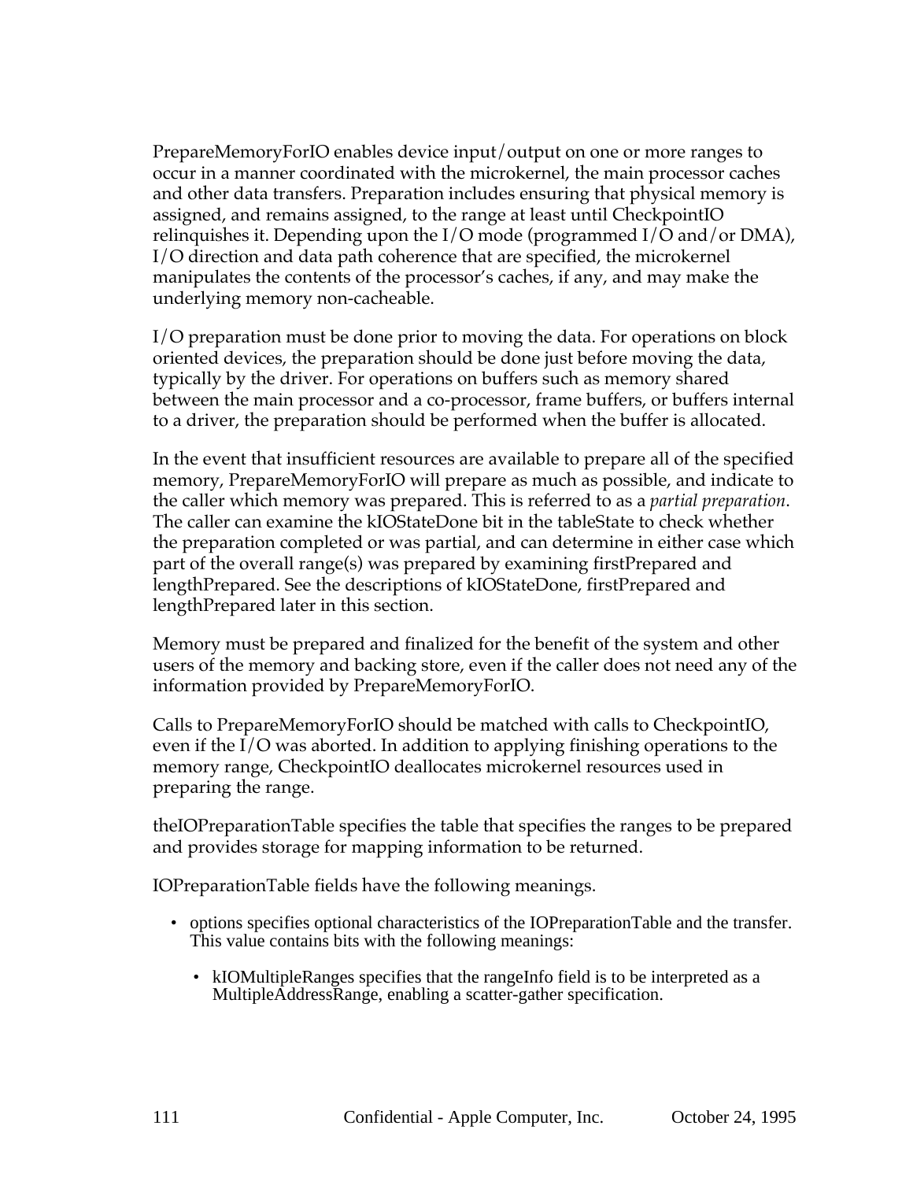PrepareMemoryForIO enables device input/output on one or more ranges to occur in a manner coordinated with the microkernel, the main processor caches and other data transfers. Preparation includes ensuring that physical memory is assigned, and remains assigned, to the range at least until CheckpointIO relinquishes it. Depending upon the I/O mode (programmed I/O and/or DMA), I/O direction and data path coherence that are specified, the microkernel manipulates the contents of the processor's caches, if any, and may make the underlying memory non-cacheable.

I/O preparation must be done prior to moving the data. For operations on block oriented devices, the preparation should be done just before moving the data, typically by the driver. For operations on buffers such as memory shared between the main processor and a co-processor, frame buffers, or buffers internal to a driver, the preparation should be performed when the buffer is allocated.

In the event that insufficient resources are available to prepare all of the specified memory, PrepareMemoryForIO will prepare as much as possible, and indicate to the caller which memory was prepared. This is referred to as a *partial preparation*. The caller can examine the kIOStateDone bit in the tableState to check whether the preparation completed or was partial, and can determine in either case which part of the overall range(s) was prepared by examining firstPrepared and lengthPrepared. See the descriptions of kIOStateDone, firstPrepared and lengthPrepared later in this section.

Memory must be prepared and finalized for the benefit of the system and other users of the memory and backing store, even if the caller does not need any of the information provided by PrepareMemoryForIO.

Calls to PrepareMemoryForIO should be matched with calls to CheckpointIO, even if the I/O was aborted. In addition to applying finishing operations to the memory range, CheckpointIO deallocates microkernel resources used in preparing the range.

theIOPreparationTable specifies the table that specifies the ranges to be prepared and provides storage for mapping information to be returned.

IOPreparationTable fields have the following meanings.

- options specifies optional characteristics of the IOPreparationTable and the transfer. This value contains bits with the following meanings:
  - kIOMultipleRanges specifies that the rangeInfo field is to be interpreted as a MultipleAddressRange, enabling a scatter-gather specification.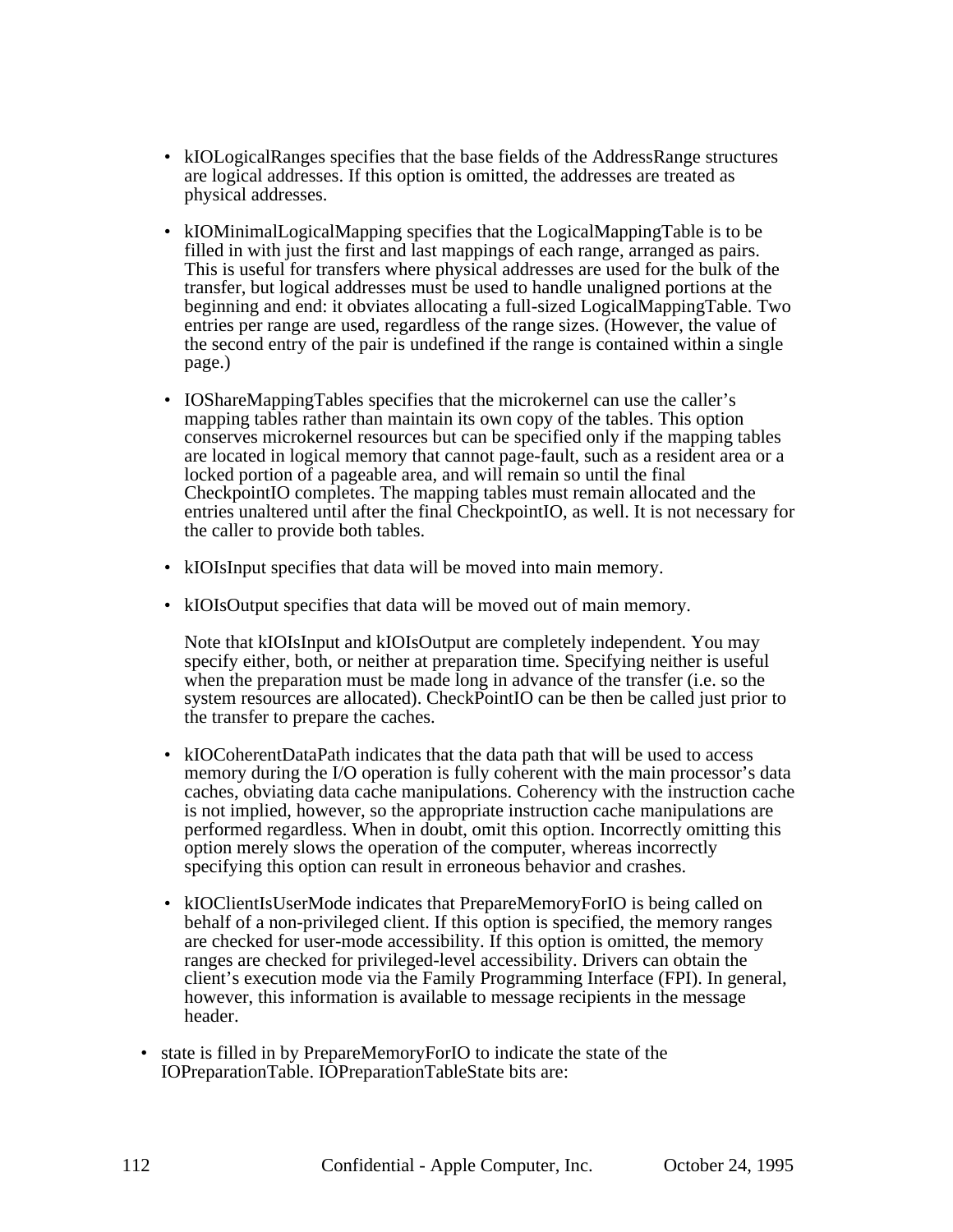- kIOLogicalRanges specifies that the base fields of the AddressRange structures are logical addresses. If this option is omitted, the addresses are treated as physical addresses.

- kIOMinimalLogicalMapping specifies that the LogicalMappingTable is to be filled in with just the first and last mappings of each range, arranged as pairs. This is useful for transfers where physical addresses are used for the bulk of the transfer, but logical addresses must be used to handle unaligned portions at the beginning and end: it obviates allocating a full-sized LogicalMappingTable. Two entries per range are used, regardless of the range sizes. (However, the value of the second entry of the pair is undefined if the range is contained within a single page.)

- IOShareMappingTables specifies that the microkernel can use the caller's mapping tables rather than maintain its own copy of the tables. This option conserves microkernel resources but can be specified only if the mapping tables are located in logical memory that cannot page-fault, such as a resident area or a locked portion of a pageable area, and will remain so until the final CheckpointIO completes. The mapping tables must remain allocated and the entries unaltered until after the final CheckpointIO, as well. It is not necessary for the caller to provide both tables.

- kIOIsInput specifies that data will be moved into main memory.

- kIOIsOutput specifies that data will be moved out of main memory.

  Note that kIOIsInput and kIOIsOutput are completely independent. You may specify either, both, or neither at preparation time. Specifying neither is useful when the preparation must be made long in advance of the transfer (i.e. so the system resources are allocated). CheckPointIO can be then be called just prior to the transfer to prepare the caches.

- kIOCoherentDataPath indicates that the data path that will be used to access memory during the I/O operation is fully coherent with the main processor's data caches, obviating data cache manipulations. Coherency with the instruction cache is not implied, however, so the appropriate instruction cache manipulations are performed regardless. When in doubt, omit this option. Incorrectly omitting this option merely slows the operation of the computer, whereas incorrectly specifying this option can result in erroneous behavior and crashes.

- kIOClientIsUserMode indicates that PrepareMemoryForIO is being called on behalf of a non-privileged client. If this option is specified, the memory ranges are checked for user-mode accessibility. If this option is omitted, the memory ranges are checked for privileged-level accessibility. Drivers can obtain the client's execution mode via the Family Programming Interface (FPI). In general, however, this information is available to message recipients in the message header.

- state is filled in by PrepareMemoryForIO to indicate the state of the IOPreparationTable. IOPreparationTableState bits are: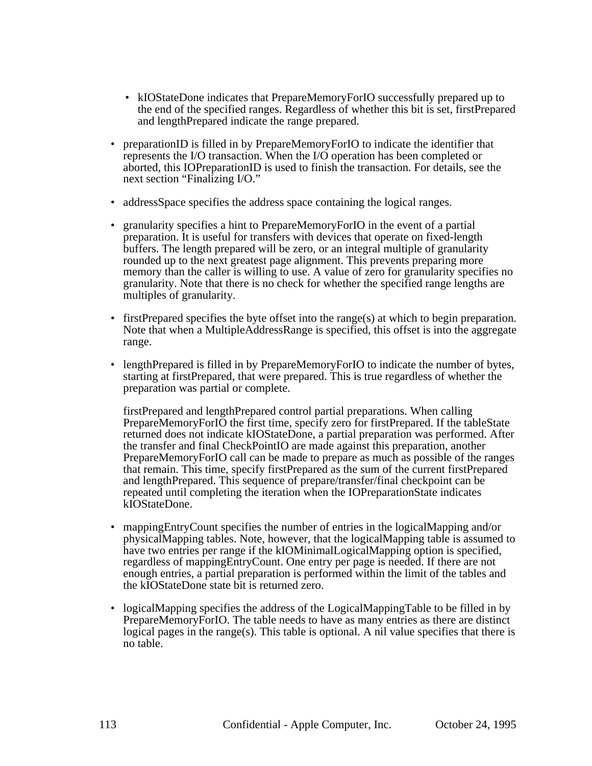- kIOStateDone indicates that PrepareMemoryForIO successfully prepared up to the end of the specified ranges. Regardless of whether this bit is set, firstPrepared and lengthPrepared indicate the range prepared.

- preparationID is filled in by PrepareMemoryForIO to indicate the identifier that represents the I/O transaction. When the I/O operation has been completed or aborted, this IOPreparationID is used to finish the transaction. For details, see the next section "Finalizing I/O."

- addressSpace specifies the address space containing the logical ranges.

- granularity specifies a hint to PrepareMemoryForIO in the event of a partial preparation. It is useful for transfers with devices that operate on fixed-length buffers. The length prepared will be zero, or an integral multiple of granularity rounded up to the next greatest page alignment. This prevents preparing more memory than the caller is willing to use. A value of zero for granularity specifies no granularity. Note that there is no check for whether the specified range lengths are multiples of granularity.

- firstPrepared specifies the byte offset into the range(s) at which to begin preparation. Note that when a MultipleAddressRange is specified, this offset is into the aggregate range.

- lengthPrepared is filled in by PrepareMemoryForIO to indicate the number of bytes, starting at firstPrepared, that were prepared. This is true regardless of whether the preparation was partial or complete.

  firstPrepared and lengthPrepared control partial preparations. When calling PrepareMemoryForIO the first time, specify zero for firstPrepared. If the tableState returned does not indicate kIOStateDone, a partial preparation was performed. After the transfer and final CheckPointIO are made against this preparation, another PrepareMemoryForIO call can be made to prepare as much as possible of the ranges that remain. This time, specify firstPrepared as the sum of the current firstPrepared and lengthPrepared. This sequence of prepare/transfer/final checkpoint can be repeated until completing the iteration when the IOPreparationState indicates kIOStateDone.

- mappingEntryCount specifies the number of entries in the logicalMapping and/or physicalMapping tables. Note, however, that the logicalMapping table is assumed to have two entries per range if the kIOMinimalLogicalMapping option is specified, regardless of mappingEntryCount. One entry per page is needed. If there are not enough entries, a partial preparation is performed within the limit of the tables and the kIOStateDone state bit is returned zero.

- logicalMapping specifies the address of the LogicalMappingTable to be filled in by PrepareMemoryForIO. The table needs to have as many entries as there are distinct logical pages in the range(s). This table is optional. A nil value specifies that there is no table.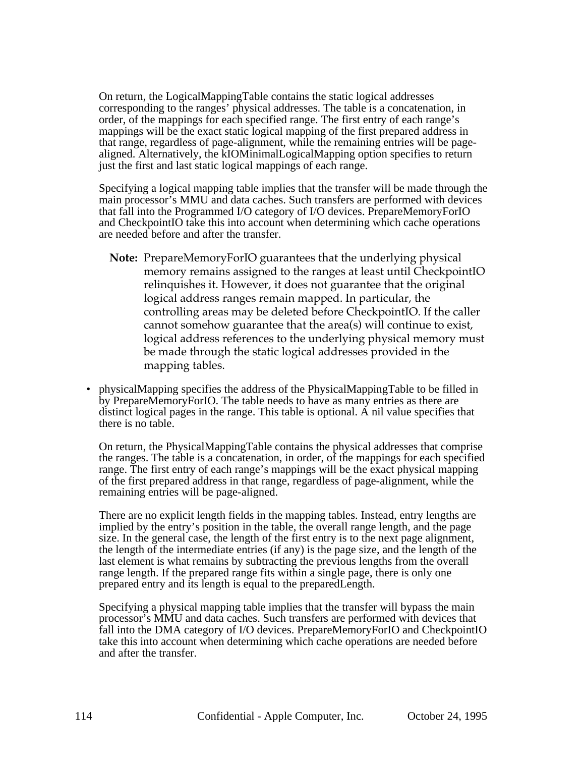On return, the LogicalMappingTable contains the static logical addresses corresponding to the ranges' physical addresses. The table is a concatenation, in order, of the mappings for each specified range. The first entry of each range's mappings will be the exact static logical mapping of the first prepared address in that range, regardless of page-alignment, while the remaining entries will be page-aligned. Alternatively, the kIOMinimalLogicalMapping option specifies to return just the first and last static logical mappings of each range.

Specifying a logical mapping table implies that the transfer will be made through the main processor's MMU and data caches. Such transfers are performed with devices that fall into the Programmed I/O category of I/O devices. PrepareMemoryForIO and CheckpointIO take this into account when determining which cache operations are needed before and after the transfer.

> **Note:** PrepareMemoryForIO guarantees that the underlying physical memory remains assigned to the ranges at least until CheckpointIO relinquishes it. However, it does not guarantee that the original logical address ranges remain mapped. In particular, the controlling areas may be deleted before CheckpointIO. If the caller cannot somehow guarantee that the area(s) will continue to exist, logical address references to the underlying physical memory must be made through the static logical addresses provided in the mapping tables.

- physicalMapping specifies the address of the PhysicalMappingTable to be filled in by PrepareMemoryForIO. The table needs to have as many entries as there are distinct logical pages in the range. This table is optional. A nil value specifies that there is no table.

  On return, the PhysicalMappingTable contains the physical addresses that comprise the ranges. The table is a concatenation, in order, of the mappings for each specified range. The first entry of each range's mappings will be the exact physical mapping of the first prepared address in that range, regardless of page-alignment, while the remaining entries will be page-aligned.

  There are no explicit length fields in the mapping tables. Instead, entry lengths are implied by the entry's position in the table, the overall range length, and the page size. In the general case, the length of the first entry is to the next page alignment, the length of the intermediate entries (if any) is the page size, and the length of the last element is what remains by subtracting the previous lengths from the overall range length. If the prepared range fits within a single page, there is only one prepared entry and its length is equal to the preparedLength.

  Specifying a physical mapping table implies that the transfer will bypass the main processor's MMU and data caches. Such transfers are performed with devices that fall into the DMA category of I/O devices. PrepareMemoryForIO and CheckpointIO take this into account when determining which cache operations are needed before and after the transfer.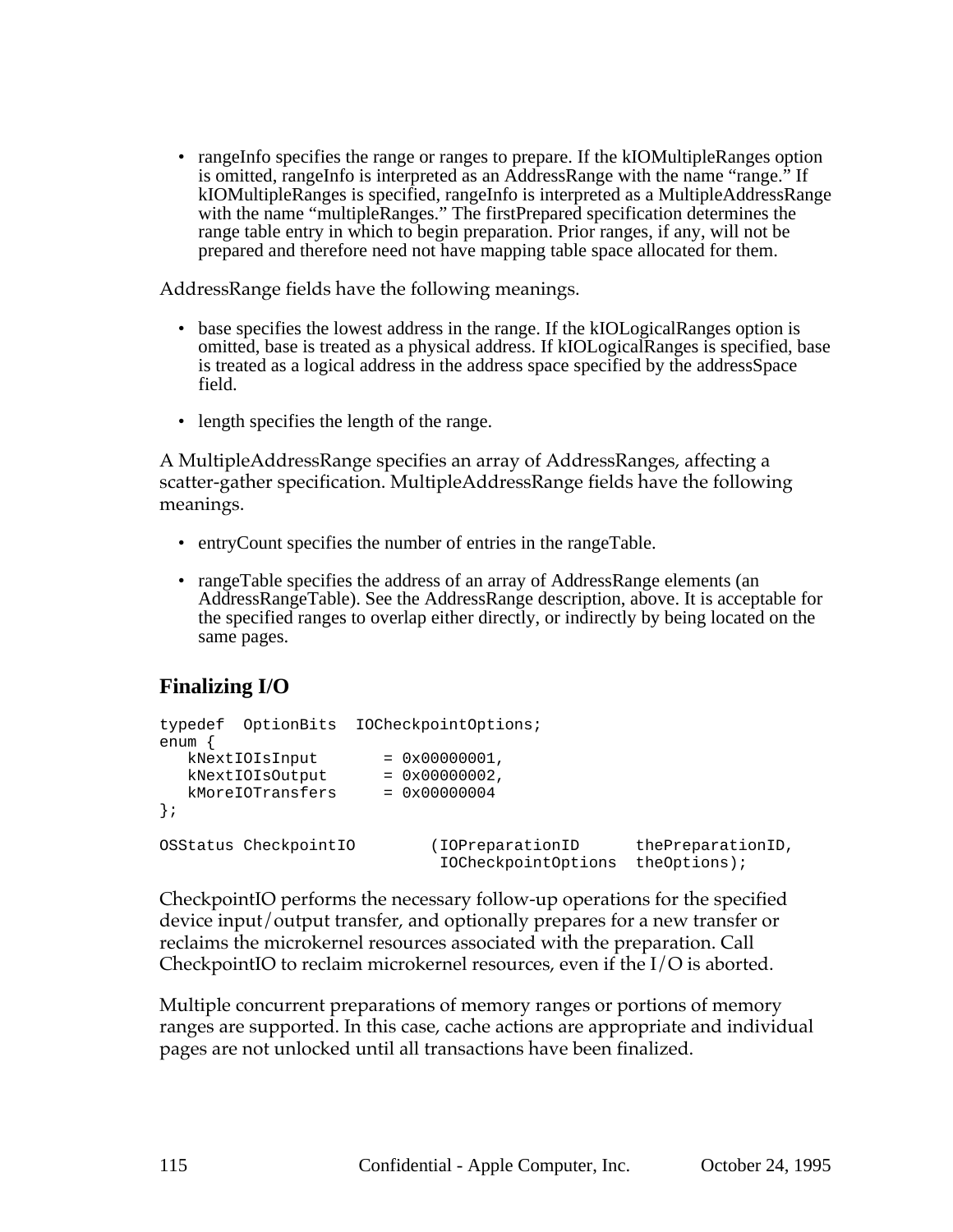- rangeInfo specifies the range or ranges to prepare. If the kIOMultipleRanges option is omitted, rangeInfo is interpreted as an AddressRange with the name "range." If kIOMultipleRanges is specified, rangeInfo is interpreted as a MultipleAddressRange with the name "multipleRanges." The firstPrepared specification determines the range table entry in which to begin preparation. Prior ranges, if any, will not be prepared and therefore need not have mapping table space allocated for them.

AddressRange fields have the following meanings.

- base specifies the lowest address in the range. If the kIOLogicalRanges option is omitted, base is treated as a physical address. If kIOLogicalRanges is specified, base is treated as a logical address in the address space specified by the addressSpace field.

- length specifies the length of the range.

A MultipleAddressRange specifies an array of AddressRanges, affecting a scatter-gather specification. MultipleAddressRange fields have the following meanings.

- entryCount specifies the number of entries in the rangeTable.

- rangeTable specifies the address of an array of AddressRange elements (an AddressRangeTable). See the AddressRange description, above. It is acceptable for the specified ranges to overlap either directly, or indirectly by being located on the same pages.

## Finalizing I/O

```
typedef  OptionBits  IOCheckpointOptions;
enum {
   kNextIOIsInput       = 0x00000001,
   kNextIOIsOutput      = 0x00000002,
   kMoreIOTransfers     = 0x00000004
};

OSStatus CheckpointIO        (IOPreparationID      thePreparationID,
                              IOCheckpointOptions  theOptions);
```

CheckpointIO performs the necessary follow-up operations for the specified device input/output transfer, and optionally prepares for a new transfer or reclaims the microkernel resources associated with the preparation. Call CheckpointIO to reclaim microkernel resources, even if the I/O is aborted.

Multiple concurrent preparations of memory ranges or portions of memory ranges are supported. In this case, cache actions are appropriate and individual pages are not unlocked until all transactions have been finalized.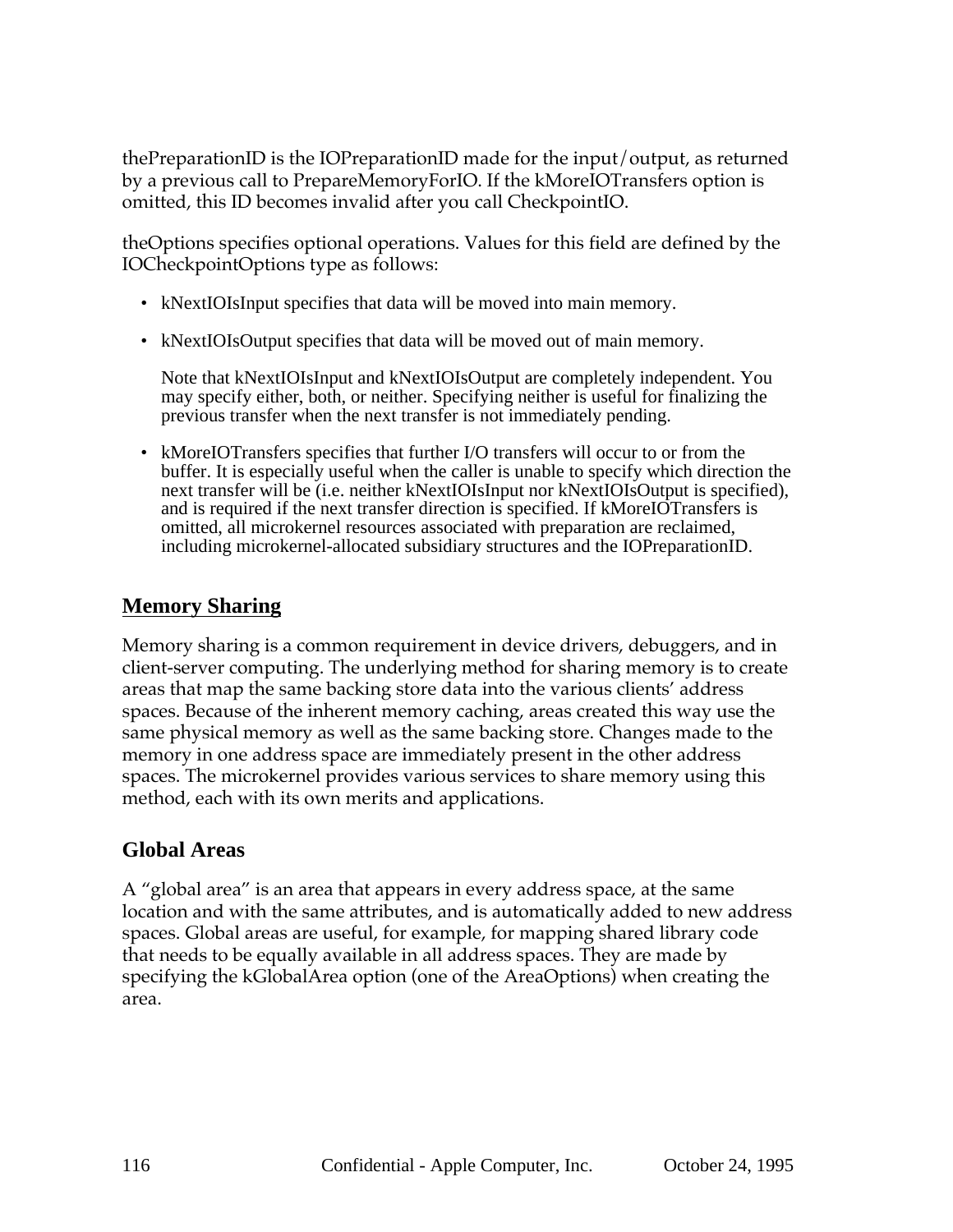thePreparationID is the IOPreparationID made for the input/output, as returned by a previous call to PrepareMemoryForIO. If the kMoreIOTransfers option is omitted, this ID becomes invalid after you call CheckpointIO.

theOptions specifies optional operations. Values for this field are defined by the IOCheckpointOptions type as follows:

- kNextIOIsInput specifies that data will be moved into main memory.
- kNextIOIsOutput specifies that data will be moved out of main memory.

  Note that kNextIOIsInput and kNextIOIsOutput are completely independent. You may specify either, both, or neither. Specifying neither is useful for finalizing the previous transfer when the next transfer is not immediately pending.

- kMoreIOTransfers specifies that further I/O transfers will occur to or from the buffer. It is especially useful when the caller is unable to specify which direction the next transfer will be (i.e. neither kNextIOIsInput nor kNextIOIsOutput is specified), and is required if the next transfer direction is specified. If kMoreIOTransfers is omitted, all microkernel resources associated with preparation are reclaimed, including microkernel-allocated subsidiary structures and the IOPreparationID.

## Memory Sharing

Memory sharing is a common requirement in device drivers, debuggers, and in client-server computing. The underlying method for sharing memory is to create areas that map the same backing store data into the various clients' address spaces. Because of the inherent memory caching, areas created this way use the same physical memory as well as the same backing store. Changes made to the memory in one address space are immediately present in the other address spaces. The microkernel provides various services to share memory using this method, each with its own merits and applications.

### Global Areas

A "global area" is an area that appears in every address space, at the same location and with the same attributes, and is automatically added to new address spaces. Global areas are useful, for example, for mapping shared library code that needs to be equally available in all address spaces. They are made by specifying the kGlobalArea option (one of the AreaOptions) when creating the area.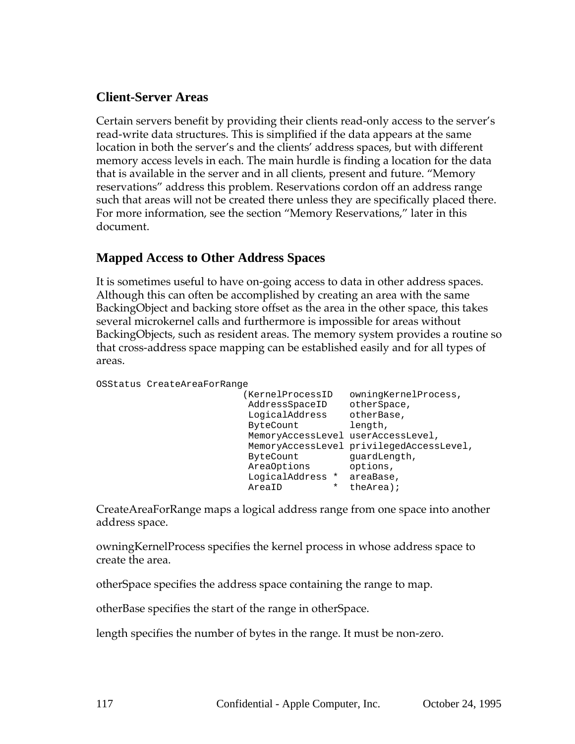## Client-Server Areas

Certain servers benefit by providing their clients read-only access to the server's read-write data structures. This is simplified if the data appears at the same location in both the server's and the clients' address spaces, but with different memory access levels in each. The main hurdle is finding a location for the data that is available in the server and in all clients, present and future. "Memory reservations" address this problem. Reservations cordon off an address range such that areas will not be created there unless they are specifically placed there. For more information, see the section "Memory Reservations," later in this document.

## Mapped Access to Other Address Spaces

It is sometimes useful to have on-going access to data in other address spaces. Although this can often be accomplished by creating an area with the same BackingObject and backing store offset as the area in the other space, this takes several microkernel calls and furthermore is impossible for areas without BackingObjects, such as resident areas. The memory system provides a routine so that cross-address space mapping can be established easily and for all types of areas.

```
OSStatus CreateAreaForRange
                          (KernelProcessID   owningKernelProcess,
                           AddressSpaceID    otherSpace,
                           LogicalAddress    otherBase,
                           ByteCount         length,
                           MemoryAccessLevel userAccessLevel,
                           MemoryAccessLevel privilegedAccessLevel,
                           ByteCount         guardLength,
                           AreaOptions       options,
                           LogicalAddress *  areaBase,
                           AreaID         *  theArea);
```

CreateAreaForRange maps a logical address range from one space into another address space.

owningKernelProcess specifies the kernel process in whose address space to create the area.

otherSpace specifies the address space containing the range to map.

otherBase specifies the start of the range in otherSpace.

length specifies the number of bytes in the range. It must be non-zero.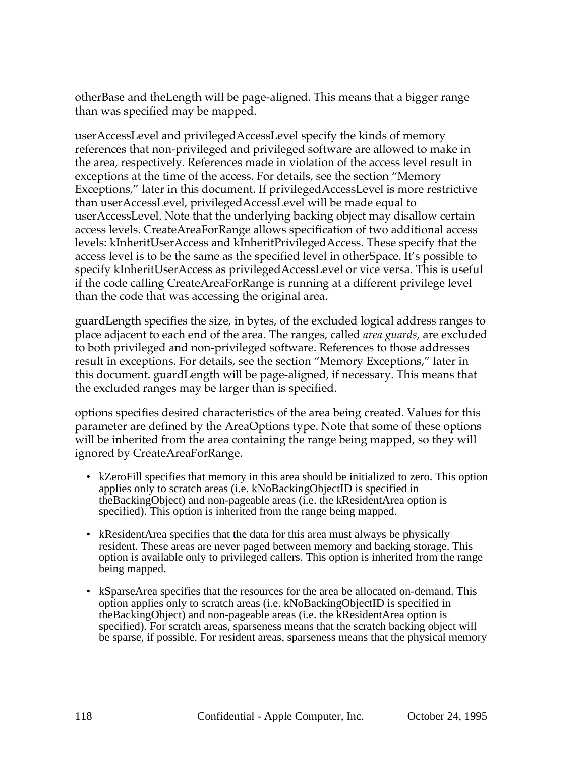otherBase and theLength will be page-aligned. This means that a bigger range than was specified may be mapped.

userAccessLevel and privilegedAccessLevel specify the kinds of memory references that non-privileged and privileged software are allowed to make in the area, respectively. References made in violation of the access level result in exceptions at the time of the access. For details, see the section “Memory Exceptions,” later in this document. If privilegedAccessLevel is more restrictive than userAccessLevel, privilegedAccessLevel will be made equal to userAccessLevel. Note that the underlying backing object may disallow certain access levels. CreateAreaForRange allows specification of two additional access levels: kInheritUserAccess and kInheritPrivilegedAccess. These specify that the access level is to be the same as the specified level in otherSpace. It’s possible to specify kInheritUserAccess as privilegedAccessLevel or vice versa. This is useful if the code calling CreateAreaForRange is running at a different privilege level than the code that was accessing the original area.

guardLength specifies the size, in bytes, of the excluded logical address ranges to place adjacent to each end of the area. The ranges, called *area guards*, are excluded to both privileged and non-privileged software. References to those addresses result in exceptions. For details, see the section “Memory Exceptions,” later in this document. guardLength will be page-aligned, if necessary. This means that the excluded ranges may be larger than is specified.

options specifies desired characteristics of the area being created. Values for this parameter are defined by the AreaOptions type. Note that some of these options will be inherited from the area containing the range being mapped, so they will ignored by CreateAreaForRange.

- kZeroFill specifies that memory in this area should be initialized to zero. This option applies only to scratch areas (i.e. kNoBackingObjectID is specified in theBackingObject) and non-pageable areas (i.e. the kResidentArea option is specified). This option is inherited from the range being mapped.
- kResidentArea specifies that the data for this area must always be physically resident. These areas are never paged between memory and backing storage. This option is available only to privileged callers. This option is inherited from the range being mapped.
- kSparseArea specifies that the resources for the area be allocated on-demand. This option applies only to scratch areas (i.e. kNoBackingObjectID is specified in theBackingObject) and non-pageable areas (i.e. the kResidentArea option is specified). For scratch areas, sparseness means that the scratch backing object will be sparse, if possible. For resident areas, sparseness means that the physical memory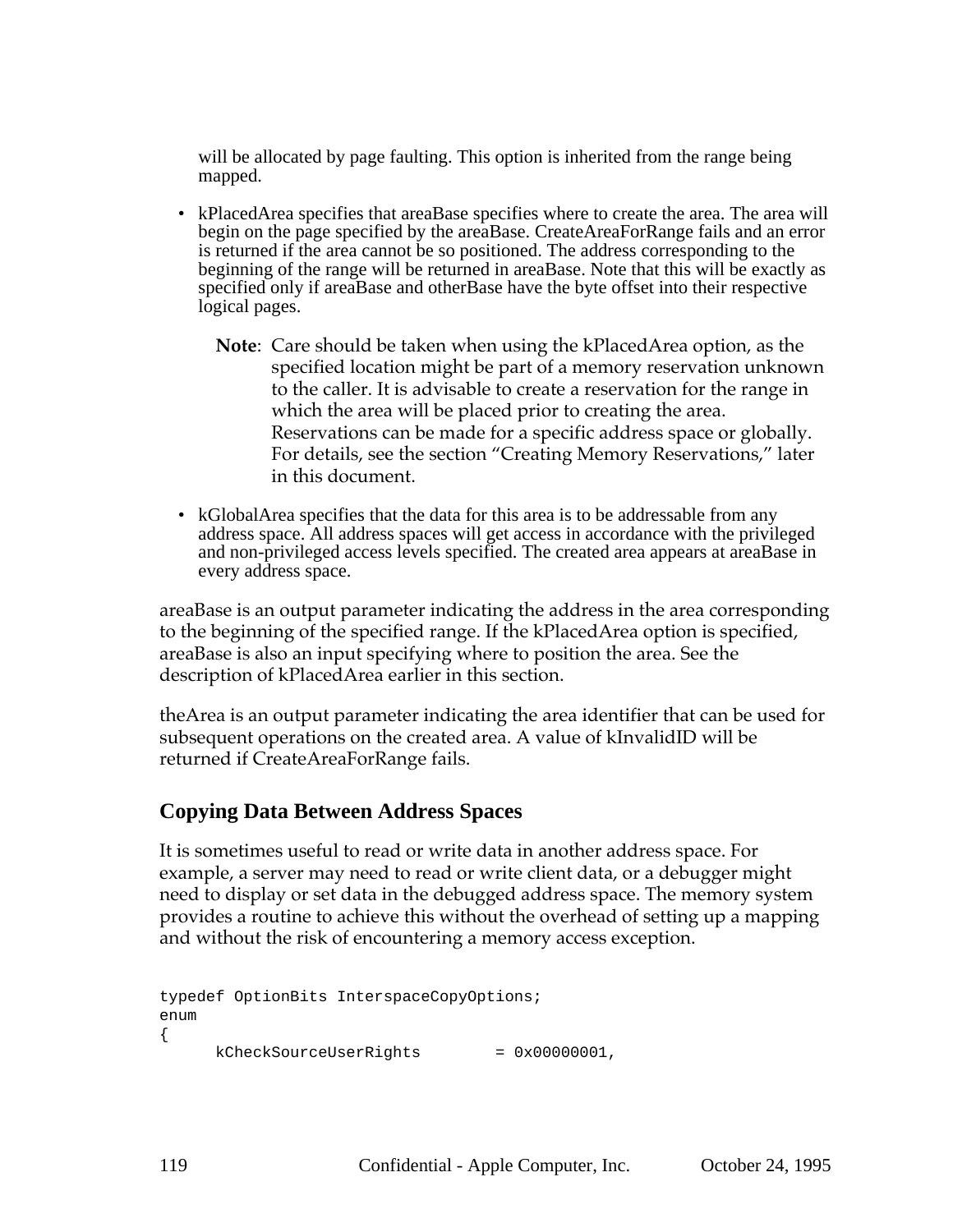will be allocated by page faulting. This option is inherited from the range being mapped.

- kPlacedArea specifies that areaBase specifies where to create the area. The area will begin on the page specified by the areaBase. CreateAreaForRange fails and an error is returned if the area cannot be so positioned. The address corresponding to the beginning of the range will be returned in areaBase. Note that this will be exactly as specified only if areaBase and otherBase have the byte offset into their respective logical pages.

  **Note**: Care should be taken when using the kPlacedArea option, as the specified location might be part of a memory reservation unknown to the caller. It is advisable to create a reservation for the range in which the area will be placed prior to creating the area. Reservations can be made for a specific address space or globally. For details, see the section "Creating Memory Reservations," later in this document.

- kGlobalArea specifies that the data for this area is to be addressable from any address space. All address spaces will get access in accordance with the privileged and non-privileged access levels specified. The created area appears at areaBase in every address space.

areaBase is an output parameter indicating the address in the area corresponding to the beginning of the specified range. If the kPlacedArea option is specified, areaBase is also an input specifying where to position the area. See the description of kPlacedArea earlier in this section.

theArea is an output parameter indicating the area identifier that can be used for subsequent operations on the created area. A value of kInvalidID will be returned if CreateAreaForRange fails.

## Copying Data Between Address Spaces

It is sometimes useful to read or write data in another address space. For example, a server may need to read or write client data, or a debugger might need to display or set data in the debugged address space. The memory system provides a routine to achieve this without the overhead of setting up a mapping and without the risk of encountering a memory access exception.

```
typedef OptionBits InterspaceCopyOptions;
enum
{
     kCheckSourceUserRights        = 0x00000001,
```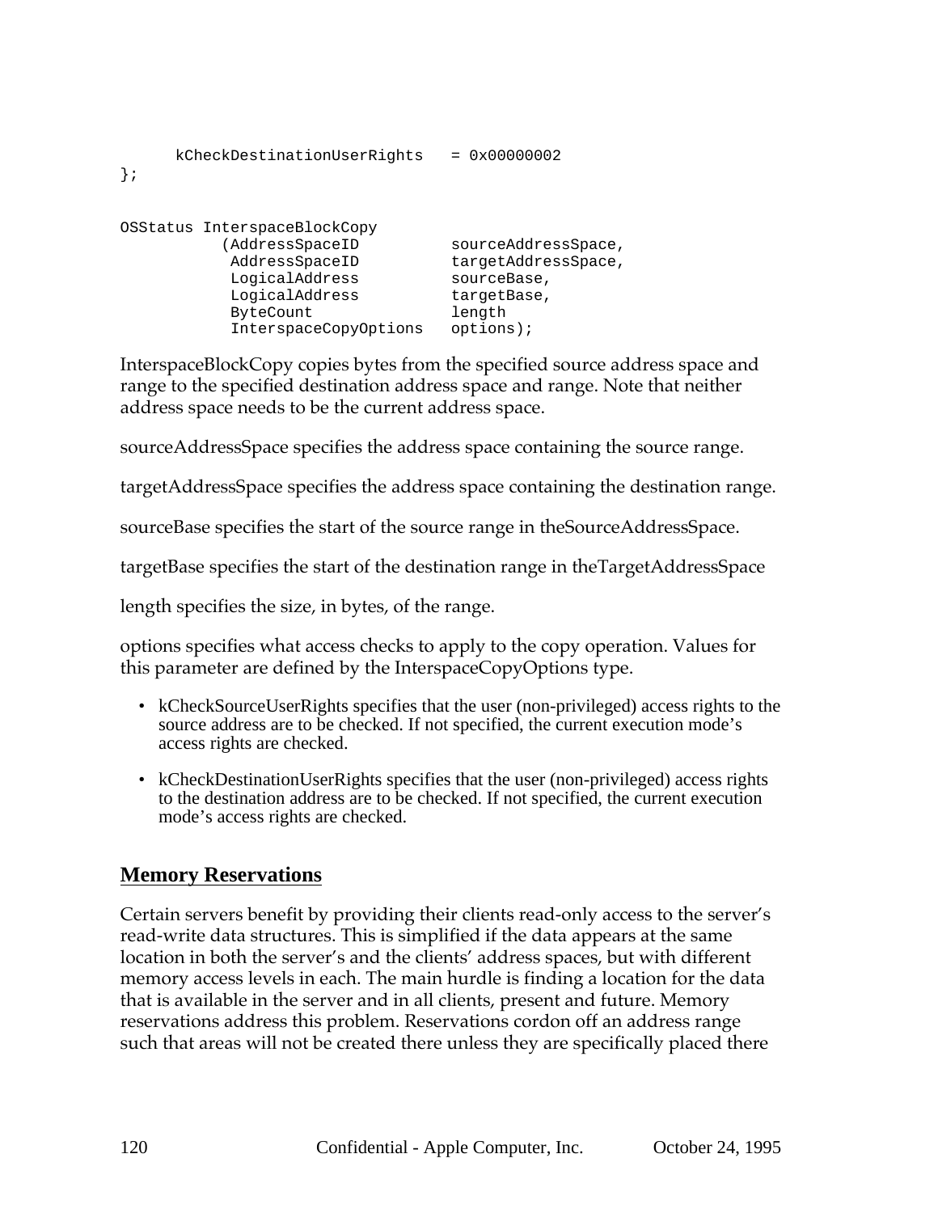```
      kCheckDestinationUserRights   = 0x00000002
};


OSStatus InterspaceBlockCopy
          (AddressSpaceID          sourceAddressSpace,
           AddressSpaceID          targetAddressSpace,
           LogicalAddress          sourceBase,
           LogicalAddress          targetBase,
           ByteCount               length
           InterspaceCopyOptions   options);
```

InterspaceBlockCopy copies bytes from the specified source address space and range to the specified destination address space and range. Note that neither address space needs to be the current address space.

sourceAddressSpace specifies the address space containing the source range.

targetAddressSpace specifies the address space containing the destination range.

sourceBase specifies the start of the source range in theSourceAddressSpace.

targetBase specifies the start of the destination range in theTargetAddressSpace

length specifies the size, in bytes, of the range.

options specifies what access checks to apply to the copy operation. Values for this parameter are defined by the InterspaceCopyOptions type.

- kCheckSourceUserRights specifies that the user (non-privileged) access rights to the source address are to be checked. If not specified, the current execution mode's access rights are checked.
- kCheckDestinationUserRights specifies that the user (non-privileged) access rights to the destination address are to be checked. If not specified, the current execution mode's access rights are checked.

## Memory Reservations

Certain servers benefit by providing their clients read-only access to the server's read-write data structures. This is simplified if the data appears at the same location in both the server's and the clients' address spaces, but with different memory access levels in each. The main hurdle is finding a location for the data that is available in the server and in all clients, present and future. Memory reservations address this problem. Reservations cordon off an address range such that areas will not be created there unless they are specifically placed there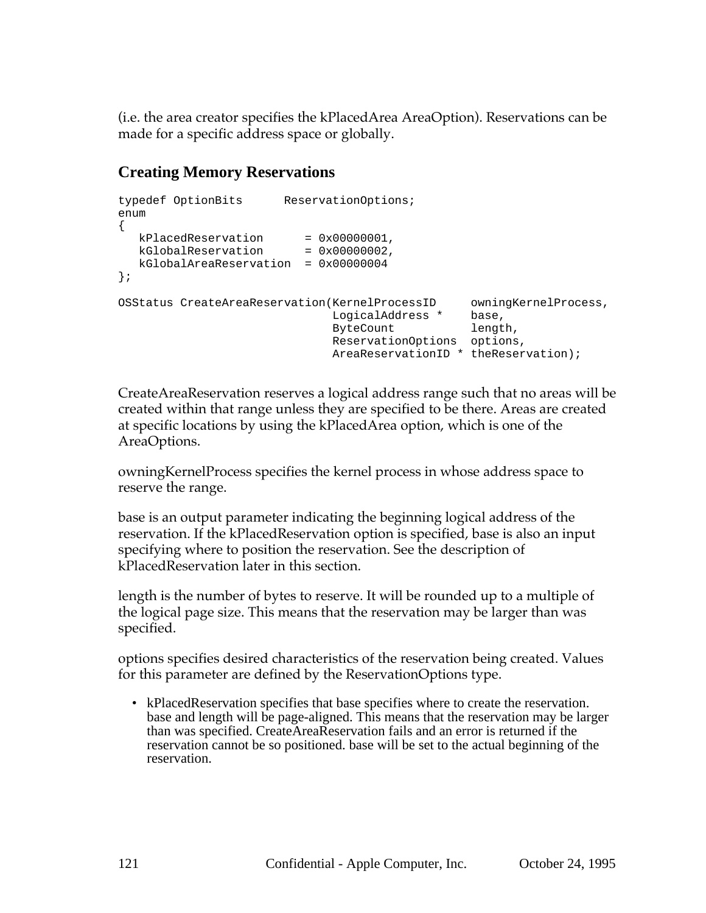(i.e. the area creator specifies the kPlacedArea AreaOption). Reservations can be made for a specific address space or globally.

### Creating Memory Reservations

```
typedef OptionBits      ReservationOptions;
enum
{
   kPlacedReservation      = 0x00000001,
   kGlobalReservation      = 0x00000002,
   kGlobalAreaReservation  = 0x00000004
};

OSStatus CreateAreaReservation(KernelProcessID     owningKernelProcess,
                               LogicalAddress *    base,
                               ByteCount           length,
                               ReservationOptions  options,
                               AreaReservationID * theReservation);
```

CreateAreaReservation reserves a logical address range such that no areas will be created within that range unless they are specified to be there. Areas are created at specific locations by using the kPlacedArea option, which is one of the AreaOptions.

owningKernelProcess specifies the kernel process in whose address space to reserve the range.

base is an output parameter indicating the beginning logical address of the reservation. If the kPlacedReservation option is specified, base is also an input specifying where to position the reservation. See the description of kPlacedReservation later in this section.

length is the number of bytes to reserve. It will be rounded up to a multiple of the logical page size. This means that the reservation may be larger than was specified.

options specifies desired characteristics of the reservation being created. Values for this parameter are defined by the ReservationOptions type.

- kPlacedReservation specifies that base specifies where to create the reservation. base and length will be page-aligned. This means that the reservation may be larger than was specified. CreateAreaReservation fails and an error is returned if the reservation cannot be so positioned. base will be set to the actual beginning of the reservation.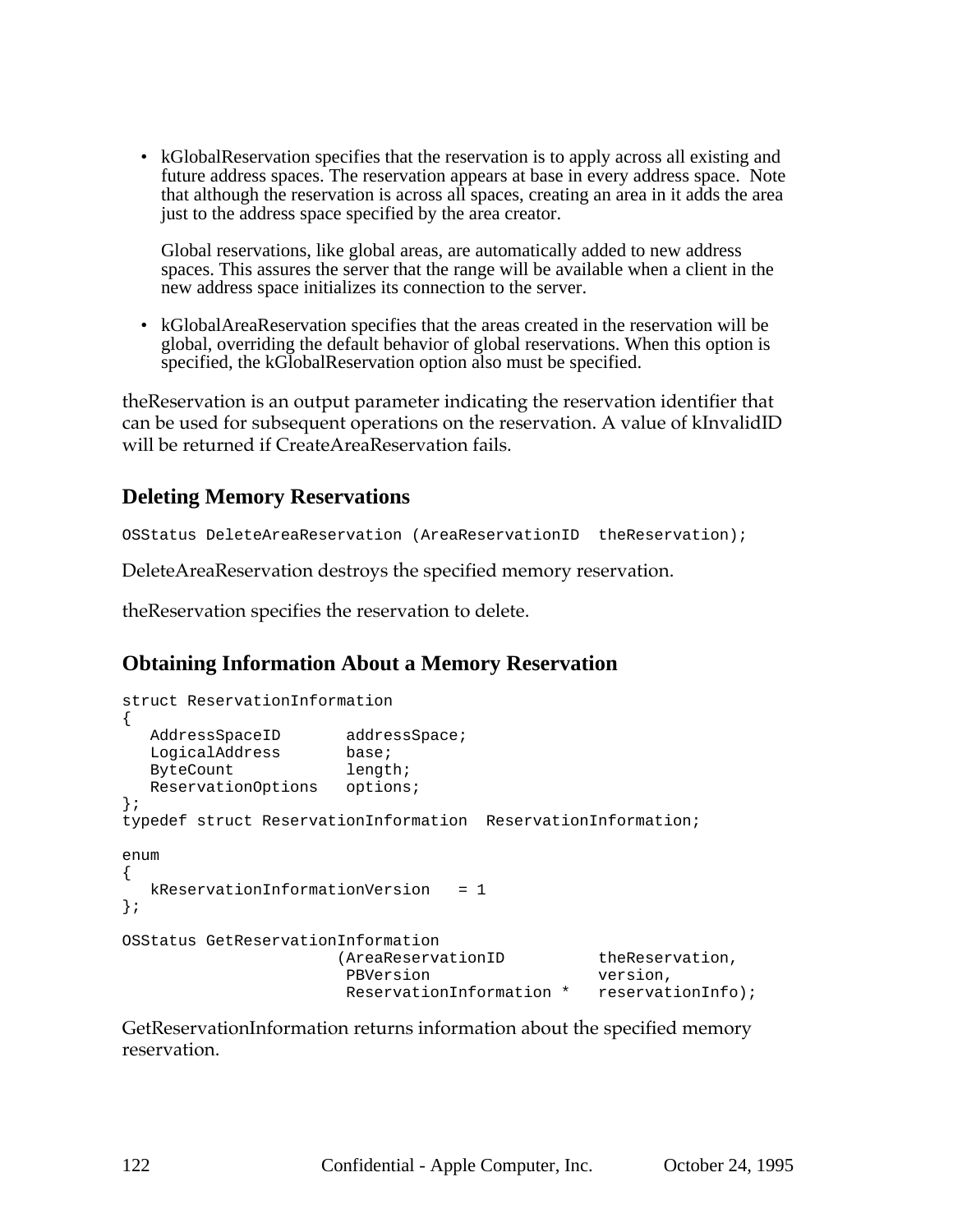- kGlobalReservation specifies that the reservation is to apply across all existing and future address spaces. The reservation appears at base in every address space. Note that although the reservation is across all spaces, creating an area in it adds the area just to the address space specified by the area creator.

  Global reservations, like global areas, are automatically added to new address spaces. This assures the server that the range will be available when a client in the new address space initializes its connection to the server.

- kGlobalAreaReservation specifies that the areas created in the reservation will be global, overriding the default behavior of global reservations. When this option is specified, the kGlobalReservation option also must be specified.

theReservation is an output parameter indicating the reservation identifier that can be used for subsequent operations on the reservation. A value of kInvalidID will be returned if CreateAreaReservation fails.

### Deleting Memory Reservations

```
OSStatus DeleteAreaReservation (AreaReservationID  theReservation);
```

DeleteAreaReservation destroys the specified memory reservation.

theReservation specifies the reservation to delete.

### Obtaining Information About a Memory Reservation

```
struct ReservationInformation
{
   AddressSpaceID       addressSpace;
   LogicalAddress       base;
   ByteCount            length;
   ReservationOptions   options;
};
typedef struct ReservationInformation  ReservationInformation;

enum
{
   kReservationInformationVersion   = 1
};

OSStatus GetReservationInformation
                       (AreaReservationID          theReservation,
                        PBVersion                  version,
                        ReservationInformation *   reservationInfo);
```

GetReservationInformation returns information about the specified memory reservation.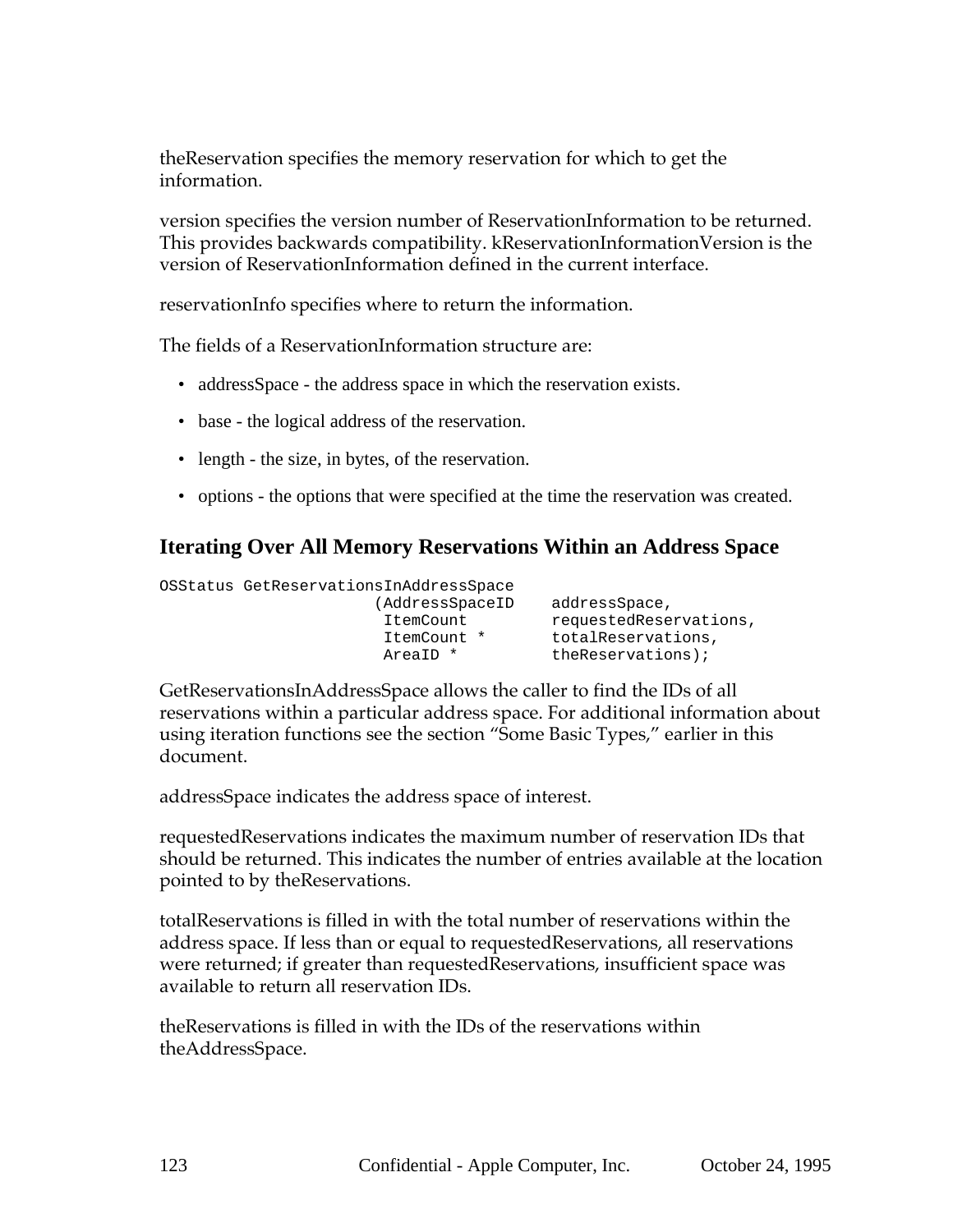theReservation specifies the memory reservation for which to get the information.

version specifies the version number of ReservationInformation to be returned. This provides backwards compatibility. kReservationInformationVersion is the version of ReservationInformation defined in the current interface.

reservationInfo specifies where to return the information.

The fields of a ReservationInformation structure are:

- addressSpace - the address space in which the reservation exists.
- base - the logical address of the reservation.
- length - the size, in bytes, of the reservation.
- options - the options that were specified at the time the reservation was created.

## Iterating Over All Memory Reservations Within an Address Space

```
OSStatus GetReservationsInAddressSpace
                       (AddressSpaceID    addressSpace,
                        ItemCount         requestedReservations,
                        ItemCount *       totalReservations,
                        AreaID *          theReservations);
```

GetReservationsInAddressSpace allows the caller to find the IDs of all reservations within a particular address space. For additional information about using iteration functions see the section “Some Basic Types,” earlier in this document.

addressSpace indicates the address space of interest.

requestedReservations indicates the maximum number of reservation IDs that should be returned. This indicates the number of entries available at the location pointed to by theReservations.

totalReservations is filled in with the total number of reservations within the address space. If less than or equal to requestedReservations, all reservations were returned; if greater than requestedReservations, insufficient space was available to return all reservation IDs.

theReservations is filled in with the IDs of the reservations within theAddressSpace.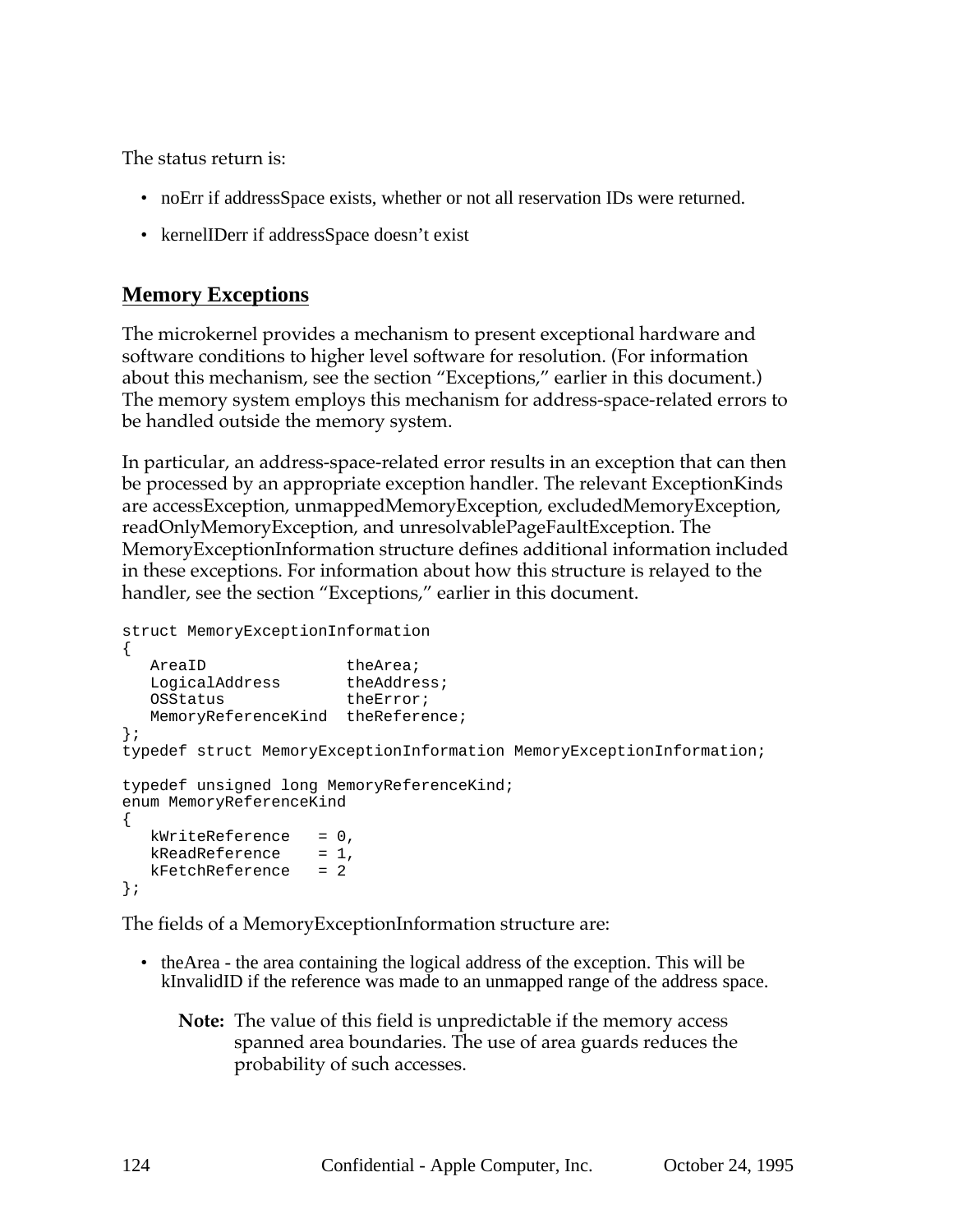The status return is:

- noErr if addressSpace exists, whether or not all reservation IDs were returned.
- kernelIDerr if addressSpace doesn't exist

## Memory Exceptions

The microkernel provides a mechanism to present exceptional hardware and software conditions to higher level software for resolution. (For information about this mechanism, see the section "Exceptions," earlier in this document.) The memory system employs this mechanism for address-space-related errors to be handled outside the memory system.

In particular, an address-space-related error results in an exception that can then be processed by an appropriate exception handler. The relevant ExceptionKinds are accessException, unmappedMemoryException, excludedMemoryException, readOnlyMemoryException, and unresolvablePageFaultException. The MemoryExceptionInformation structure defines additional information included in these exceptions. For information about how this structure is relayed to the handler, see the section "Exceptions," earlier in this document.

```
struct MemoryExceptionInformation
{
   AreaID               theArea;
   LogicalAddress       theAddress;
   OSStatus             theError;
   MemoryReferenceKind  theReference;
};
typedef struct MemoryExceptionInformation MemoryExceptionInformation;

typedef unsigned long MemoryReferenceKind;
enum MemoryReferenceKind
{
   kWriteReference   = 0,
   kReadReference    = 1,
   kFetchReference   = 2
};
```

The fields of a MemoryExceptionInformation structure are:

- theArea - the area containing the logical address of the exception. This will be kInvalidID if the reference was made to an unmapped range of the address space.

  **Note:** The value of this field is unpredictable if the memory access spanned area boundaries. The use of area guards reduces the probability of such accesses.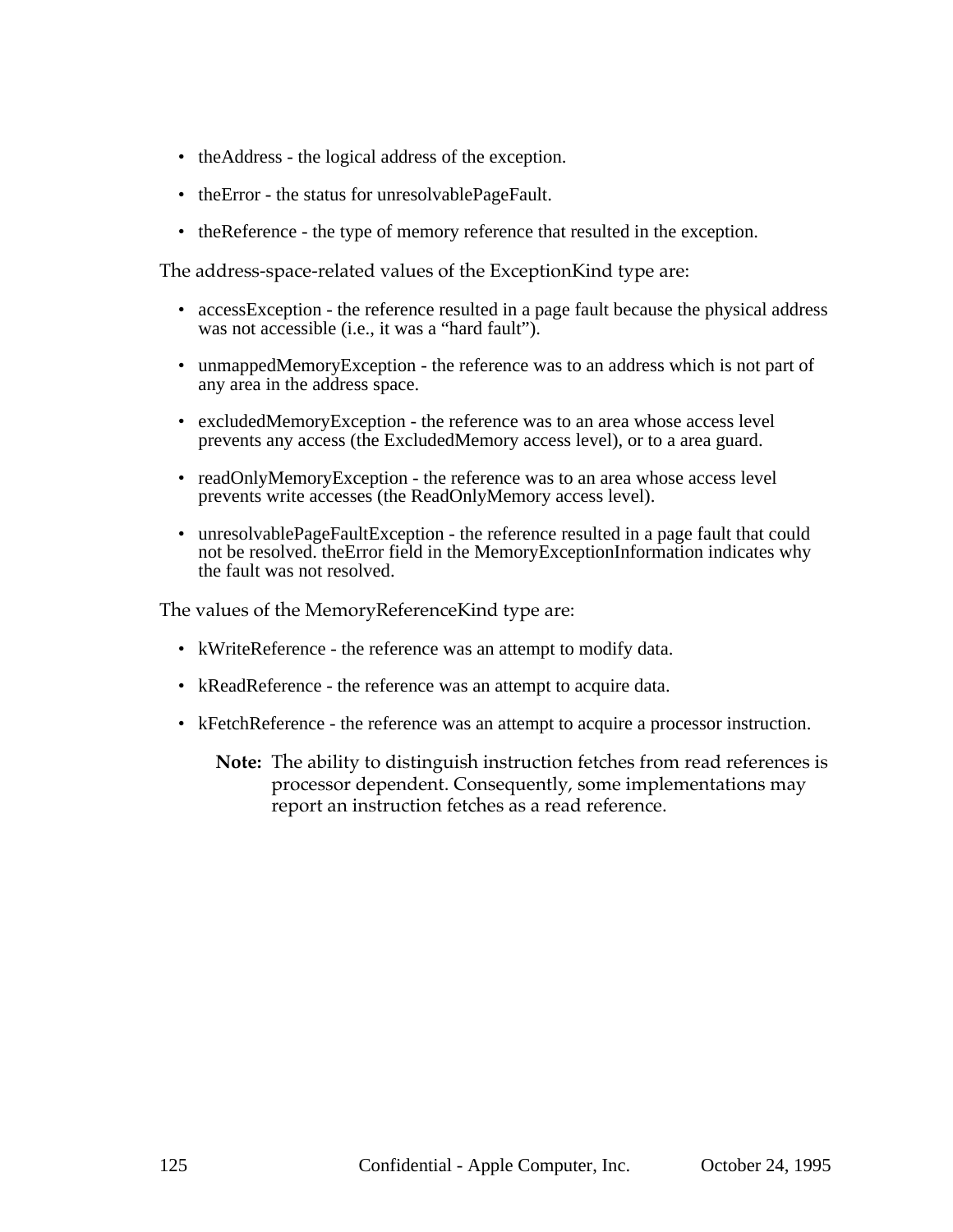- theAddress - the logical address of the exception.
- theError - the status for unresolvablePageFault.
- theReference - the type of memory reference that resulted in the exception.

The address-space-related values of the ExceptionKind type are:

- accessException - the reference resulted in a page fault because the physical address was not accessible (i.e., it was a "hard fault").
- unmappedMemoryException - the reference was to an address which is not part of any area in the address space.
- excludedMemoryException - the reference was to an area whose access level prevents any access (the ExcludedMemory access level), or to a area guard.
- readOnlyMemoryException - the reference was to an area whose access level prevents write accesses (the ReadOnlyMemory access level).
- unresolvablePageFaultException - the reference resulted in a page fault that could not be resolved. theError field in the MemoryExceptionInformation indicates why the fault was not resolved.

The values of the MemoryReferenceKind type are:

- kWriteReference - the reference was an attempt to modify data.
- kReadReference - the reference was an attempt to acquire data.
- kFetchReference - the reference was an attempt to acquire a processor instruction.

> **Note:** The ability to distinguish instruction fetches from read references is processor dependent. Consequently, some implementations may report an instruction fetches as a read reference.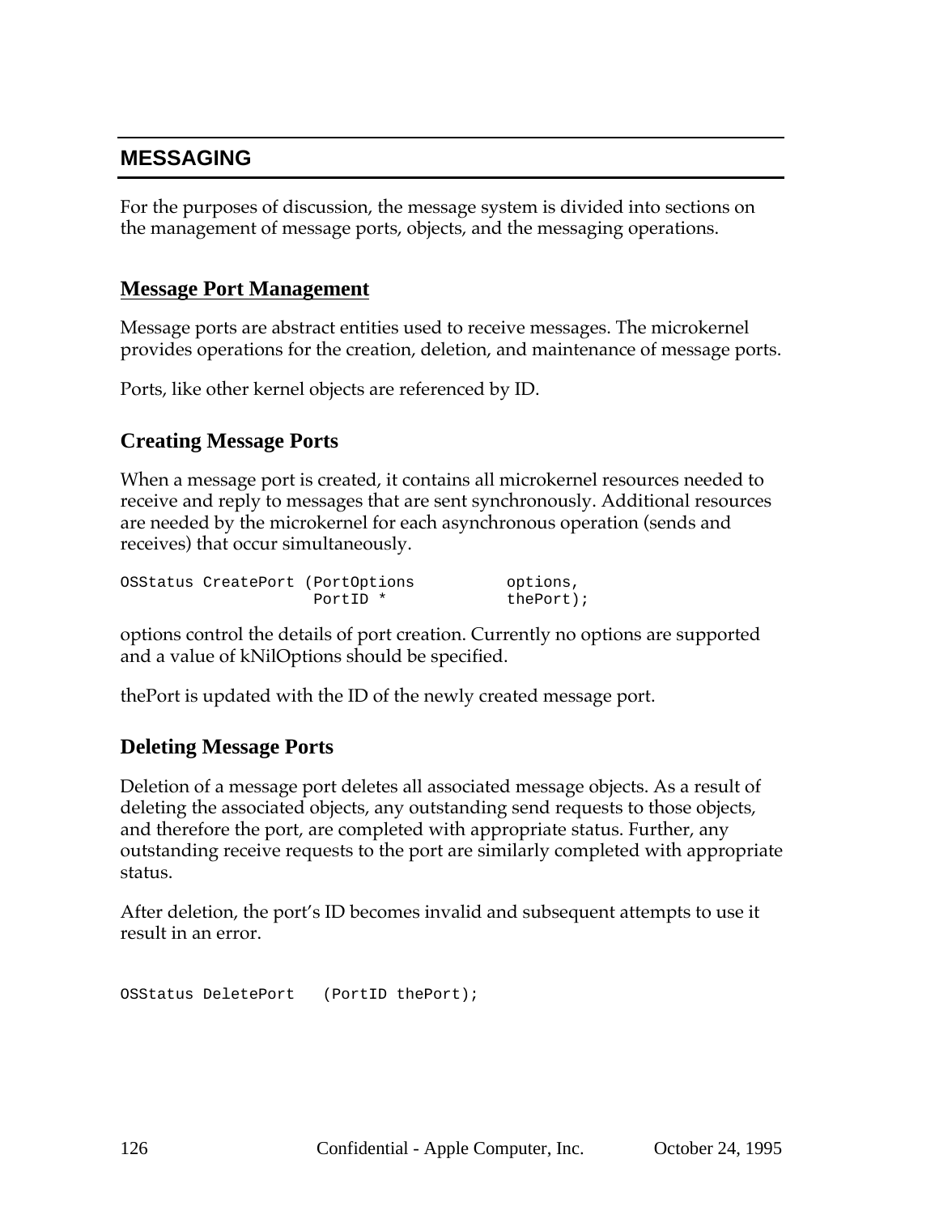# MESSAGING

For the purposes of discussion, the message system is divided into sections on the management of message ports, objects, and the messaging operations.

## Message Port Management

Message ports are abstract entities used to receive messages. The microkernel provides operations for the creation, deletion, and maintenance of message ports.

Ports, like other kernel objects are referenced by ID.

### Creating Message Ports

When a message port is created, it contains all microkernel resources needed to receive and reply to messages that are sent synchronously. Additional resources are needed by the microkernel for each asynchronous operation (sends and receives) that occur simultaneously.

```
OSStatus CreatePort (PortOptions          options,
                     PortID *             thePort);
```

options control the details of port creation. Currently no options are supported and a value of kNilOptions should be specified.

thePort is updated with the ID of the newly created message port.

### Deleting Message Ports

Deletion of a message port deletes all associated message objects. As a result of deleting the associated objects, any outstanding send requests to those objects, and therefore the port, are completed with appropriate status. Further, any outstanding receive requests to the port are similarly completed with appropriate status.

After deletion, the port's ID becomes invalid and subsequent attempts to use it result in an error.

```
OSStatus DeletePort   (PortID thePort);
```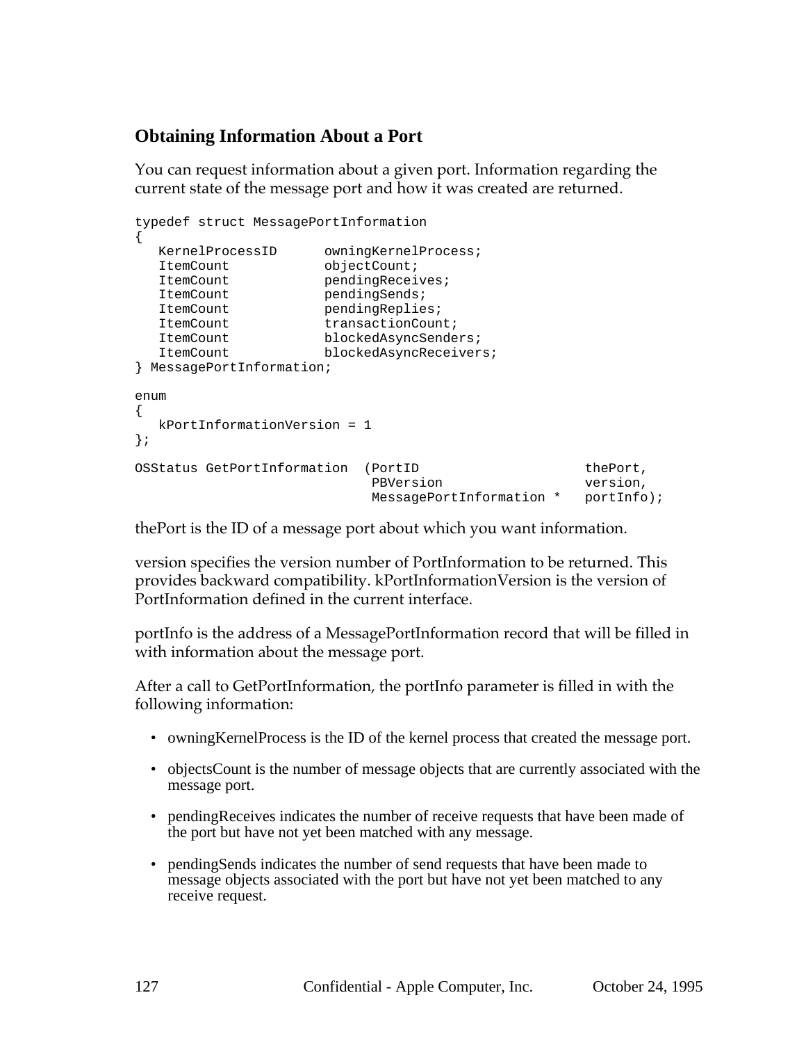## Obtaining Information About a Port

You can request information about a given port. Information regarding the current state of the message port and how it was created are returned.

```
typedef struct MessagePortInformation
{
   KernelProcessID      owningKernelProcess;
   ItemCount            objectCount;
   ItemCount            pendingReceives;
   ItemCount            pendingSends;
   ItemCount            pendingReplies;
   ItemCount            transactionCount;
   ItemCount            blockedAsyncSenders;
   ItemCount            blockedAsyncReceivers;
} MessagePortInformation;

enum
{
   kPortInformationVersion = 1
};

OSStatus GetPortInformation  (PortID                      thePort,
                              PBVersion                   version,
                              MessagePortInformation *   portInfo);
```

thePort is the ID of a message port about which you want information.

version specifies the version number of PortInformation to be returned. This provides backward compatibility. kPortInformationVersion is the version of PortInformation defined in the current interface.

portInfo is the address of a MessagePortInformation record that will be filled in with information about the message port.

After a call to GetPortInformation, the portInfo parameter is filled in with the following information:

- owningKernelProcess is the ID of the kernel process that created the message port.
- objectsCount is the number of message objects that are currently associated with the message port.
- pendingReceives indicates the number of receive requests that have been made of the port but have not yet been matched with any message.
- pendingSends indicates the number of send requests that have been made to message objects associated with the port but have not yet been matched to any receive request.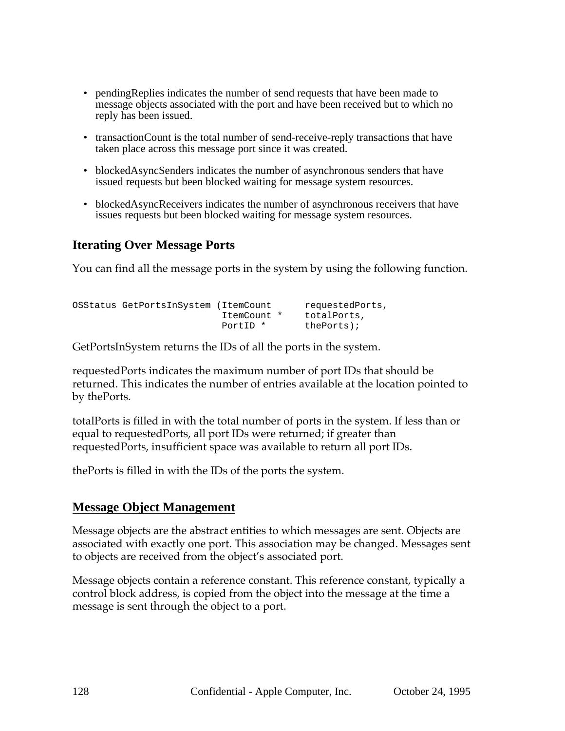- pendingReplies indicates the number of send requests that have been made to message objects associated with the port and have been received but to which no reply has been issued.
- transactionCount is the total number of send-receive-reply transactions that have taken place across this message port since it was created.
- blockedAsyncSenders indicates the number of asynchronous senders that have issued requests but been blocked waiting for message system resources.
- blockedAsyncReceivers indicates the number of asynchronous receivers that have issues requests but been blocked waiting for message system resources.

### Iterating Over Message Ports

You can find all the message ports in the system by using the following function.

```
OSStatus GetPortsInSystem (ItemCount      requestedPorts,
                           ItemCount *    totalPorts,
                           PortID *       thePorts);
```

GetPortsInSystem returns the IDs of all the ports in the system.

requestedPorts indicates the maximum number of port IDs that should be returned. This indicates the number of entries available at the location pointed to by thePorts.

totalPorts is filled in with the total number of ports in the system. If less than or equal to requestedPorts, all port IDs were returned; if greater than requestedPorts, insufficient space was available to return all port IDs.

thePorts is filled in with the IDs of the ports the system.

## Message Object Management

Message objects are the abstract entities to which messages are sent. Objects are associated with exactly one port. This association may be changed. Messages sent to objects are received from the object's associated port.

Message objects contain a reference constant. This reference constant, typically a control block address, is copied from the object into the message at the time a message is sent through the object to a port.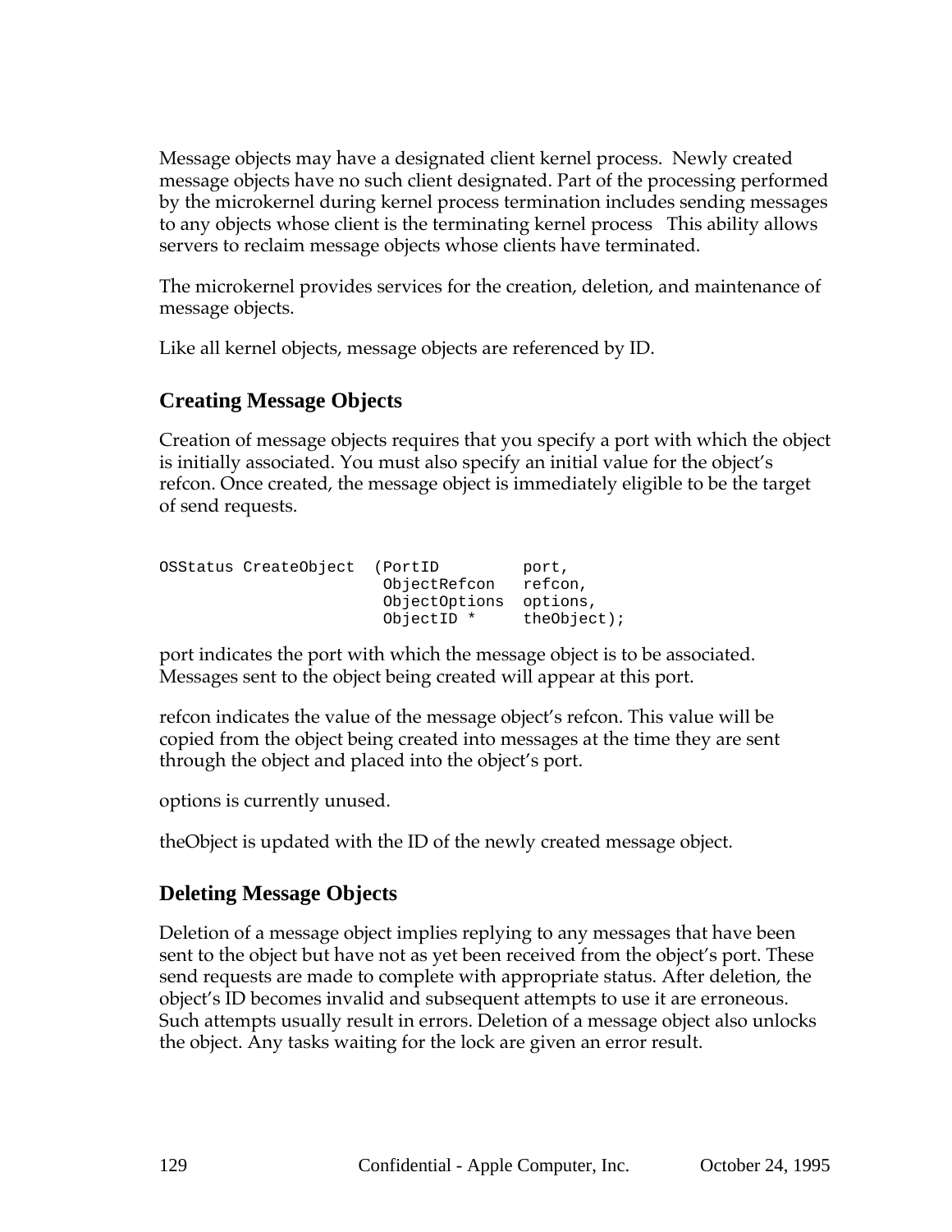Message objects may have a designated client kernel process. Newly created message objects have no such client designated. Part of the processing performed by the microkernel during kernel process termination includes sending messages to any objects whose client is the terminating kernel process This ability allows servers to reclaim message objects whose clients have terminated.

The microkernel provides services for the creation, deletion, and maintenance of message objects.

Like all kernel objects, message objects are referenced by ID.

### Creating Message Objects

Creation of message objects requires that you specify a port with which the object is initially associated. You must also specify an initial value for the object's refcon. Once created, the message object is immediately eligible to be the target of send requests.

```
OSStatus CreateObject  (PortID         port,
                        ObjectRefcon   refcon,
                        ObjectOptions  options,
                        ObjectID *     theObject);
```

port indicates the port with which the message object is to be associated. Messages sent to the object being created will appear at this port.

refcon indicates the value of the message object's refcon. This value will be copied from the object being created into messages at the time they are sent through the object and placed into the object's port.

options is currently unused.

theObject is updated with the ID of the newly created message object.

### Deleting Message Objects

Deletion of a message object implies replying to any messages that have been sent to the object but have not as yet been received from the object's port. These send requests are made to complete with appropriate status. After deletion, the object's ID becomes invalid and subsequent attempts to use it are erroneous. Such attempts usually result in errors. Deletion of a message object also unlocks the object. Any tasks waiting for the lock are given an error result.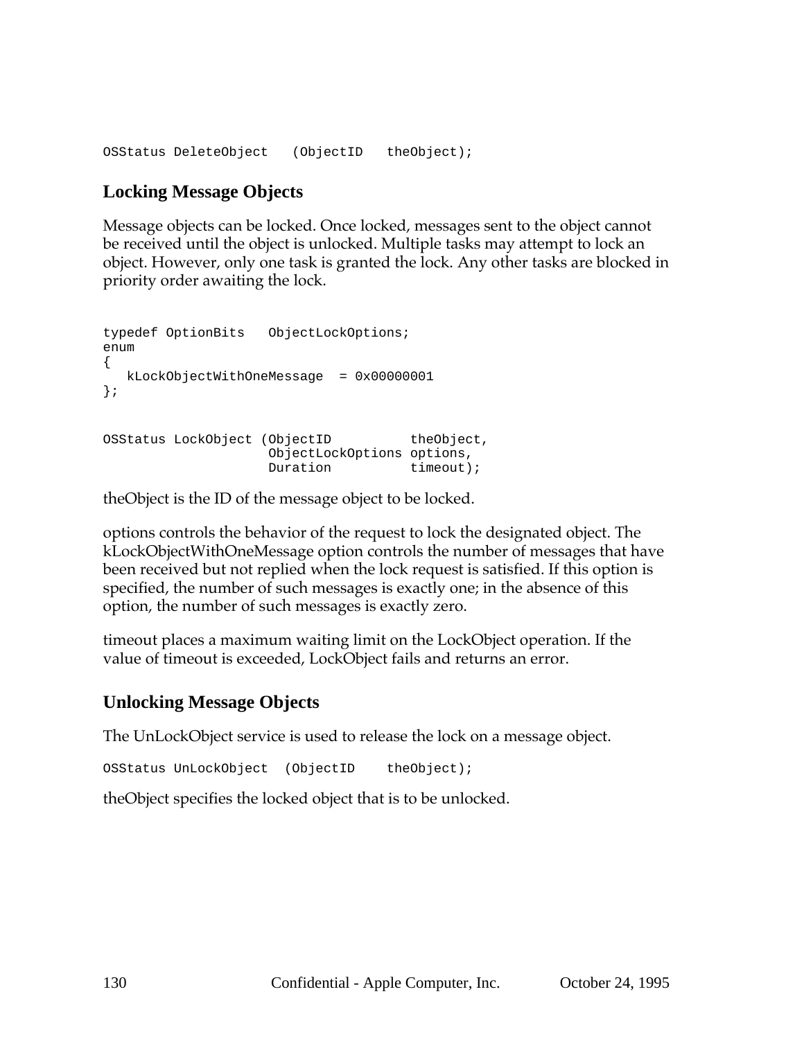```
OSStatus DeleteObject   (ObjectID   theObject);
```

## Locking Message Objects

Message objects can be locked. Once locked, messages sent to the object cannot be received until the object is unlocked. Multiple tasks may attempt to lock an object. However, only one task is granted the lock. Any other tasks are blocked in priority order awaiting the lock.

```
typedef OptionBits   ObjectLockOptions;
enum
{
   kLockObjectWithOneMessage  = 0x00000001
};
```

```
OSStatus LockObject (ObjectID          theObject,
                     ObjectLockOptions options,
                     Duration          timeout);
```

theObject is the ID of the message object to be locked.

options controls the behavior of the request to lock the designated object. The kLockObjectWithOneMessage option controls the number of messages that have been received but not replied when the lock request is satisfied. If this option is specified, the number of such messages is exactly one; in the absence of this option, the number of such messages is exactly zero.

timeout places a maximum waiting limit on the LockObject operation. If the value of timeout is exceeded, LockObject fails and returns an error.

## Unlocking Message Objects

The UnLockObject service is used to release the lock on a message object.

```
OSStatus UnLockObject  (ObjectID    theObject);
```

theObject specifies the locked object that is to be unlocked.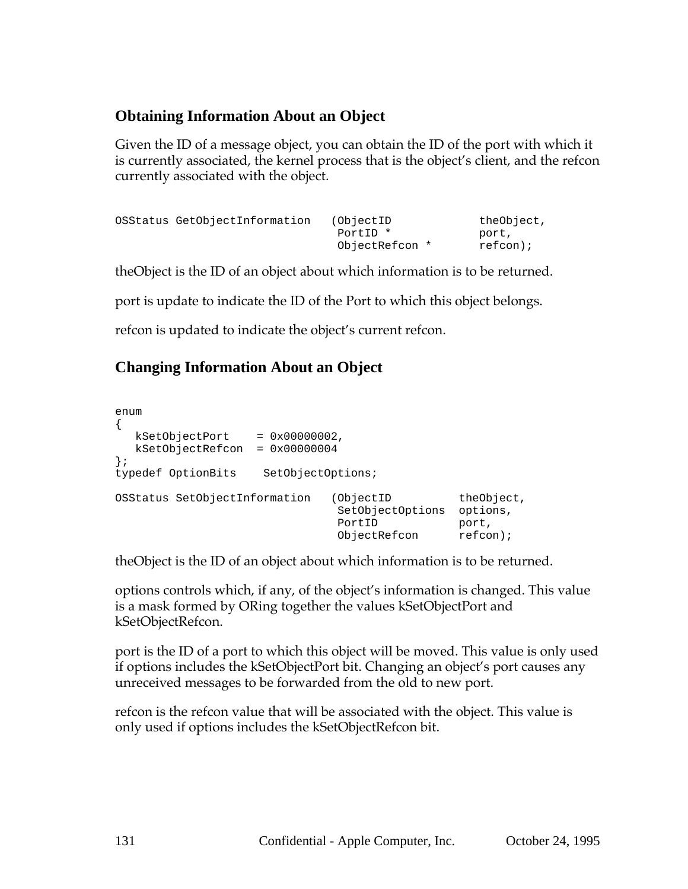## Obtaining Information About an Object

Given the ID of a message object, you can obtain the ID of the port with which it is currently associated, the kernel process that is the object's client, and the refcon currently associated with the object.

```
OSStatus GetObjectInformation   (ObjectID             theObject,
                                 PortID *             port,
                                 ObjectRefcon *       refcon);
```

theObject is the ID of an object about which information is to be returned.

port is update to indicate the ID of the Port to which this object belongs.

refcon is updated to indicate the object's current refcon.

## Changing Information About an Object

```
enum
{
   kSetObjectPort    = 0x00000002,
   kSetObjectRefcon  = 0x00000004
};
typedef OptionBits    SetObjectOptions;

OSStatus SetObjectInformation   (ObjectID          theObject,
                                 SetObjectOptions  options,
                                 PortID            port,
                                 ObjectRefcon      refcon);
```

theObject is the ID of an object about which information is to be returned.

options controls which, if any, of the object's information is changed. This value is a mask formed by ORing together the values kSetObjectPort and kSetObjectRefcon.

port is the ID of a port to which this object will be moved. This value is only used if options includes the kSetObjectPort bit. Changing an object's port causes any unreceived messages to be forwarded from the old to new port.

refcon is the refcon value that will be associated with the object. This value is only used if options includes the kSetObjectRefcon bit.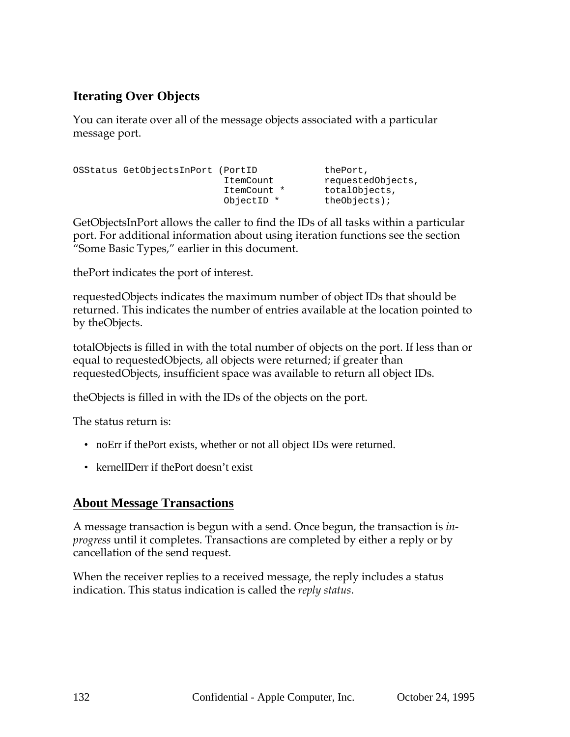### Iterating Over Objects

You can iterate over all of the message objects associated with a particular message port.

```
OSStatus GetObjectsInPort (PortID            thePort,
                           ItemCount         requestedObjects,
                           ItemCount *       totalObjects,
                           ObjectID *        theObjects);
```

GetObjectsInPort allows the caller to find the IDs of all tasks within a particular port. For additional information about using iteration functions see the section "Some Basic Types," earlier in this document.

thePort indicates the port of interest.

requestedObjects indicates the maximum number of object IDs that should be returned. This indicates the number of entries available at the location pointed to by theObjects.

totalObjects is filled in with the total number of objects on the port. If less than or equal to requestedObjects, all objects were returned; if greater than requestedObjects, insufficient space was available to return all object IDs.

theObjects is filled in with the IDs of the objects on the port.

The status return is:

- noErr if thePort exists, whether or not all object IDs were returned.
- kernelIDerr if thePort doesn't exist

## About Message Transactions

A message transaction is begun with a send. Once begun, the transaction is *in-progress* until it completes. Transactions are completed by either a reply or by cancellation of the send request.

When the receiver replies to a received message, the reply includes a status indication. This status indication is called the *reply status*.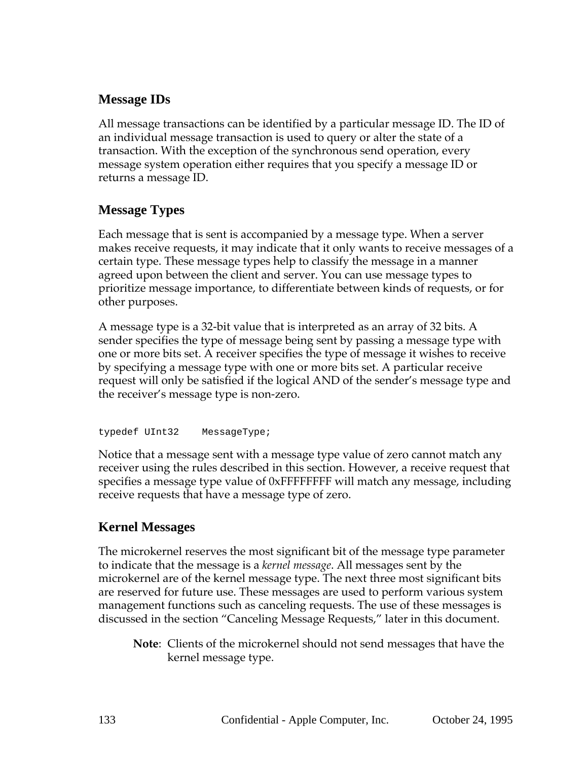## Message IDs

All message transactions can be identified by a particular message ID. The ID of an individual message transaction is used to query or alter the state of a transaction. With the exception of the synchronous send operation, every message system operation either requires that you specify a message ID or returns a message ID.

## Message Types

Each message that is sent is accompanied by a message type. When a server makes receive requests, it may indicate that it only wants to receive messages of a certain type. These message types help to classify the message in a manner agreed upon between the client and server. You can use message types to prioritize message importance, to differentiate between kinds of requests, or for other purposes.

A message type is a 32-bit value that is interpreted as an array of 32 bits. A sender specifies the type of message being sent by passing a message type with one or more bits set. A receiver specifies the type of message it wishes to receive by specifying a message type with one or more bits set. A particular receive request will only be satisfied if the logical AND of the sender's message type and the receiver's message type is non-zero.

```
typedef UInt32    MessageType;
```

Notice that a message sent with a message type value of zero cannot match any receiver using the rules described in this section. However, a receive request that specifies a message type value of 0xFFFFFFFF will match any message, including receive requests that have a message type of zero.

## Kernel Messages

The microkernel reserves the most significant bit of the message type parameter to indicate that the message is a *kernel message*. All messages sent by the microkernel are of the kernel message type. The next three most significant bits are reserved for future use. These messages are used to perform various system management functions such as canceling requests. The use of these messages is discussed in the section "Canceling Message Requests," later in this document.

> **Note**: Clients of the microkernel should not send messages that have the kernel message type.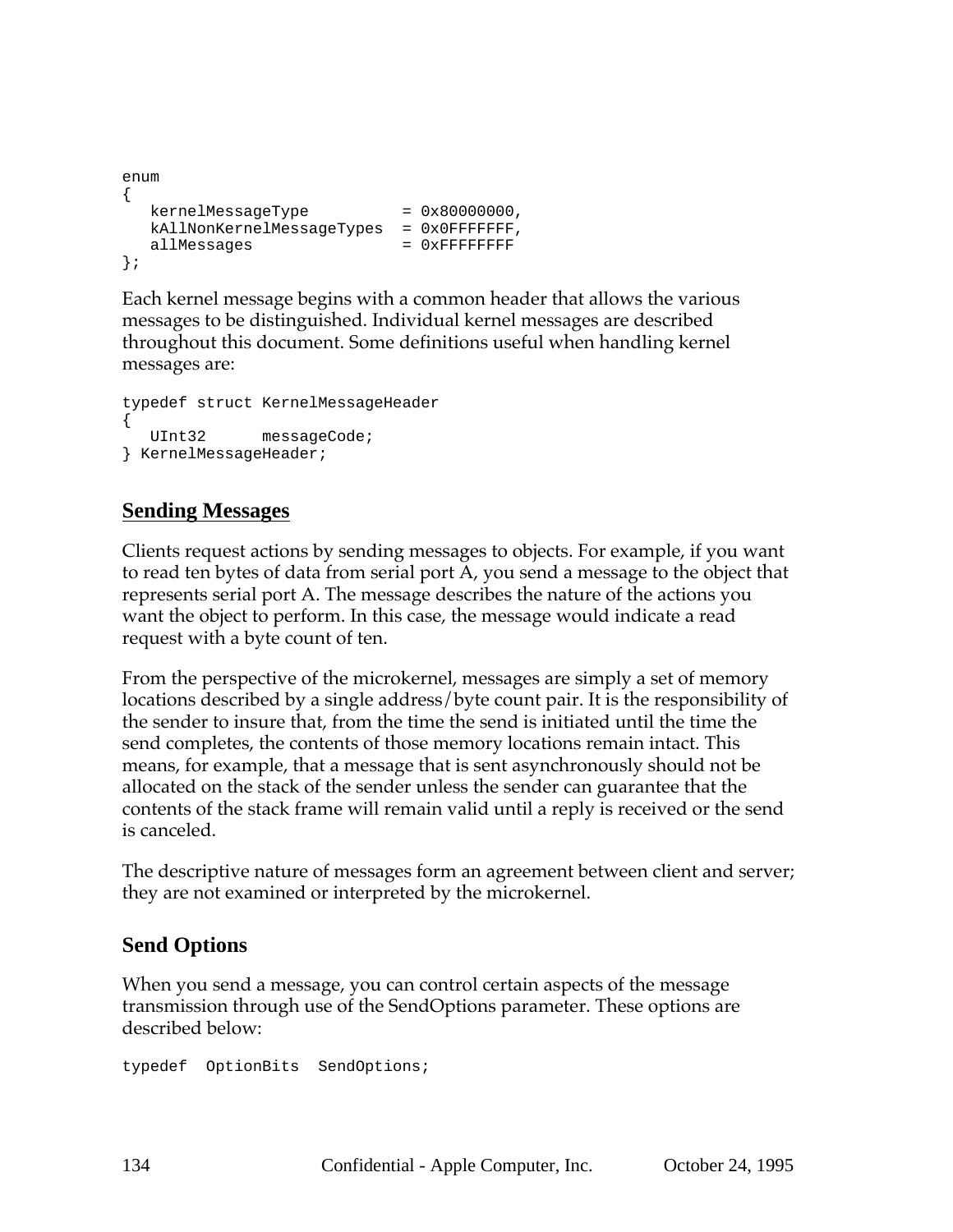```
enum
{
   kernelMessageType          = 0x80000000,
   kAllNonKernelMessageTypes  = 0x0FFFFFFF,
   allMessages                = 0xFFFFFFFF
};
```

Each kernel message begins with a common header that allows the various messages to be distinguished. Individual kernel messages are described throughout this document. Some definitions useful when handling kernel messages are:

```
typedef struct KernelMessageHeader
{
   UInt32      messageCode;
} KernelMessageHeader;
```

## Sending Messages

Clients request actions by sending messages to objects. For example, if you want to read ten bytes of data from serial port A, you send a message to the object that represents serial port A. The message describes the nature of the actions you want the object to perform. In this case, the message would indicate a read request with a byte count of ten.

From the perspective of the microkernel, messages are simply a set of memory locations described by a single address/byte count pair. It is the responsibility of the sender to insure that, from the time the send is initiated until the time the send completes, the contents of those memory locations remain intact. This means, for example, that a message that is sent asynchronously should not be allocated on the stack of the sender unless the sender can guarantee that the contents of the stack frame will remain valid until a reply is received or the send is canceled.

The descriptive nature of messages form an agreement between client and server; they are not examined or interpreted by the microkernel.

### Send Options

When you send a message, you can control certain aspects of the message transmission through use of the SendOptions parameter. These options are described below:

```
typedef  OptionBits  SendOptions;
```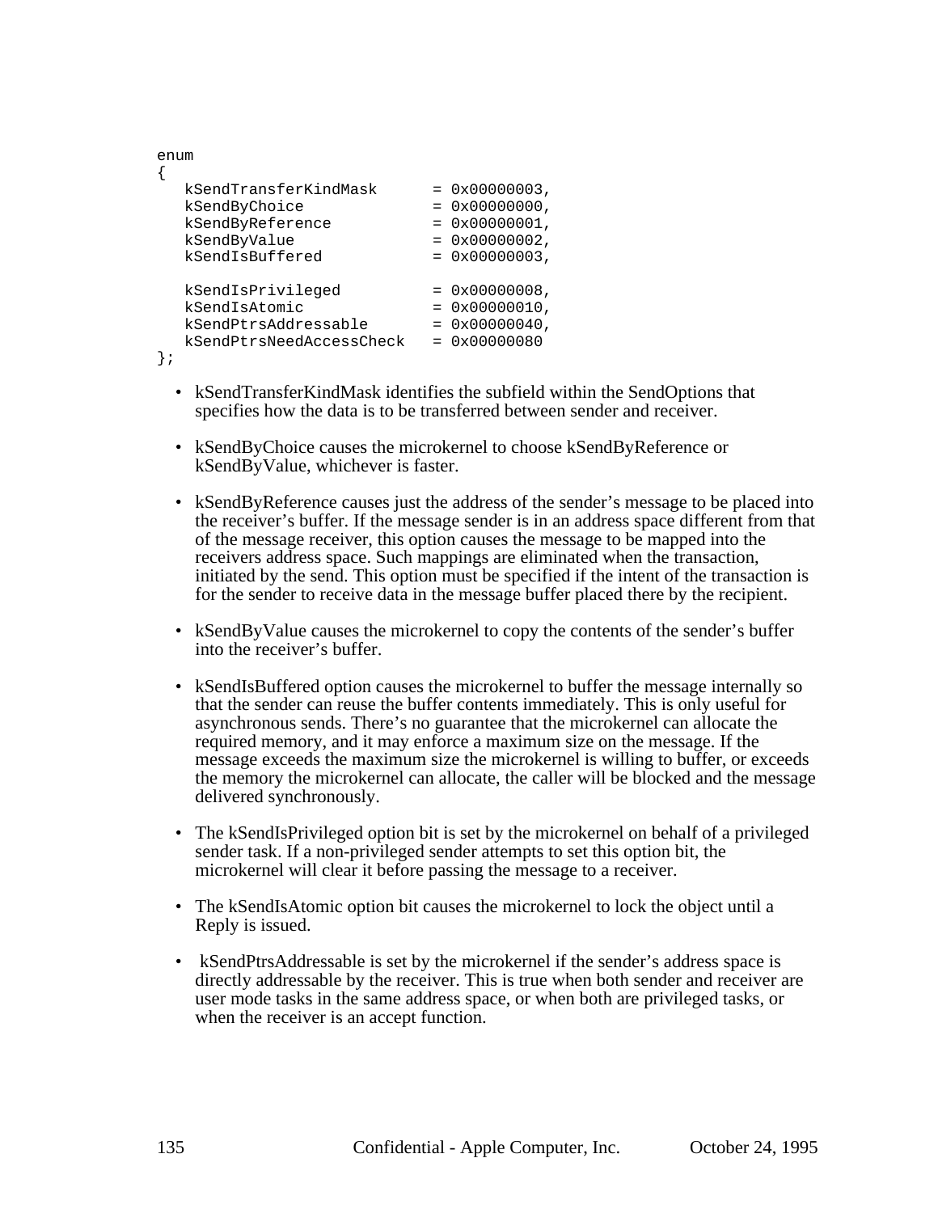```
enum
{
   kSendTransferKindMask      = 0x00000003,
   kSendByChoice              = 0x00000000,
   kSendByReference           = 0x00000001,
   kSendByValue               = 0x00000002,
   kSendIsBuffered            = 0x00000003,

   kSendIsPrivileged          = 0x00000008,
   kSendIsAtomic              = 0x00000010,
   kSendPtrsAddressable       = 0x00000040,
   kSendPtrsNeedAccessCheck   = 0x00000080
};
```

- kSendTransferKindMask identifies the subfield within the SendOptions that specifies how the data is to be transferred between sender and receiver.
- kSendByChoice causes the microkernel to choose kSendByReference or kSendByValue, whichever is faster.
- kSendByReference causes just the address of the sender's message to be placed into the receiver's buffer. If the message sender is in an address space different from that of the message receiver, this option causes the message to be mapped into the receivers address space. Such mappings are eliminated when the transaction, initiated by the send. This option must be specified if the intent of the transaction is for the sender to receive data in the message buffer placed there by the recipient.
- kSendByValue causes the microkernel to copy the contents of the sender's buffer into the receiver's buffer.
- kSendIsBuffered option causes the microkernel to buffer the message internally so that the sender can reuse the buffer contents immediately. This is only useful for asynchronous sends. There's no guarantee that the microkernel can allocate the required memory, and it may enforce a maximum size on the message. If the message exceeds the maximum size the microkernel is willing to buffer, or exceeds the memory the microkernel can allocate, the caller will be blocked and the message delivered synchronously.
- The kSendIsPrivileged option bit is set by the microkernel on behalf of a privileged sender task. If a non-privileged sender attempts to set this option bit, the microkernel will clear it before passing the message to a receiver.
- The kSendIsAtomic option bit causes the microkernel to lock the object until a Reply is issued.
- kSendPtrsAddressable is set by the microkernel if the sender's address space is directly addressable by the receiver. This is true when both sender and receiver are user mode tasks in the same address space, or when both are privileged tasks, or when the receiver is an accept function.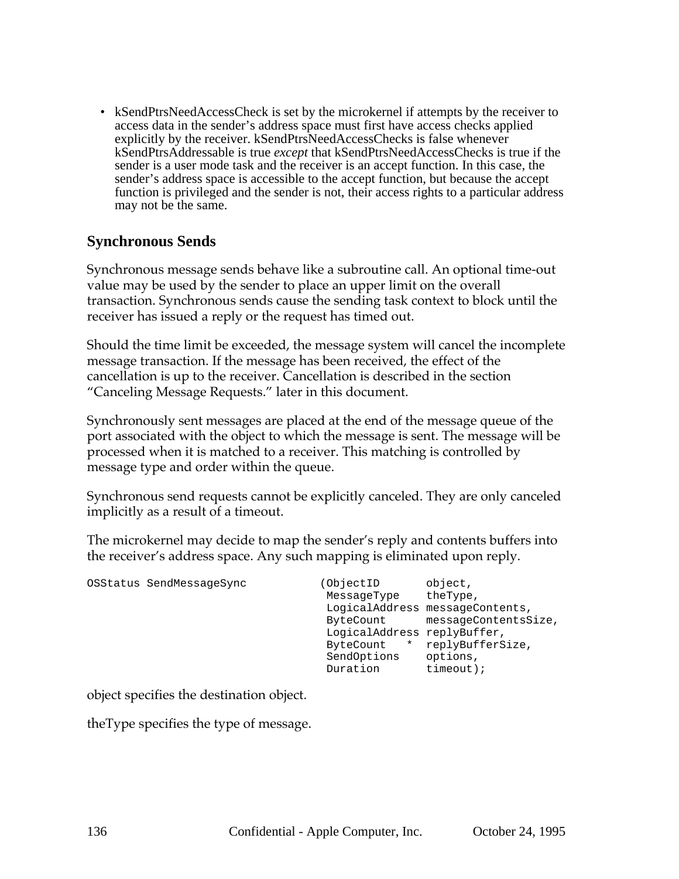- kSendPtrsNeedAccessCheck is set by the microkernel if attempts by the receiver to access data in the sender's address space must first have access checks applied explicitly by the receiver. kSendPtrsNeedAccessChecks is false whenever kSendPtrsAddressable is true *except* that kSendPtrsNeedAccessChecks is true if the sender is a user mode task and the receiver is an accept function. In this case, the sender's address space is accessible to the accept function, but because the accept function is privileged and the sender is not, their access rights to a particular address may not be the same.

### Synchronous Sends

Synchronous message sends behave like a subroutine call. An optional time-out value may be used by the sender to place an upper limit on the overall transaction. Synchronous sends cause the sending task context to block until the receiver has issued a reply or the request has timed out.

Should the time limit be exceeded, the message system will cancel the incomplete message transaction. If the message has been received, the effect of the cancellation is up to the receiver. Cancellation is described in the section "Canceling Message Requests." later in this document.

Synchronously sent messages are placed at the end of the message queue of the port associated with the object to which the message is sent. The message will be processed when it is matched to a receiver. This matching is controlled by message type and order within the queue.

Synchronous send requests cannot be explicitly canceled. They are only canceled implicitly as a result of a timeout.

The microkernel may decide to map the sender's reply and contents buffers into the receiver's address space. Any such mapping is eliminated upon reply.

```
OSStatus SendMessageSync           (ObjectID       object,
                                    MessageType    theType,
                                    LogicalAddress messageContents,
                                    ByteCount      messageContentsSize,
                                    LogicalAddress replyBuffer,
                                    ByteCount   *  replyBufferSize,
                                    SendOptions    options,
                                    Duration       timeout);
```

object specifies the destination object.

theType specifies the type of message.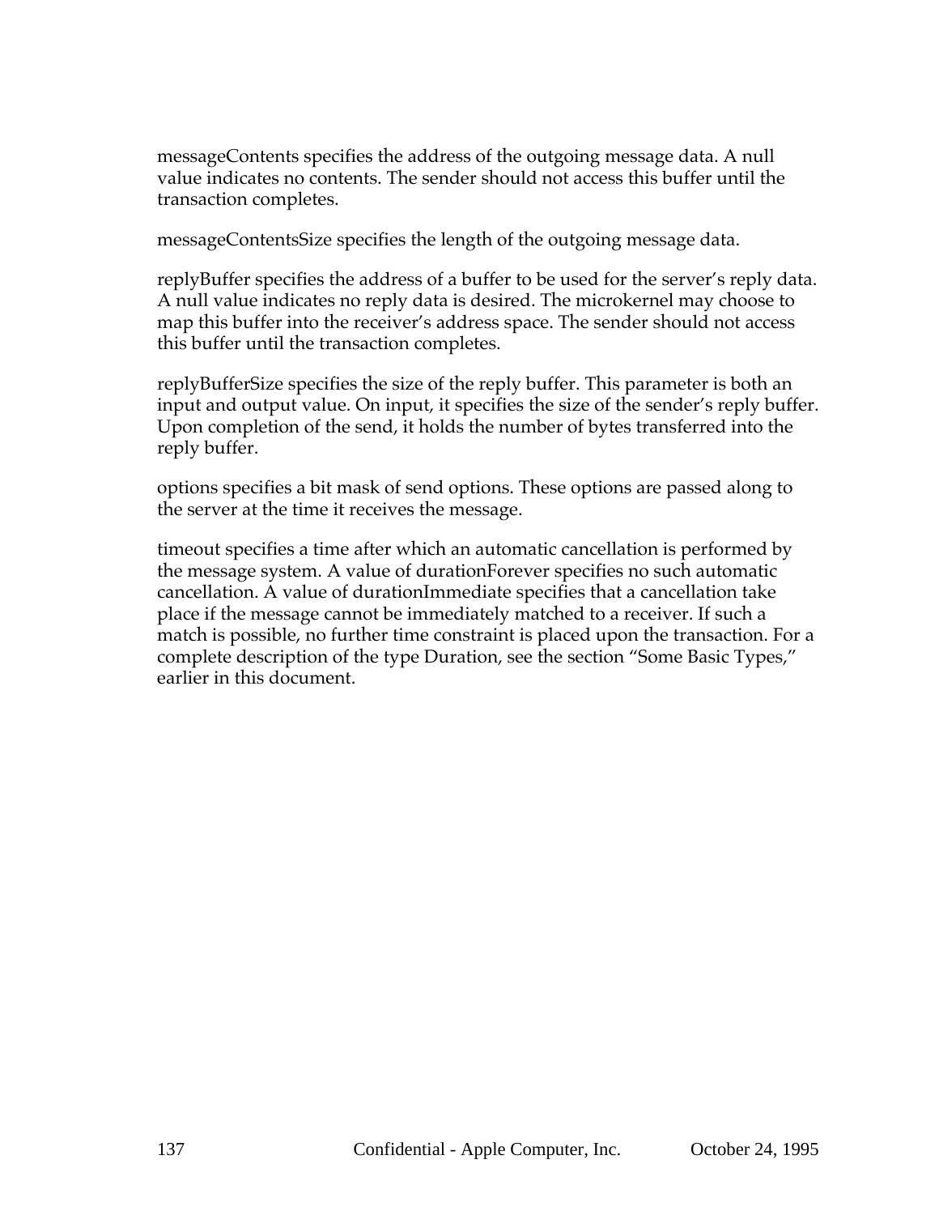messageContents specifies the address of the outgoing message data. A null value indicates no contents. The sender should not access this buffer until the transaction completes.

messageContentsSize specifies the length of the outgoing message data.

replyBuffer specifies the address of a buffer to be used for the server's reply data. A null value indicates no reply data is desired. The microkernel may choose to map this buffer into the receiver's address space. The sender should not access this buffer until the transaction completes.

replyBufferSize specifies the size of the reply buffer. This parameter is both an input and output value. On input, it specifies the size of the sender's reply buffer. Upon completion of the send, it holds the number of bytes transferred into the reply buffer.

options specifies a bit mask of send options. These options are passed along to the server at the time it receives the message.

timeout specifies a time after which an automatic cancellation is performed by the message system. A value of durationForever specifies no such automatic cancellation. A value of durationImmediate specifies that a cancellation take place if the message cannot be immediately matched to a receiver. If such a match is possible, no further time constraint is placed upon the transaction. For a complete description of the type Duration, see the section "Some Basic Types," earlier in this document.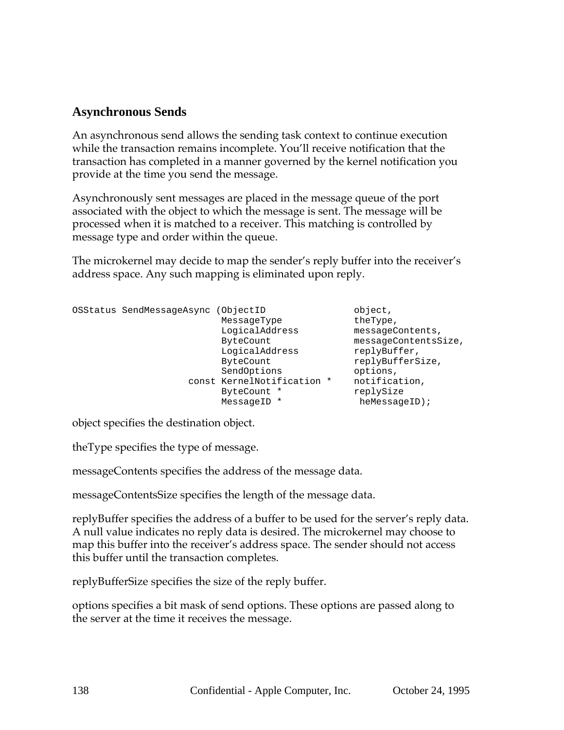### Asynchronous Sends

An asynchronous send allows the sending task context to continue execution while the transaction remains incomplete. You'll receive notification that the transaction has completed in a manner governed by the kernel notification you provide at the time you send the message.

Asynchronously sent messages are placed in the message queue of the port associated with the object to which the message is sent. The message will be processed when it is matched to a receiver. This matching is controlled by message type and order within the queue.

The microkernel may decide to map the sender's reply buffer into the receiver's address space. Any such mapping is eliminated upon reply.

```
OSStatus SendMessageAsync (ObjectID                object,
                          MessageType              theType,
                          LogicalAddress           messageContents,
                          ByteCount                messageContentsSize,
                          LogicalAddress           replyBuffer,
                          ByteCount                replyBufferSize,
                          SendOptions              options,
                    const KernelNotification *     notification,
                          ByteCount *              replySize
                          MessageID *               heMessageID);
```

object specifies the destination object.

theType specifies the type of message.

messageContents specifies the address of the message data.

messageContentsSize specifies the length of the message data.

replyBuffer specifies the address of a buffer to be used for the server's reply data. A null value indicates no reply data is desired. The microkernel may choose to map this buffer into the receiver's address space. The sender should not access this buffer until the transaction completes.

replyBufferSize specifies the size of the reply buffer.

options specifies a bit mask of send options. These options are passed along to the server at the time it receives the message.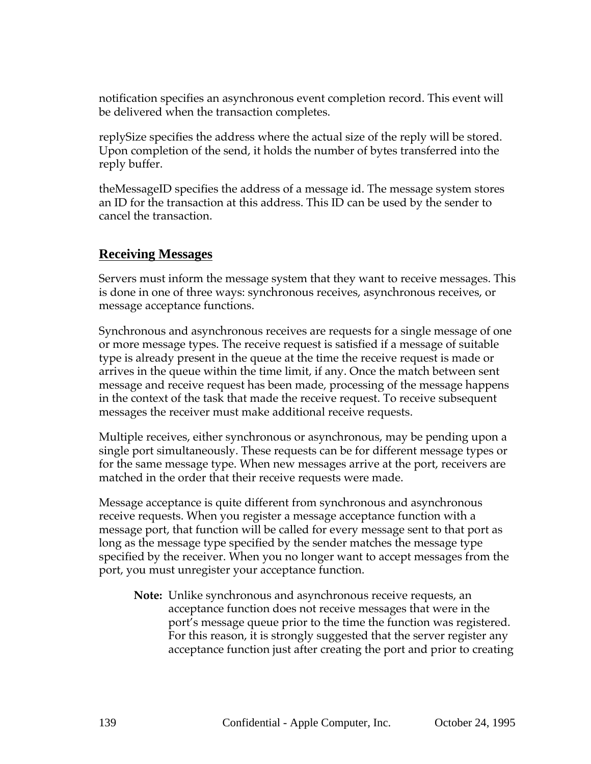notification specifies an asynchronous event completion record. This event will be delivered when the transaction completes.

replySize specifies the address where the actual size of the reply will be stored. Upon completion of the send, it holds the number of bytes transferred into the reply buffer.

theMessageID specifies the address of a message id. The message system stores an ID for the transaction at this address. This ID can be used by the sender to cancel the transaction.

## Receiving Messages

Servers must inform the message system that they want to receive messages. This is done in one of three ways: synchronous receives, asynchronous receives, or message acceptance functions.

Synchronous and asynchronous receives are requests for a single message of one or more message types. The receive request is satisfied if a message of suitable type is already present in the queue at the time the receive request is made or arrives in the queue within the time limit, if any. Once the match between sent message and receive request has been made, processing of the message happens in the context of the task that made the receive request. To receive subsequent messages the receiver must make additional receive requests.

Multiple receives, either synchronous or asynchronous, may be pending upon a single port simultaneously. These requests can be for different message types or for the same message type. When new messages arrive at the port, receivers are matched in the order that their receive requests were made.

Message acceptance is quite different from synchronous and asynchronous receive requests. When you register a message acceptance function with a message port, that function will be called for every message sent to that port as long as the message type specified by the sender matches the message type specified by the receiver. When you no longer want to accept messages from the port, you must unregister your acceptance function.

> **Note:** Unlike synchronous and asynchronous receive requests, an acceptance function does not receive messages that were in the port's message queue prior to the time the function was registered. For this reason, it is strongly suggested that the server register any acceptance function just after creating the port and prior to creating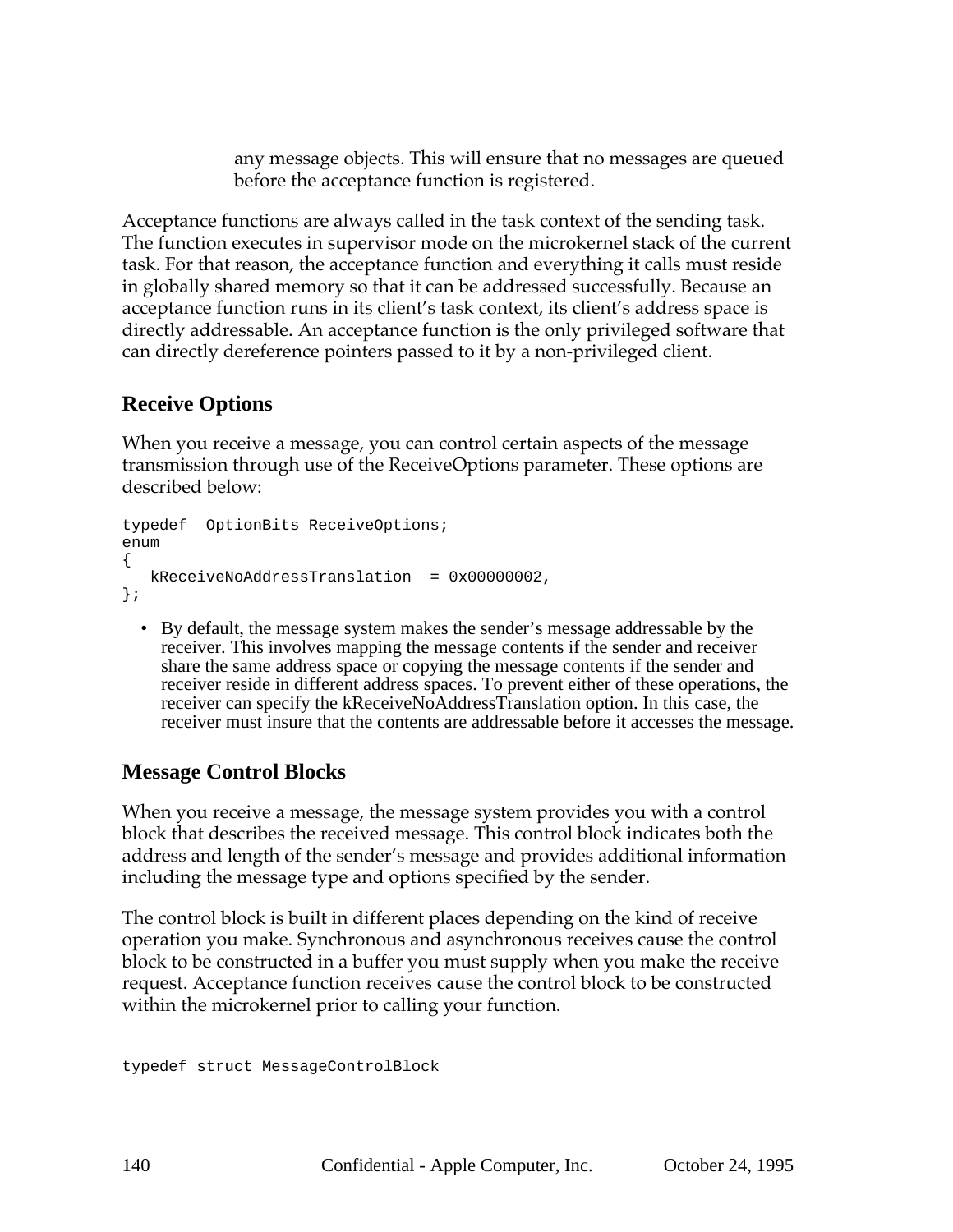any message objects. This will ensure that no messages are queued before the acceptance function is registered.

Acceptance functions are always called in the task context of the sending task. The function executes in supervisor mode on the microkernel stack of the current task. For that reason, the acceptance function and everything it calls must reside in globally shared memory so that it can be addressed successfully. Because an acceptance function runs in its client's task context, its client's address space is directly addressable. An acceptance function is the only privileged software that can directly dereference pointers passed to it by a non-privileged client.

## Receive Options

When you receive a message, you can control certain aspects of the message transmission through use of the ReceiveOptions parameter. These options are described below:

```
typedef  OptionBits ReceiveOptions;
enum
{
   kReceiveNoAddressTranslation  = 0x00000002,
};
```

- By default, the message system makes the sender's message addressable by the receiver. This involves mapping the message contents if the sender and receiver share the same address space or copying the message contents if the sender and receiver reside in different address spaces. To prevent either of these operations, the receiver can specify the kReceiveNoAddressTranslation option. In this case, the receiver must insure that the contents are addressable before it accesses the message.

## Message Control Blocks

When you receive a message, the message system provides you with a control block that describes the received message. This control block indicates both the address and length of the sender's message and provides additional information including the message type and options specified by the sender.

The control block is built in different places depending on the kind of receive operation you make. Synchronous and asynchronous receives cause the control block to be constructed in a buffer you must supply when you make the receive request. Acceptance function receives cause the control block to be constructed within the microkernel prior to calling your function.

```
typedef struct MessageControlBlock
```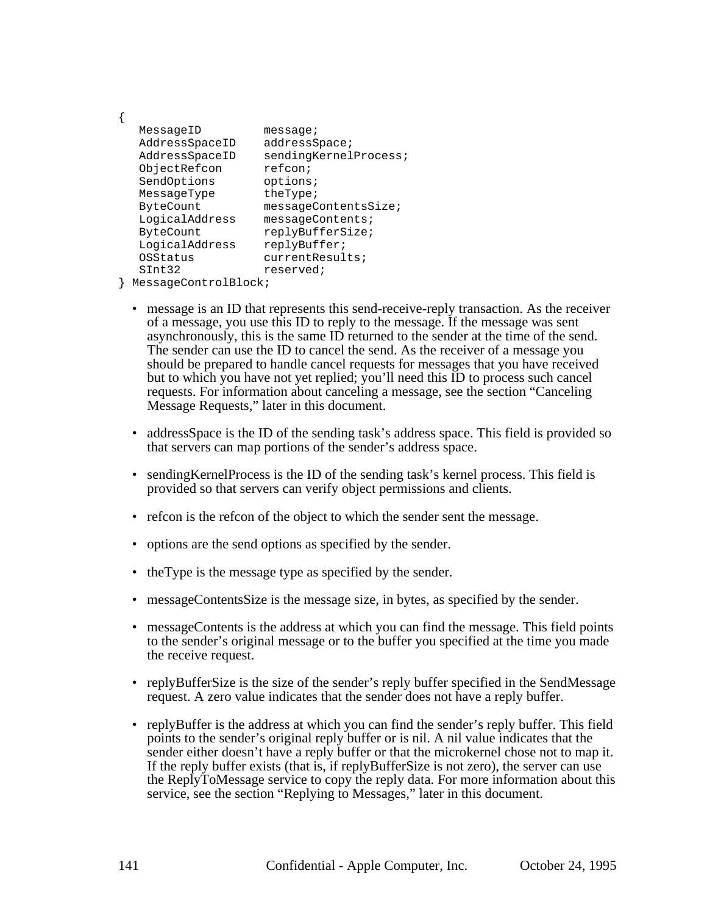```
{
   MessageID         message;
   AddressSpaceID    addressSpace;
   AddressSpaceID    sendingKernelProcess;
   ObjectRefcon      refcon;
   SendOptions       options;
   MessageType       theType;
   ByteCount         messageContentsSize;
   LogicalAddress    messageContents;
   ByteCount         replyBufferSize;
   LogicalAddress    replyBuffer;
   OSStatus          currentResults;
   SInt32            reserved;
} MessageControlBlock;
```

- message is an ID that represents this send-receive-reply transaction. As the receiver of a message, you use this ID to reply to the message. If the message was sent asynchronously, this is the same ID returned to the sender at the time of the send. The sender can use the ID to cancel the send. As the receiver of a message you should be prepared to handle cancel requests for messages that you have received but to which you have not yet replied; you'll need this ID to process such cancel requests. For information about canceling a message, see the section "Canceling Message Requests," later in this document.

- addressSpace is the ID of the sending task's address space. This field is provided so that servers can map portions of the sender's address space.

- sendingKernelProcess is the ID of the sending task's kernel process. This field is provided so that servers can verify object permissions and clients.

- refcon is the refcon of the object to which the sender sent the message.

- options are the send options as specified by the sender.

- theType is the message type as specified by the sender.

- messageContentsSize is the message size, in bytes, as specified by the sender.

- messageContents is the address at which you can find the message. This field points to the sender's original message or to the buffer you specified at the time you made the receive request.

- replyBufferSize is the size of the sender's reply buffer specified in the SendMessage request. A zero value indicates that the sender does not have a reply buffer.

- replyBuffer is the address at which you can find the sender's reply buffer. This field points to the sender's original reply buffer or is nil. A nil value indicates that the sender either doesn't have a reply buffer or that the microkernel chose not to map it. If the reply buffer exists (that is, if replyBufferSize is not zero), the server can use the ReplyToMessage service to copy the reply data. For more information about this service, see the section "Replying to Messages," later in this document.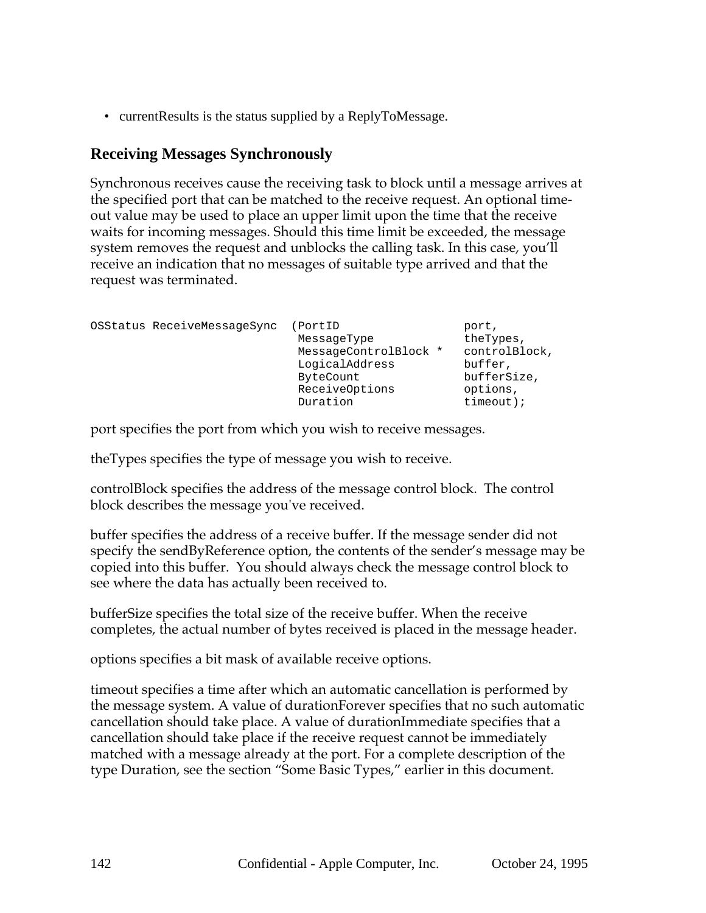- currentResults is the status supplied by a ReplyToMessage.

## Receiving Messages Synchronously

Synchronous receives cause the receiving task to block until a message arrives at the specified port that can be matched to the receive request. An optional time-out value may be used to place an upper limit upon the time that the receive waits for incoming messages. Should this time limit be exceeded, the message system removes the request and unblocks the calling task. In this case, you'll receive an indication that no messages of suitable type arrived and that the request was terminated.

```
OSStatus ReceiveMessageSync  (PortID                  port,
                              MessageType             theTypes,
                              MessageControlBlock *   controlBlock,
                              LogicalAddress          buffer,
                              ByteCount               bufferSize,
                              ReceiveOptions          options,
                              Duration                timeout);
```

port specifies the port from which you wish to receive messages.

theTypes specifies the type of message you wish to receive.

controlBlock specifies the address of the message control block. The control block describes the message you've received.

buffer specifies the address of a receive buffer. If the message sender did not specify the sendByReference option, the contents of the sender's message may be copied into this buffer. You should always check the message control block to see where the data has actually been received to.

bufferSize specifies the total size of the receive buffer. When the receive completes, the actual number of bytes received is placed in the message header.

options specifies a bit mask of available receive options.

timeout specifies a time after which an automatic cancellation is performed by the message system. A value of durationForever specifies that no such automatic cancellation should take place. A value of durationImmediate specifies that a cancellation should take place if the receive request cannot be immediately matched with a message already at the port. For a complete description of the type Duration, see the section "Some Basic Types," earlier in this document.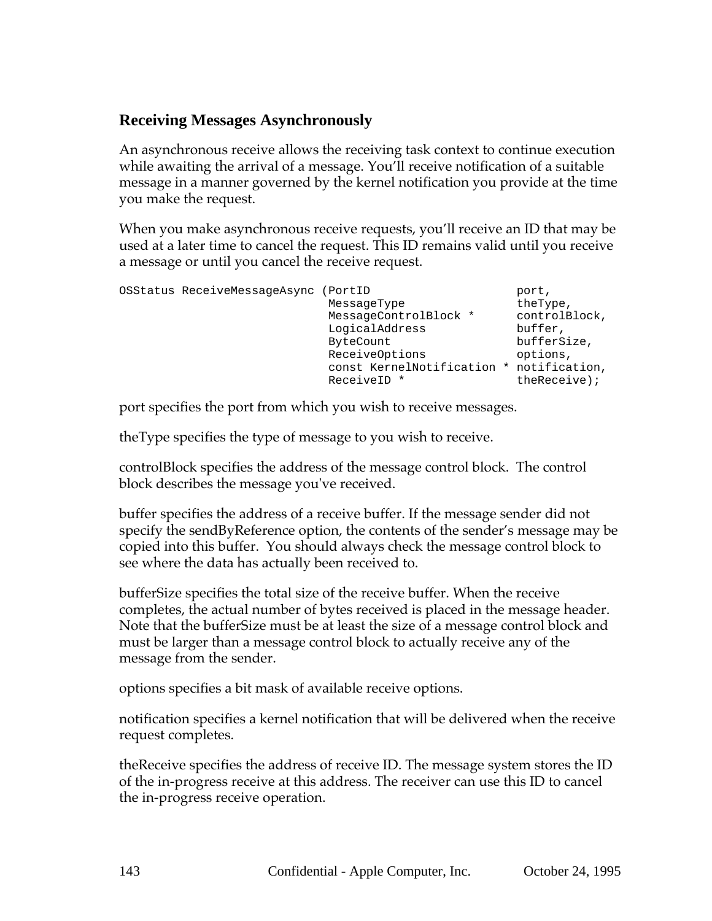### Receiving Messages Asynchronously

An asynchronous receive allows the receiving task context to continue execution while awaiting the arrival of a message. You'll receive notification of a suitable message in a manner governed by the kernel notification you provide at the time you make the request.

When you make asynchronous receive requests, you'll receive an ID that may be used at a later time to cancel the request. This ID remains valid until you receive a message or until you cancel the receive request.

```
OSStatus ReceiveMessageAsync (PortID                     port,
                              MessageType                theType,
                              MessageControlBlock *      controlBlock,
                              LogicalAddress             buffer,
                              ByteCount                  bufferSize,
                              ReceiveOptions             options,
                              const KernelNotification * notification,
                              ReceiveID *                theReceive);
```

port specifies the port from which you wish to receive messages.

theType specifies the type of message to you wish to receive.

controlBlock specifies the address of the message control block. The control block describes the message you've received.

buffer specifies the address of a receive buffer. If the message sender did not specify the sendByReference option, the contents of the sender's message may be copied into this buffer. You should always check the message control block to see where the data has actually been received to.

bufferSize specifies the total size of the receive buffer. When the receive completes, the actual number of bytes received is placed in the message header. Note that the bufferSize must be at least the size of a message control block and must be larger than a message control block to actually receive any of the message from the sender.

options specifies a bit mask of available receive options.

notification specifies a kernel notification that will be delivered when the receive request completes.

theReceive specifies the address of receive ID. The message system stores the ID of the in-progress receive at this address. The receiver can use this ID to cancel the in-progress receive operation.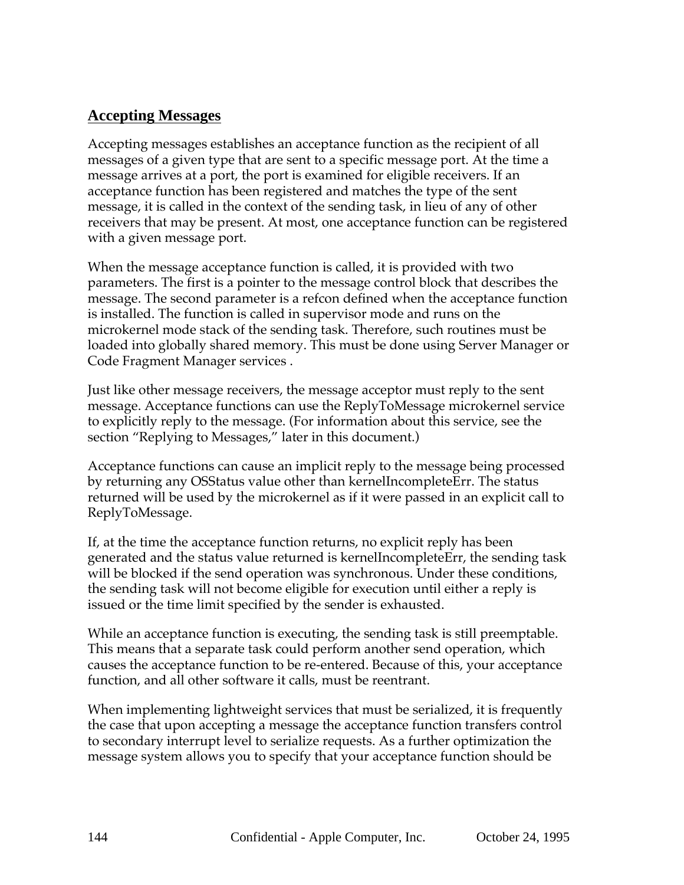## Accepting Messages

Accepting messages establishes an acceptance function as the recipient of all messages of a given type that are sent to a specific message port. At the time a message arrives at a port, the port is examined for eligible receivers. If an acceptance function has been registered and matches the type of the sent message, it is called in the context of the sending task, in lieu of any of other receivers that may be present. At most, one acceptance function can be registered with a given message port.

When the message acceptance function is called, it is provided with two parameters. The first is a pointer to the message control block that describes the message. The second parameter is a refcon defined when the acceptance function is installed. The function is called in supervisor mode and runs on the microkernel mode stack of the sending task. Therefore, such routines must be loaded into globally shared memory. This must be done using Server Manager or Code Fragment Manager services .

Just like other message receivers, the message acceptor must reply to the sent message. Acceptance functions can use the ReplyToMessage microkernel service to explicitly reply to the message. (For information about this service, see the section "Replying to Messages," later in this document.)

Acceptance functions can cause an implicit reply to the message being processed by returning any OSStatus value other than kernelIncompleteErr. The status returned will be used by the microkernel as if it were passed in an explicit call to ReplyToMessage.

If, at the time the acceptance function returns, no explicit reply has been generated and the status value returned is kernelIncompleteErr, the sending task will be blocked if the send operation was synchronous. Under these conditions, the sending task will not become eligible for execution until either a reply is issued or the time limit specified by the sender is exhausted.

While an acceptance function is executing, the sending task is still preemptable. This means that a separate task could perform another send operation, which causes the acceptance function to be re-entered. Because of this, your acceptance function, and all other software it calls, must be reentrant.

When implementing lightweight services that must be serialized, it is frequently the case that upon accepting a message the acceptance function transfers control to secondary interrupt level to serialize requests. As a further optimization the message system allows you to specify that your acceptance function should be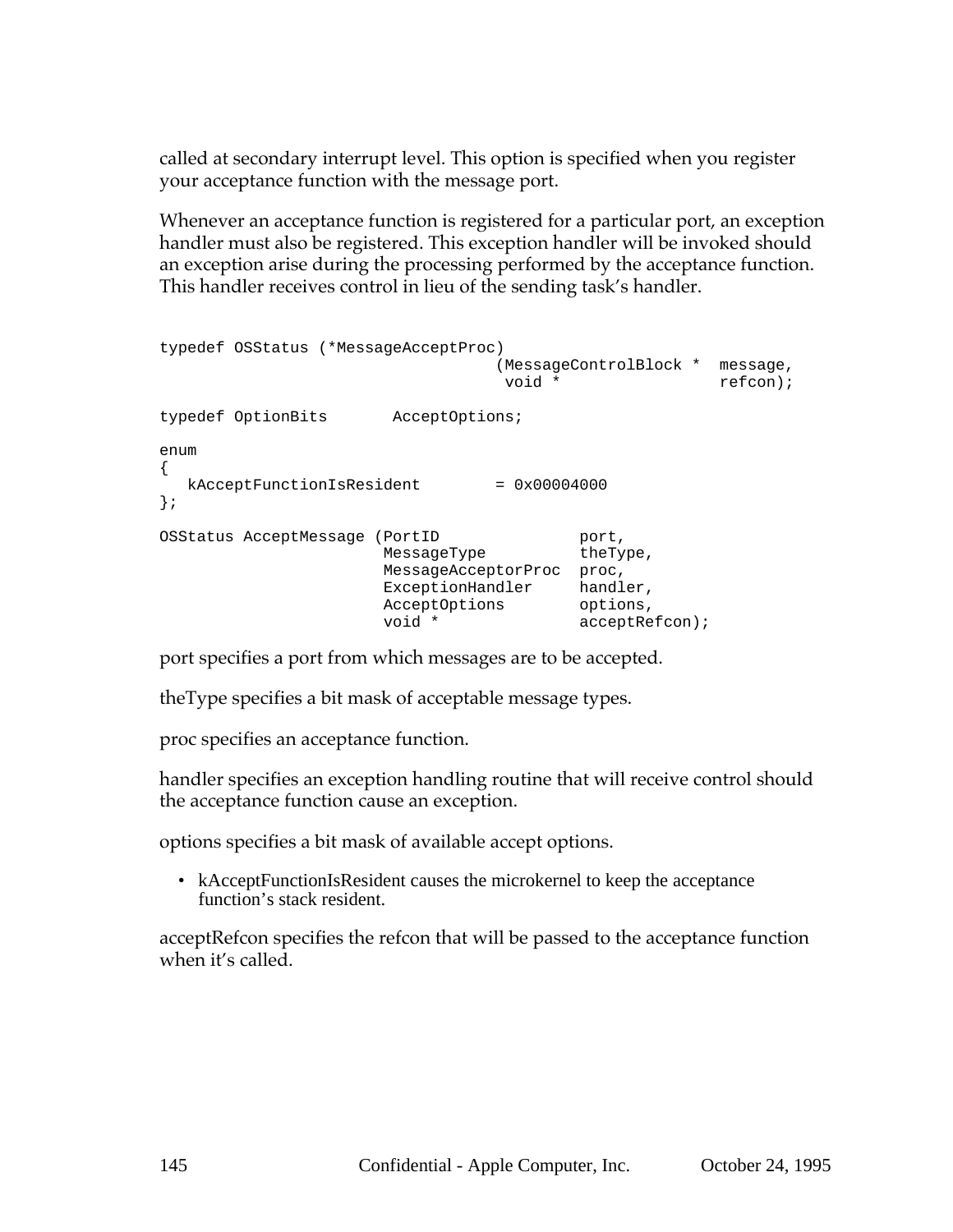called at secondary interrupt level. This option is specified when you register your acceptance function with the message port.

Whenever an acceptance function is registered for a particular port, an exception handler must also be registered. This exception handler will be invoked should an exception arise during the processing performed by the acceptance function. This handler receives control in lieu of the sending task's handler.

```
typedef OSStatus (*MessageAcceptProc)
                                    (MessageControlBlock *  message,
                                     void *                 refcon);

typedef OptionBits       AcceptOptions;

enum
{
   kAcceptFunctionIsResident        = 0x00004000
};

OSStatus AcceptMessage (PortID               port,
                        MessageType          theType,
                        MessageAcceptorProc  proc,
                        ExceptionHandler     handler,
                        AcceptOptions        options,
                        void *               acceptRefcon);
```

port specifies a port from which messages are to be accepted.

theType specifies a bit mask of acceptable message types.

proc specifies an acceptance function.

handler specifies an exception handling routine that will receive control should the acceptance function cause an exception.

options specifies a bit mask of available accept options.

- kAcceptFunctionIsResident causes the microkernel to keep the acceptance function's stack resident.

acceptRefcon specifies the refcon that will be passed to the acceptance function when it's called.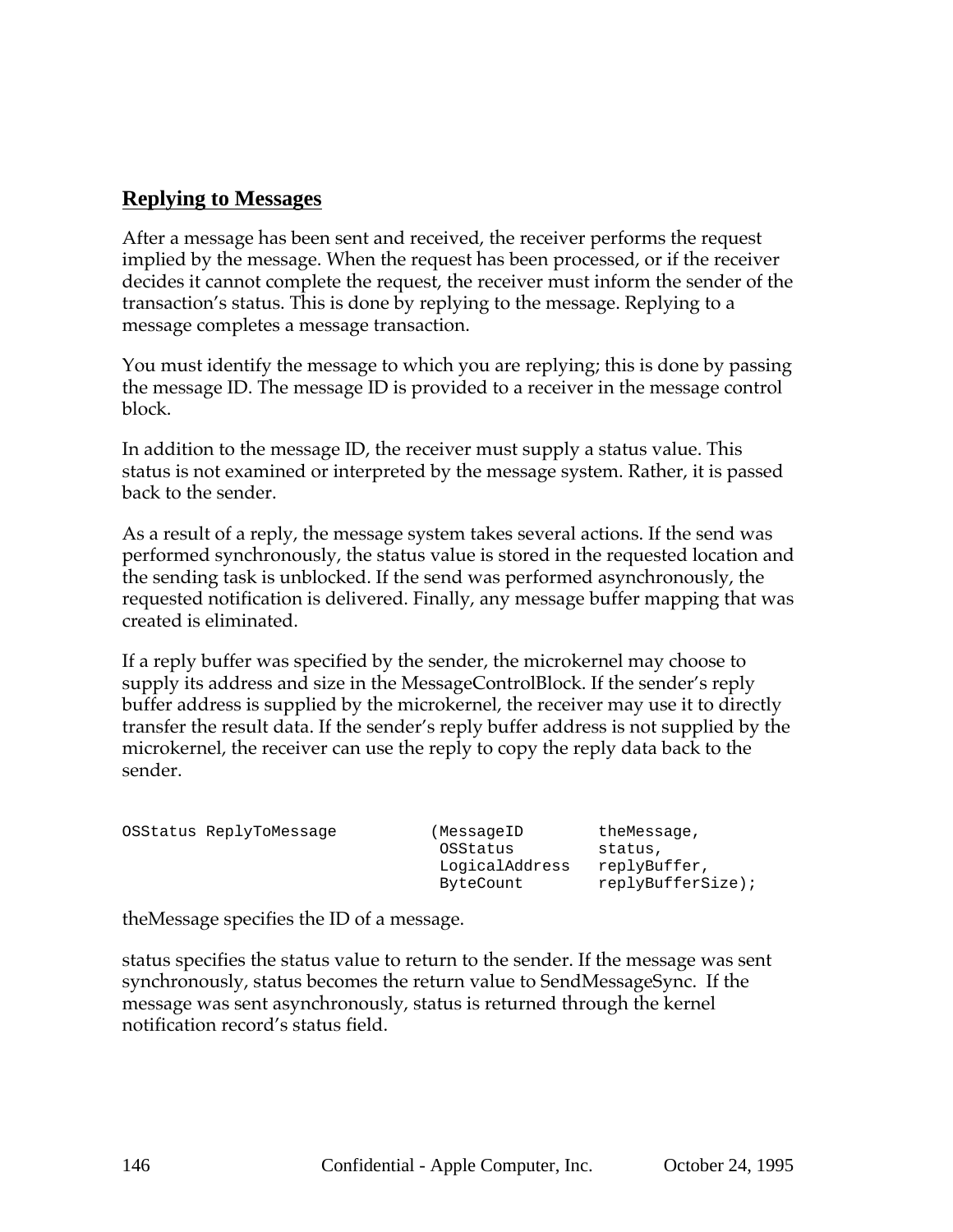## Replying to Messages

After a message has been sent and received, the receiver performs the request implied by the message. When the request has been processed, or if the receiver decides it cannot complete the request, the receiver must inform the sender of the transaction's status. This is done by replying to the message. Replying to a message completes a message transaction.

You must identify the message to which you are replying; this is done by passing the message ID. The message ID is provided to a receiver in the message control block.

In addition to the message ID, the receiver must supply a status value. This status is not examined or interpreted by the message system. Rather, it is passed back to the sender.

As a result of a reply, the message system takes several actions. If the send was performed synchronously, the status value is stored in the requested location and the sending task is unblocked. If the send was performed asynchronously, the requested notification is delivered. Finally, any message buffer mapping that was created is eliminated.

If a reply buffer was specified by the sender, the microkernel may choose to supply its address and size in the MessageControlBlock. If the sender's reply buffer address is supplied by the microkernel, the receiver may use it to directly transfer the result data. If the sender's reply buffer address is not supplied by the microkernel, the receiver can use the reply to copy the reply data back to the sender.

```
OSStatus ReplyToMessage          (MessageID         theMessage,
                                  OSStatus          status,
                                  LogicalAddress    replyBuffer,
                                  ByteCount         replyBufferSize);
```

theMessage specifies the ID of a message.

status specifies the status value to return to the sender. If the message was sent synchronously, status becomes the return value to SendMessageSync. If the message was sent asynchronously, status is returned through the kernel notification record's status field.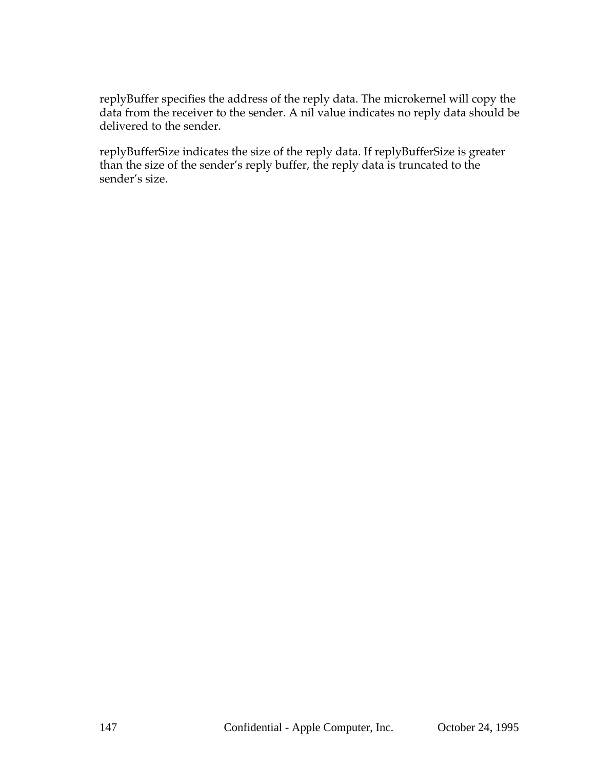replyBuffer specifies the address of the reply data. The microkernel will copy the data from the receiver to the sender. A nil value indicates no reply data should be delivered to the sender.

replyBufferSize indicates the size of the reply data. If replyBufferSize is greater than the size of the sender's reply buffer, the reply data is truncated to the sender's size.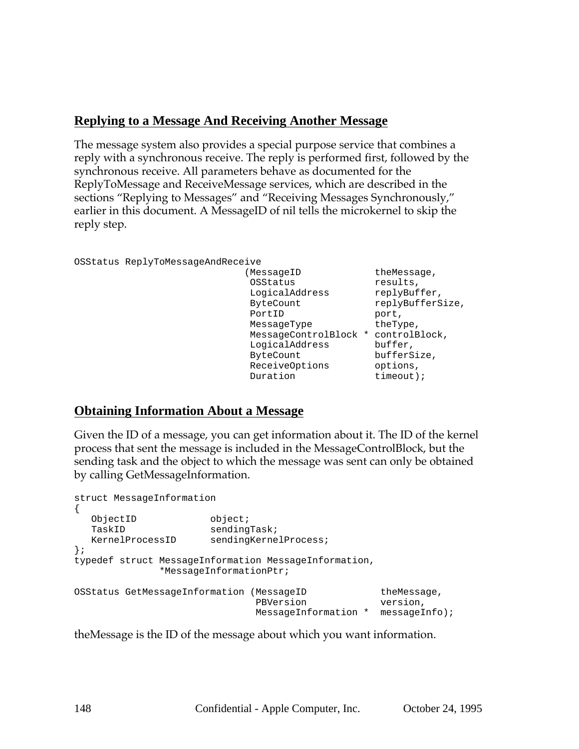## Replying to a Message And Receiving Another Message

The message system also provides a special purpose service that combines a reply with a synchronous receive. The reply is performed first, followed by the synchronous receive. All parameters behave as documented for the ReplyToMessage and ReceiveMessage services, which are described in the sections “Replying to Messages” and “Receiving Messages Synchronously,” earlier in this document. A MessageID of nil tells the microkernel to skip the reply step.

```
OSStatus ReplyToMessageAndReceive
                              (MessageID             theMessage,
                               OSStatus              results,
                               LogicalAddress        replyBuffer,
                               ByteCount             replyBufferSize,
                               PortID                port,
                               MessageType           theType,
                               MessageControlBlock * controlBlock,
                               LogicalAddress        buffer,
                               ByteCount             bufferSize,
                               ReceiveOptions        options,
                               Duration              timeout);
```

## Obtaining Information About a Message

Given the ID of a message, you can get information about it. The ID of the kernel process that sent the message is included in the MessageControlBlock, but the sending task and the object to which the message was sent can only be obtained by calling GetMessageInformation.

```
struct MessageInformation
{
   ObjectID            object;
   TaskID              sendingTask;
   KernelProcessID     sendingKernelProcess;
};
typedef struct MessageInformation MessageInformation,
              *MessageInformationPtr;

OSStatus GetMessageInformation (MessageID            theMessage,
                                PBVersion            version,
                                MessageInformation * messageInfo);
```

theMessage is the ID of the message about which you want information.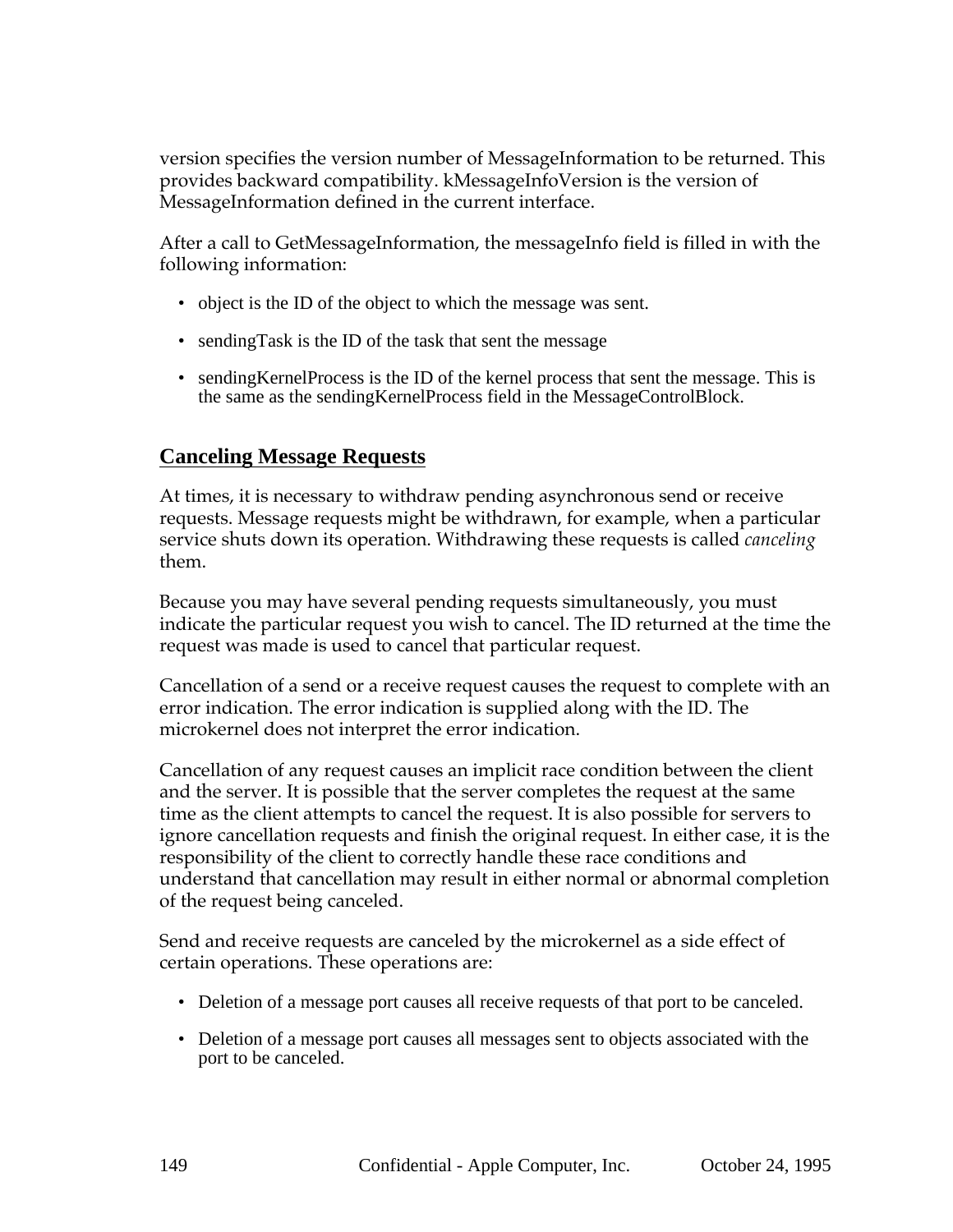version specifies the version number of MessageInformation to be returned. This provides backward compatibility. kMessageInfoVersion is the version of MessageInformation defined in the current interface.

After a call to GetMessageInformation, the messageInfo field is filled in with the following information:

- object is the ID of the object to which the message was sent.
- sendingTask is the ID of the task that sent the message
- sendingKernelProcess is the ID of the kernel process that sent the message. This is the same as the sendingKernelProcess field in the MessageControlBlock.

## Canceling Message Requests

At times, it is necessary to withdraw pending asynchronous send or receive requests. Message requests might be withdrawn, for example, when a particular service shuts down its operation. Withdrawing these requests is called *canceling* them.

Because you may have several pending requests simultaneously, you must indicate the particular request you wish to cancel. The ID returned at the time the request was made is used to cancel that particular request.

Cancellation of a send or a receive request causes the request to complete with an error indication. The error indication is supplied along with the ID. The microkernel does not interpret the error indication.

Cancellation of any request causes an implicit race condition between the client and the server. It is possible that the server completes the request at the same time as the client attempts to cancel the request. It is also possible for servers to ignore cancellation requests and finish the original request. In either case, it is the responsibility of the client to correctly handle these race conditions and understand that cancellation may result in either normal or abnormal completion of the request being canceled.

Send and receive requests are canceled by the microkernel as a side effect of certain operations. These operations are:

- Deletion of a message port causes all receive requests of that port to be canceled.
- Deletion of a message port causes all messages sent to objects associated with the port to be canceled.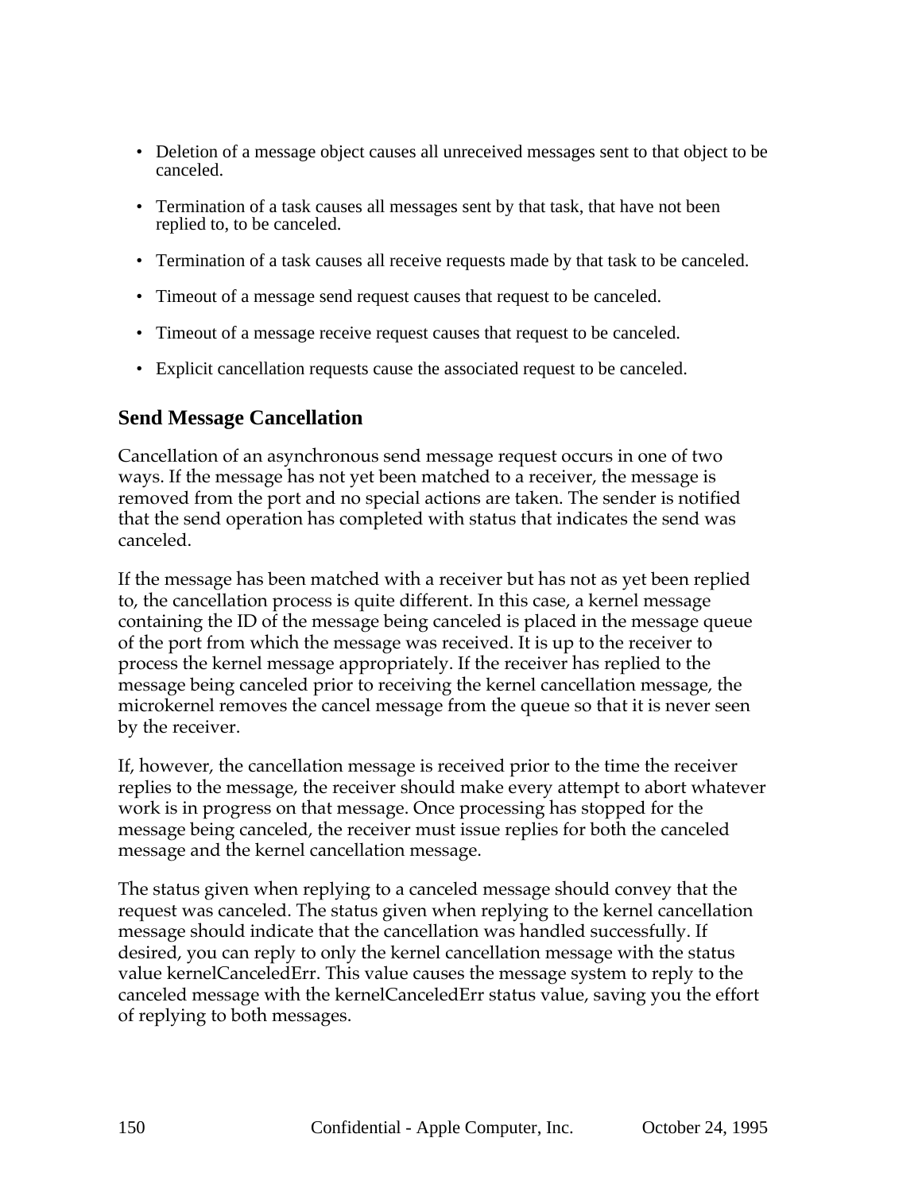- Deletion of a message object causes all unreceived messages sent to that object to be canceled.
- Termination of a task causes all messages sent by that task, that have not been replied to, to be canceled.
- Termination of a task causes all receive requests made by that task to be canceled.
- Timeout of a message send request causes that request to be canceled.
- Timeout of a message receive request causes that request to be canceled.
- Explicit cancellation requests cause the associated request to be canceled.

### Send Message Cancellation

Cancellation of an asynchronous send message request occurs in one of two ways. If the message has not yet been matched to a receiver, the message is removed from the port and no special actions are taken. The sender is notified that the send operation has completed with status that indicates the send was canceled.

If the message has been matched with a receiver but has not as yet been replied to, the cancellation process is quite different. In this case, a kernel message containing the ID of the message being canceled is placed in the message queue of the port from which the message was received. It is up to the receiver to process the kernel message appropriately. If the receiver has replied to the message being canceled prior to receiving the kernel cancellation message, the microkernel removes the cancel message from the queue so that it is never seen by the receiver.

If, however, the cancellation message is received prior to the time the receiver replies to the message, the receiver should make every attempt to abort whatever work is in progress on that message. Once processing has stopped for the message being canceled, the receiver must issue replies for both the canceled message and the kernel cancellation message.

The status given when replying to a canceled message should convey that the request was canceled. The status given when replying to the kernel cancellation message should indicate that the cancellation was handled successfully. If desired, you can reply to only the kernel cancellation message with the status value kernelCanceledErr. This value causes the message system to reply to the canceled message with the kernelCanceledErr status value, saving you the effort of replying to both messages.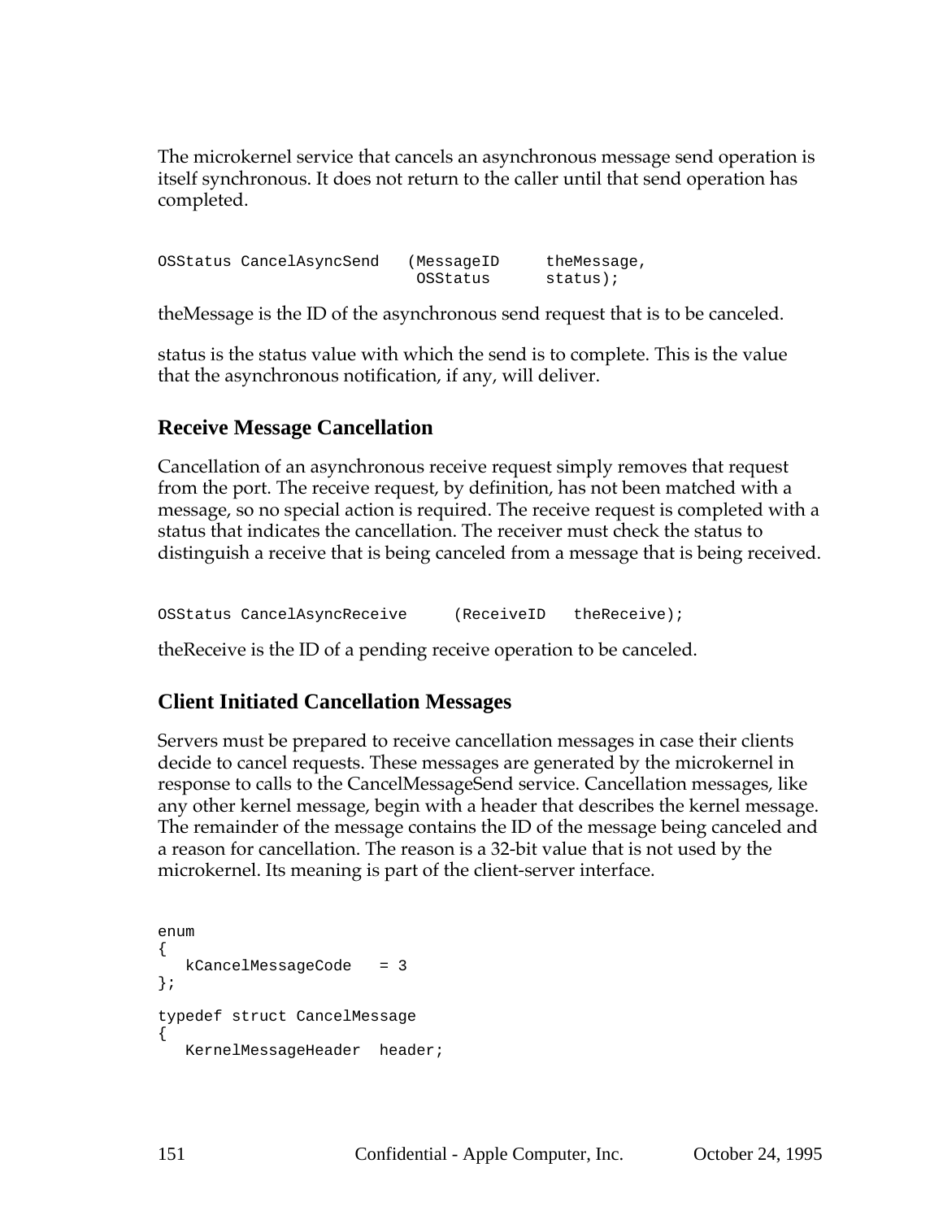The microkernel service that cancels an asynchronous message send operation is itself synchronous. It does not return to the caller until that send operation has completed.

```
OSStatus CancelAsyncSend   (MessageID     theMessage,
                            OSStatus      status);
```

theMessage is the ID of the asynchronous send request that is to be canceled.

status is the status value with which the send is to complete. This is the value that the asynchronous notification, if any, will deliver.

## Receive Message Cancellation

Cancellation of an asynchronous receive request simply removes that request from the port. The receive request, by definition, has not been matched with a message, so no special action is required. The receive request is completed with a status that indicates the cancellation. The receiver must check the status to distinguish a receive that is being canceled from a message that is being received.

```
OSStatus CancelAsyncReceive     (ReceiveID   theReceive);
```

theReceive is the ID of a pending receive operation to be canceled.

## Client Initiated Cancellation Messages

Servers must be prepared to receive cancellation messages in case their clients decide to cancel requests. These messages are generated by the microkernel in response to calls to the CancelMessageSend service. Cancellation messages, like any other kernel message, begin with a header that describes the kernel message. The remainder of the message contains the ID of the message being canceled and a reason for cancellation. The reason is a 32-bit value that is not used by the microkernel. Its meaning is part of the client-server interface.

```
enum
{
   kCancelMessageCode   = 3
};

typedef struct CancelMessage
{
   KernelMessageHeader  header;
```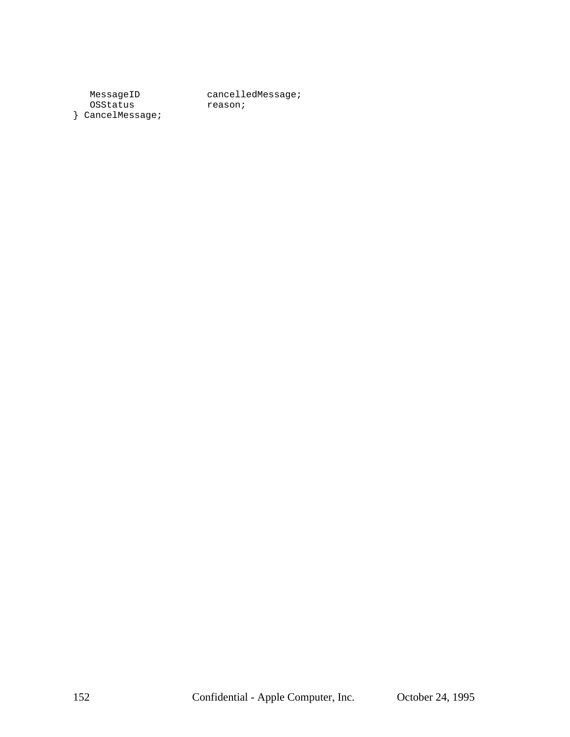```
   MessageID            cancelledMessage;
   OSStatus             reason;
} CancelMessage;
```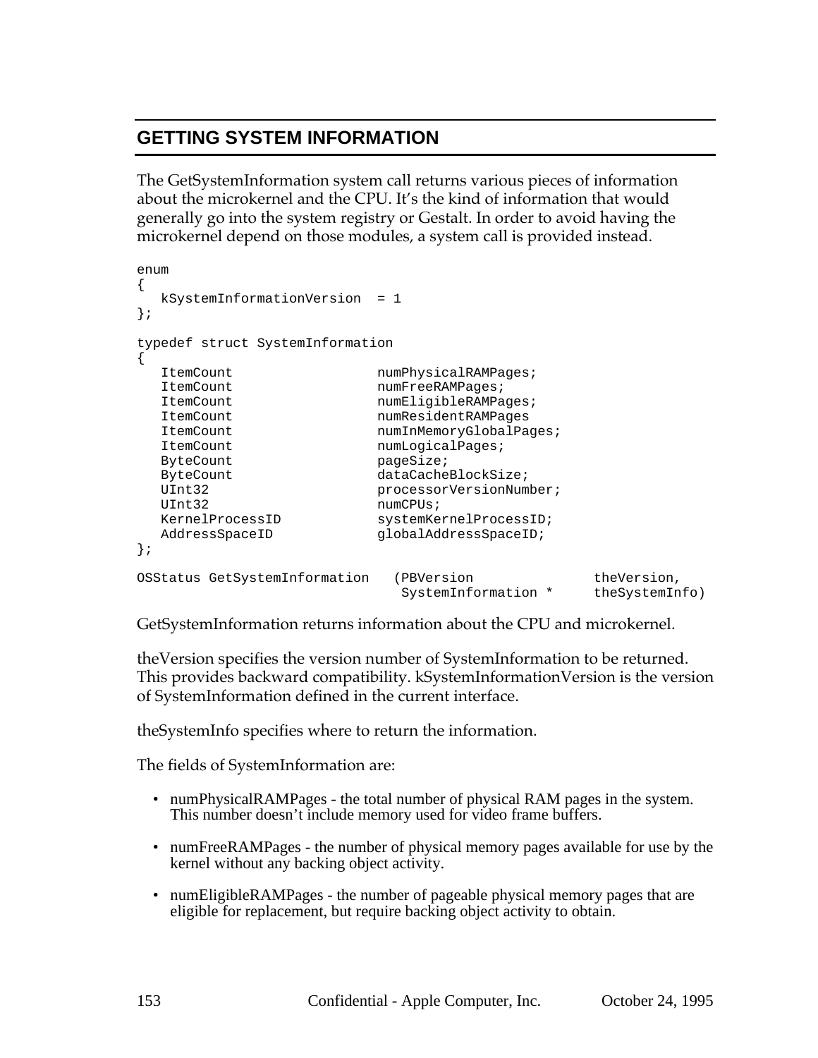## GETTING SYSTEM INFORMATION

The GetSystemInformation system call returns various pieces of information about the microkernel and the CPU. It's the kind of information that would generally go into the system registry or Gestalt. In order to avoid having the microkernel depend on those modules, a system call is provided instead.

```
enum
{
   kSystemInformationVersion  = 1
};

typedef struct SystemInformation
{
   ItemCount                  numPhysicalRAMPages;
   ItemCount                  numFreeRAMPages;
   ItemCount                  numEligibleRAMPages;
   ItemCount                  numResidentRAMPages
   ItemCount                  numInMemoryGlobalPages;
   ItemCount                  numLogicalPages;
   ByteCount                  pageSize;
   ByteCount                  dataCacheBlockSize;
   UInt32                     processorVersionNumber;
   UInt32                     numCPUs;
   KernelProcessID            systemKernelProcessID;
   AddressSpaceID             globalAddressSpaceID;
};

OSStatus GetSystemInformation   (PBVersion               theVersion,
                                 SystemInformation *     theSystemInfo)
```

GetSystemInformation returns information about the CPU and microkernel.

theVersion specifies the version number of SystemInformation to be returned. This provides backward compatibility. kSystemInformationVersion is the version of SystemInformation defined in the current interface.

theSystemInfo specifies where to return the information.

The fields of SystemInformation are:

- numPhysicalRAMPages - the total number of physical RAM pages in the system. This number doesn't include memory used for video frame buffers.
- numFreeRAMPages - the number of physical memory pages available for use by the kernel without any backing object activity.
- numEligibleRAMPages - the number of pageable physical memory pages that are eligible for replacement, but require backing object activity to obtain.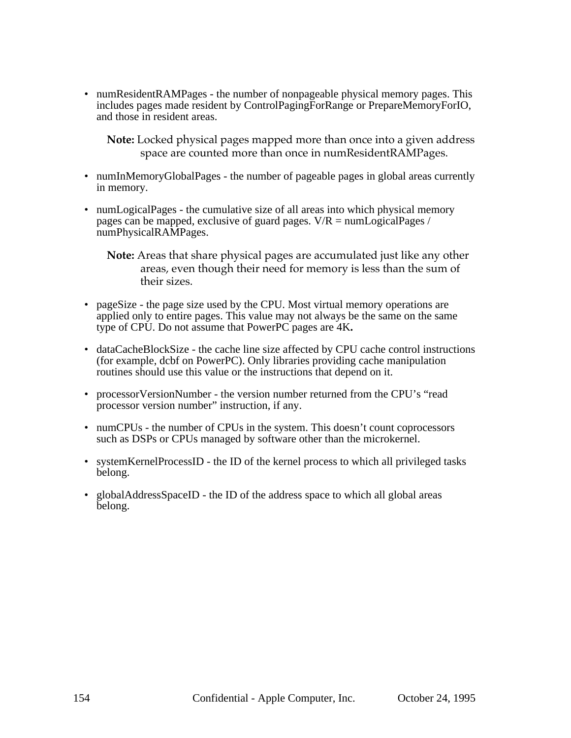- numResidentRAMPages - the number of nonpageable physical memory pages. This includes pages made resident by ControlPagingForRange or PrepareMemoryForIO, and those in resident areas.

  **Note:** Locked physical pages mapped more than once into a given address space are counted more than once in numResidentRAMPages.

- numInMemoryGlobalPages - the number of pageable pages in global areas currently in memory.

- numLogicalPages - the cumulative size of all areas into which physical memory pages can be mapped, exclusive of guard pages. V/R = numLogicalPages / numPhysicalRAMPages.

  **Note:** Areas that share physical pages are accumulated just like any other areas, even though their need for memory is less than the sum of their sizes.

- pageSize - the page size used by the CPU. Most virtual memory operations are applied only to entire pages. This value may not always be the same on the same type of CPU. Do not assume that PowerPC pages are 4K**.**

- dataCacheBlockSize - the cache line size affected by CPU cache control instructions (for example, dcbf on PowerPC). Only libraries providing cache manipulation routines should use this value or the instructions that depend on it.

- processorVersionNumber - the version number returned from the CPU's "read processor version number" instruction, if any.

- numCPUs - the number of CPUs in the system. This doesn't count coprocessors such as DSPs or CPUs managed by software other than the microkernel.

- systemKernelProcessID - the ID of the kernel process to which all privileged tasks belong.

- globalAddressSpaceID - the ID of the address space to which all global areas belong.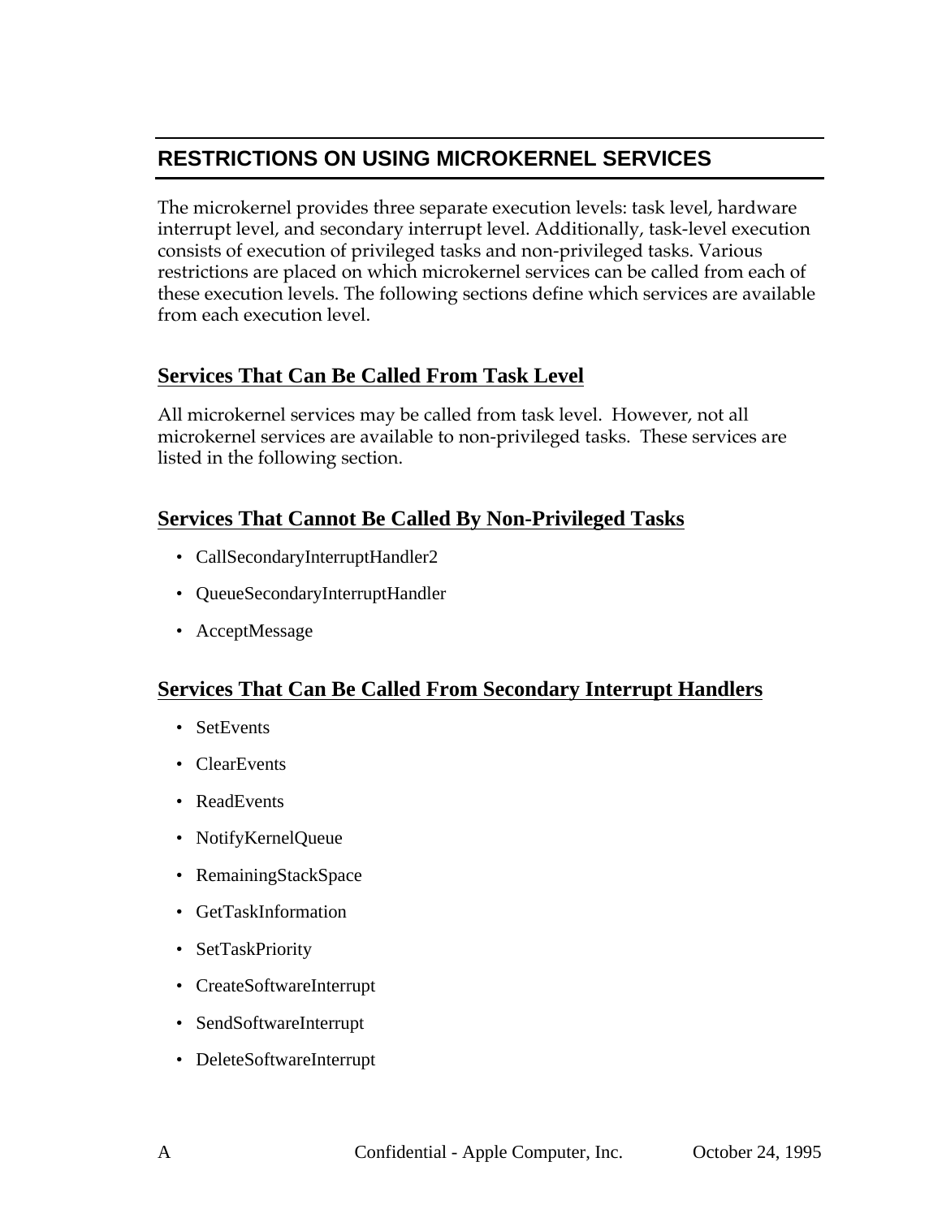## RESTRICTIONS ON USING MICROKERNEL SERVICES

The microkernel provides three separate execution levels: task level, hardware interrupt level, and secondary interrupt level. Additionally, task-level execution consists of execution of privileged tasks and non-privileged tasks. Various restrictions are placed on which microkernel services can be called from each of these execution levels. The following sections define which services are available from each execution level.

### Services That Can Be Called From Task Level

All microkernel services may be called from task level. However, not all microkernel services are available to non-privileged tasks. These services are listed in the following section.

### Services That Cannot Be Called By Non-Privileged Tasks

- CallSecondaryInterruptHandler2
- QueueSecondaryInterruptHandler
- AcceptMessage

### Services That Can Be Called From Secondary Interrupt Handlers

- SetEvents
- ClearEvents
- ReadEvents
- NotifyKernelQueue
- RemainingStackSpace
- GetTaskInformation
- SetTaskPriority
- CreateSoftwareInterrupt
- SendSoftwareInterrupt
- DeleteSoftwareInterrupt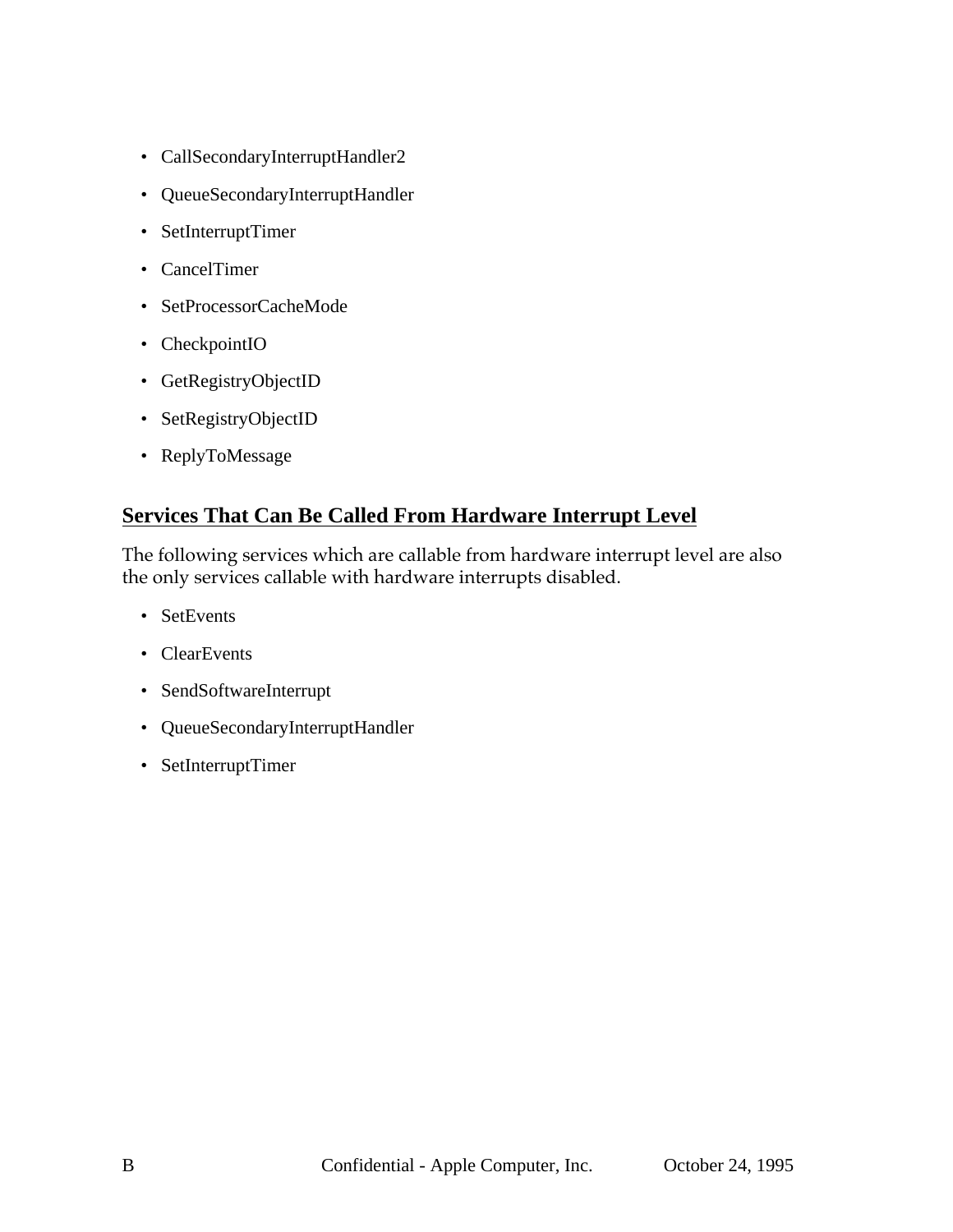- CallSecondaryInterruptHandler2
- QueueSecondaryInterruptHandler
- SetInterruptTimer
- CancelTimer
- SetProcessorCacheMode
- CheckpointIO
- GetRegistryObjectID
- SetRegistryObjectID
- ReplyToMessage

## Services That Can Be Called From Hardware Interrupt Level

The following services which are callable from hardware interrupt level are also the only services callable with hardware interrupts disabled.

- SetEvents
- ClearEvents
- SendSoftwareInterrupt
- QueueSecondaryInterruptHandler
- SetInterruptTimer